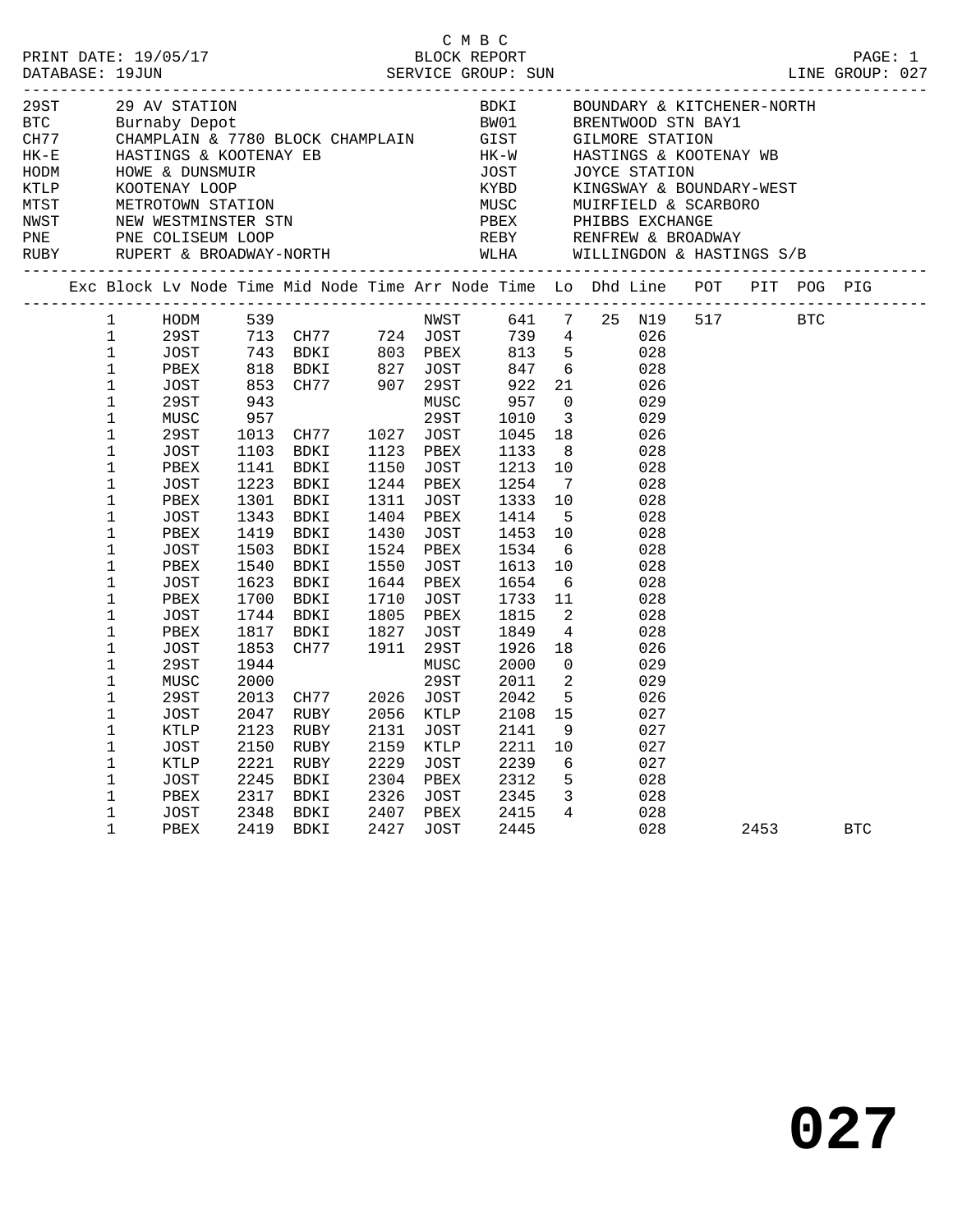C M B C
PRINT DATE: 19/05/17 BLOCK REPORT
DATABASE: 19JUN SERVICE GROUP: SUN LINE GROUP: 027

| Code | Location | Code | Location |
|---|---|---|---|
| 29ST | 29 AV STATION | BDKI | BOUNDARY & KITCHENER-NORTH |
| BTC | Burnaby Depot | BW01 | BRENTWOOD STN BAY1 |
| CH77 | CHAMPLAIN & 7780 BLOCK CHAMPLAIN | GIST | GILMORE STATION |
| HK-E | HASTINGS & KOOTENAY EB | HK-W | HASTINGS & KOOTENAY WB |
| HODM | HOWE & DUNSMUIR | JOST | JOYCE STATION |
| KTLP | KOOTENAY LOOP | KYBD | KINGSWAY & BOUNDARY-WEST |
| MTST | METROTOWN STATION | MUSC | MUIRFIELD & SCARBORO |
| NWST | NEW WESTMINSTER STN | PBEX | PHIBBS EXCHANGE |
| PNE | PNE COLISEUM LOOP | REBY | RENFREW & BROADWAY |
| RUBY | RUPERT & BROADWAY-NORTH | WLHA | WILLINGDON & HASTINGS S/B |

| Exc | Block | Lv Node | Time | Mid Node | Time | Arr Node | Time | Lo | Dhd | Line | POT | PIT | POG | PIG |
|---|---|---|---|---|---|---|---|---|---|---|---|---|---|---|
| | 1 | HODM | 539 | | | NWST | 641 | 7 | 25 | N19 | 517 | | BTC | |
| | 1 | 29ST | 713 | CH77 | 724 | JOST | 739 | 4 | | 026 | | | | |
| | 1 | JOST | 743 | BDKI | 803 | PBEX | 813 | 5 | | 028 | | | | |
| | 1 | PBEX | 818 | BDKI | 827 | JOST | 847 | 6 | | 028 | | | | |
| | 1 | JOST | 853 | CH77 | 907 | 29ST | 922 | 21 | | 026 | | | | |
| | 1 | 29ST | 943 | | | MUSC | 957 | 0 | | 029 | | | | |
| | 1 | MUSC | 957 | | | 29ST | 1010 | 3 | | 029 | | | | |
| | 1 | 29ST | 1013 | CH77 | 1027 | JOST | 1045 | 18 | | 026 | | | | |
| | 1 | JOST | 1103 | BDKI | 1123 | PBEX | 1133 | 8 | | 028 | | | | |
| | 1 | PBEX | 1141 | BDKI | 1150 | JOST | 1213 | 10 | | 028 | | | | |
| | 1 | JOST | 1223 | BDKI | 1244 | PBEX | 1254 | 7 | | 028 | | | | |
| | 1 | PBEX | 1301 | BDKI | 1311 | JOST | 1333 | 10 | | 028 | | | | |
| | 1 | JOST | 1343 | BDKI | 1404 | PBEX | 1414 | 5 | | 028 | | | | |
| | 1 | PBEX | 1419 | BDKI | 1430 | JOST | 1453 | 10 | | 028 | | | | |
| | 1 | JOST | 1503 | BDKI | 1524 | PBEX | 1534 | 6 | | 028 | | | | |
| | 1 | PBEX | 1540 | BDKI | 1550 | JOST | 1613 | 10 | | 028 | | | | |
| | 1 | JOST | 1623 | BDKI | 1644 | PBEX | 1654 | 6 | | 028 | | | | |
| | 1 | PBEX | 1700 | BDKI | 1710 | JOST | 1733 | 11 | | 028 | | | | |
| | 1 | JOST | 1744 | BDKI | 1805 | PBEX | 1815 | 2 | | 028 | | | | |
| | 1 | PBEX | 1817 | BDKI | 1827 | JOST | 1849 | 4 | | 028 | | | | |
| | 1 | JOST | 1853 | CH77 | 1911 | 29ST | 1926 | 18 | | 026 | | | | |
| | 1 | 29ST | 1944 | | | MUSC | 2000 | 0 | | 029 | | | | |
| | 1 | MUSC | 2000 | | | 29ST | 2011 | 2 | | 029 | | | | |
| | 1 | 29ST | 2013 | CH77 | 2026 | JOST | 2042 | 5 | | 026 | | | | |
| | 1 | JOST | 2047 | RUBY | 2056 | KTLP | 2108 | 15 | | 027 | | | | |
| | 1 | KTLP | 2123 | RUBY | 2131 | JOST | 2141 | 9 | | 027 | | | | |
| | 1 | JOST | 2150 | RUBY | 2159 | KTLP | 2211 | 10 | | 027 | | | | |
| | 1 | KTLP | 2221 | RUBY | 2229 | JOST | 2239 | 6 | | 027 | | | | |
| | 1 | JOST | 2245 | BDKI | 2304 | PBEX | 2312 | 5 | | 028 | | | | |
| | 1 | PBEX | 2317 | BDKI | 2326 | JOST | 2345 | 3 | | 028 | | | | |
| | 1 | JOST | 2348 | BDKI | 2407 | PBEX | 2415 | 4 | | 028 | | | | |
| | 1 | PBEX | 2419 | BDKI | 2427 | JOST | 2445 | | | 028 | | 2453 | | BTC |

# 027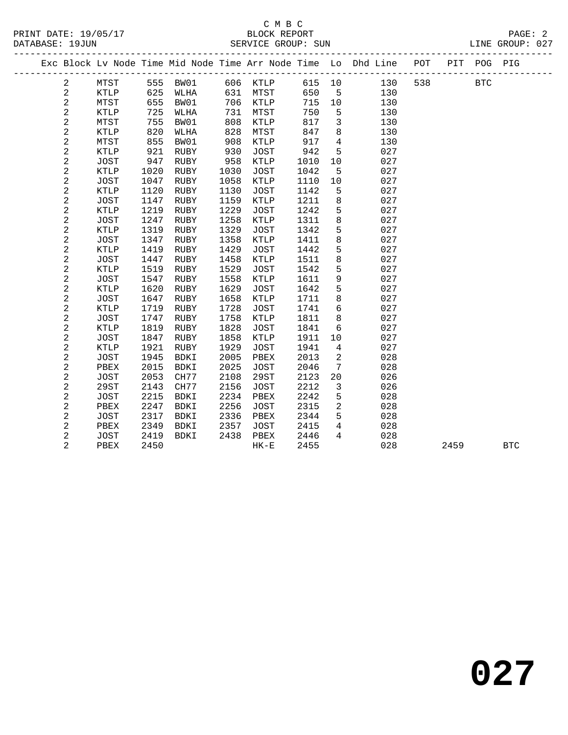C M B C
BLOCK REPORT
SERVICE GROUP: SUN

PRINT DATE: 19/05/17
DATABASE: 19JUN
LINE GROUP: 027

| Exc | Block | Lv | Node | Time | Mid Node | Time | Arr Node | Time | Lo | Dhd Line | POT | PIT | POG | PIG |
|---|---|---|---|---|---|---|---|---|---|---|---|---|---|---|
| | 2 | | MTST | 555 | BW01 | 606 | KTLP | 615 | 10 | 130 | 538 | | BTC | |
| | 2 | | KTLP | 625 | WLHA | 631 | MTST | 650 | 5 | 130 | | | | |
| | 2 | | MTST | 655 | BW01 | 706 | KTLP | 715 | 10 | 130 | | | | |
| | 2 | | KTLP | 725 | WLHA | 731 | MTST | 750 | 5 | 130 | | | | |
| | 2 | | MTST | 755 | BW01 | 808 | KTLP | 817 | 3 | 130 | | | | |
| | 2 | | KTLP | 820 | WLHA | 828 | MTST | 847 | 8 | 130 | | | | |
| | 2 | | MTST | 855 | BW01 | 908 | KTLP | 917 | 4 | 130 | | | | |
| | 2 | | KTLP | 921 | RUBY | 930 | JOST | 942 | 5 | 027 | | | | |
| | 2 | | JOST | 947 | RUBY | 958 | KTLP | 1010 | 10 | 027 | | | | |
| | 2 | | KTLP | 1020 | RUBY | 1030 | JOST | 1042 | 5 | 027 | | | | |
| | 2 | | JOST | 1047 | RUBY | 1058 | KTLP | 1110 | 10 | 027 | | | | |
| | 2 | | KTLP | 1120 | RUBY | 1130 | JOST | 1142 | 5 | 027 | | | | |
| | 2 | | JOST | 1147 | RUBY | 1159 | KTLP | 1211 | 8 | 027 | | | | |
| | 2 | | KTLP | 1219 | RUBY | 1229 | JOST | 1242 | 5 | 027 | | | | |
| | 2 | | JOST | 1247 | RUBY | 1258 | KTLP | 1311 | 8 | 027 | | | | |
| | 2 | | KTLP | 1319 | RUBY | 1329 | JOST | 1342 | 5 | 027 | | | | |
| | 2 | | JOST | 1347 | RUBY | 1358 | KTLP | 1411 | 8 | 027 | | | | |
| | 2 | | KTLP | 1419 | RUBY | 1429 | JOST | 1442 | 5 | 027 | | | | |
| | 2 | | JOST | 1447 | RUBY | 1458 | KTLP | 1511 | 8 | 027 | | | | |
| | 2 | | KTLP | 1519 | RUBY | 1529 | JOST | 1542 | 5 | 027 | | | | |
| | 2 | | JOST | 1547 | RUBY | 1558 | KTLP | 1611 | 9 | 027 | | | | |
| | 2 | | KTLP | 1620 | RUBY | 1629 | JOST | 1642 | 5 | 027 | | | | |
| | 2 | | JOST | 1647 | RUBY | 1658 | KTLP | 1711 | 8 | 027 | | | | |
| | 2 | | KTLP | 1719 | RUBY | 1728 | JOST | 1741 | 6 | 027 | | | | |
| | 2 | | JOST | 1747 | RUBY | 1758 | KTLP | 1811 | 8 | 027 | | | | |
| | 2 | | KTLP | 1819 | RUBY | 1828 | JOST | 1841 | 6 | 027 | | | | |
| | 2 | | JOST | 1847 | RUBY | 1858 | KTLP | 1911 | 10 | 027 | | | | |
| | 2 | | KTLP | 1921 | RUBY | 1929 | JOST | 1941 | 4 | 027 | | | | |
| | 2 | | JOST | 1945 | BDKI | 2005 | PBEX | 2013 | 2 | 028 | | | | |
| | 2 | | PBEX | 2015 | BDKI | 2025 | JOST | 2046 | 7 | 028 | | | | |
| | 2 | | JOST | 2053 | CH77 | 2108 | 29ST | 2123 | 20 | 026 | | | | |
| | 2 | | 29ST | 2143 | CH77 | 2156 | JOST | 2212 | 3 | 026 | | | | |
| | 2 | | JOST | 2215 | BDKI | 2234 | PBEX | 2242 | 5 | 028 | | | | |
| | 2 | | PBEX | 2247 | BDKI | 2256 | JOST | 2315 | 2 | 028 | | | | |
| | 2 | | JOST | 2317 | BDKI | 2336 | PBEX | 2344 | 5 | 028 | | | | |
| | 2 | | PBEX | 2349 | BDKI | 2357 | JOST | 2415 | 4 | 028 | | | | |
| | 2 | | JOST | 2419 | BDKI | 2438 | PBEX | 2446 | 4 | 028 | | | | |
| | 2 | | PBEX | 2450 | | | HK-E | 2455 | | 028 | | 2459 | | BTC |

# 027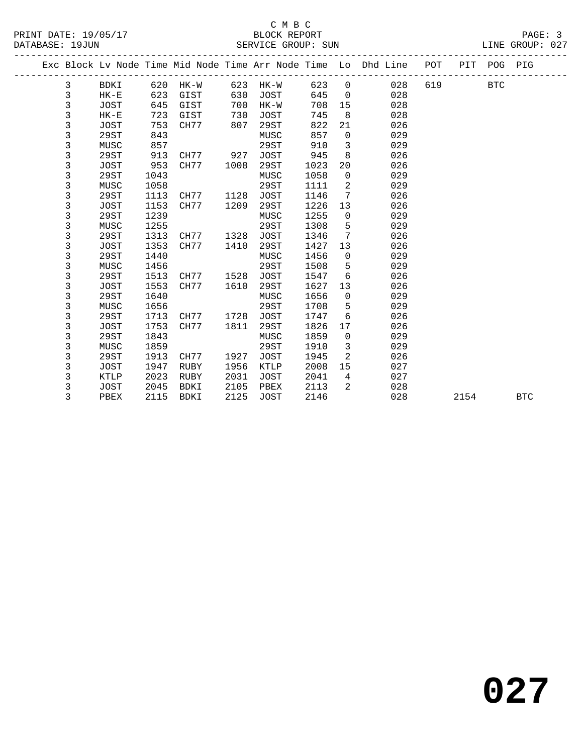C M B C
BLOCK REPORT
SERVICE GROUP: SUN

PRINT DATE: 19/05/17
DATABASE: 19JUN
LINE GROUP: 027

| Exc | Block | Lv Node | Time | Mid Node | Time | Arr Node | Time | Lo | Dhd Line | POT | PIT | POG | PIG |
|---|---|---|---|---|---|---|---|---|---|---|---|---|---|
| | 3 | BDKI | 620 | HK-W | 623 | HK-W | 623 | 0 | 028 | 619 | | BTC | |
| | 3 | HK-E | 623 | GIST | 630 | JOST | 645 | 0 | 028 | | | | |
| | 3 | JOST | 645 | GIST | 700 | HK-W | 708 | 15 | 028 | | | | |
| | 3 | HK-E | 723 | GIST | 730 | JOST | 745 | 8 | 028 | | | | |
| | 3 | JOST | 753 | CH77 | 807 | 29ST | 822 | 21 | 026 | | | | |
| | 3 | 29ST | 843 | | | MUSC | 857 | 0 | 029 | | | | |
| | 3 | MUSC | 857 | | | 29ST | 910 | 3 | 029 | | | | |
| | 3 | 29ST | 913 | CH77 | 927 | JOST | 945 | 8 | 026 | | | | |
| | 3 | JOST | 953 | CH77 | 1008 | 29ST | 1023 | 20 | 026 | | | | |
| | 3 | 29ST | 1043 | | | MUSC | 1058 | 0 | 029 | | | | |
| | 3 | MUSC | 1058 | | | 29ST | 1111 | 2 | 029 | | | | |
| | 3 | 29ST | 1113 | CH77 | 1128 | JOST | 1146 | 7 | 026 | | | | |
| | 3 | JOST | 1153 | CH77 | 1209 | 29ST | 1226 | 13 | 026 | | | | |
| | 3 | 29ST | 1239 | | | MUSC | 1255 | 0 | 029 | | | | |
| | 3 | MUSC | 1255 | | | 29ST | 1308 | 5 | 029 | | | | |
| | 3 | 29ST | 1313 | CH77 | 1328 | JOST | 1346 | 7 | 026 | | | | |
| | 3 | JOST | 1353 | CH77 | 1410 | 29ST | 1427 | 13 | 026 | | | | |
| | 3 | 29ST | 1440 | | | MUSC | 1456 | 0 | 029 | | | | |
| | 3 | MUSC | 1456 | | | 29ST | 1508 | 5 | 029 | | | | |
| | 3 | 29ST | 1513 | CH77 | 1528 | JOST | 1547 | 6 | 026 | | | | |
| | 3 | JOST | 1553 | CH77 | 1610 | 29ST | 1627 | 13 | 026 | | | | |
| | 3 | 29ST | 1640 | | | MUSC | 1656 | 0 | 029 | | | | |
| | 3 | MUSC | 1656 | | | 29ST | 1708 | 5 | 029 | | | | |
| | 3 | 29ST | 1713 | CH77 | 1728 | JOST | 1747 | 6 | 026 | | | | |
| | 3 | JOST | 1753 | CH77 | 1811 | 29ST | 1826 | 17 | 026 | | | | |
| | 3 | 29ST | 1843 | | | MUSC | 1859 | 0 | 029 | | | | |
| | 3 | MUSC | 1859 | | | 29ST | 1910 | 3 | 029 | | | | |
| | 3 | 29ST | 1913 | CH77 | 1927 | JOST | 1945 | 2 | 026 | | | | |
| | 3 | JOST | 1947 | RUBY | 1956 | KTLP | 2008 | 15 | 027 | | | | |
| | 3 | KTLP | 2023 | RUBY | 2031 | JOST | 2041 | 4 | 027 | | | | |
| | 3 | JOST | 2045 | BDKI | 2105 | PBEX | 2113 | 2 | 028 | | | | |
| | 3 | PBEX | 2115 | BDKI | 2125 | JOST | 2146 | | 028 | | 2154 | | BTC |

# 027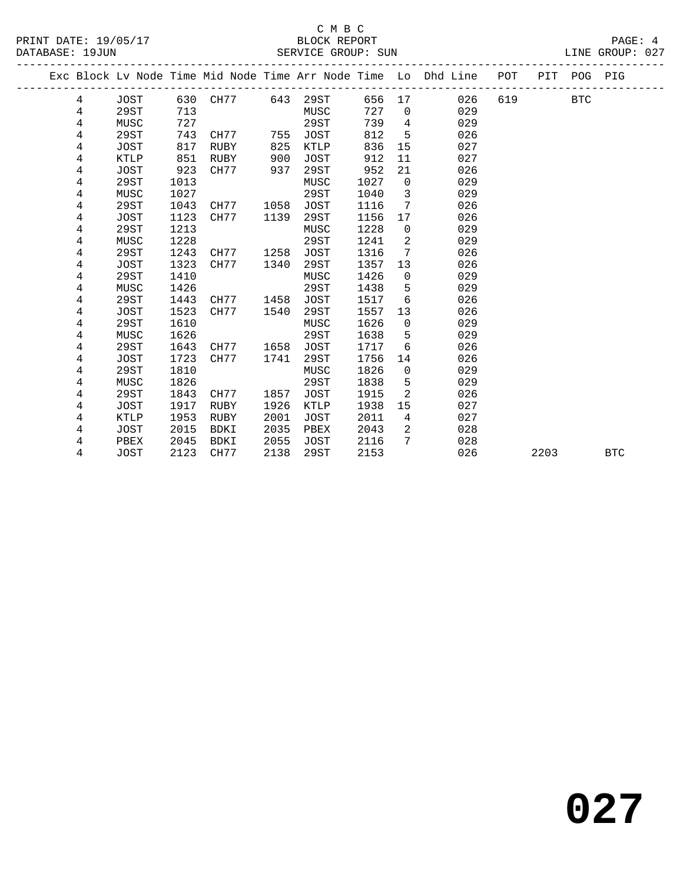C M B C

PRINT DATE: 19/05/17 BLOCK REPORT

DATABASE: 19JUN SERVICE GROUP: SUN LINE GROUP: 027

| Exc | Block | Lv Node | Time | Mid Node | Time | Arr Node | Time | Lo | Dhd Line | POT | PIT | POG | PIG |
|---|---|---|---|---|---|---|---|---|---|---|---|---|---|
| | 4 | JOST | 630 | CH77 | 643 | 29ST | 656 | 17 | 026 | 619 | | BTC | |
| | 4 | 29ST | 713 | | | MUSC | 727 | 0 | 029 | | | | |
| | 4 | MUSC | 727 | | | 29ST | 739 | 4 | 029 | | | | |
| | 4 | 29ST | 743 | CH77 | 755 | JOST | 812 | 5 | 026 | | | | |
| | 4 | JOST | 817 | RUBY | 825 | KTLP | 836 | 15 | 027 | | | | |
| | 4 | KTLP | 851 | RUBY | 900 | JOST | 912 | 11 | 027 | | | | |
| | 4 | JOST | 923 | CH77 | 937 | 29ST | 952 | 21 | 026 | | | | |
| | 4 | 29ST | 1013 | | | MUSC | 1027 | 0 | 029 | | | | |
| | 4 | MUSC | 1027 | | | 29ST | 1040 | 3 | 029 | | | | |
| | 4 | 29ST | 1043 | CH77 | 1058 | JOST | 1116 | 7 | 026 | | | | |
| | 4 | JOST | 1123 | CH77 | 1139 | 29ST | 1156 | 17 | 026 | | | | |
| | 4 | 29ST | 1213 | | | MUSC | 1228 | 0 | 029 | | | | |
| | 4 | MUSC | 1228 | | | 29ST | 1241 | 2 | 029 | | | | |
| | 4 | 29ST | 1243 | CH77 | 1258 | JOST | 1316 | 7 | 026 | | | | |
| | 4 | JOST | 1323 | CH77 | 1340 | 29ST | 1357 | 13 | 026 | | | | |
| | 4 | 29ST | 1410 | | | MUSC | 1426 | 0 | 029 | | | | |
| | 4 | MUSC | 1426 | | | 29ST | 1438 | 5 | 029 | | | | |
| | 4 | 29ST | 1443 | CH77 | 1458 | JOST | 1517 | 6 | 026 | | | | |
| | 4 | JOST | 1523 | CH77 | 1540 | 29ST | 1557 | 13 | 026 | | | | |
| | 4 | 29ST | 1610 | | | MUSC | 1626 | 0 | 029 | | | | |
| | 4 | MUSC | 1626 | | | 29ST | 1638 | 5 | 029 | | | | |
| | 4 | 29ST | 1643 | CH77 | 1658 | JOST | 1717 | 6 | 026 | | | | |
| | 4 | JOST | 1723 | CH77 | 1741 | 29ST | 1756 | 14 | 026 | | | | |
| | 4 | 29ST | 1810 | | | MUSC | 1826 | 0 | 029 | | | | |
| | 4 | MUSC | 1826 | | | 29ST | 1838 | 5 | 029 | | | | |
| | 4 | 29ST | 1843 | CH77 | 1857 | JOST | 1915 | 2 | 026 | | | | |
| | 4 | JOST | 1917 | RUBY | 1926 | KTLP | 1938 | 15 | 027 | | | | |
| | 4 | KTLP | 1953 | RUBY | 2001 | JOST | 2011 | 4 | 027 | | | | |
| | 4 | JOST | 2015 | BDKI | 2035 | PBEX | 2043 | 2 | 028 | | | | |
| | 4 | PBEX | 2045 | BDKI | 2055 | JOST | 2116 | 7 | 028 | | | | |
| | 4 | JOST | 2123 | CH77 | 2138 | 29ST | 2153 | | 026 | | 2203 | | BTC |

# 027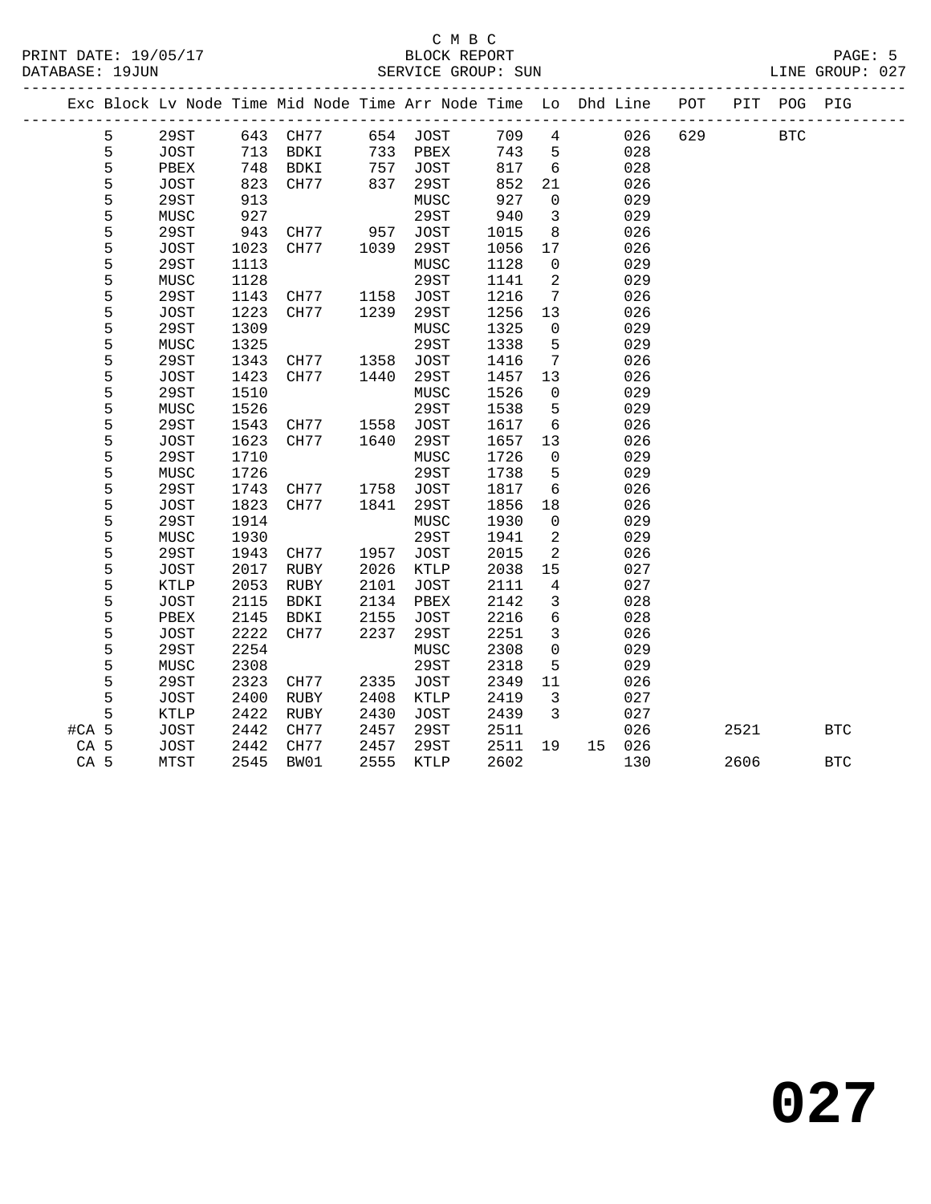C M B C

BLOCK REPORT

SERVICE GROUP: SUN

PRINT DATE: 19/05/17
DATABASE: 19JUN

LINE GROUP: 027

| Exc | Block | Lv | Node | Time | Mid Node | Time | Arr Node | Time | Lo | Dhd | Line | POT | PIT | POG | PIG |
|---|---|---|---|---|---|---|---|---|---|---|---|---|---|---|---|
| | 5 | | 29ST | 643 | CH77 | 654 | JOST | 709 | 4 | | 026 | 629 | | BTC | |
| | 5 | | JOST | 713 | BDKI | 733 | PBEX | 743 | 5 | | 028 | | | | |
| | 5 | | PBEX | 748 | BDKI | 757 | JOST | 817 | 6 | | 028 | | | | |
| | 5 | | JOST | 823 | CH77 | 837 | 29ST | 852 | 21 | | 026 | | | | |
| | 5 | | 29ST | 913 | | | MUSC | 927 | 0 | | 029 | | | | |
| | 5 | | MUSC | 927 | | | 29ST | 940 | 3 | | 029 | | | | |
| | 5 | | 29ST | 943 | CH77 | 957 | JOST | 1015 | 8 | | 026 | | | | |
| | 5 | | JOST | 1023 | CH77 | 1039 | 29ST | 1056 | 17 | | 026 | | | | |
| | 5 | | 29ST | 1113 | | | MUSC | 1128 | 0 | | 029 | | | | |
| | 5 | | MUSC | 1128 | | | 29ST | 1141 | 2 | | 029 | | | | |
| | 5 | | 29ST | 1143 | CH77 | 1158 | JOST | 1216 | 7 | | 026 | | | | |
| | 5 | | JOST | 1223 | CH77 | 1239 | 29ST | 1256 | 13 | | 026 | | | | |
| | 5 | | 29ST | 1309 | | | MUSC | 1325 | 0 | | 029 | | | | |
| | 5 | | MUSC | 1325 | | | 29ST | 1338 | 5 | | 029 | | | | |
| | 5 | | 29ST | 1343 | CH77 | 1358 | JOST | 1416 | 7 | | 026 | | | | |
| | 5 | | JOST | 1423 | CH77 | 1440 | 29ST | 1457 | 13 | | 026 | | | | |
| | 5 | | 29ST | 1510 | | | MUSC | 1526 | 0 | | 029 | | | | |
| | 5 | | MUSC | 1526 | | | 29ST | 1538 | 5 | | 029 | | | | |
| | 5 | | 29ST | 1543 | CH77 | 1558 | JOST | 1617 | 6 | | 026 | | | | |
| | 5 | | JOST | 1623 | CH77 | 1640 | 29ST | 1657 | 13 | | 026 | | | | |
| | 5 | | 29ST | 1710 | | | MUSC | 1726 | 0 | | 029 | | | | |
| | 5 | | MUSC | 1726 | | | 29ST | 1738 | 5 | | 029 | | | | |
| | 5 | | 29ST | 1743 | CH77 | 1758 | JOST | 1817 | 6 | | 026 | | | | |
| | 5 | | JOST | 1823 | CH77 | 1841 | 29ST | 1856 | 18 | | 026 | | | | |
| | 5 | | 29ST | 1914 | | | MUSC | 1930 | 0 | | 029 | | | | |
| | 5 | | MUSC | 1930 | | | 29ST | 1941 | 2 | | 029 | | | | |
| | 5 | | 29ST | 1943 | CH77 | 1957 | JOST | 2015 | 2 | | 026 | | | | |
| | 5 | | JOST | 2017 | RUBY | 2026 | KTLP | 2038 | 15 | | 027 | | | | |
| | 5 | | KTLP | 2053 | RUBY | 2101 | JOST | 2111 | 4 | | 027 | | | | |
| | 5 | | JOST | 2115 | BDKI | 2134 | PBEX | 2142 | 3 | | 028 | | | | |
| | 5 | | PBEX | 2145 | BDKI | 2155 | JOST | 2216 | 6 | | 028 | | | | |
| | 5 | | JOST | 2222 | CH77 | 2237 | 29ST | 2251 | 3 | | 026 | | | | |
| | 5 | | 29ST | 2254 | | | MUSC | 2308 | 0 | | 029 | | | | |
| | 5 | | MUSC | 2308 | | | 29ST | 2318 | 5 | | 029 | | | | |
| | 5 | | 29ST | 2323 | CH77 | 2335 | JOST | 2349 | 11 | | 026 | | | | |
| | 5 | | JOST | 2400 | RUBY | 2408 | KTLP | 2419 | 3 | | 027 | | | | |
| | 5 | | KTLP | 2422 | RUBY | 2430 | JOST | 2439 | 3 | | 027 | | | | |
| #CA | 5 | | JOST | 2442 | CH77 | 2457 | 29ST | 2511 | | | 026 | | 2521 | | BTC |
| CA | 5 | | JOST | 2442 | CH77 | 2457 | 29ST | 2511 | 19 | 15 | 026 | | | | |
| CA | 5 | | MTST | 2545 | BW01 | 2555 | KTLP | 2602 | | | 130 | | 2606 | | BTC |

**027**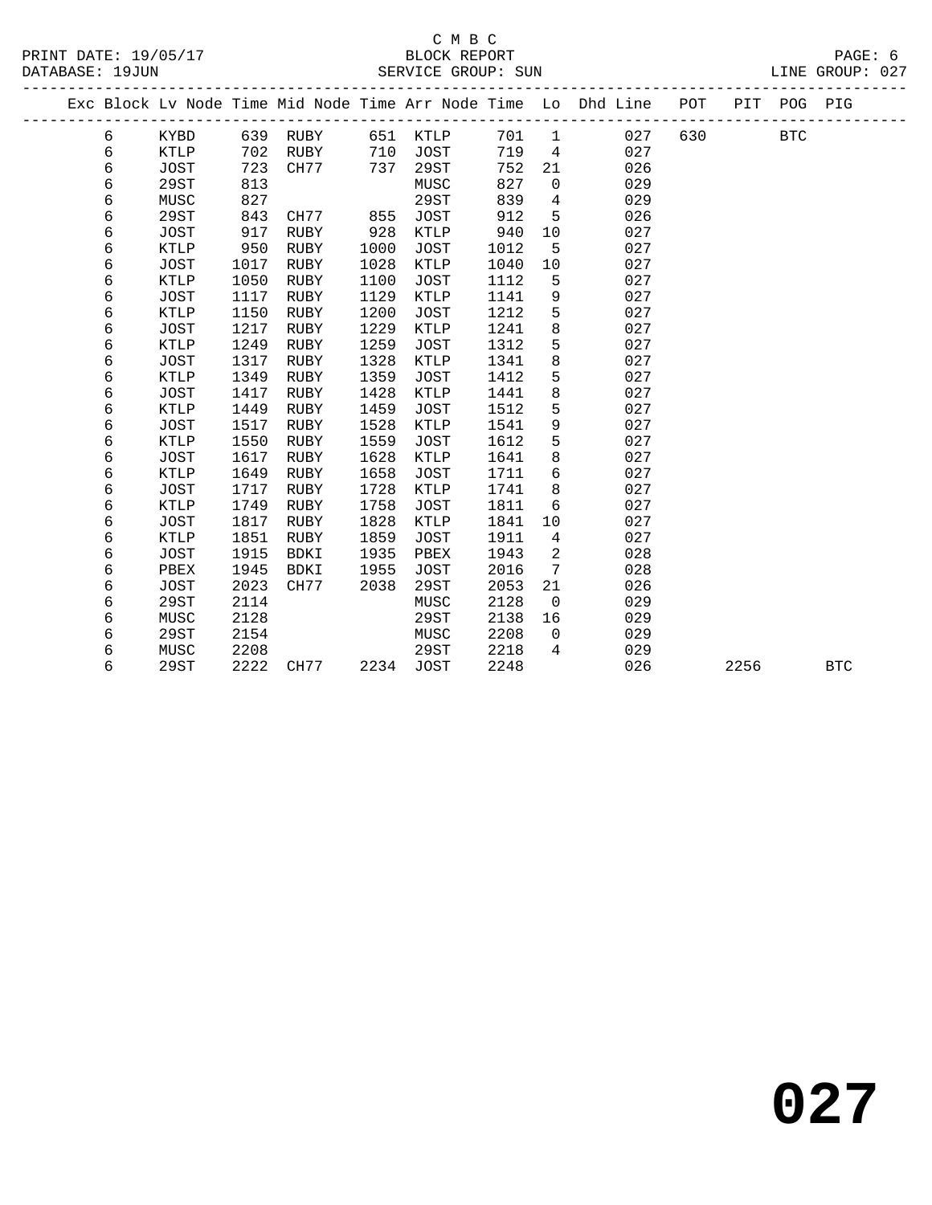C M B C
BLOCK REPORT
SERVICE GROUP: SUN

PRINT DATE: 19/05/17
DATABASE: 19JUN
LINE GROUP: 027

| Exc | Block | Lv | Node | Time | Mid Node | Time | Arr Node | Time | Lo | Dhd Line | POT | PIT | POG | PIG |
|---|---|---|---|---|---|---|---|---|---|---|---|---|---|---|
| | 6 | | KYBD | 639 | RUBY | 651 | KTLP | 701 | 1 | 027 | 630 | | BTC | |
| | 6 | | KTLP | 702 | RUBY | 710 | JOST | 719 | 4 | 027 | | | | |
| | 6 | | JOST | 723 | CH77 | 737 | 29ST | 752 | 21 | 026 | | | | |
| | 6 | | 29ST | 813 | | | MUSC | 827 | 0 | 029 | | | | |
| | 6 | | MUSC | 827 | | | 29ST | 839 | 4 | 029 | | | | |
| | 6 | | 29ST | 843 | CH77 | 855 | JOST | 912 | 5 | 026 | | | | |
| | 6 | | JOST | 917 | RUBY | 928 | KTLP | 940 | 10 | 027 | | | | |
| | 6 | | KTLP | 950 | RUBY | 1000 | JOST | 1012 | 5 | 027 | | | | |
| | 6 | | JOST | 1017 | RUBY | 1028 | KTLP | 1040 | 10 | 027 | | | | |
| | 6 | | KTLP | 1050 | RUBY | 1100 | JOST | 1112 | 5 | 027 | | | | |
| | 6 | | JOST | 1117 | RUBY | 1129 | KTLP | 1141 | 9 | 027 | | | | |
| | 6 | | KTLP | 1150 | RUBY | 1200 | JOST | 1212 | 5 | 027 | | | | |
| | 6 | | JOST | 1217 | RUBY | 1229 | KTLP | 1241 | 8 | 027 | | | | |
| | 6 | | KTLP | 1249 | RUBY | 1259 | JOST | 1312 | 5 | 027 | | | | |
| | 6 | | JOST | 1317 | RUBY | 1328 | KTLP | 1341 | 8 | 027 | | | | |
| | 6 | | KTLP | 1349 | RUBY | 1359 | JOST | 1412 | 5 | 027 | | | | |
| | 6 | | JOST | 1417 | RUBY | 1428 | KTLP | 1441 | 8 | 027 | | | | |
| | 6 | | KTLP | 1449 | RUBY | 1459 | JOST | 1512 | 5 | 027 | | | | |
| | 6 | | JOST | 1517 | RUBY | 1528 | KTLP | 1541 | 9 | 027 | | | | |
| | 6 | | KTLP | 1550 | RUBY | 1559 | JOST | 1612 | 5 | 027 | | | | |
| | 6 | | JOST | 1617 | RUBY | 1628 | KTLP | 1641 | 8 | 027 | | | | |
| | 6 | | KTLP | 1649 | RUBY | 1658 | JOST | 1711 | 6 | 027 | | | | |
| | 6 | | JOST | 1717 | RUBY | 1728 | KTLP | 1741 | 8 | 027 | | | | |
| | 6 | | KTLP | 1749 | RUBY | 1758 | JOST | 1811 | 6 | 027 | | | | |
| | 6 | | JOST | 1817 | RUBY | 1828 | KTLP | 1841 | 10 | 027 | | | | |
| | 6 | | KTLP | 1851 | RUBY | 1859 | JOST | 1911 | 4 | 027 | | | | |
| | 6 | | JOST | 1915 | BDKI | 1935 | PBEX | 1943 | 2 | 028 | | | | |
| | 6 | | PBEX | 1945 | BDKI | 1955 | JOST | 2016 | 7 | 028 | | | | |
| | 6 | | JOST | 2023 | CH77 | 2038 | 29ST | 2053 | 21 | 026 | | | | |
| | 6 | | 29ST | 2114 | | | MUSC | 2128 | 0 | 029 | | | | |
| | 6 | | MUSC | 2128 | | | 29ST | 2138 | 16 | 029 | | | | |
| | 6 | | 29ST | 2154 | | | MUSC | 2208 | 0 | 029 | | | | |
| | 6 | | MUSC | 2208 | | | 29ST | 2218 | 4 | 029 | | | | |
| | 6 | | 29ST | 2222 | CH77 | 2234 | JOST | 2248 | | 026 | | 2256 | | BTC |

# 027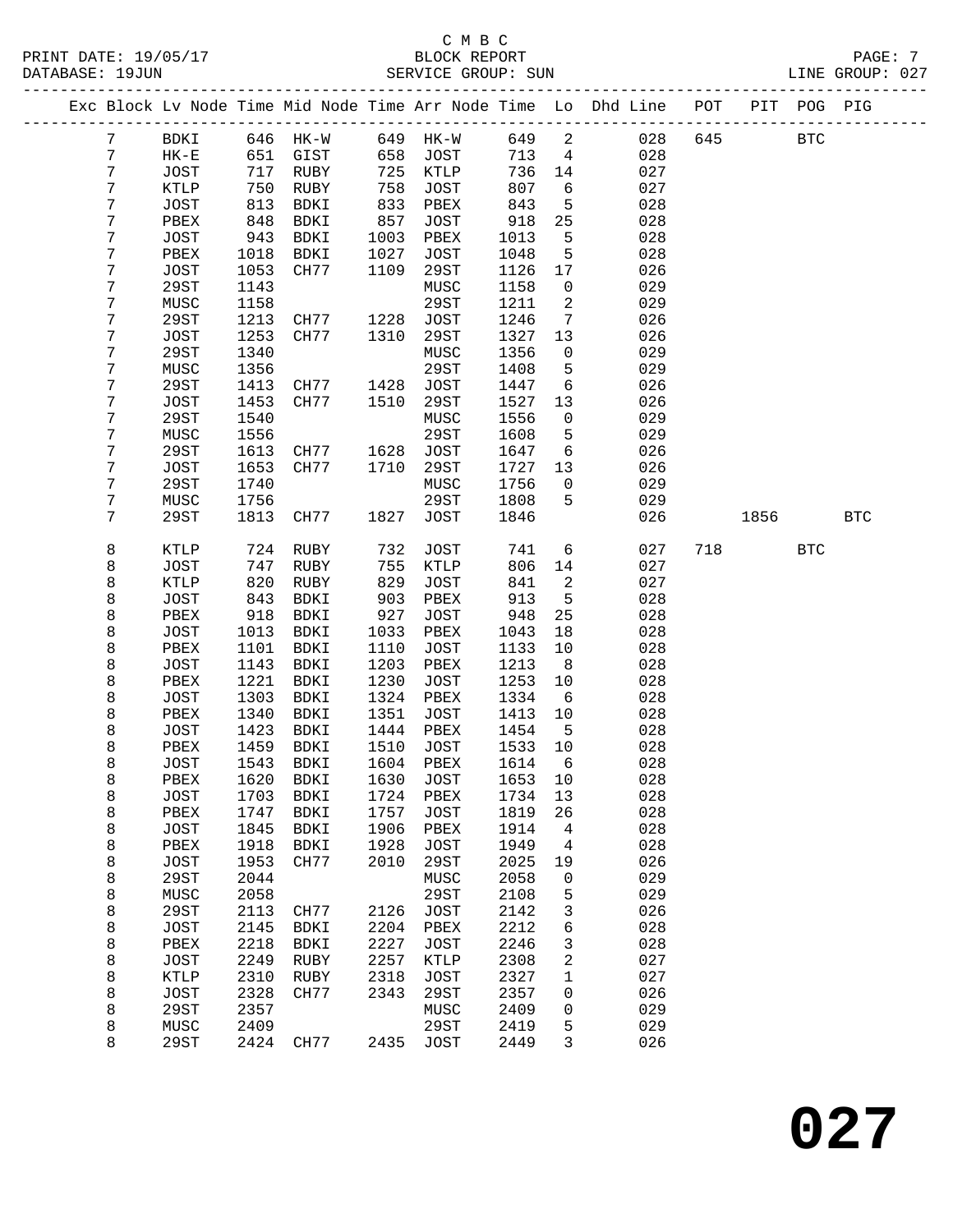C M B C
BLOCK REPORT
SERVICE GROUP: SUN

PRINT DATE: 19/05/17
DATABASE: 19JUN
LINE GROUP: 027

| Exc | Block | Lv | Node | Time | Mid Node | Time | Arr Node | Time | Lo | Dhd Line | POT | PIT | POG | PIG |
|---|---|---|---|---|---|---|---|---|---|---|---|---|---|---|
| | 7 | | BDKI | 646 | HK-W | 649 | HK-W | 649 | 2 | 028 | 645 | | BTC | |
| | 7 | | HK-E | 651 | GIST | 658 | JOST | 713 | 4 | 028 | | | | |
| | 7 | | JOST | 717 | RUBY | 725 | KTLP | 736 | 14 | 027 | | | | |
| | 7 | | KTLP | 750 | RUBY | 758 | JOST | 807 | 6 | 027 | | | | |
| | 7 | | JOST | 813 | BDKI | 833 | PBEX | 843 | 5 | 028 | | | | |
| | 7 | | PBEX | 848 | BDKI | 857 | JOST | 918 | 25 | 028 | | | | |
| | 7 | | JOST | 943 | BDKI | 1003 | PBEX | 1013 | 5 | 028 | | | | |
| | 7 | | PBEX | 1018 | BDKI | 1027 | JOST | 1048 | 5 | 028 | | | | |
| | 7 | | JOST | 1053 | CH77 | 1109 | 29ST | 1126 | 17 | 026 | | | | |
| | 7 | | 29ST | 1143 | | | MUSC | 1158 | 0 | 029 | | | | |
| | 7 | | MUSC | 1158 | | | 29ST | 1211 | 2 | 029 | | | | |
| | 7 | | 29ST | 1213 | CH77 | 1228 | JOST | 1246 | 7 | 026 | | | | |
| | 7 | | JOST | 1253 | CH77 | 1310 | 29ST | 1327 | 13 | 026 | | | | |
| | 7 | | 29ST | 1340 | | | MUSC | 1356 | 0 | 029 | | | | |
| | 7 | | MUSC | 1356 | | | 29ST | 1408 | 5 | 029 | | | | |
| | 7 | | 29ST | 1413 | CH77 | 1428 | JOST | 1447 | 6 | 026 | | | | |
| | 7 | | JOST | 1453 | CH77 | 1510 | 29ST | 1527 | 13 | 026 | | | | |
| | 7 | | 29ST | 1540 | | | MUSC | 1556 | 0 | 029 | | | | |
| | 7 | | MUSC | 1556 | | | 29ST | 1608 | 5 | 029 | | | | |
| | 7 | | 29ST | 1613 | CH77 | 1628 | JOST | 1647 | 6 | 026 | | | | |
| | 7 | | JOST | 1653 | CH77 | 1710 | 29ST | 1727 | 13 | 026 | | | | |
| | 7 | | 29ST | 1740 | | | MUSC | 1756 | 0 | 029 | | | | |
| | 7 | | MUSC | 1756 | | | 29ST | 1808 | 5 | 029 | | | | |
| | 7 | | 29ST | 1813 | CH77 | 1827 | JOST | 1846 | | 026 | | 1856 | | BTC |
| | 8 | | KTLP | 724 | RUBY | 732 | JOST | 741 | 6 | 027 | 718 | | BTC | |
| | 8 | | JOST | 747 | RUBY | 755 | KTLP | 806 | 14 | 027 | | | | |
| | 8 | | KTLP | 820 | RUBY | 829 | JOST | 841 | 2 | 027 | | | | |
| | 8 | | JOST | 843 | BDKI | 903 | PBEX | 913 | 5 | 028 | | | | |
| | 8 | | PBEX | 918 | BDKI | 927 | JOST | 948 | 25 | 028 | | | | |
| | 8 | | JOST | 1013 | BDKI | 1033 | PBEX | 1043 | 18 | 028 | | | | |
| | 8 | | PBEX | 1101 | BDKI | 1110 | JOST | 1133 | 10 | 028 | | | | |
| | 8 | | JOST | 1143 | BDKI | 1203 | PBEX | 1213 | 8 | 028 | | | | |
| | 8 | | PBEX | 1221 | BDKI | 1230 | JOST | 1253 | 10 | 028 | | | | |
| | 8 | | JOST | 1303 | BDKI | 1324 | PBEX | 1334 | 6 | 028 | | | | |
| | 8 | | PBEX | 1340 | BDKI | 1351 | JOST | 1413 | 10 | 028 | | | | |
| | 8 | | JOST | 1423 | BDKI | 1444 | PBEX | 1454 | 5 | 028 | | | | |
| | 8 | | PBEX | 1459 | BDKI | 1510 | JOST | 1533 | 10 | 028 | | | | |
| | 8 | | JOST | 1543 | BDKI | 1604 | PBEX | 1614 | 6 | 028 | | | | |
| | 8 | | PBEX | 1620 | BDKI | 1630 | JOST | 1653 | 10 | 028 | | | | |
| | 8 | | JOST | 1703 | BDKI | 1724 | PBEX | 1734 | 13 | 028 | | | | |
| | 8 | | PBEX | 1747 | BDKI | 1757 | JOST | 1819 | 26 | 028 | | | | |
| | 8 | | JOST | 1845 | BDKI | 1906 | PBEX | 1914 | 4 | 028 | | | | |
| | 8 | | PBEX | 1918 | BDKI | 1928 | JOST | 1949 | 4 | 028 | | | | |
| | 8 | | JOST | 1953 | CH77 | 2010 | 29ST | 2025 | 19 | 026 | | | | |
| | 8 | | 29ST | 2044 | | | MUSC | 2058 | 0 | 029 | | | | |
| | 8 | | MUSC | 2058 | | | 29ST | 2108 | 5 | 029 | | | | |
| | 8 | | 29ST | 2113 | CH77 | 2126 | JOST | 2142 | 3 | 026 | | | | |
| | 8 | | JOST | 2145 | BDKI | 2204 | PBEX | 2212 | 6 | 028 | | | | |
| | 8 | | PBEX | 2218 | BDKI | 2227 | JOST | 2246 | 3 | 028 | | | | |
| | 8 | | JOST | 2249 | RUBY | 2257 | KTLP | 2308 | 2 | 027 | | | | |
| | 8 | | KTLP | 2310 | RUBY | 2318 | JOST | 2327 | 1 | 027 | | | | |
| | 8 | | JOST | 2328 | CH77 | 2343 | 29ST | 2357 | 0 | 026 | | | | |
| | 8 | | 29ST | 2357 | | | MUSC | 2409 | 0 | 029 | | | | |
| | 8 | | MUSC | 2409 | | | 29ST | 2419 | 5 | 029 | | | | |
| | 8 | | 29ST | 2424 | CH77 | 2435 | JOST | 2449 | 3 | 026 | | | | |

# 027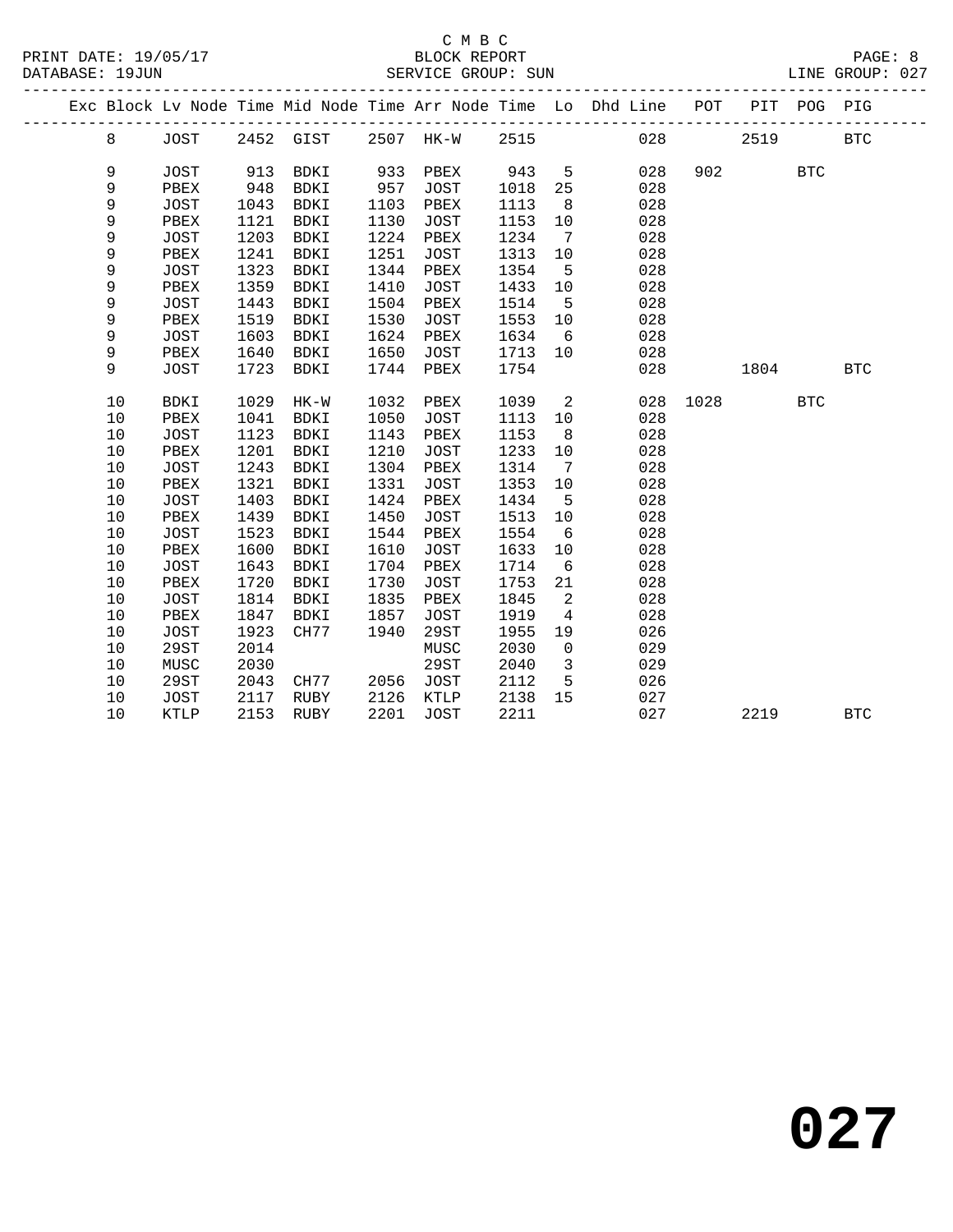C M B C
BLOCK REPORT
SERVICE GROUP: SUN

PRINT DATE: 19/05/17
DATABASE: 19JUN
LINE GROUP: 027

| Exc | Block | Lv Node | Time | Mid Node | Time | Arr Node | Time | Lo | Dhd Line | POT | PIT | POG | PIG |
|---|---|---|---|---|---|---|---|---|---|---|---|---|---|
| | 8 | JOST | 2452 | GIST | 2507 | HK-W | 2515 | | 028 | | 2519 | | BTC |
| | 9 | JOST | 913 | BDKI | 933 | PBEX | 943 | 5 | 028 | 902 | | BTC | |
| | 9 | PBEX | 948 | BDKI | 957 | JOST | 1018 | 25 | 028 | | | | |
| | 9 | JOST | 1043 | BDKI | 1103 | PBEX | 1113 | 8 | 028 | | | | |
| | 9 | PBEX | 1121 | BDKI | 1130 | JOST | 1153 | 10 | 028 | | | | |
| | 9 | JOST | 1203 | BDKI | 1224 | PBEX | 1234 | 7 | 028 | | | | |
| | 9 | PBEX | 1241 | BDKI | 1251 | JOST | 1313 | 10 | 028 | | | | |
| | 9 | JOST | 1323 | BDKI | 1344 | PBEX | 1354 | 5 | 028 | | | | |
| | 9 | PBEX | 1359 | BDKI | 1410 | JOST | 1433 | 10 | 028 | | | | |
| | 9 | JOST | 1443 | BDKI | 1504 | PBEX | 1514 | 5 | 028 | | | | |
| | 9 | PBEX | 1519 | BDKI | 1530 | JOST | 1553 | 10 | 028 | | | | |
| | 9 | JOST | 1603 | BDKI | 1624 | PBEX | 1634 | 6 | 028 | | | | |
| | 9 | PBEX | 1640 | BDKI | 1650 | JOST | 1713 | 10 | 028 | | | | |
| | 9 | JOST | 1723 | BDKI | 1744 | PBEX | 1754 | | 028 | | 1804 | | BTC |
| | 10 | BDKI | 1029 | HK-W | 1032 | PBEX | 1039 | 2 | 028 | 1028 | | BTC | |
| | 10 | PBEX | 1041 | BDKI | 1050 | JOST | 1113 | 10 | 028 | | | | |
| | 10 | JOST | 1123 | BDKI | 1143 | PBEX | 1153 | 8 | 028 | | | | |
| | 10 | PBEX | 1201 | BDKI | 1210 | JOST | 1233 | 10 | 028 | | | | |
| | 10 | JOST | 1243 | BDKI | 1304 | PBEX | 1314 | 7 | 028 | | | | |
| | 10 | PBEX | 1321 | BDKI | 1331 | JOST | 1353 | 10 | 028 | | | | |
| | 10 | JOST | 1403 | BDKI | 1424 | PBEX | 1434 | 5 | 028 | | | | |
| | 10 | PBEX | 1439 | BDKI | 1450 | JOST | 1513 | 10 | 028 | | | | |
| | 10 | JOST | 1523 | BDKI | 1544 | PBEX | 1554 | 6 | 028 | | | | |
| | 10 | PBEX | 1600 | BDKI | 1610 | JOST | 1633 | 10 | 028 | | | | |
| | 10 | JOST | 1643 | BDKI | 1704 | PBEX | 1714 | 6 | 028 | | | | |
| | 10 | PBEX | 1720 | BDKI | 1730 | JOST | 1753 | 21 | 028 | | | | |
| | 10 | JOST | 1814 | BDKI | 1835 | PBEX | 1845 | 2 | 028 | | | | |
| | 10 | PBEX | 1847 | BDKI | 1857 | JOST | 1919 | 4 | 028 | | | | |
| | 10 | JOST | 1923 | CH77 | 1940 | 29ST | 1955 | 19 | 026 | | | | |
| | 10 | 29ST | 2014 | | | MUSC | 2030 | 0 | 029 | | | | |
| | 10 | MUSC | 2030 | | | 29ST | 2040 | 3 | 029 | | | | |
| | 10 | 29ST | 2043 | CH77 | 2056 | JOST | 2112 | 5 | 026 | | | | |
| | 10 | JOST | 2117 | RUBY | 2126 | KTLP | 2138 | 15 | 027 | | | | |
| | 10 | KTLP | 2153 | RUBY | 2201 | JOST | 2211 | | 027 | | 2219 | | BTC |

**027**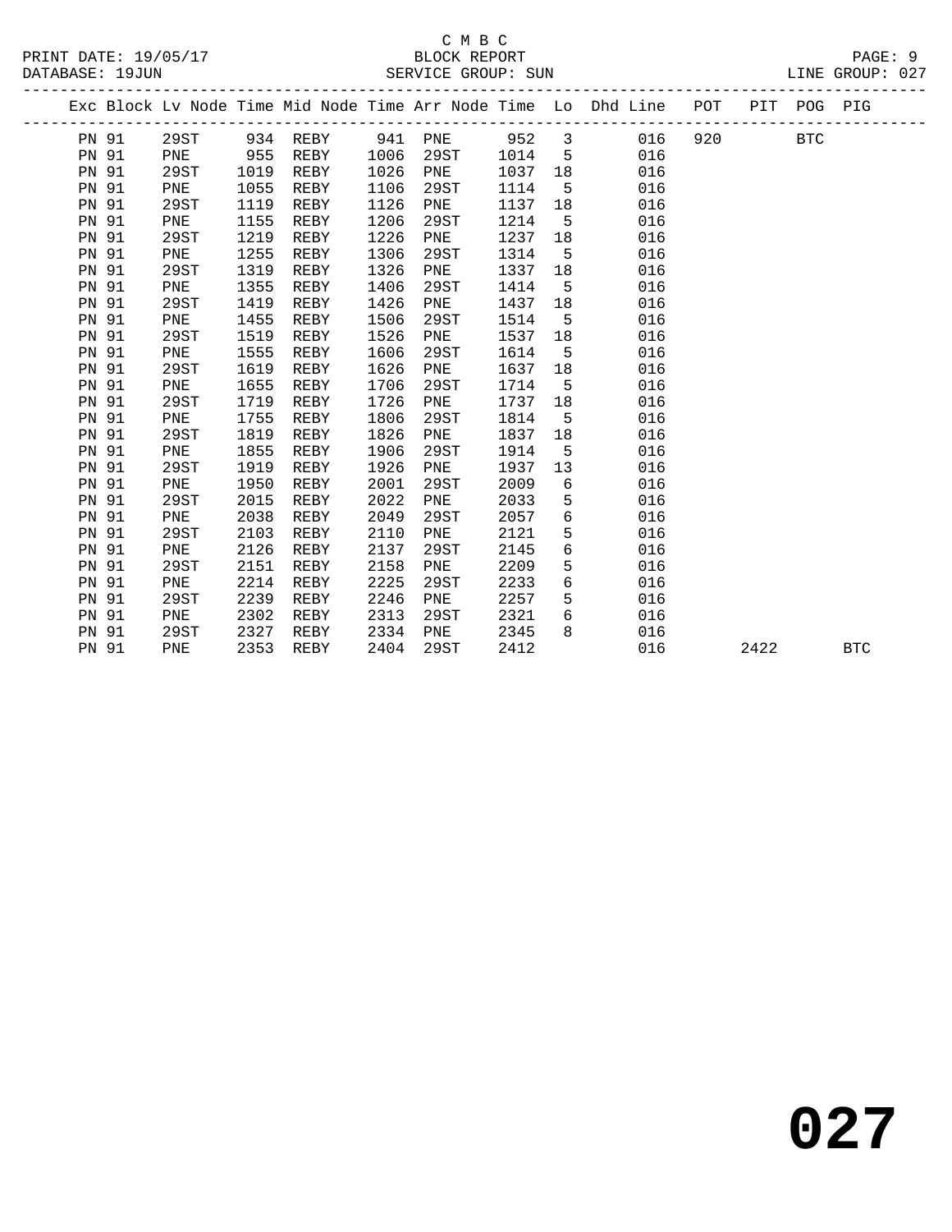C M B C
BLOCK REPORT
SERVICE GROUP: SUN

PRINT DATE: 19/05/17
DATABASE: 19JUN
LINE GROUP: 027

| Exc | Block | Lv Node | Time | Mid Node | Time | Arr Node | Time | Lo | Dhd Line | POT | PIT | POG | PIG |
|---|---|---|---|---|---|---|---|---|---|---|---|---|---|
| PN | 91 | 29ST | 934 | REBY | 941 | PNE | 952 | 3 | 016 | 920 | | BTC | |
| PN | 91 | PNE | 955 | REBY | 1006 | 29ST | 1014 | 5 | 016 | | | | |
| PN | 91 | 29ST | 1019 | REBY | 1026 | PNE | 1037 | 18 | 016 | | | | |
| PN | 91 | PNE | 1055 | REBY | 1106 | 29ST | 1114 | 5 | 016 | | | | |
| PN | 91 | 29ST | 1119 | REBY | 1126 | PNE | 1137 | 18 | 016 | | | | |
| PN | 91 | PNE | 1155 | REBY | 1206 | 29ST | 1214 | 5 | 016 | | | | |
| PN | 91 | 29ST | 1219 | REBY | 1226 | PNE | 1237 | 18 | 016 | | | | |
| PN | 91 | PNE | 1255 | REBY | 1306 | 29ST | 1314 | 5 | 016 | | | | |
| PN | 91 | 29ST | 1319 | REBY | 1326 | PNE | 1337 | 18 | 016 | | | | |
| PN | 91 | PNE | 1355 | REBY | 1406 | 29ST | 1414 | 5 | 016 | | | | |
| PN | 91 | 29ST | 1419 | REBY | 1426 | PNE | 1437 | 18 | 016 | | | | |
| PN | 91 | PNE | 1455 | REBY | 1506 | 29ST | 1514 | 5 | 016 | | | | |
| PN | 91 | 29ST | 1519 | REBY | 1526 | PNE | 1537 | 18 | 016 | | | | |
| PN | 91 | PNE | 1555 | REBY | 1606 | 29ST | 1614 | 5 | 016 | | | | |
| PN | 91 | 29ST | 1619 | REBY | 1626 | PNE | 1637 | 18 | 016 | | | | |
| PN | 91 | PNE | 1655 | REBY | 1706 | 29ST | 1714 | 5 | 016 | | | | |
| PN | 91 | 29ST | 1719 | REBY | 1726 | PNE | 1737 | 18 | 016 | | | | |
| PN | 91 | PNE | 1755 | REBY | 1806 | 29ST | 1814 | 5 | 016 | | | | |
| PN | 91 | 29ST | 1819 | REBY | 1826 | PNE | 1837 | 18 | 016 | | | | |
| PN | 91 | PNE | 1855 | REBY | 1906 | 29ST | 1914 | 5 | 016 | | | | |
| PN | 91 | 29ST | 1919 | REBY | 1926 | PNE | 1937 | 13 | 016 | | | | |
| PN | 91 | PNE | 1950 | REBY | 2001 | 29ST | 2009 | 6 | 016 | | | | |
| PN | 91 | 29ST | 2015 | REBY | 2022 | PNE | 2033 | 5 | 016 | | | | |
| PN | 91 | PNE | 2038 | REBY | 2049 | 29ST | 2057 | 6 | 016 | | | | |
| PN | 91 | 29ST | 2103 | REBY | 2110 | PNE | 2121 | 5 | 016 | | | | |
| PN | 91 | PNE | 2126 | REBY | 2137 | 29ST | 2145 | 6 | 016 | | | | |
| PN | 91 | 29ST | 2151 | REBY | 2158 | PNE | 2209 | 5 | 016 | | | | |
| PN | 91 | PNE | 2214 | REBY | 2225 | 29ST | 2233 | 6 | 016 | | | | |
| PN | 91 | 29ST | 2239 | REBY | 2246 | PNE | 2257 | 5 | 016 | | | | |
| PN | 91 | PNE | 2302 | REBY | 2313 | 29ST | 2321 | 6 | 016 | | | | |
| PN | 91 | 29ST | 2327 | REBY | 2334 | PNE | 2345 | 8 | 016 | | | | |
| PN | 91 | PNE | 2353 | REBY | 2404 | 29ST | 2412 | | 016 | | 2422 | | BTC |

# 027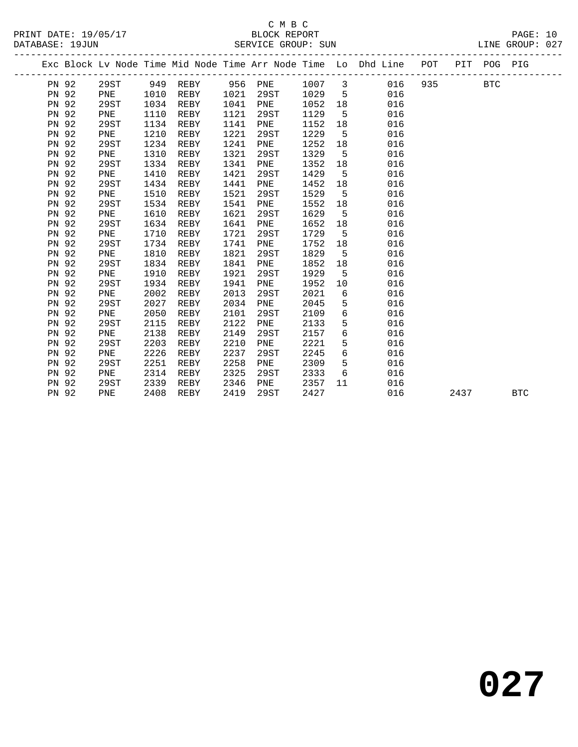C M B C
BLOCK REPORT
SERVICE GROUP: SUN

PRINT DATE: 19/05/17
DATABASE: 19JUN
LINE GROUP: 027

| Exc | Block | Lv | Node | Time | Mid Node | Time | Arr Node | Time | Lo | Dhd Line | POT | PIT | POG | PIG |
|---|---|---|---|---|---|---|---|---|---|---|---|---|---|---|
| | PN 92 | | 29ST | 949 | REBY | 956 | PNE | 1007 | 3 | 016 | 935 | | BTC | |
| | PN 92 | | PNE | 1010 | REBY | 1021 | 29ST | 1029 | 5 | 016 | | | | |
| | PN 92 | | 29ST | 1034 | REBY | 1041 | PNE | 1052 | 18 | 016 | | | | |
| | PN 92 | | PNE | 1110 | REBY | 1121 | 29ST | 1129 | 5 | 016 | | | | |
| | PN 92 | | 29ST | 1134 | REBY | 1141 | PNE | 1152 | 18 | 016 | | | | |
| | PN 92 | | PNE | 1210 | REBY | 1221 | 29ST | 1229 | 5 | 016 | | | | |
| | PN 92 | | 29ST | 1234 | REBY | 1241 | PNE | 1252 | 18 | 016 | | | | |
| | PN 92 | | PNE | 1310 | REBY | 1321 | 29ST | 1329 | 5 | 016 | | | | |
| | PN 92 | | 29ST | 1334 | REBY | 1341 | PNE | 1352 | 18 | 016 | | | | |
| | PN 92 | | PNE | 1410 | REBY | 1421 | 29ST | 1429 | 5 | 016 | | | | |
| | PN 92 | | 29ST | 1434 | REBY | 1441 | PNE | 1452 | 18 | 016 | | | | |
| | PN 92 | | PNE | 1510 | REBY | 1521 | 29ST | 1529 | 5 | 016 | | | | |
| | PN 92 | | 29ST | 1534 | REBY | 1541 | PNE | 1552 | 18 | 016 | | | | |
| | PN 92 | | PNE | 1610 | REBY | 1621 | 29ST | 1629 | 5 | 016 | | | | |
| | PN 92 | | 29ST | 1634 | REBY | 1641 | PNE | 1652 | 18 | 016 | | | | |
| | PN 92 | | PNE | 1710 | REBY | 1721 | 29ST | 1729 | 5 | 016 | | | | |
| | PN 92 | | 29ST | 1734 | REBY | 1741 | PNE | 1752 | 18 | 016 | | | | |
| | PN 92 | | PNE | 1810 | REBY | 1821 | 29ST | 1829 | 5 | 016 | | | | |
| | PN 92 | | 29ST | 1834 | REBY | 1841 | PNE | 1852 | 18 | 016 | | | | |
| | PN 92 | | PNE | 1910 | REBY | 1921 | 29ST | 1929 | 5 | 016 | | | | |
| | PN 92 | | 29ST | 1934 | REBY | 1941 | PNE | 1952 | 10 | 016 | | | | |
| | PN 92 | | PNE | 2002 | REBY | 2013 | 29ST | 2021 | 6 | 016 | | | | |
| | PN 92 | | 29ST | 2027 | REBY | 2034 | PNE | 2045 | 5 | 016 | | | | |
| | PN 92 | | PNE | 2050 | REBY | 2101 | 29ST | 2109 | 6 | 016 | | | | |
| | PN 92 | | 29ST | 2115 | REBY | 2122 | PNE | 2133 | 5 | 016 | | | | |
| | PN 92 | | PNE | 2138 | REBY | 2149 | 29ST | 2157 | 6 | 016 | | | | |
| | PN 92 | | 29ST | 2203 | REBY | 2210 | PNE | 2221 | 5 | 016 | | | | |
| | PN 92 | | PNE | 2226 | REBY | 2237 | 29ST | 2245 | 6 | 016 | | | | |
| | PN 92 | | 29ST | 2251 | REBY | 2258 | PNE | 2309 | 5 | 016 | | | | |
| | PN 92 | | PNE | 2314 | REBY | 2325 | 29ST | 2333 | 6 | 016 | | | | |
| | PN 92 | | 29ST | 2339 | REBY | 2346 | PNE | 2357 | 11 | 016 | | | | |
| | PN 92 | | PNE | 2408 | REBY | 2419 | 29ST | 2427 | | 016 | | 2437 | | BTC |

**027**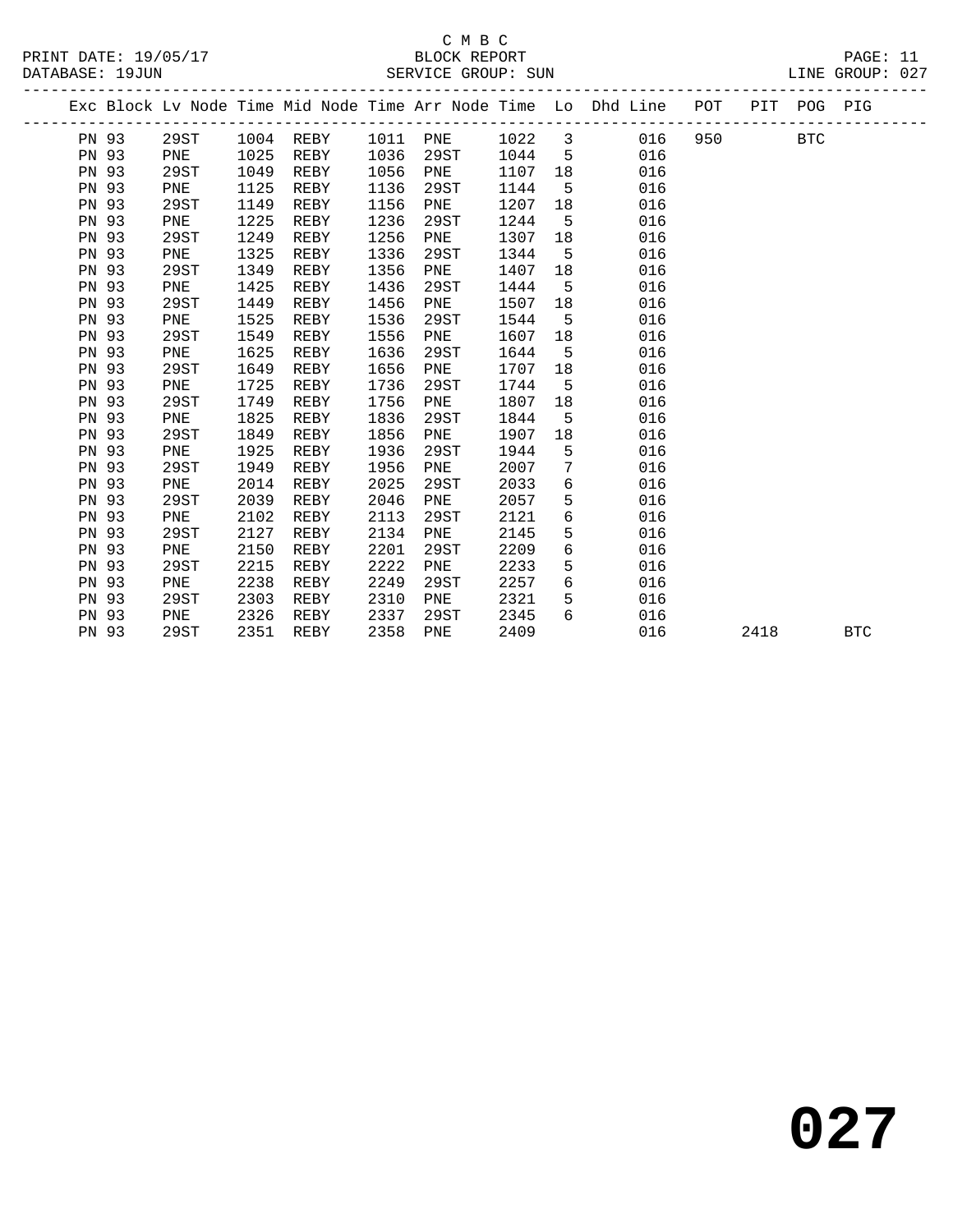C M B C
BLOCK REPORT
SERVICE GROUP: SUN

PRINT DATE: 19/05/17
DATABASE: 19JUN
LINE GROUP: 027

| Exc | Block | Lv Node | Time | Mid Node | Time | Arr Node | Time | Lo | Dhd Line | POT | PIT | POG | PIG |
|---|---|---|---|---|---|---|---|---|---|---|---|---|---|
| | PN 93 | 29ST | 1004 | REBY | 1011 | PNE | 1022 | 3 | 016 | 950 | | BTC | |
| | PN 93 | PNE | 1025 | REBY | 1036 | 29ST | 1044 | 5 | 016 | | | | |
| | PN 93 | 29ST | 1049 | REBY | 1056 | PNE | 1107 | 18 | 016 | | | | |
| | PN 93 | PNE | 1125 | REBY | 1136 | 29ST | 1144 | 5 | 016 | | | | |
| | PN 93 | 29ST | 1149 | REBY | 1156 | PNE | 1207 | 18 | 016 | | | | |
| | PN 93 | PNE | 1225 | REBY | 1236 | 29ST | 1244 | 5 | 016 | | | | |
| | PN 93 | 29ST | 1249 | REBY | 1256 | PNE | 1307 | 18 | 016 | | | | |
| | PN 93 | PNE | 1325 | REBY | 1336 | 29ST | 1344 | 5 | 016 | | | | |
| | PN 93 | 29ST | 1349 | REBY | 1356 | PNE | 1407 | 18 | 016 | | | | |
| | PN 93 | PNE | 1425 | REBY | 1436 | 29ST | 1444 | 5 | 016 | | | | |
| | PN 93 | 29ST | 1449 | REBY | 1456 | PNE | 1507 | 18 | 016 | | | | |
| | PN 93 | PNE | 1525 | REBY | 1536 | 29ST | 1544 | 5 | 016 | | | | |
| | PN 93 | 29ST | 1549 | REBY | 1556 | PNE | 1607 | 18 | 016 | | | | |
| | PN 93 | PNE | 1625 | REBY | 1636 | 29ST | 1644 | 5 | 016 | | | | |
| | PN 93 | 29ST | 1649 | REBY | 1656 | PNE | 1707 | 18 | 016 | | | | |
| | PN 93 | PNE | 1725 | REBY | 1736 | 29ST | 1744 | 5 | 016 | | | | |
| | PN 93 | 29ST | 1749 | REBY | 1756 | PNE | 1807 | 18 | 016 | | | | |
| | PN 93 | PNE | 1825 | REBY | 1836 | 29ST | 1844 | 5 | 016 | | | | |
| | PN 93 | 29ST | 1849 | REBY | 1856 | PNE | 1907 | 18 | 016 | | | | |
| | PN 93 | PNE | 1925 | REBY | 1936 | 29ST | 1944 | 5 | 016 | | | | |
| | PN 93 | 29ST | 1949 | REBY | 1956 | PNE | 2007 | 7 | 016 | | | | |
| | PN 93 | PNE | 2014 | REBY | 2025 | 29ST | 2033 | 6 | 016 | | | | |
| | PN 93 | 29ST | 2039 | REBY | 2046 | PNE | 2057 | 5 | 016 | | | | |
| | PN 93 | PNE | 2102 | REBY | 2113 | 29ST | 2121 | 6 | 016 | | | | |
| | PN 93 | 29ST | 2127 | REBY | 2134 | PNE | 2145 | 5 | 016 | | | | |
| | PN 93 | PNE | 2150 | REBY | 2201 | 29ST | 2209 | 6 | 016 | | | | |
| | PN 93 | 29ST | 2215 | REBY | 2222 | PNE | 2233 | 5 | 016 | | | | |
| | PN 93 | PNE | 2238 | REBY | 2249 | 29ST | 2257 | 6 | 016 | | | | |
| | PN 93 | 29ST | 2303 | REBY | 2310 | PNE | 2321 | 5 | 016 | | | | |
| | PN 93 | PNE | 2326 | REBY | 2337 | 29ST | 2345 | 6 | 016 | | | | |
| | PN 93 | 29ST | 2351 | REBY | 2358 | PNE | 2409 | | 016 | | 2418 | | BTC |

# 027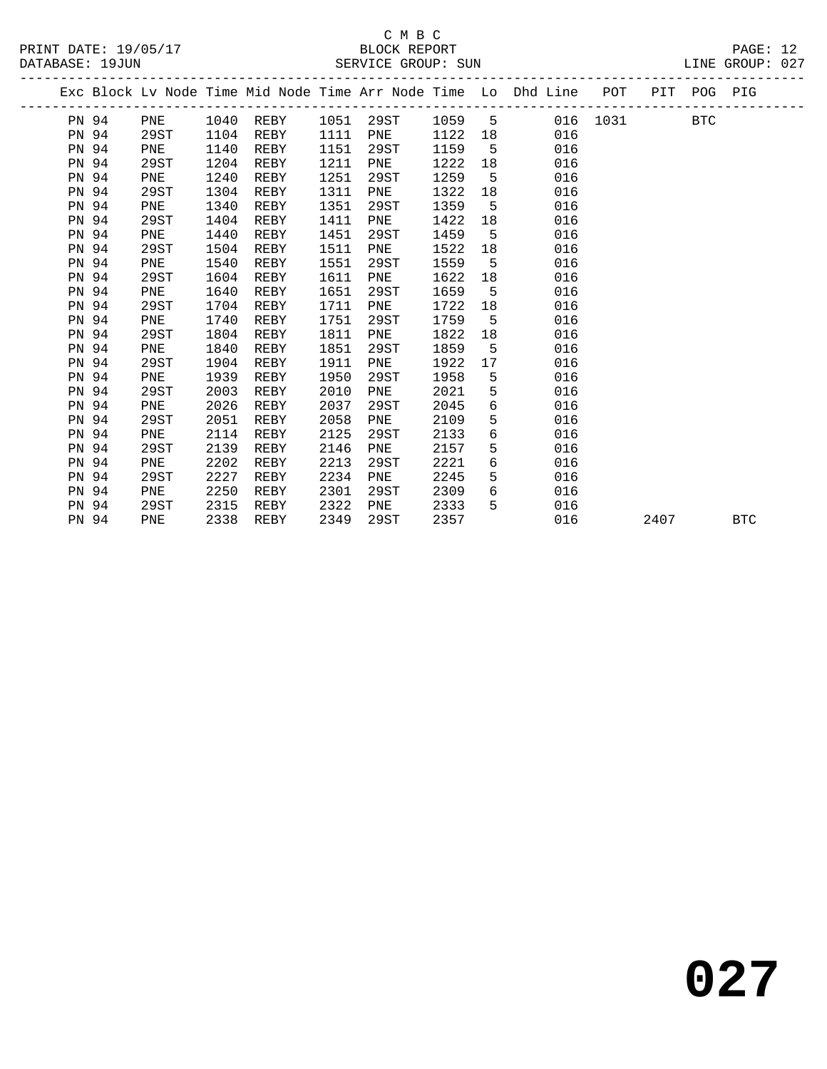C M B C
BLOCK REPORT
SERVICE GROUP: SUN

PRINT DATE: 19/05/17
DATABASE: 19JUN

LINE GROUP: 027

| Exc | Block | Lv | Node | Time | Mid Node | Time | Arr Node | Time | Lo | Dhd Line | POT | PIT | POG | PIG |
|---|---|---|---|---|---|---|---|---|---|---|---|---|---|---|
| | PN 94 | | PNE | 1040 | REBY | 1051 | 29ST | 1059 | 5 | 016 | 1031 | | BTC | |
| | PN 94 | | 29ST | 1104 | REBY | 1111 | PNE | 1122 | 18 | 016 | | | | |
| | PN 94 | | PNE | 1140 | REBY | 1151 | 29ST | 1159 | 5 | 016 | | | | |
| | PN 94 | | 29ST | 1204 | REBY | 1211 | PNE | 1222 | 18 | 016 | | | | |
| | PN 94 | | PNE | 1240 | REBY | 1251 | 29ST | 1259 | 5 | 016 | | | | |
| | PN 94 | | 29ST | 1304 | REBY | 1311 | PNE | 1322 | 18 | 016 | | | | |
| | PN 94 | | PNE | 1340 | REBY | 1351 | 29ST | 1359 | 5 | 016 | | | | |
| | PN 94 | | 29ST | 1404 | REBY | 1411 | PNE | 1422 | 18 | 016 | | | | |
| | PN 94 | | PNE | 1440 | REBY | 1451 | 29ST | 1459 | 5 | 016 | | | | |
| | PN 94 | | 29ST | 1504 | REBY | 1511 | PNE | 1522 | 18 | 016 | | | | |
| | PN 94 | | PNE | 1540 | REBY | 1551 | 29ST | 1559 | 5 | 016 | | | | |
| | PN 94 | | 29ST | 1604 | REBY | 1611 | PNE | 1622 | 18 | 016 | | | | |
| | PN 94 | | PNE | 1640 | REBY | 1651 | 29ST | 1659 | 5 | 016 | | | | |
| | PN 94 | | 29ST | 1704 | REBY | 1711 | PNE | 1722 | 18 | 016 | | | | |
| | PN 94 | | PNE | 1740 | REBY | 1751 | 29ST | 1759 | 5 | 016 | | | | |
| | PN 94 | | 29ST | 1804 | REBY | 1811 | PNE | 1822 | 18 | 016 | | | | |
| | PN 94 | | PNE | 1840 | REBY | 1851 | 29ST | 1859 | 5 | 016 | | | | |
| | PN 94 | | 29ST | 1904 | REBY | 1911 | PNE | 1922 | 17 | 016 | | | | |
| | PN 94 | | PNE | 1939 | REBY | 1950 | 29ST | 1958 | 5 | 016 | | | | |
| | PN 94 | | 29ST | 2003 | REBY | 2010 | PNE | 2021 | 5 | 016 | | | | |
| | PN 94 | | PNE | 2026 | REBY | 2037 | 29ST | 2045 | 6 | 016 | | | | |
| | PN 94 | | 29ST | 2051 | REBY | 2058 | PNE | 2109 | 5 | 016 | | | | |
| | PN 94 | | PNE | 2114 | REBY | 2125 | 29ST | 2133 | 6 | 016 | | | | |
| | PN 94 | | 29ST | 2139 | REBY | 2146 | PNE | 2157 | 5 | 016 | | | | |
| | PN 94 | | PNE | 2202 | REBY | 2213 | 29ST | 2221 | 6 | 016 | | | | |
| | PN 94 | | 29ST | 2227 | REBY | 2234 | PNE | 2245 | 5 | 016 | | | | |
| | PN 94 | | PNE | 2250 | REBY | 2301 | 29ST | 2309 | 6 | 016 | | | | |
| | PN 94 | | 29ST | 2315 | REBY | 2322 | PNE | 2333 | 5 | 016 | | | | |
| | PN 94 | | PNE | 2338 | REBY | 2349 | 29ST | 2357 | | 016 | | 2407 | | BTC |

# 027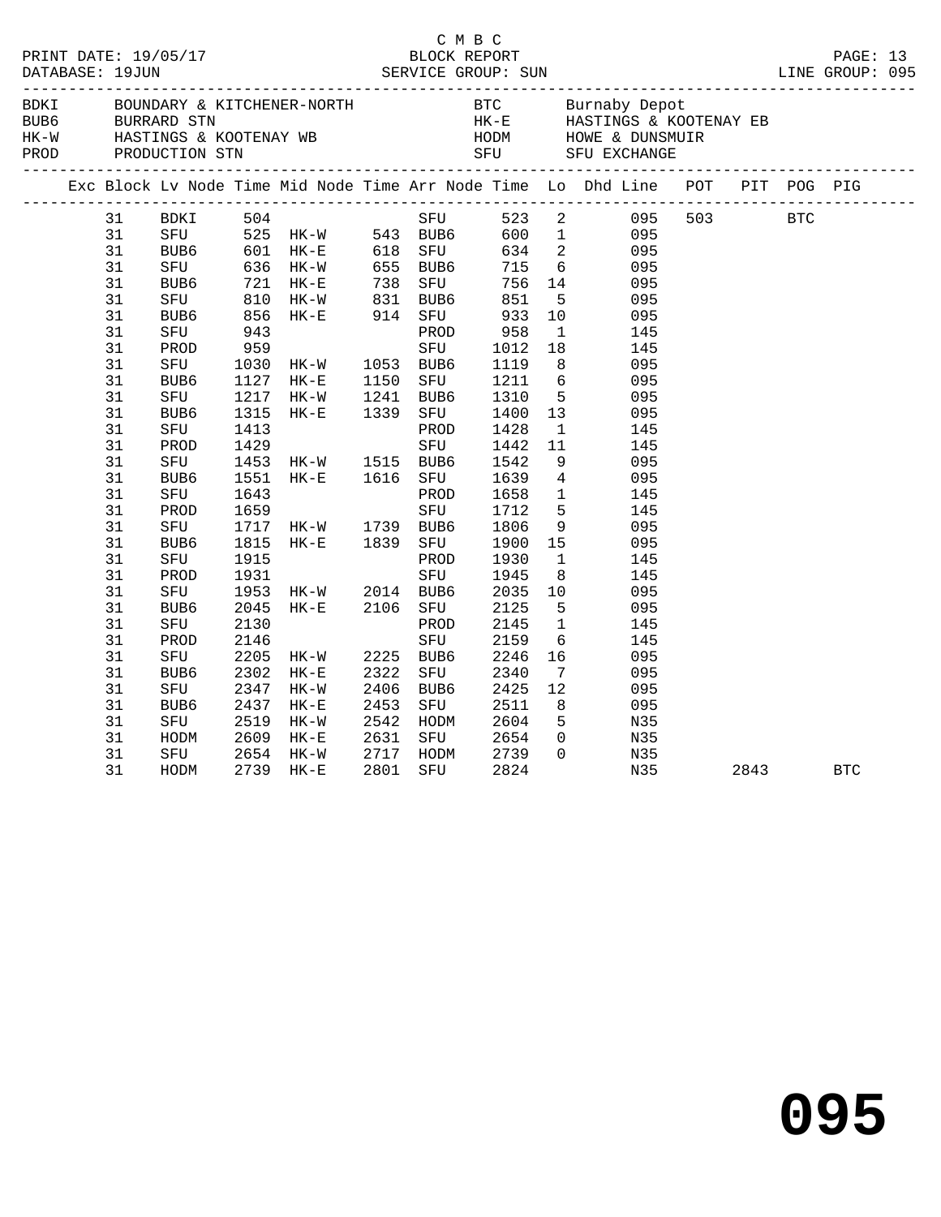C M B C
PRINT DATE: 19/05/17 BLOCK REPORT
DATABASE: 19JUN SERVICE GROUP: SUN LINE GROUP: 095

| | | | |
|---|---|---|---|
| BDKI | BOUNDARY & KITCHENER-NORTH | BTC | Burnaby Depot |
| BUB6 | BURRARD STN | HK-E | HASTINGS & KOOTENAY EB |
| HK-W | HASTINGS & KOOTENAY WB | HODM | HOWE & DUNSMUIR |
| PROD | PRODUCTION STN | SFU | SFU EXCHANGE |

| Exc | Block | Lv Node | Time | Mid Node | Time | Arr Node | Time | Lo | Dhd Line | POT | PIT | POG | PIG |
|---|---|---|---|---|---|---|---|---|---|---|---|---|---|
| | 31 | BDKI | 504 | | | SFU | 523 | 2 | 095 | 503 | | BTC | |
| | 31 | SFU | 525 | HK-W | 543 | BUB6 | 600 | 1 | 095 | | | | |
| | 31 | BUB6 | 601 | HK-E | 618 | SFU | 634 | 2 | 095 | | | | |
| | 31 | SFU | 636 | HK-W | 655 | BUB6 | 715 | 6 | 095 | | | | |
| | 31 | BUB6 | 721 | HK-E | 738 | SFU | 756 | 14 | 095 | | | | |
| | 31 | SFU | 810 | HK-W | 831 | BUB6 | 851 | 5 | 095 | | | | |
| | 31 | BUB6 | 856 | HK-E | 914 | SFU | 933 | 10 | 095 | | | | |
| | 31 | SFU | 943 | | | PROD | 958 | 1 | 145 | | | | |
| | 31 | PROD | 959 | | | SFU | 1012 | 18 | 145 | | | | |
| | 31 | SFU | 1030 | HK-W | 1053 | BUB6 | 1119 | 8 | 095 | | | | |
| | 31 | BUB6 | 1127 | HK-E | 1150 | SFU | 1211 | 6 | 095 | | | | |
| | 31 | SFU | 1217 | HK-W | 1241 | BUB6 | 1310 | 5 | 095 | | | | |
| | 31 | BUB6 | 1315 | HK-E | 1339 | SFU | 1400 | 13 | 095 | | | | |
| | 31 | SFU | 1413 | | | PROD | 1428 | 1 | 145 | | | | |
| | 31 | PROD | 1429 | | | SFU | 1442 | 11 | 145 | | | | |
| | 31 | SFU | 1453 | HK-W | 1515 | BUB6 | 1542 | 9 | 095 | | | | |
| | 31 | BUB6 | 1551 | HK-E | 1616 | SFU | 1639 | 4 | 095 | | | | |
| | 31 | SFU | 1643 | | | PROD | 1658 | 1 | 145 | | | | |
| | 31 | PROD | 1659 | | | SFU | 1712 | 5 | 145 | | | | |
| | 31 | SFU | 1717 | HK-W | 1739 | BUB6 | 1806 | 9 | 095 | | | | |
| | 31 | BUB6 | 1815 | HK-E | 1839 | SFU | 1900 | 15 | 095 | | | | |
| | 31 | SFU | 1915 | | | PROD | 1930 | 1 | 145 | | | | |
| | 31 | PROD | 1931 | | | SFU | 1945 | 8 | 145 | | | | |
| | 31 | SFU | 1953 | HK-W | 2014 | BUB6 | 2035 | 10 | 095 | | | | |
| | 31 | BUB6 | 2045 | HK-E | 2106 | SFU | 2125 | 5 | 095 | | | | |
| | 31 | SFU | 2130 | | | PROD | 2145 | 1 | 145 | | | | |
| | 31 | PROD | 2146 | | | SFU | 2159 | 6 | 145 | | | | |
| | 31 | SFU | 2205 | HK-W | 2225 | BUB6 | 2246 | 16 | 095 | | | | |
| | 31 | BUB6 | 2302 | HK-E | 2322 | SFU | 2340 | 7 | 095 | | | | |
| | 31 | SFU | 2347 | HK-W | 2406 | BUB6 | 2425 | 12 | 095 | | | | |
| | 31 | BUB6 | 2437 | HK-E | 2453 | SFU | 2511 | 8 | 095 | | | | |
| | 31 | SFU | 2519 | HK-W | 2542 | HODM | 2604 | 5 | N35 | | | | |
| | 31 | HODM | 2609 | HK-E | 2631 | SFU | 2654 | 0 | N35 | | | | |
| | 31 | SFU | 2654 | HK-W | 2717 | HODM | 2739 | 0 | N35 | | | | |
| | 31 | HODM | 2739 | HK-E | 2801 | SFU | 2824 | | N35 | | 2843 | | BTC |

# 095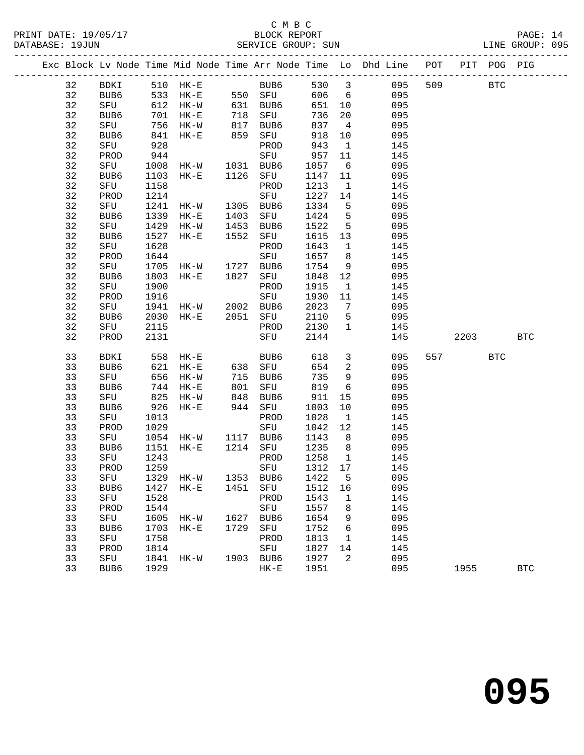C M B C
BLOCK REPORT
SERVICE GROUP: SUN

PRINT DATE: 19/05/17
DATABASE: 19JUN
LINE GROUP: 095

| Exc | Block | Lv Node | Time | Mid Node | Time | Arr Node | Time | Lo | Dhd Line | POT | PIT | POG | PIG |
|---|---|---|---|---|---|---|---|---|---|---|---|---|---|
| | 32 | BDKI | 510 | HK-E | | BUB6 | 530 | 3 | 095 | 509 | | BTC | |
| | 32 | BUB6 | 533 | HK-E | 550 | SFU | 606 | 6 | 095 | | | | |
| | 32 | SFU | 612 | HK-W | 631 | BUB6 | 651 | 10 | 095 | | | | |
| | 32 | BUB6 | 701 | HK-E | 718 | SFU | 736 | 20 | 095 | | | | |
| | 32 | SFU | 756 | HK-W | 817 | BUB6 | 837 | 4 | 095 | | | | |
| | 32 | BUB6 | 841 | HK-E | 859 | SFU | 918 | 10 | 095 | | | | |
| | 32 | SFU | 928 | | | PROD | 943 | 1 | 145 | | | | |
| | 32 | PROD | 944 | | | SFU | 957 | 11 | 145 | | | | |
| | 32 | SFU | 1008 | HK-W | 1031 | BUB6 | 1057 | 6 | 095 | | | | |
| | 32 | BUB6 | 1103 | HK-E | 1126 | SFU | 1147 | 11 | 095 | | | | |
| | 32 | SFU | 1158 | | | PROD | 1213 | 1 | 145 | | | | |
| | 32 | PROD | 1214 | | | SFU | 1227 | 14 | 145 | | | | |
| | 32 | SFU | 1241 | HK-W | 1305 | BUB6 | 1334 | 5 | 095 | | | | |
| | 32 | BUB6 | 1339 | HK-E | 1403 | SFU | 1424 | 5 | 095 | | | | |
| | 32 | SFU | 1429 | HK-W | 1453 | BUB6 | 1522 | 5 | 095 | | | | |
| | 32 | BUB6 | 1527 | HK-E | 1552 | SFU | 1615 | 13 | 095 | | | | |
| | 32 | SFU | 1628 | | | PROD | 1643 | 1 | 145 | | | | |
| | 32 | PROD | 1644 | | | SFU | 1657 | 8 | 145 | | | | |
| | 32 | SFU | 1705 | HK-W | 1727 | BUB6 | 1754 | 9 | 095 | | | | |
| | 32 | BUB6 | 1803 | HK-E | 1827 | SFU | 1848 | 12 | 095 | | | | |
| | 32 | SFU | 1900 | | | PROD | 1915 | 1 | 145 | | | | |
| | 32 | PROD | 1916 | | | SFU | 1930 | 11 | 145 | | | | |
| | 32 | SFU | 1941 | HK-W | 2002 | BUB6 | 2023 | 7 | 095 | | | | |
| | 32 | BUB6 | 2030 | HK-E | 2051 | SFU | 2110 | 5 | 095 | | | | |
| | 32 | SFU | 2115 | | | PROD | 2130 | 1 | 145 | | | | |
| | 32 | PROD | 2131 | | | SFU | 2144 | | 145 | | 2203 | | BTC |
| | 33 | BDKI | 558 | HK-E | | BUB6 | 618 | 3 | 095 | 557 | | BTC | |
| | 33 | BUB6 | 621 | HK-E | 638 | SFU | 654 | 2 | 095 | | | | |
| | 33 | SFU | 656 | HK-W | 715 | BUB6 | 735 | 9 | 095 | | | | |
| | 33 | BUB6 | 744 | HK-E | 801 | SFU | 819 | 6 | 095 | | | | |
| | 33 | SFU | 825 | HK-W | 848 | BUB6 | 911 | 15 | 095 | | | | |
| | 33 | BUB6 | 926 | HK-E | 944 | SFU | 1003 | 10 | 095 | | | | |
| | 33 | SFU | 1013 | | | PROD | 1028 | 1 | 145 | | | | |
| | 33 | PROD | 1029 | | | SFU | 1042 | 12 | 145 | | | | |
| | 33 | SFU | 1054 | HK-W | 1117 | BUB6 | 1143 | 8 | 095 | | | | |
| | 33 | BUB6 | 1151 | HK-E | 1214 | SFU | 1235 | 8 | 095 | | | | |
| | 33 | SFU | 1243 | | | PROD | 1258 | 1 | 145 | | | | |
| | 33 | PROD | 1259 | | | SFU | 1312 | 17 | 145 | | | | |
| | 33 | SFU | 1329 | HK-W | 1353 | BUB6 | 1422 | 5 | 095 | | | | |
| | 33 | BUB6 | 1427 | HK-E | 1451 | SFU | 1512 | 16 | 095 | | | | |
| | 33 | SFU | 1528 | | | PROD | 1543 | 1 | 145 | | | | |
| | 33 | PROD | 1544 | | | SFU | 1557 | 8 | 145 | | | | |
| | 33 | SFU | 1605 | HK-W | 1627 | BUB6 | 1654 | 9 | 095 | | | | |
| | 33 | BUB6 | 1703 | HK-E | 1729 | SFU | 1752 | 6 | 095 | | | | |
| | 33 | SFU | 1758 | | | PROD | 1813 | 1 | 145 | | | | |
| | 33 | PROD | 1814 | | | SFU | 1827 | 14 | 145 | | | | |
| | 33 | SFU | 1841 | HK-W | 1903 | BUB6 | 1927 | 2 | 095 | | | | |
| | 33 | BUB6 | 1929 | | | HK-E | 1951 | | 095 | | 1955 | | BTC |

**095**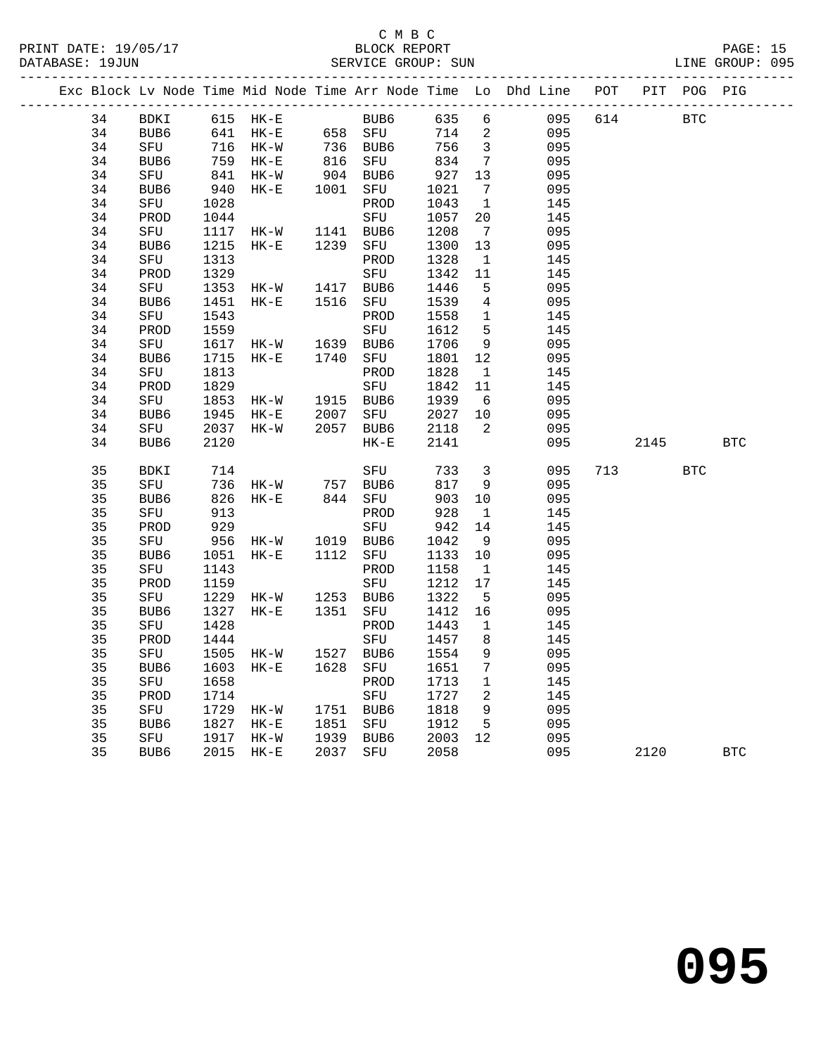C M B C
BLOCK REPORT
SERVICE GROUP: SUN

PRINT DATE: 19/05/17
DATABASE: 19JUN
LINE GROUP: 095

| Exc | Block | Lv Node | Time | Mid Node | Time | Arr Node | Time | Lo | Dhd Line | POT | PIT | POG | PIG |
|---|---|---|---|---|---|---|---|---|---|---|---|---|---|
| | 34 | BDKI | 615 | HK-E | | BUB6 | 635 | 6 | 095 | 614 | | BTC | |
| | 34 | BUB6 | 641 | HK-E | 658 | SFU | 714 | 2 | 095 | | | | |
| | 34 | SFU | 716 | HK-W | 736 | BUB6 | 756 | 3 | 095 | | | | |
| | 34 | BUB6 | 759 | HK-E | 816 | SFU | 834 | 7 | 095 | | | | |
| | 34 | SFU | 841 | HK-W | 904 | BUB6 | 927 | 13 | 095 | | | | |
| | 34 | BUB6 | 940 | HK-E | 1001 | SFU | 1021 | 7 | 095 | | | | |
| | 34 | SFU | 1028 | | | PROD | 1043 | 1 | 145 | | | | |
| | 34 | PROD | 1044 | | | SFU | 1057 | 20 | 145 | | | | |
| | 34 | SFU | 1117 | HK-W | 1141 | BUB6 | 1208 | 7 | 095 | | | | |
| | 34 | BUB6 | 1215 | HK-E | 1239 | SFU | 1300 | 13 | 095 | | | | |
| | 34 | SFU | 1313 | | | PROD | 1328 | 1 | 145 | | | | |
| | 34 | PROD | 1329 | | | SFU | 1342 | 11 | 145 | | | | |
| | 34 | SFU | 1353 | HK-W | 1417 | BUB6 | 1446 | 5 | 095 | | | | |
| | 34 | BUB6 | 1451 | HK-E | 1516 | SFU | 1539 | 4 | 095 | | | | |
| | 34 | SFU | 1543 | | | PROD | 1558 | 1 | 145 | | | | |
| | 34 | PROD | 1559 | | | SFU | 1612 | 5 | 145 | | | | |
| | 34 | SFU | 1617 | HK-W | 1639 | BUB6 | 1706 | 9 | 095 | | | | |
| | 34 | BUB6 | 1715 | HK-E | 1740 | SFU | 1801 | 12 | 095 | | | | |
| | 34 | SFU | 1813 | | | PROD | 1828 | 1 | 145 | | | | |
| | 34 | PROD | 1829 | | | SFU | 1842 | 11 | 145 | | | | |
| | 34 | SFU | 1853 | HK-W | 1915 | BUB6 | 1939 | 6 | 095 | | | | |
| | 34 | BUB6 | 1945 | HK-E | 2007 | SFU | 2027 | 10 | 095 | | | | |
| | 34 | SFU | 2037 | HK-W | 2057 | BUB6 | 2118 | 2 | 095 | | | | |
| | 34 | BUB6 | 2120 | | | HK-E | 2141 | | 095 | | 2145 | | BTC |
| | 35 | BDKI | 714 | | | SFU | 733 | 3 | 095 | 713 | | BTC | |
| | 35 | SFU | 736 | HK-W | 757 | BUB6 | 817 | 9 | 095 | | | | |
| | 35 | BUB6 | 826 | HK-E | 844 | SFU | 903 | 10 | 095 | | | | |
| | 35 | SFU | 913 | | | PROD | 928 | 1 | 145 | | | | |
| | 35 | PROD | 929 | | | SFU | 942 | 14 | 145 | | | | |
| | 35 | SFU | 956 | HK-W | 1019 | BUB6 | 1042 | 9 | 095 | | | | |
| | 35 | BUB6 | 1051 | HK-E | 1112 | SFU | 1133 | 10 | 095 | | | | |
| | 35 | SFU | 1143 | | | PROD | 1158 | 1 | 145 | | | | |
| | 35 | PROD | 1159 | | | SFU | 1212 | 17 | 145 | | | | |
| | 35 | SFU | 1229 | HK-W | 1253 | BUB6 | 1322 | 5 | 095 | | | | |
| | 35 | BUB6 | 1327 | HK-E | 1351 | SFU | 1412 | 16 | 095 | | | | |
| | 35 | SFU | 1428 | | | PROD | 1443 | 1 | 145 | | | | |
| | 35 | PROD | 1444 | | | SFU | 1457 | 8 | 145 | | | | |
| | 35 | SFU | 1505 | HK-W | 1527 | BUB6 | 1554 | 9 | 095 | | | | |
| | 35 | BUB6 | 1603 | HK-E | 1628 | SFU | 1651 | 7 | 095 | | | | |
| | 35 | SFU | 1658 | | | PROD | 1713 | 1 | 145 | | | | |
| | 35 | PROD | 1714 | | | SFU | 1727 | 2 | 145 | | | | |
| | 35 | SFU | 1729 | HK-W | 1751 | BUB6 | 1818 | 9 | 095 | | | | |
| | 35 | BUB6 | 1827 | HK-E | 1851 | SFU | 1912 | 5 | 095 | | | | |
| | 35 | SFU | 1917 | HK-W | 1939 | BUB6 | 2003 | 12 | 095 | | | | |
| | 35 | BUB6 | 2015 | HK-E | 2037 | SFU | 2058 | | 095 | | 2120 | | BTC |

# 095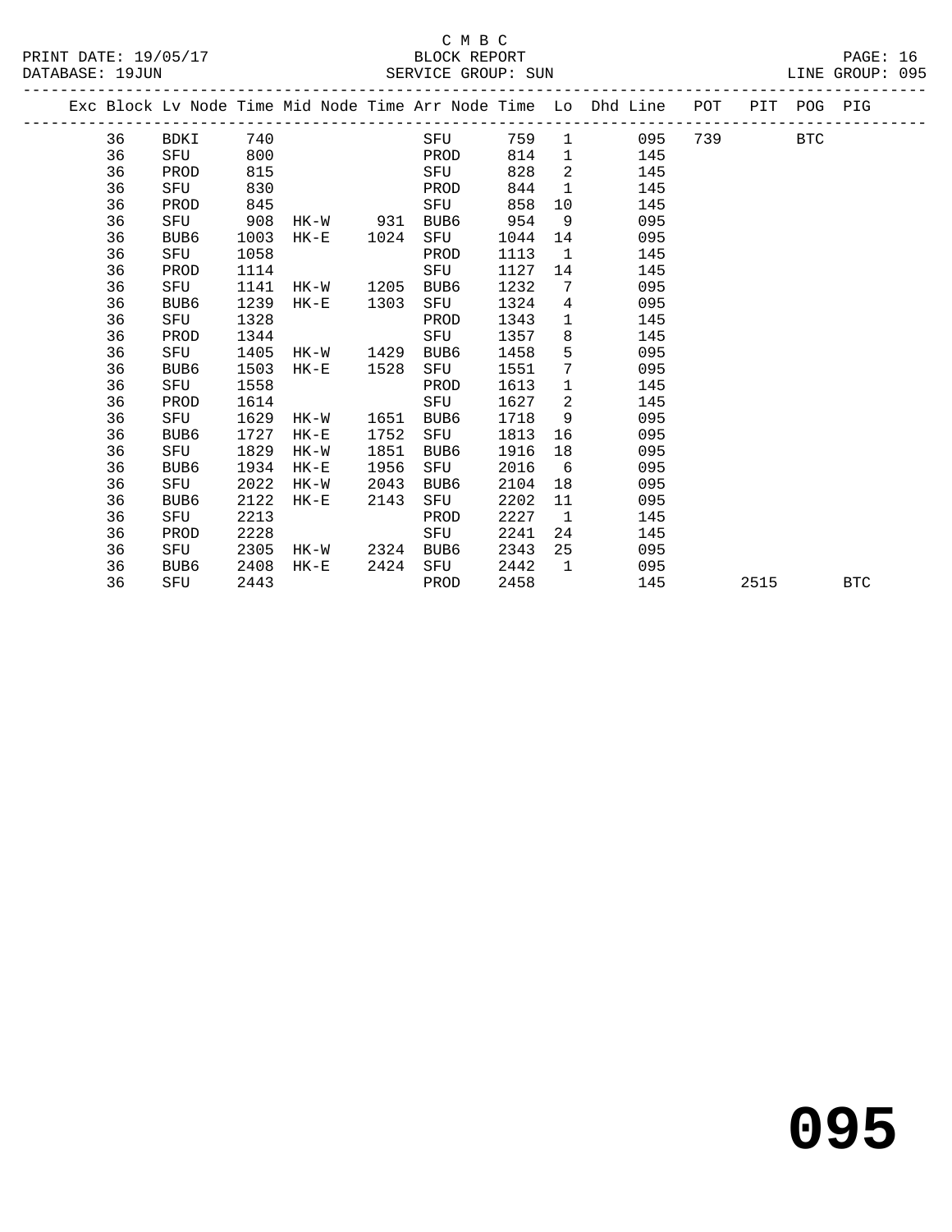C M B C

BLOCK REPORT

SERVICE GROUP: SUN

PRINT DATE: 19/05/17

DATABASE: 19JUN

LINE GROUP: 095

| Exc | Block | Lv | Node | Time | Mid Node | Time | Arr Node | Time | Lo | Dhd Line | POT | PIT | POG | PIG |
|---|---|---|---|---|---|---|---|---|---|---|---|---|---|---|
| | 36 | | BDKI | 740 | | | SFU | 759 | 1 | 095 | 739 | | BTC | |
| | 36 | | SFU | 800 | | | PROD | 814 | 1 | 145 | | | | |
| | 36 | | PROD | 815 | | | SFU | 828 | 2 | 145 | | | | |
| | 36 | | SFU | 830 | | | PROD | 844 | 1 | 145 | | | | |
| | 36 | | PROD | 845 | | | SFU | 858 | 10 | 145 | | | | |
| | 36 | | SFU | 908 | HK-W | 931 | BUB6 | 954 | 9 | 095 | | | | |
| | 36 | | BUB6 | 1003 | HK-E | 1024 | SFU | 1044 | 14 | 095 | | | | |
| | 36 | | SFU | 1058 | | | PROD | 1113 | 1 | 145 | | | | |
| | 36 | | PROD | 1114 | | | SFU | 1127 | 14 | 145 | | | | |
| | 36 | | SFU | 1141 | HK-W | 1205 | BUB6 | 1232 | 7 | 095 | | | | |
| | 36 | | BUB6 | 1239 | HK-E | 1303 | SFU | 1324 | 4 | 095 | | | | |
| | 36 | | SFU | 1328 | | | PROD | 1343 | 1 | 145 | | | | |
| | 36 | | PROD | 1344 | | | SFU | 1357 | 8 | 145 | | | | |
| | 36 | | SFU | 1405 | HK-W | 1429 | BUB6 | 1458 | 5 | 095 | | | | |
| | 36 | | BUB6 | 1503 | HK-E | 1528 | SFU | 1551 | 7 | 095 | | | | |
| | 36 | | SFU | 1558 | | | PROD | 1613 | 1 | 145 | | | | |
| | 36 | | PROD | 1614 | | | SFU | 1627 | 2 | 145 | | | | |
| | 36 | | SFU | 1629 | HK-W | 1651 | BUB6 | 1718 | 9 | 095 | | | | |
| | 36 | | BUB6 | 1727 | HK-E | 1752 | SFU | 1813 | 16 | 095 | | | | |
| | 36 | | SFU | 1829 | HK-W | 1851 | BUB6 | 1916 | 18 | 095 | | | | |
| | 36 | | BUB6 | 1934 | HK-E | 1956 | SFU | 2016 | 6 | 095 | | | | |
| | 36 | | SFU | 2022 | HK-W | 2043 | BUB6 | 2104 | 18 | 095 | | | | |
| | 36 | | BUB6 | 2122 | HK-E | 2143 | SFU | 2202 | 11 | 095 | | | | |
| | 36 | | SFU | 2213 | | | PROD | 2227 | 1 | 145 | | | | |
| | 36 | | PROD | 2228 | | | SFU | 2241 | 24 | 145 | | | | |
| | 36 | | SFU | 2305 | HK-W | 2324 | BUB6 | 2343 | 25 | 095 | | | | |
| | 36 | | BUB6 | 2408 | HK-E | 2424 | SFU | 2442 | 1 | 095 | | | | |
| | 36 | | SFU | 2443 | | | PROD | 2458 | | 145 | | 2515 | | BTC |

095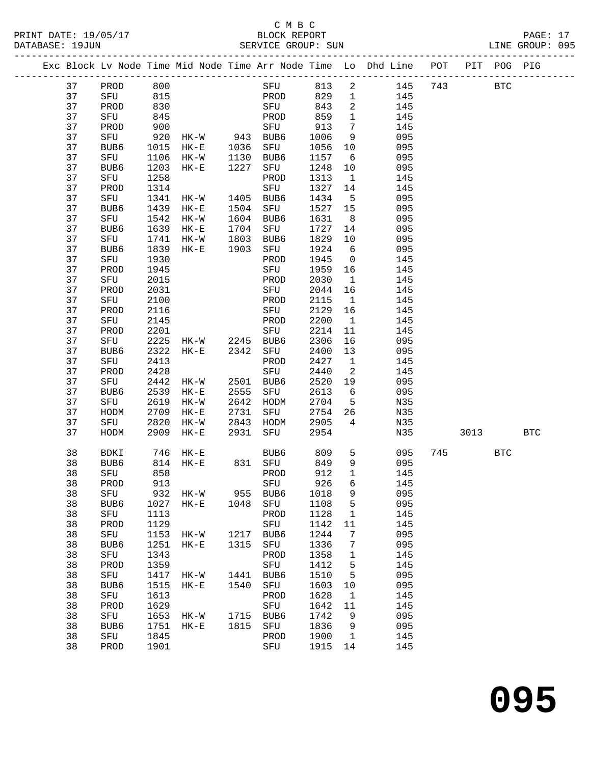C M B C

PRINT DATE: 19/05/17 BLOCK REPORT

DATABASE: 19JUN SERVICE GROUP: SUN LINE GROUP: 095

| Exc | Block | Lv | Node | Time | Mid Node | Time | Arr Node | Time | Lo | Dhd Line | POT | PIT | POG | PIG |
|---|---|---|---|---|---|---|---|---|---|---|---|---|---|---|
| | 37 | | PROD | 800 | | | SFU | 813 | 2 | 145 | 743 | | BTC | |
| | 37 | | SFU | 815 | | | PROD | 829 | 1 | 145 | | | | |
| | 37 | | PROD | 830 | | | SFU | 843 | 2 | 145 | | | | |
| | 37 | | SFU | 845 | | | PROD | 859 | 1 | 145 | | | | |
| | 37 | | PROD | 900 | | | SFU | 913 | 7 | 145 | | | | |
| | 37 | | SFU | 920 | HK-W | 943 | BUB6 | 1006 | 9 | 095 | | | | |
| | 37 | | BUB6 | 1015 | HK-E | 1036 | SFU | 1056 | 10 | 095 | | | | |
| | 37 | | SFU | 1106 | HK-W | 1130 | BUB6 | 1157 | 6 | 095 | | | | |
| | 37 | | BUB6 | 1203 | HK-E | 1227 | SFU | 1248 | 10 | 095 | | | | |
| | 37 | | SFU | 1258 | | | PROD | 1313 | 1 | 145 | | | | |
| | 37 | | PROD | 1314 | | | SFU | 1327 | 14 | 145 | | | | |
| | 37 | | SFU | 1341 | HK-W | 1405 | BUB6 | 1434 | 5 | 095 | | | | |
| | 37 | | BUB6 | 1439 | HK-E | 1504 | SFU | 1527 | 15 | 095 | | | | |
| | 37 | | SFU | 1542 | HK-W | 1604 | BUB6 | 1631 | 8 | 095 | | | | |
| | 37 | | BUB6 | 1639 | HK-E | 1704 | SFU | 1727 | 14 | 095 | | | | |
| | 37 | | SFU | 1741 | HK-W | 1803 | BUB6 | 1829 | 10 | 095 | | | | |
| | 37 | | BUB6 | 1839 | HK-E | 1903 | SFU | 1924 | 6 | 095 | | | | |
| | 37 | | SFU | 1930 | | | PROD | 1945 | 0 | 145 | | | | |
| | 37 | | PROD | 1945 | | | SFU | 1959 | 16 | 145 | | | | |
| | 37 | | SFU | 2015 | | | PROD | 2030 | 1 | 145 | | | | |
| | 37 | | PROD | 2031 | | | SFU | 2044 | 16 | 145 | | | | |
| | 37 | | SFU | 2100 | | | PROD | 2115 | 1 | 145 | | | | |
| | 37 | | PROD | 2116 | | | SFU | 2129 | 16 | 145 | | | | |
| | 37 | | SFU | 2145 | | | PROD | 2200 | 1 | 145 | | | | |
| | 37 | | PROD | 2201 | | | SFU | 2214 | 11 | 145 | | | | |
| | 37 | | SFU | 2225 | HK-W | 2245 | BUB6 | 2306 | 16 | 095 | | | | |
| | 37 | | BUB6 | 2322 | HK-E | 2342 | SFU | 2400 | 13 | 095 | | | | |
| | 37 | | SFU | 2413 | | | PROD | 2427 | 1 | 145 | | | | |
| | 37 | | PROD | 2428 | | | SFU | 2440 | 2 | 145 | | | | |
| | 37 | | SFU | 2442 | HK-W | 2501 | BUB6 | 2520 | 19 | 095 | | | | |
| | 37 | | BUB6 | 2539 | HK-E | 2555 | SFU | 2613 | 6 | 095 | | | | |
| | 37 | | SFU | 2619 | HK-W | 2642 | HODM | 2704 | 5 | N35 | | | | |
| | 37 | | HODM | 2709 | HK-E | 2731 | SFU | 2754 | 26 | N35 | | | | |
| | 37 | | SFU | 2820 | HK-W | 2843 | HODM | 2905 | 4 | N35 | | | | |
| | 37 | | HODM | 2909 | HK-E | 2931 | SFU | 2954 | | N35 | | 3013 | | BTC |
| | 38 | | BDKI | 746 | HK-E | | BUB6 | 809 | 5 | 095 | 745 | | BTC | |
| | 38 | | BUB6 | 814 | HK-E | 831 | SFU | 849 | 9 | 095 | | | | |
| | 38 | | SFU | 858 | | | PROD | 912 | 1 | 145 | | | | |
| | 38 | | PROD | 913 | | | SFU | 926 | 6 | 145 | | | | |
| | 38 | | SFU | 932 | HK-W | 955 | BUB6 | 1018 | 9 | 095 | | | | |
| | 38 | | BUB6 | 1027 | HK-E | 1048 | SFU | 1108 | 5 | 095 | | | | |
| | 38 | | SFU | 1113 | | | PROD | 1128 | 1 | 145 | | | | |
| | 38 | | PROD | 1129 | | | SFU | 1142 | 11 | 145 | | | | |
| | 38 | | SFU | 1153 | HK-W | 1217 | BUB6 | 1244 | 7 | 095 | | | | |
| | 38 | | BUB6 | 1251 | HK-E | 1315 | SFU | 1336 | 7 | 095 | | | | |
| | 38 | | SFU | 1343 | | | PROD | 1358 | 1 | 145 | | | | |
| | 38 | | PROD | 1359 | | | SFU | 1412 | 5 | 145 | | | | |
| | 38 | | SFU | 1417 | HK-W | 1441 | BUB6 | 1510 | 5 | 095 | | | | |
| | 38 | | BUB6 | 1515 | HK-E | 1540 | SFU | 1603 | 10 | 095 | | | | |
| | 38 | | SFU | 1613 | | | PROD | 1628 | 1 | 145 | | | | |
| | 38 | | PROD | 1629 | | | SFU | 1642 | 11 | 145 | | | | |
| | 38 | | SFU | 1653 | HK-W | 1715 | BUB6 | 1742 | 9 | 095 | | | | |
| | 38 | | BUB6 | 1751 | HK-E | 1815 | SFU | 1836 | 9 | 095 | | | | |
| | 38 | | SFU | 1845 | | | PROD | 1900 | 1 | 145 | | | | |
| | 38 | | PROD | 1901 | | | SFU | 1915 | 14 | 145 | | | | |

**095**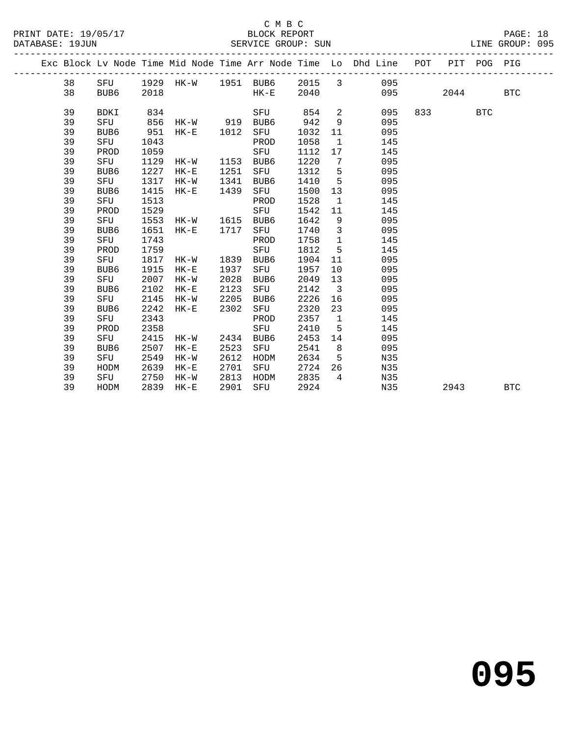C M B C

BLOCK REPORT

SERVICE GROUP: SUN

PRINT DATE: 19/05/17
DATABASE: 19JUN
LINE GROUP: 095

| Exc | Block | Lv Node | Time | Mid Node | Time | Arr Node | Time | Lo | Dhd Line | POT | PIT | POG | PIG |
|---|---|---|---|---|---|---|---|---|---|---|---|---|---|
| | 38 | SFU | 1929 | HK-W | 1951 | BUB6 | 2015 | 3 | 095 | | | | |
| | 38 | BUB6 | 2018 | | | HK-E | 2040 | | 095 | | 2044 | | BTC |
| | 39 | BDKI | 834 | | | SFU | 854 | 2 | 095 | 833 | | BTC | |
| | 39 | SFU | 856 | HK-W | 919 | BUB6 | 942 | 9 | 095 | | | | |
| | 39 | BUB6 | 951 | HK-E | 1012 | SFU | 1032 | 11 | 095 | | | | |
| | 39 | SFU | 1043 | | | PROD | 1058 | 1 | 145 | | | | |
| | 39 | PROD | 1059 | | | SFU | 1112 | 17 | 145 | | | | |
| | 39 | SFU | 1129 | HK-W | 1153 | BUB6 | 1220 | 7 | 095 | | | | |
| | 39 | BUB6 | 1227 | HK-E | 1251 | SFU | 1312 | 5 | 095 | | | | |
| | 39 | SFU | 1317 | HK-W | 1341 | BUB6 | 1410 | 5 | 095 | | | | |
| | 39 | BUB6 | 1415 | HK-E | 1439 | SFU | 1500 | 13 | 095 | | | | |
| | 39 | SFU | 1513 | | | PROD | 1528 | 1 | 145 | | | | |
| | 39 | PROD | 1529 | | | SFU | 1542 | 11 | 145 | | | | |
| | 39 | SFU | 1553 | HK-W | 1615 | BUB6 | 1642 | 9 | 095 | | | | |
| | 39 | BUB6 | 1651 | HK-E | 1717 | SFU | 1740 | 3 | 095 | | | | |
| | 39 | SFU | 1743 | | | PROD | 1758 | 1 | 145 | | | | |
| | 39 | PROD | 1759 | | | SFU | 1812 | 5 | 145 | | | | |
| | 39 | SFU | 1817 | HK-W | 1839 | BUB6 | 1904 | 11 | 095 | | | | |
| | 39 | BUB6 | 1915 | HK-E | 1937 | SFU | 1957 | 10 | 095 | | | | |
| | 39 | SFU | 2007 | HK-W | 2028 | BUB6 | 2049 | 13 | 095 | | | | |
| | 39 | BUB6 | 2102 | HK-E | 2123 | SFU | 2142 | 3 | 095 | | | | |
| | 39 | SFU | 2145 | HK-W | 2205 | BUB6 | 2226 | 16 | 095 | | | | |
| | 39 | BUB6 | 2242 | HK-E | 2302 | SFU | 2320 | 23 | 095 | | | | |
| | 39 | SFU | 2343 | | | PROD | 2357 | 1 | 145 | | | | |
| | 39 | PROD | 2358 | | | SFU | 2410 | 5 | 145 | | | | |
| | 39 | SFU | 2415 | HK-W | 2434 | BUB6 | 2453 | 14 | 095 | | | | |
| | 39 | BUB6 | 2507 | HK-E | 2523 | SFU | 2541 | 8 | 095 | | | | |
| | 39 | SFU | 2549 | HK-W | 2612 | HODM | 2634 | 5 | N35 | | | | |
| | 39 | HODM | 2639 | HK-E | 2701 | SFU | 2724 | 26 | N35 | | | | |
| | 39 | SFU | 2750 | HK-W | 2813 | HODM | 2835 | 4 | N35 | | | | |
| | 39 | HODM | 2839 | HK-E | 2901 | SFU | 2924 | | N35 | | 2943 | | BTC |

# 095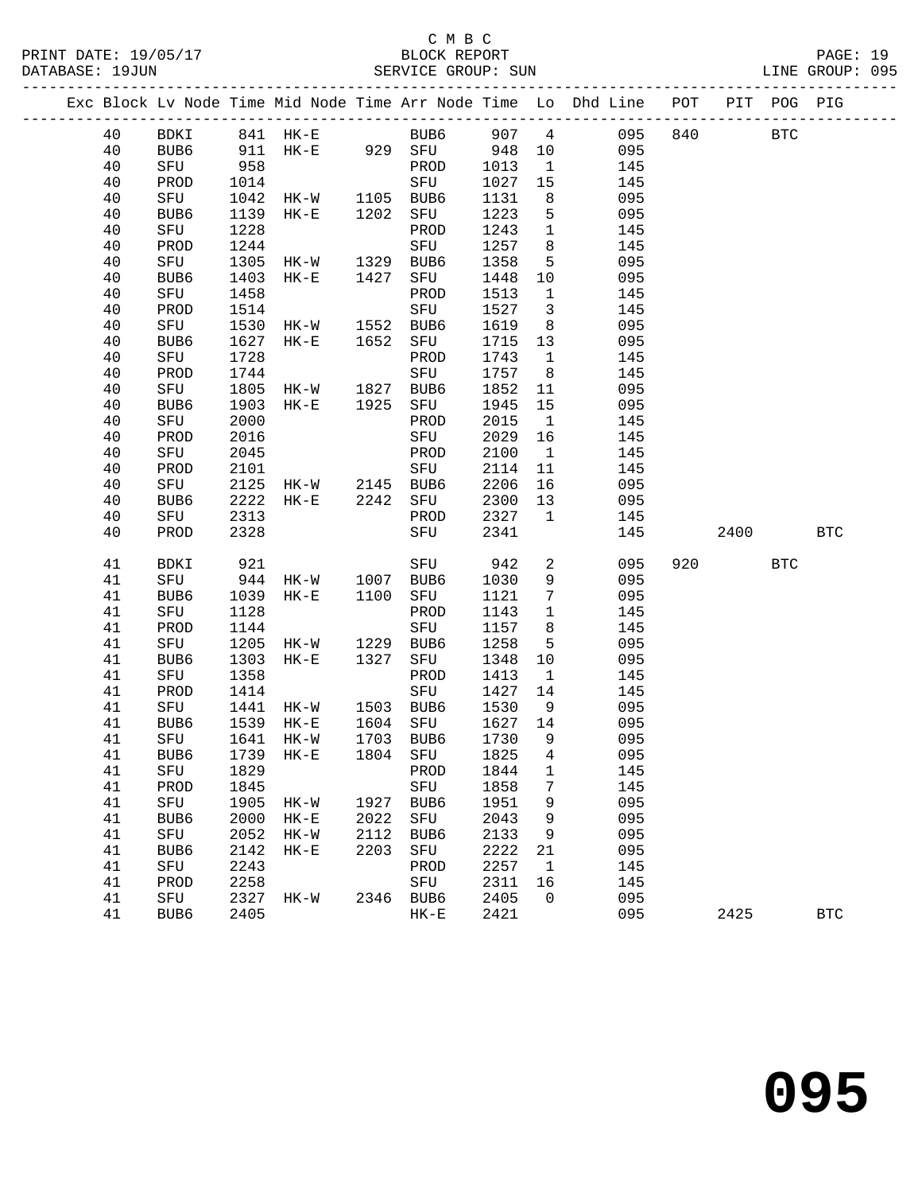C M B C
BLOCK REPORT
SERVICE GROUP: SUN

PRINT DATE: 19/05/17
DATABASE: 19JUN
LINE GROUP: 095

| Exc | Block | Lv | Node | Time | Mid Node | Time | Arr Node | Time | Lo | Dhd Line | POT | PIT | POG | PIG |
|---|---|---|---|---|---|---|---|---|---|---|---|---|---|---|
| | 40 | | BDKI | 841 | HK-E | | BUB6 | 907 | 4 | 095 | 840 | | BTC | |
| | 40 | | BUB6 | 911 | HK-E | 929 | SFU | 948 | 10 | 095 | | | | |
| | 40 | | SFU | 958 | | | PROD | 1013 | 1 | 145 | | | | |
| | 40 | | PROD | 1014 | | | SFU | 1027 | 15 | 145 | | | | |
| | 40 | | SFU | 1042 | HK-W | 1105 | BUB6 | 1131 | 8 | 095 | | | | |
| | 40 | | BUB6 | 1139 | HK-E | 1202 | SFU | 1223 | 5 | 095 | | | | |
| | 40 | | SFU | 1228 | | | PROD | 1243 | 1 | 145 | | | | |
| | 40 | | PROD | 1244 | | | SFU | 1257 | 8 | 145 | | | | |
| | 40 | | SFU | 1305 | HK-W | 1329 | BUB6 | 1358 | 5 | 095 | | | | |
| | 40 | | BUB6 | 1403 | HK-E | 1427 | SFU | 1448 | 10 | 095 | | | | |
| | 40 | | SFU | 1458 | | | PROD | 1513 | 1 | 145 | | | | |
| | 40 | | PROD | 1514 | | | SFU | 1527 | 3 | 145 | | | | |
| | 40 | | SFU | 1530 | HK-W | 1552 | BUB6 | 1619 | 8 | 095 | | | | |
| | 40 | | BUB6 | 1627 | HK-E | 1652 | SFU | 1715 | 13 | 095 | | | | |
| | 40 | | SFU | 1728 | | | PROD | 1743 | 1 | 145 | | | | |
| | 40 | | PROD | 1744 | | | SFU | 1757 | 8 | 145 | | | | |
| | 40 | | SFU | 1805 | HK-W | 1827 | BUB6 | 1852 | 11 | 095 | | | | |
| | 40 | | BUB6 | 1903 | HK-E | 1925 | SFU | 1945 | 15 | 095 | | | | |
| | 40 | | SFU | 2000 | | | PROD | 2015 | 1 | 145 | | | | |
| | 40 | | PROD | 2016 | | | SFU | 2029 | 16 | 145 | | | | |
| | 40 | | SFU | 2045 | | | PROD | 2100 | 1 | 145 | | | | |
| | 40 | | PROD | 2101 | | | SFU | 2114 | 11 | 145 | | | | |
| | 40 | | SFU | 2125 | HK-W | 2145 | BUB6 | 2206 | 16 | 095 | | | | |
| | 40 | | BUB6 | 2222 | HK-E | 2242 | SFU | 2300 | 13 | 095 | | | | |
| | 40 | | SFU | 2313 | | | PROD | 2327 | 1 | 145 | | | | |
| | 40 | | PROD | 2328 | | | SFU | 2341 | | 145 | | 2400 | | BTC |
| | 41 | | BDKI | 921 | | | SFU | 942 | 2 | 095 | 920 | | BTC | |
| | 41 | | SFU | 944 | HK-W | 1007 | BUB6 | 1030 | 9 | 095 | | | | |
| | 41 | | BUB6 | 1039 | HK-E | 1100 | SFU | 1121 | 7 | 095 | | | | |
| | 41 | | SFU | 1128 | | | PROD | 1143 | 1 | 145 | | | | |
| | 41 | | PROD | 1144 | | | SFU | 1157 | 8 | 145 | | | | |
| | 41 | | SFU | 1205 | HK-W | 1229 | BUB6 | 1258 | 5 | 095 | | | | |
| | 41 | | BUB6 | 1303 | HK-E | 1327 | SFU | 1348 | 10 | 095 | | | | |
| | 41 | | SFU | 1358 | | | PROD | 1413 | 1 | 145 | | | | |
| | 41 | | PROD | 1414 | | | SFU | 1427 | 14 | 145 | | | | |
| | 41 | | SFU | 1441 | HK-W | 1503 | BUB6 | 1530 | 9 | 095 | | | | |
| | 41 | | BUB6 | 1539 | HK-E | 1604 | SFU | 1627 | 14 | 095 | | | | |
| | 41 | | SFU | 1641 | HK-W | 1703 | BUB6 | 1730 | 9 | 095 | | | | |
| | 41 | | BUB6 | 1739 | HK-E | 1804 | SFU | 1825 | 4 | 095 | | | | |
| | 41 | | SFU | 1829 | | | PROD | 1844 | 1 | 145 | | | | |
| | 41 | | PROD | 1845 | | | SFU | 1858 | 7 | 145 | | | | |
| | 41 | | SFU | 1905 | HK-W | 1927 | BUB6 | 1951 | 9 | 095 | | | | |
| | 41 | | BUB6 | 2000 | HK-E | 2022 | SFU | 2043 | 9 | 095 | | | | |
| | 41 | | SFU | 2052 | HK-W | 2112 | BUB6 | 2133 | 9 | 095 | | | | |
| | 41 | | BUB6 | 2142 | HK-E | 2203 | SFU | 2222 | 21 | 095 | | | | |
| | 41 | | SFU | 2243 | | | PROD | 2257 | 1 | 145 | | | | |
| | 41 | | PROD | 2258 | | | SFU | 2311 | 16 | 145 | | | | |
| | 41 | | SFU | 2327 | HK-W | 2346 | BUB6 | 2405 | 0 | 095 | | | | |
| | 41 | | BUB6 | 2405 | | | HK-E | 2421 | | 095 | | 2425 | | BTC |

**095**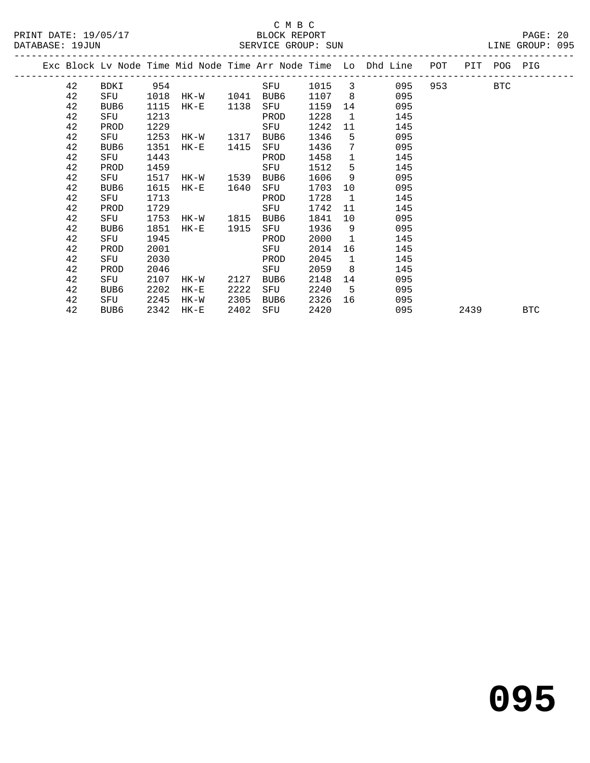C M B C
BLOCK REPORT
SERVICE GROUP: SUN

PRINT DATE: 19/05/17
DATABASE: 19JUN
LINE GROUP: 095

| Exc | Block | Lv | Node | Time | Mid Node | Time | Arr Node | Time | Lo | Dhd Line | POT | PIT | POG | PIG |
|---|---|---|---|---|---|---|---|---|---|---|---|---|---|---|
| | 42 | | BDKI | 954 | | | SFU | 1015 | 3 | 095 | 953 | | BTC | |
| | 42 | | SFU | 1018 | HK-W | 1041 | BUB6 | 1107 | 8 | 095 | | | | |
| | 42 | | BUB6 | 1115 | HK-E | 1138 | SFU | 1159 | 14 | 095 | | | | |
| | 42 | | SFU | 1213 | | | PROD | 1228 | 1 | 145 | | | | |
| | 42 | | PROD | 1229 | | | SFU | 1242 | 11 | 145 | | | | |
| | 42 | | SFU | 1253 | HK-W | 1317 | BUB6 | 1346 | 5 | 095 | | | | |
| | 42 | | BUB6 | 1351 | HK-E | 1415 | SFU | 1436 | 7 | 095 | | | | |
| | 42 | | SFU | 1443 | | | PROD | 1458 | 1 | 145 | | | | |
| | 42 | | PROD | 1459 | | | SFU | 1512 | 5 | 145 | | | | |
| | 42 | | SFU | 1517 | HK-W | 1539 | BUB6 | 1606 | 9 | 095 | | | | |
| | 42 | | BUB6 | 1615 | HK-E | 1640 | SFU | 1703 | 10 | 095 | | | | |
| | 42 | | SFU | 1713 | | | PROD | 1728 | 1 | 145 | | | | |
| | 42 | | PROD | 1729 | | | SFU | 1742 | 11 | 145 | | | | |
| | 42 | | SFU | 1753 | HK-W | 1815 | BUB6 | 1841 | 10 | 095 | | | | |
| | 42 | | BUB6 | 1851 | HK-E | 1915 | SFU | 1936 | 9 | 095 | | | | |
| | 42 | | SFU | 1945 | | | PROD | 2000 | 1 | 145 | | | | |
| | 42 | | PROD | 2001 | | | SFU | 2014 | 16 | 145 | | | | |
| | 42 | | SFU | 2030 | | | PROD | 2045 | 1 | 145 | | | | |
| | 42 | | PROD | 2046 | | | SFU | 2059 | 8 | 145 | | | | |
| | 42 | | SFU | 2107 | HK-W | 2127 | BUB6 | 2148 | 14 | 095 | | | | |
| | 42 | | BUB6 | 2202 | HK-E | 2222 | SFU | 2240 | 5 | 095 | | | | |
| | 42 | | SFU | 2245 | HK-W | 2305 | BUB6 | 2326 | 16 | 095 | | | | |
| | 42 | | BUB6 | 2342 | HK-E | 2402 | SFU | 2420 | | 095 | | 2439 | | BTC |

**095**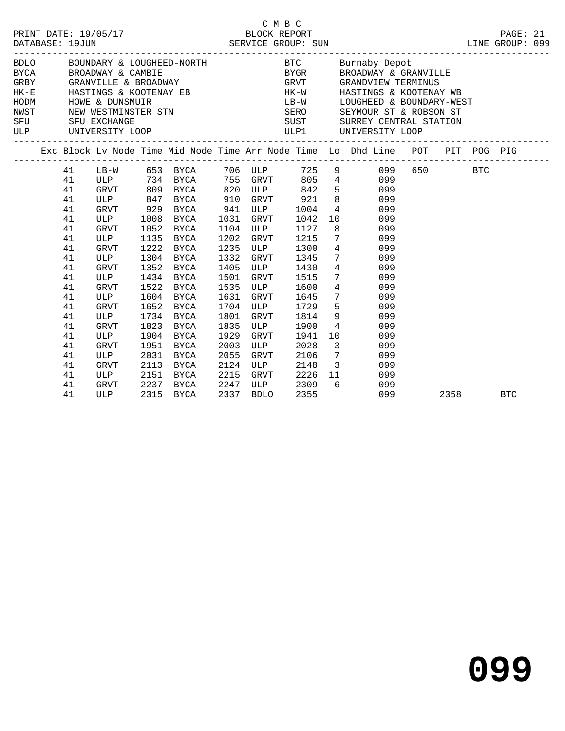C M B C

PRINT DATE: 19/05/17 BLOCK REPORT
DATABASE: 19JUN SERVICE GROUP: SUN LINE GROUP: 099

| Code | Description | Code | Description |
|---|---|---|---|
| BDLO | BOUNDARY & LOUGHEED-NORTH | BTC | Burnaby Depot |
| BYCA | BROADWAY & CAMBIE | BYGR | BROADWAY & GRANVILLE |
| GRBY | GRANVILLE & BROADWAY | GRVT | GRANDVIEW TERMINUS |
| HK-E | HASTINGS & KOOTENAY EB | HK-W | HASTINGS & KOOTENAY WB |
| HODM | HOWE & DUNSMUIR | LB-W | LOUGHEED & BOUNDARY-WEST |
| NWST | NEW WESTMINSTER STN | SERO | SEYMOUR ST & ROBSON ST |
| SFU | SFU EXCHANGE | SUST | SURREY CENTRAL STATION |
| ULP | UNIVERSITY LOOP | ULP1 | UNIVERSITY LOOP |

| Exc | Block | Lv Node | Time | Mid Node | Time | Arr Node | Time | Lo | Dhd | Line | POT | PIT | POG | PIG |
|---|---|---|---|---|---|---|---|---|---|---|---|---|---|---|
| | 41 | LB-W | 653 | BYCA | 706 | ULP | 725 | 9 | | 099 | 650 | | BTC | |
| | 41 | ULP | 734 | BYCA | 755 | GRVT | 805 | 4 | | 099 | | | | |
| | 41 | GRVT | 809 | BYCA | 820 | ULP | 842 | 5 | | 099 | | | | |
| | 41 | ULP | 847 | BYCA | 910 | GRVT | 921 | 8 | | 099 | | | | |
| | 41 | GRVT | 929 | BYCA | 941 | ULP | 1004 | 4 | | 099 | | | | |
| | 41 | ULP | 1008 | BYCA | 1031 | GRVT | 1042 | 10 | | 099 | | | | |
| | 41 | GRVT | 1052 | BYCA | 1104 | ULP | 1127 | 8 | | 099 | | | | |
| | 41 | ULP | 1135 | BYCA | 1202 | GRVT | 1215 | 7 | | 099 | | | | |
| | 41 | GRVT | 1222 | BYCA | 1235 | ULP | 1300 | 4 | | 099 | | | | |
| | 41 | ULP | 1304 | BYCA | 1332 | GRVT | 1345 | 7 | | 099 | | | | |
| | 41 | GRVT | 1352 | BYCA | 1405 | ULP | 1430 | 4 | | 099 | | | | |
| | 41 | ULP | 1434 | BYCA | 1501 | GRVT | 1515 | 7 | | 099 | | | | |
| | 41 | GRVT | 1522 | BYCA | 1535 | ULP | 1600 | 4 | | 099 | | | | |
| | 41 | ULP | 1604 | BYCA | 1631 | GRVT | 1645 | 7 | | 099 | | | | |
| | 41 | GRVT | 1652 | BYCA | 1704 | ULP | 1729 | 5 | | 099 | | | | |
| | 41 | ULP | 1734 | BYCA | 1801 | GRVT | 1814 | 9 | | 099 | | | | |
| | 41 | GRVT | 1823 | BYCA | 1835 | ULP | 1900 | 4 | | 099 | | | | |
| | 41 | ULP | 1904 | BYCA | 1929 | GRVT | 1941 | 10 | | 099 | | | | |
| | 41 | GRVT | 1951 | BYCA | 2003 | ULP | 2028 | 3 | | 099 | | | | |
| | 41 | ULP | 2031 | BYCA | 2055 | GRVT | 2106 | 7 | | 099 | | | | |
| | 41 | GRVT | 2113 | BYCA | 2124 | ULP | 2148 | 3 | | 099 | | | | |
| | 41 | ULP | 2151 | BYCA | 2215 | GRVT | 2226 | 11 | | 099 | | | | |
| | 41 | GRVT | 2237 | BYCA | 2247 | ULP | 2309 | 6 | | 099 | | | | |
| | 41 | ULP | 2315 | BYCA | 2337 | BDLO | 2355 | | | 099 | | 2358 | | BTC |

# 099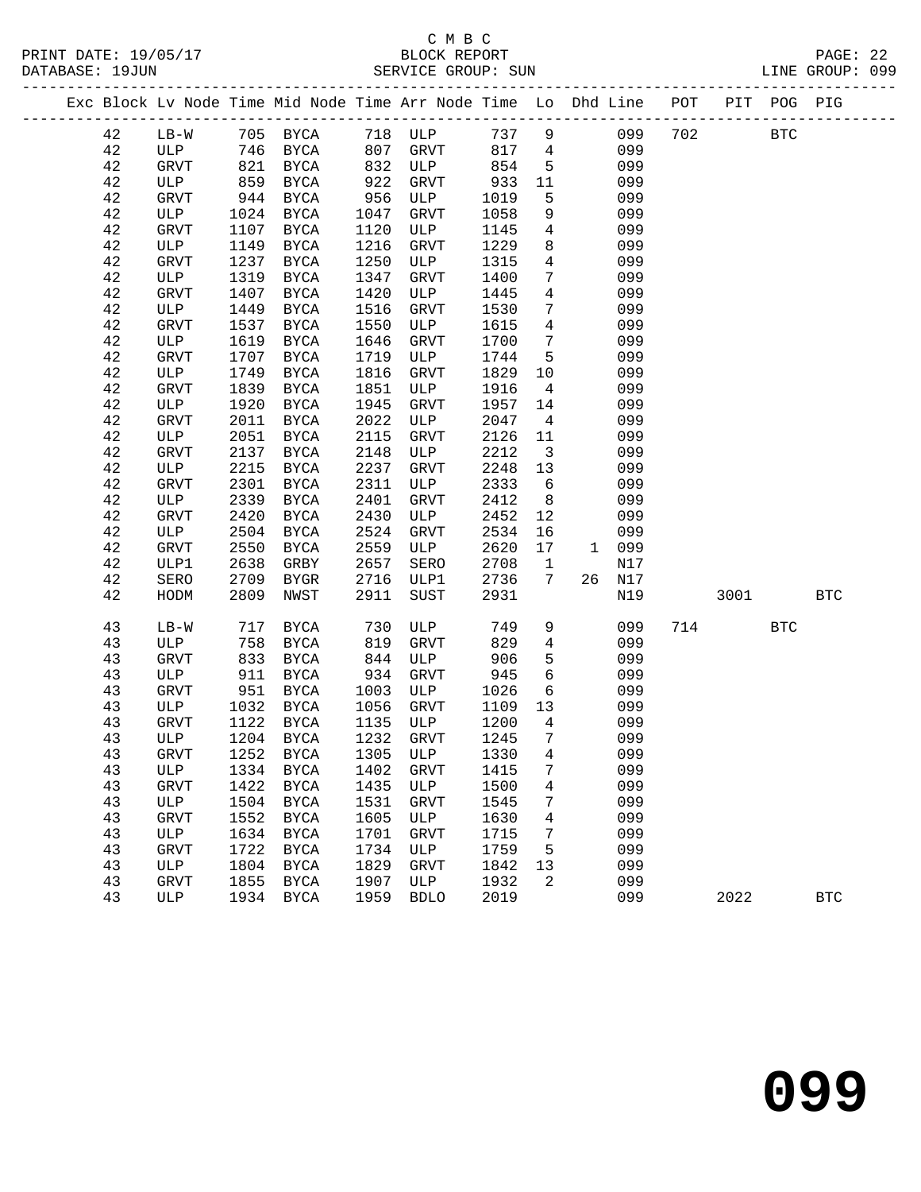C M B C

PRINT DATE: 19/05/17 BLOCK REPORT

DATABASE: 19JUN SERVICE GROUP: SUN LINE GROUP: 099

| Exc | Block | Lv | Node | Time | Mid Node | Time | Arr Node | Time | Lo | Dhd | Line | POT | PIT | POG | PIG |
|---|---|---|---|---|---|---|---|---|---|---|---|---|---|---|---|
| | 42 | | LB-W | 705 | BYCA | 718 | ULP | 737 | 9 | | 099 | 702 | | BTC | |
| | 42 | | ULP | 746 | BYCA | 807 | GRVT | 817 | 4 | | 099 | | | | |
| | 42 | | GRVT | 821 | BYCA | 832 | ULP | 854 | 5 | | 099 | | | | |
| | 42 | | ULP | 859 | BYCA | 922 | GRVT | 933 | 11 | | 099 | | | | |
| | 42 | | GRVT | 944 | BYCA | 956 | ULP | 1019 | 5 | | 099 | | | | |
| | 42 | | ULP | 1024 | BYCA | 1047 | GRVT | 1058 | 9 | | 099 | | | | |
| | 42 | | GRVT | 1107 | BYCA | 1120 | ULP | 1145 | 4 | | 099 | | | | |
| | 42 | | ULP | 1149 | BYCA | 1216 | GRVT | 1229 | 8 | | 099 | | | | |
| | 42 | | GRVT | 1237 | BYCA | 1250 | ULP | 1315 | 4 | | 099 | | | | |
| | 42 | | ULP | 1319 | BYCA | 1347 | GRVT | 1400 | 7 | | 099 | | | | |
| | 42 | | GRVT | 1407 | BYCA | 1420 | ULP | 1445 | 4 | | 099 | | | | |
| | 42 | | ULP | 1449 | BYCA | 1516 | GRVT | 1530 | 7 | | 099 | | | | |
| | 42 | | GRVT | 1537 | BYCA | 1550 | ULP | 1615 | 4 | | 099 | | | | |
| | 42 | | ULP | 1619 | BYCA | 1646 | GRVT | 1700 | 7 | | 099 | | | | |
| | 42 | | GRVT | 1707 | BYCA | 1719 | ULP | 1744 | 5 | | 099 | | | | |
| | 42 | | ULP | 1749 | BYCA | 1816 | GRVT | 1829 | 10 | | 099 | | | | |
| | 42 | | GRVT | 1839 | BYCA | 1851 | ULP | 1916 | 4 | | 099 | | | | |
| | 42 | | ULP | 1920 | BYCA | 1945 | GRVT | 1957 | 14 | | 099 | | | | |
| | 42 | | GRVT | 2011 | BYCA | 2022 | ULP | 2047 | 4 | | 099 | | | | |
| | 42 | | ULP | 2051 | BYCA | 2115 | GRVT | 2126 | 11 | | 099 | | | | |
| | 42 | | GRVT | 2137 | BYCA | 2148 | ULP | 2212 | 3 | | 099 | | | | |
| | 42 | | ULP | 2215 | BYCA | 2237 | GRVT | 2248 | 13 | | 099 | | | | |
| | 42 | | GRVT | 2301 | BYCA | 2311 | ULP | 2333 | 6 | | 099 | | | | |
| | 42 | | ULP | 2339 | BYCA | 2401 | GRVT | 2412 | 8 | | 099 | | | | |
| | 42 | | GRVT | 2420 | BYCA | 2430 | ULP | 2452 | 12 | | 099 | | | | |
| | 42 | | ULP | 2504 | BYCA | 2524 | GRVT | 2534 | 16 | | 099 | | | | |
| | 42 | | GRVT | 2550 | BYCA | 2559 | ULP | 2620 | 17 | 1 | 099 | | | | |
| | 42 | | ULP1 | 2638 | GRBY | 2657 | SERO | 2708 | 1 | | N17 | | | | |
| | 42 | | SERO | 2709 | BYGR | 2716 | ULP1 | 2736 | 7 | 26 | N17 | | | | |
| | 42 | | HODM | 2809 | NWST | 2911 | SUST | 2931 | | | N19 | | 3001 | | BTC |
| | 43 | | LB-W | 717 | BYCA | 730 | ULP | 749 | 9 | | 099 | 714 | | BTC | |
| | 43 | | ULP | 758 | BYCA | 819 | GRVT | 829 | 4 | | 099 | | | | |
| | 43 | | GRVT | 833 | BYCA | 844 | ULP | 906 | 5 | | 099 | | | | |
| | 43 | | ULP | 911 | BYCA | 934 | GRVT | 945 | 6 | | 099 | | | | |
| | 43 | | GRVT | 951 | BYCA | 1003 | ULP | 1026 | 6 | | 099 | | | | |
| | 43 | | ULP | 1032 | BYCA | 1056 | GRVT | 1109 | 13 | | 099 | | | | |
| | 43 | | GRVT | 1122 | BYCA | 1135 | ULP | 1200 | 4 | | 099 | | | | |
| | 43 | | ULP | 1204 | BYCA | 1232 | GRVT | 1245 | 7 | | 099 | | | | |
| | 43 | | GRVT | 1252 | BYCA | 1305 | ULP | 1330 | 4 | | 099 | | | | |
| | 43 | | ULP | 1334 | BYCA | 1402 | GRVT | 1415 | 7 | | 099 | | | | |
| | 43 | | GRVT | 1422 | BYCA | 1435 | ULP | 1500 | 4 | | 099 | | | | |
| | 43 | | ULP | 1504 | BYCA | 1531 | GRVT | 1545 | 7 | | 099 | | | | |
| | 43 | | GRVT | 1552 | BYCA | 1605 | ULP | 1630 | 4 | | 099 | | | | |
| | 43 | | ULP | 1634 | BYCA | 1701 | GRVT | 1715 | 7 | | 099 | | | | |
| | 43 | | GRVT | 1722 | BYCA | 1734 | ULP | 1759 | 5 | | 099 | | | | |
| | 43 | | ULP | 1804 | BYCA | 1829 | GRVT | 1842 | 13 | | 099 | | | | |
| | 43 | | GRVT | 1855 | BYCA | 1907 | ULP | 1932 | 2 | | 099 | | | | |
| | 43 | | ULP | 1934 | BYCA | 1959 | BDLO | 2019 | | | 099 | | 2022 | | BTC |

099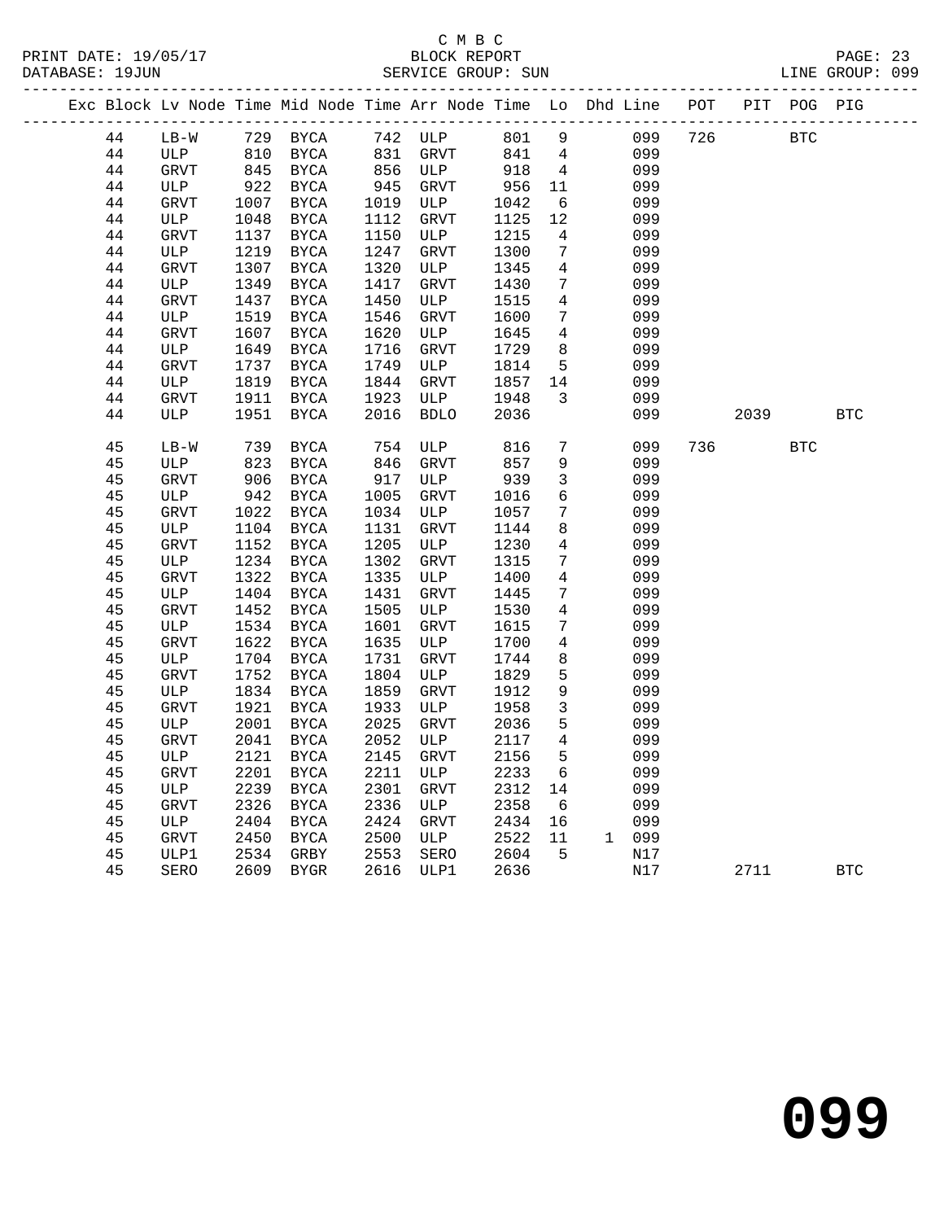C M B C
BLOCK REPORT
SERVICE GROUP: SUN

PRINT DATE: 19/05/17
DATABASE: 19JUN
LINE GROUP: 099

| Exc | Block | Lv | Node | Time | Mid Node | Time | Arr Node | Time | Lo | Dhd | Line | POT | PIT | POG | PIG |
|---|---|---|---|---|---|---|---|---|---|---|---|---|---|---|---|
| | 44 | | LB-W | 729 | BYCA | 742 | ULP | 801 | 9 | | 099 | 726 | | BTC | |
| | 44 | | ULP | 810 | BYCA | 831 | GRVT | 841 | 4 | | 099 | | | | |
| | 44 | | GRVT | 845 | BYCA | 856 | ULP | 918 | 4 | | 099 | | | | |
| | 44 | | ULP | 922 | BYCA | 945 | GRVT | 956 | 11 | | 099 | | | | |
| | 44 | | GRVT | 1007 | BYCA | 1019 | ULP | 1042 | 6 | | 099 | | | | |
| | 44 | | ULP | 1048 | BYCA | 1112 | GRVT | 1125 | 12 | | 099 | | | | |
| | 44 | | GRVT | 1137 | BYCA | 1150 | ULP | 1215 | 4 | | 099 | | | | |
| | 44 | | ULP | 1219 | BYCA | 1247 | GRVT | 1300 | 7 | | 099 | | | | |
| | 44 | | GRVT | 1307 | BYCA | 1320 | ULP | 1345 | 4 | | 099 | | | | |
| | 44 | | ULP | 1349 | BYCA | 1417 | GRVT | 1430 | 7 | | 099 | | | | |
| | 44 | | GRVT | 1437 | BYCA | 1450 | ULP | 1515 | 4 | | 099 | | | | |
| | 44 | | ULP | 1519 | BYCA | 1546 | GRVT | 1600 | 7 | | 099 | | | | |
| | 44 | | GRVT | 1607 | BYCA | 1620 | ULP | 1645 | 4 | | 099 | | | | |
| | 44 | | ULP | 1649 | BYCA | 1716 | GRVT | 1729 | 8 | | 099 | | | | |
| | 44 | | GRVT | 1737 | BYCA | 1749 | ULP | 1814 | 5 | | 099 | | | | |
| | 44 | | ULP | 1819 | BYCA | 1844 | GRVT | 1857 | 14 | | 099 | | | | |
| | 44 | | GRVT | 1911 | BYCA | 1923 | ULP | 1948 | 3 | | 099 | | | | |
| | 44 | | ULP | 1951 | BYCA | 2016 | BDLO | 2036 | | | 099 | | 2039 | | BTC |
| | 45 | | LB-W | 739 | BYCA | 754 | ULP | 816 | 7 | | 099 | 736 | | BTC | |
| | 45 | | ULP | 823 | BYCA | 846 | GRVT | 857 | 9 | | 099 | | | | |
| | 45 | | GRVT | 906 | BYCA | 917 | ULP | 939 | 3 | | 099 | | | | |
| | 45 | | ULP | 942 | BYCA | 1005 | GRVT | 1016 | 6 | | 099 | | | | |
| | 45 | | GRVT | 1022 | BYCA | 1034 | ULP | 1057 | 7 | | 099 | | | | |
| | 45 | | ULP | 1104 | BYCA | 1131 | GRVT | 1144 | 8 | | 099 | | | | |
| | 45 | | GRVT | 1152 | BYCA | 1205 | ULP | 1230 | 4 | | 099 | | | | |
| | 45 | | ULP | 1234 | BYCA | 1302 | GRVT | 1315 | 7 | | 099 | | | | |
| | 45 | | GRVT | 1322 | BYCA | 1335 | ULP | 1400 | 4 | | 099 | | | | |
| | 45 | | ULP | 1404 | BYCA | 1431 | GRVT | 1445 | 7 | | 099 | | | | |
| | 45 | | GRVT | 1452 | BYCA | 1505 | ULP | 1530 | 4 | | 099 | | | | |
| | 45 | | ULP | 1534 | BYCA | 1601 | GRVT | 1615 | 7 | | 099 | | | | |
| | 45 | | GRVT | 1622 | BYCA | 1635 | ULP | 1700 | 4 | | 099 | | | | |
| | 45 | | ULP | 1704 | BYCA | 1731 | GRVT | 1744 | 8 | | 099 | | | | |
| | 45 | | GRVT | 1752 | BYCA | 1804 | ULP | 1829 | 5 | | 099 | | | | |
| | 45 | | ULP | 1834 | BYCA | 1859 | GRVT | 1912 | 9 | | 099 | | | | |
| | 45 | | GRVT | 1921 | BYCA | 1933 | ULP | 1958 | 3 | | 099 | | | | |
| | 45 | | ULP | 2001 | BYCA | 2025 | GRVT | 2036 | 5 | | 099 | | | | |
| | 45 | | GRVT | 2041 | BYCA | 2052 | ULP | 2117 | 4 | | 099 | | | | |
| | 45 | | ULP | 2121 | BYCA | 2145 | GRVT | 2156 | 5 | | 099 | | | | |
| | 45 | | GRVT | 2201 | BYCA | 2211 | ULP | 2233 | 6 | | 099 | | | | |
| | 45 | | ULP | 2239 | BYCA | 2301 | GRVT | 2312 | 14 | | 099 | | | | |
| | 45 | | GRVT | 2326 | BYCA | 2336 | ULP | 2358 | 6 | | 099 | | | | |
| | 45 | | ULP | 2404 | BYCA | 2424 | GRVT | 2434 | 16 | | 099 | | | | |
| | 45 | | GRVT | 2450 | BYCA | 2500 | ULP | 2522 | 11 | 1 | 099 | | | | |
| | 45 | | ULP1 | 2534 | GRBY | 2553 | SERO | 2604 | 5 | | N17 | | | | |
| | 45 | | SERO | 2609 | BYGR | 2616 | ULP1 | 2636 | | | N17 | | 2711 | | BTC |

099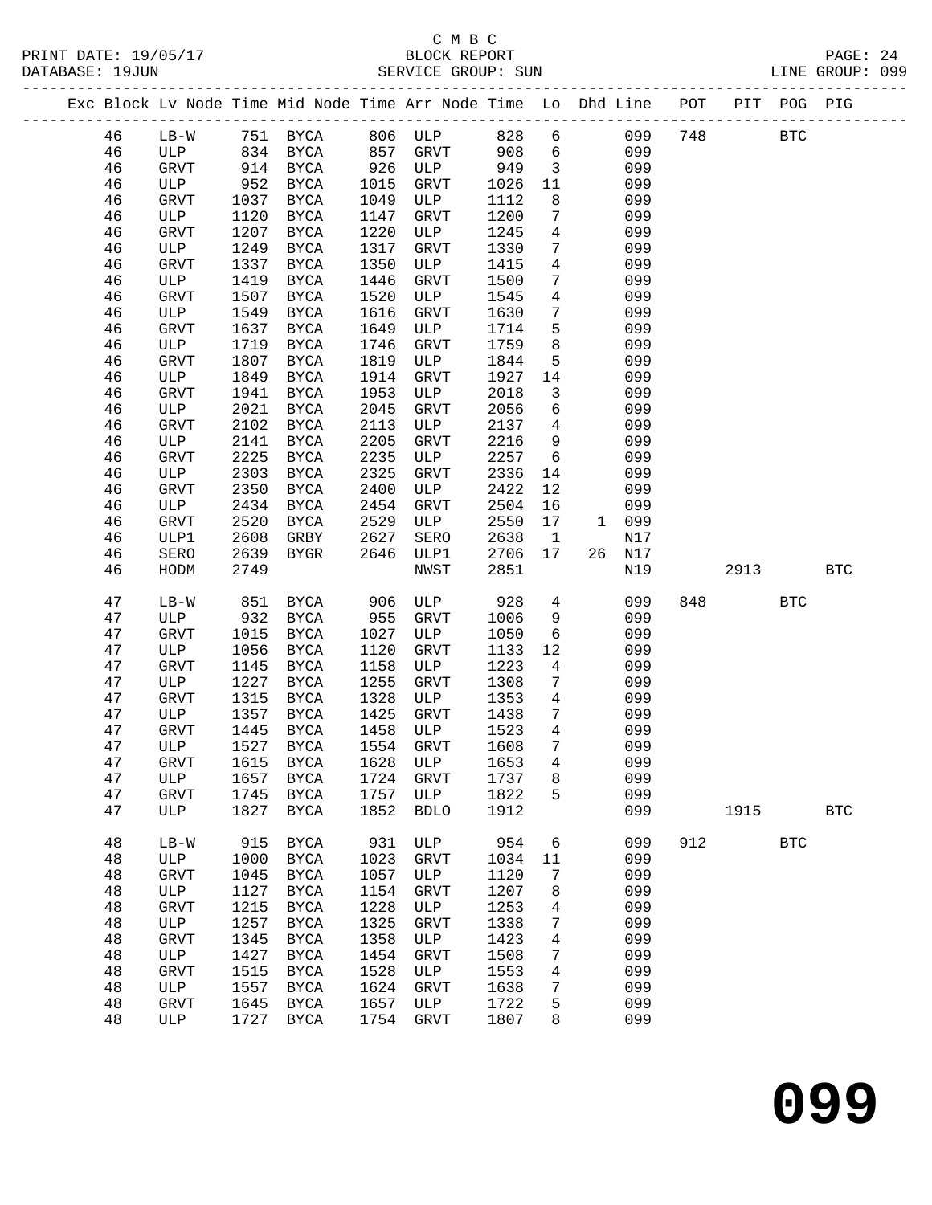C M B C

PRINT DATE: 19/05/17 BLOCK REPORT
DATABASE: 19JUN SERVICE GROUP: SUN LINE GROUP: 099

| Exc | Block | Lv | Node | Time | Mid Node | Time | Arr Node | Time | Lo | Dhd | Line | POT | PIT | POG | PIG |
|---|---|---|---|---|---|---|---|---|---|---|---|---|---|---|---|
| | 46 | | LB-W | 751 | BYCA | 806 | ULP | 828 | 6 | | 099 | 748 | | BTC | |
| | 46 | | ULP | 834 | BYCA | 857 | GRVT | 908 | 6 | | 099 | | | | |
| | 46 | | GRVT | 914 | BYCA | 926 | ULP | 949 | 3 | | 099 | | | | |
| | 46 | | ULP | 952 | BYCA | 1015 | GRVT | 1026 | 11 | | 099 | | | | |
| | 46 | | GRVT | 1037 | BYCA | 1049 | ULP | 1112 | 8 | | 099 | | | | |
| | 46 | | ULP | 1120 | BYCA | 1147 | GRVT | 1200 | 7 | | 099 | | | | |
| | 46 | | GRVT | 1207 | BYCA | 1220 | ULP | 1245 | 4 | | 099 | | | | |
| | 46 | | ULP | 1249 | BYCA | 1317 | GRVT | 1330 | 7 | | 099 | | | | |
| | 46 | | GRVT | 1337 | BYCA | 1350 | ULP | 1415 | 4 | | 099 | | | | |
| | 46 | | ULP | 1419 | BYCA | 1446 | GRVT | 1500 | 7 | | 099 | | | | |
| | 46 | | GRVT | 1507 | BYCA | 1520 | ULP | 1545 | 4 | | 099 | | | | |
| | 46 | | ULP | 1549 | BYCA | 1616 | GRVT | 1630 | 7 | | 099 | | | | |
| | 46 | | GRVT | 1637 | BYCA | 1649 | ULP | 1714 | 5 | | 099 | | | | |
| | 46 | | ULP | 1719 | BYCA | 1746 | GRVT | 1759 | 8 | | 099 | | | | |
| | 46 | | GRVT | 1807 | BYCA | 1819 | ULP | 1844 | 5 | | 099 | | | | |
| | 46 | | ULP | 1849 | BYCA | 1914 | GRVT | 1927 | 14 | | 099 | | | | |
| | 46 | | GRVT | 1941 | BYCA | 1953 | ULP | 2018 | 3 | | 099 | | | | |
| | 46 | | ULP | 2021 | BYCA | 2045 | GRVT | 2056 | 6 | | 099 | | | | |
| | 46 | | GRVT | 2102 | BYCA | 2113 | ULP | 2137 | 4 | | 099 | | | | |
| | 46 | | ULP | 2141 | BYCA | 2205 | GRVT | 2216 | 9 | | 099 | | | | |
| | 46 | | GRVT | 2225 | BYCA | 2235 | ULP | 2257 | 6 | | 099 | | | | |
| | 46 | | ULP | 2303 | BYCA | 2325 | GRVT | 2336 | 14 | | 099 | | | | |
| | 46 | | GRVT | 2350 | BYCA | 2400 | ULP | 2422 | 12 | | 099 | | | | |
| | 46 | | ULP | 2434 | BYCA | 2454 | GRVT | 2504 | 16 | | 099 | | | | |
| | 46 | | GRVT | 2520 | BYCA | 2529 | ULP | 2550 | 17 | 1 | 099 | | | | |
| | 46 | | ULP1 | 2608 | GRBY | 2627 | SERO | 2638 | 1 | | N17 | | | | |
| | 46 | | SERO | 2639 | BYGR | 2646 | ULP1 | 2706 | 17 | 26 | N17 | | | | |
| | 46 | | HODM | 2749 | | | NWST | 2851 | | | N19 | | 2913 | | BTC |
| | 47 | | LB-W | 851 | BYCA | 906 | ULP | 928 | 4 | | 099 | 848 | | BTC | |
| | 47 | | ULP | 932 | BYCA | 955 | GRVT | 1006 | 9 | | 099 | | | | |
| | 47 | | GRVT | 1015 | BYCA | 1027 | ULP | 1050 | 6 | | 099 | | | | |
| | 47 | | ULP | 1056 | BYCA | 1120 | GRVT | 1133 | 12 | | 099 | | | | |
| | 47 | | GRVT | 1145 | BYCA | 1158 | ULP | 1223 | 4 | | 099 | | | | |
| | 47 | | ULP | 1227 | BYCA | 1255 | GRVT | 1308 | 7 | | 099 | | | | |
| | 47 | | GRVT | 1315 | BYCA | 1328 | ULP | 1353 | 4 | | 099 | | | | |
| | 47 | | ULP | 1357 | BYCA | 1425 | GRVT | 1438 | 7 | | 099 | | | | |
| | 47 | | GRVT | 1445 | BYCA | 1458 | ULP | 1523 | 4 | | 099 | | | | |
| | 47 | | ULP | 1527 | BYCA | 1554 | GRVT | 1608 | 7 | | 099 | | | | |
| | 47 | | GRVT | 1615 | BYCA | 1628 | ULP | 1653 | 4 | | 099 | | | | |
| | 47 | | ULP | 1657 | BYCA | 1724 | GRVT | 1737 | 8 | | 099 | | | | |
| | 47 | | GRVT | 1745 | BYCA | 1757 | ULP | 1822 | 5 | | 099 | | | | |
| | 47 | | ULP | 1827 | BYCA | 1852 | BDLO | 1912 | | | 099 | | 1915 | | BTC |
| | 48 | | LB-W | 915 | BYCA | 931 | ULP | 954 | 6 | | 099 | 912 | | BTC | |
| | 48 | | ULP | 1000 | BYCA | 1023 | GRVT | 1034 | 11 | | 099 | | | | |
| | 48 | | GRVT | 1045 | BYCA | 1057 | ULP | 1120 | 7 | | 099 | | | | |
| | 48 | | ULP | 1127 | BYCA | 1154 | GRVT | 1207 | 8 | | 099 | | | | |
| | 48 | | GRVT | 1215 | BYCA | 1228 | ULP | 1253 | 4 | | 099 | | | | |
| | 48 | | ULP | 1257 | BYCA | 1325 | GRVT | 1338 | 7 | | 099 | | | | |
| | 48 | | GRVT | 1345 | BYCA | 1358 | ULP | 1423 | 4 | | 099 | | | | |
| | 48 | | ULP | 1427 | BYCA | 1454 | GRVT | 1508 | 7 | | 099 | | | | |
| | 48 | | GRVT | 1515 | BYCA | 1528 | ULP | 1553 | 4 | | 099 | | | | |
| | 48 | | ULP | 1557 | BYCA | 1624 | GRVT | 1638 | 7 | | 099 | | | | |
| | 48 | | GRVT | 1645 | BYCA | 1657 | ULP | 1722 | 5 | | 099 | | | | |
| | 48 | | ULP | 1727 | BYCA | 1754 | GRVT | 1807 | 8 | | 099 | | | | |

# 099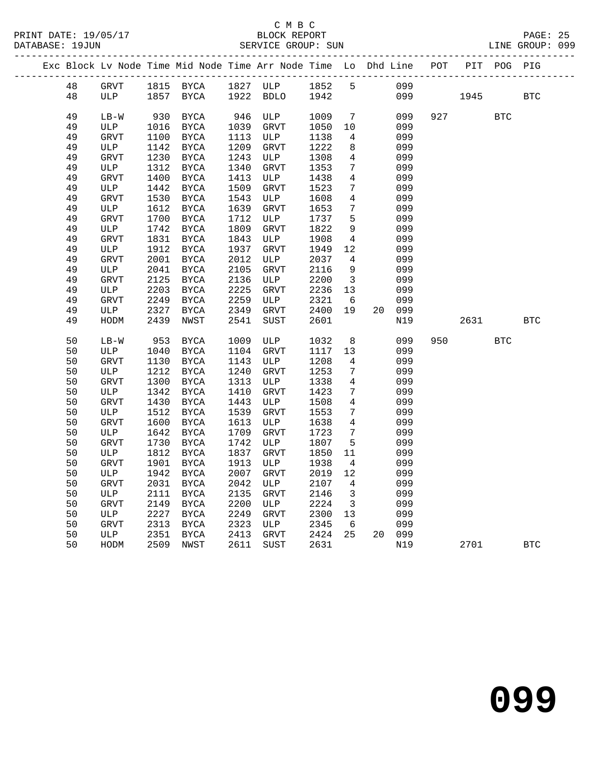C M B C
BLOCK REPORT
SERVICE GROUP: SUN

PRINT DATE: 19/05/17
DATABASE: 19JUN
LINE GROUP: 099

| Exc | Block | Lv | Node | Time | Mid Node | Time | Arr Node | Time | Lo | Dhd | Line | POT | PIT | POG | PIG |
|---|---|---|---|---|---|---|---|---|---|---|---|---|---|---|---|
| | 48 | | GRVT | 1815 | BYCA | 1827 | ULP | 1852 | 5 | | 099 | | | | |
| | 48 | | ULP | 1857 | BYCA | 1922 | BDLO | 1942 | | | 099 | | 1945 | | BTC |
| | 49 | | LB-W | 930 | BYCA | 946 | ULP | 1009 | 7 | | 099 | 927 | | BTC | |
| | 49 | | ULP | 1016 | BYCA | 1039 | GRVT | 1050 | 10 | | 099 | | | | |
| | 49 | | GRVT | 1100 | BYCA | 1113 | ULP | 1138 | 4 | | 099 | | | | |
| | 49 | | ULP | 1142 | BYCA | 1209 | GRVT | 1222 | 8 | | 099 | | | | |
| | 49 | | GRVT | 1230 | BYCA | 1243 | ULP | 1308 | 4 | | 099 | | | | |
| | 49 | | ULP | 1312 | BYCA | 1340 | GRVT | 1353 | 7 | | 099 | | | | |
| | 49 | | GRVT | 1400 | BYCA | 1413 | ULP | 1438 | 4 | | 099 | | | | |
| | 49 | | ULP | 1442 | BYCA | 1509 | GRVT | 1523 | 7 | | 099 | | | | |
| | 49 | | GRVT | 1530 | BYCA | 1543 | ULP | 1608 | 4 | | 099 | | | | |
| | 49 | | ULP | 1612 | BYCA | 1639 | GRVT | 1653 | 7 | | 099 | | | | |
| | 49 | | GRVT | 1700 | BYCA | 1712 | ULP | 1737 | 5 | | 099 | | | | |
| | 49 | | ULP | 1742 | BYCA | 1809 | GRVT | 1822 | 9 | | 099 | | | | |
| | 49 | | GRVT | 1831 | BYCA | 1843 | ULP | 1908 | 4 | | 099 | | | | |
| | 49 | | ULP | 1912 | BYCA | 1937 | GRVT | 1949 | 12 | | 099 | | | | |
| | 49 | | GRVT | 2001 | BYCA | 2012 | ULP | 2037 | 4 | | 099 | | | | |
| | 49 | | ULP | 2041 | BYCA | 2105 | GRVT | 2116 | 9 | | 099 | | | | |
| | 49 | | GRVT | 2125 | BYCA | 2136 | ULP | 2200 | 3 | | 099 | | | | |
| | 49 | | ULP | 2203 | BYCA | 2225 | GRVT | 2236 | 13 | | 099 | | | | |
| | 49 | | GRVT | 2249 | BYCA | 2259 | ULP | 2321 | 6 | | 099 | | | | |
| | 49 | | ULP | 2327 | BYCA | 2349 | GRVT | 2400 | 19 | 20 | 099 | | | | |
| | 49 | | HODM | 2439 | NWST | 2541 | SUST | 2601 | | | N19 | | 2631 | | BTC |
| | 50 | | LB-W | 953 | BYCA | 1009 | ULP | 1032 | 8 | | 099 | 950 | | BTC | |
| | 50 | | ULP | 1040 | BYCA | 1104 | GRVT | 1117 | 13 | | 099 | | | | |
| | 50 | | GRVT | 1130 | BYCA | 1143 | ULP | 1208 | 4 | | 099 | | | | |
| | 50 | | ULP | 1212 | BYCA | 1240 | GRVT | 1253 | 7 | | 099 | | | | |
| | 50 | | GRVT | 1300 | BYCA | 1313 | ULP | 1338 | 4 | | 099 | | | | |
| | 50 | | ULP | 1342 | BYCA | 1410 | GRVT | 1423 | 7 | | 099 | | | | |
| | 50 | | GRVT | 1430 | BYCA | 1443 | ULP | 1508 | 4 | | 099 | | | | |
| | 50 | | ULP | 1512 | BYCA | 1539 | GRVT | 1553 | 7 | | 099 | | | | |
| | 50 | | GRVT | 1600 | BYCA | 1613 | ULP | 1638 | 4 | | 099 | | | | |
| | 50 | | ULP | 1642 | BYCA | 1709 | GRVT | 1723 | 7 | | 099 | | | | |
| | 50 | | GRVT | 1730 | BYCA | 1742 | ULP | 1807 | 5 | | 099 | | | | |
| | 50 | | ULP | 1812 | BYCA | 1837 | GRVT | 1850 | 11 | | 099 | | | | |
| | 50 | | GRVT | 1901 | BYCA | 1913 | ULP | 1938 | 4 | | 099 | | | | |
| | 50 | | ULP | 1942 | BYCA | 2007 | GRVT | 2019 | 12 | | 099 | | | | |
| | 50 | | GRVT | 2031 | BYCA | 2042 | ULP | 2107 | 4 | | 099 | | | | |
| | 50 | | ULP | 2111 | BYCA | 2135 | GRVT | 2146 | 3 | | 099 | | | | |
| | 50 | | GRVT | 2149 | BYCA | 2200 | ULP | 2224 | 3 | | 099 | | | | |
| | 50 | | ULP | 2227 | BYCA | 2249 | GRVT | 2300 | 13 | | 099 | | | | |
| | 50 | | GRVT | 2313 | BYCA | 2323 | ULP | 2345 | 6 | | 099 | | | | |
| | 50 | | ULP | 2351 | BYCA | 2413 | GRVT | 2424 | 25 | 20 | 099 | | | | |
| | 50 | | HODM | 2509 | NWST | 2611 | SUST | 2631 | | | N19 | | 2701 | | BTC |

099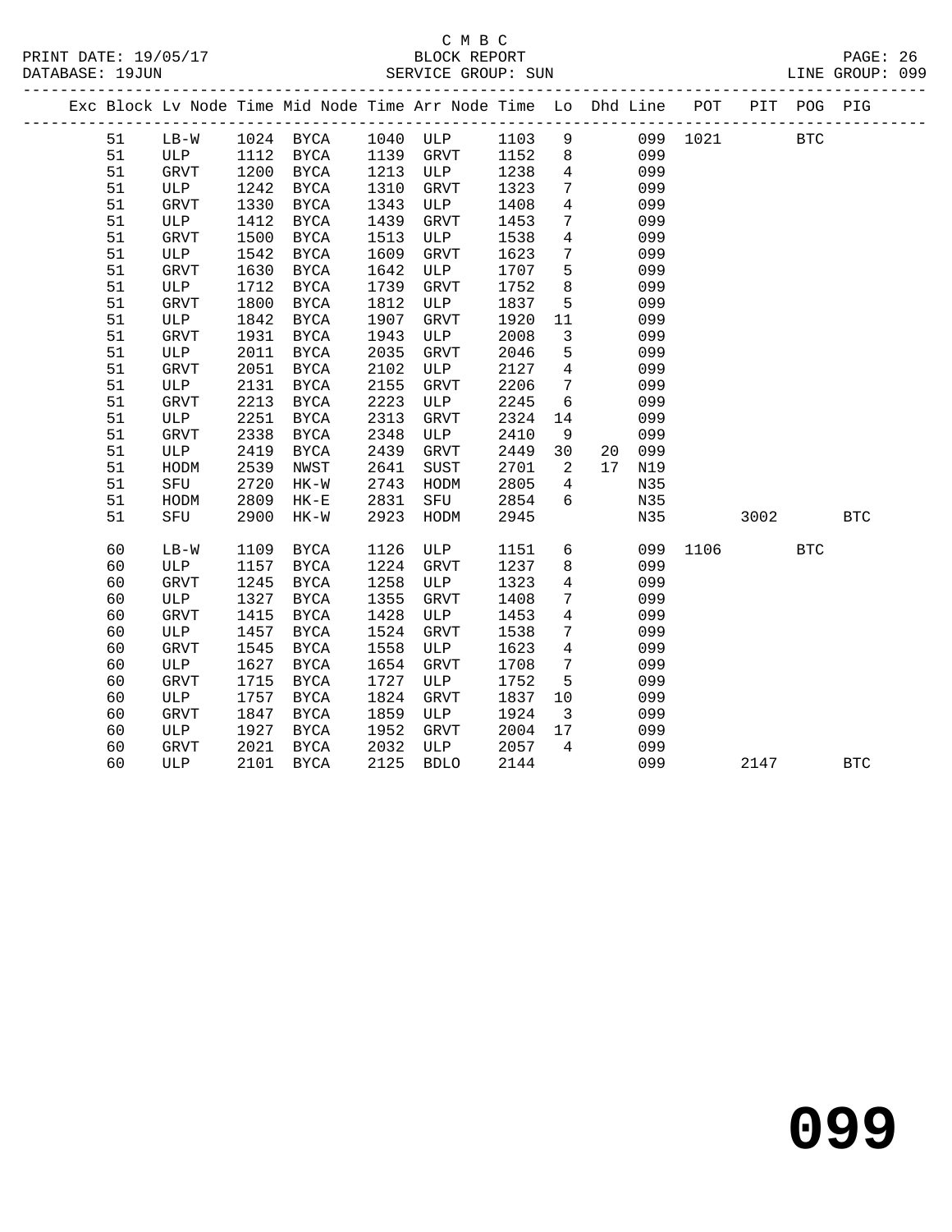C M B C
PRINT DATE: 19/05/17 BLOCK REPORT
DATABASE: 19JUN SERVICE GROUP: SUN LINE GROUP: 099

| Exc | Block | Lv | Node | Time | Mid Node | Time | Arr Node | Time | Lo | Dhd | Line | POT | PIT | POG | PIG |
|---|---|---|---|---|---|---|---|---|---|---|---|---|---|---|---|
| | 51 | | LB-W | 1024 | BYCA | 1040 | ULP | 1103 | 9 | | 099 | 1021 | | BTC | |
| | 51 | | ULP | 1112 | BYCA | 1139 | GRVT | 1152 | 8 | | 099 | | | | |
| | 51 | | GRVT | 1200 | BYCA | 1213 | ULP | 1238 | 4 | | 099 | | | | |
| | 51 | | ULP | 1242 | BYCA | 1310 | GRVT | 1323 | 7 | | 099 | | | | |
| | 51 | | GRVT | 1330 | BYCA | 1343 | ULP | 1408 | 4 | | 099 | | | | |
| | 51 | | ULP | 1412 | BYCA | 1439 | GRVT | 1453 | 7 | | 099 | | | | |
| | 51 | | GRVT | 1500 | BYCA | 1513 | ULP | 1538 | 4 | | 099 | | | | |
| | 51 | | ULP | 1542 | BYCA | 1609 | GRVT | 1623 | 7 | | 099 | | | | |
| | 51 | | GRVT | 1630 | BYCA | 1642 | ULP | 1707 | 5 | | 099 | | | | |
| | 51 | | ULP | 1712 | BYCA | 1739 | GRVT | 1752 | 8 | | 099 | | | | |
| | 51 | | GRVT | 1800 | BYCA | 1812 | ULP | 1837 | 5 | | 099 | | | | |
| | 51 | | ULP | 1842 | BYCA | 1907 | GRVT | 1920 | 11 | | 099 | | | | |
| | 51 | | GRVT | 1931 | BYCA | 1943 | ULP | 2008 | 3 | | 099 | | | | |
| | 51 | | ULP | 2011 | BYCA | 2035 | GRVT | 2046 | 5 | | 099 | | | | |
| | 51 | | GRVT | 2051 | BYCA | 2102 | ULP | 2127 | 4 | | 099 | | | | |
| | 51 | | ULP | 2131 | BYCA | 2155 | GRVT | 2206 | 7 | | 099 | | | | |
| | 51 | | GRVT | 2213 | BYCA | 2223 | ULP | 2245 | 6 | | 099 | | | | |
| | 51 | | ULP | 2251 | BYCA | 2313 | GRVT | 2324 | 14 | | 099 | | | | |
| | 51 | | GRVT | 2338 | BYCA | 2348 | ULP | 2410 | 9 | | 099 | | | | |
| | 51 | | ULP | 2419 | BYCA | 2439 | GRVT | 2449 | 30 | 20 | 099 | | | | |
| | 51 | | HODM | 2539 | NWST | 2641 | SUST | 2701 | 2 | 17 | N19 | | | | |
| | 51 | | SFU | 2720 | HK-W | 2743 | HODM | 2805 | 4 | | N35 | | | | |
| | 51 | | HODM | 2809 | HK-E | 2831 | SFU | 2854 | 6 | | N35 | | | | |
| | 51 | | SFU | 2900 | HK-W | 2923 | HODM | 2945 | | | N35 | | 3002 | | BTC |
| | 60 | | LB-W | 1109 | BYCA | 1126 | ULP | 1151 | 6 | | 099 | 1106 | | BTC | |
| | 60 | | ULP | 1157 | BYCA | 1224 | GRVT | 1237 | 8 | | 099 | | | | |
| | 60 | | GRVT | 1245 | BYCA | 1258 | ULP | 1323 | 4 | | 099 | | | | |
| | 60 | | ULP | 1327 | BYCA | 1355 | GRVT | 1408 | 7 | | 099 | | | | |
| | 60 | | GRVT | 1415 | BYCA | 1428 | ULP | 1453 | 4 | | 099 | | | | |
| | 60 | | ULP | 1457 | BYCA | 1524 | GRVT | 1538 | 7 | | 099 | | | | |
| | 60 | | GRVT | 1545 | BYCA | 1558 | ULP | 1623 | 4 | | 099 | | | | |
| | 60 | | ULP | 1627 | BYCA | 1654 | GRVT | 1708 | 7 | | 099 | | | | |
| | 60 | | GRVT | 1715 | BYCA | 1727 | ULP | 1752 | 5 | | 099 | | | | |
| | 60 | | ULP | 1757 | BYCA | 1824 | GRVT | 1837 | 10 | | 099 | | | | |
| | 60 | | GRVT | 1847 | BYCA | 1859 | ULP | 1924 | 3 | | 099 | | | | |
| | 60 | | ULP | 1927 | BYCA | 1952 | GRVT | 2004 | 17 | | 099 | | | | |
| | 60 | | GRVT | 2021 | BYCA | 2032 | ULP | 2057 | 4 | | 099 | | | | |
| | 60 | | ULP | 2101 | BYCA | 2125 | BDLO | 2144 | | | 099 | | 2147 | | BTC |

# 099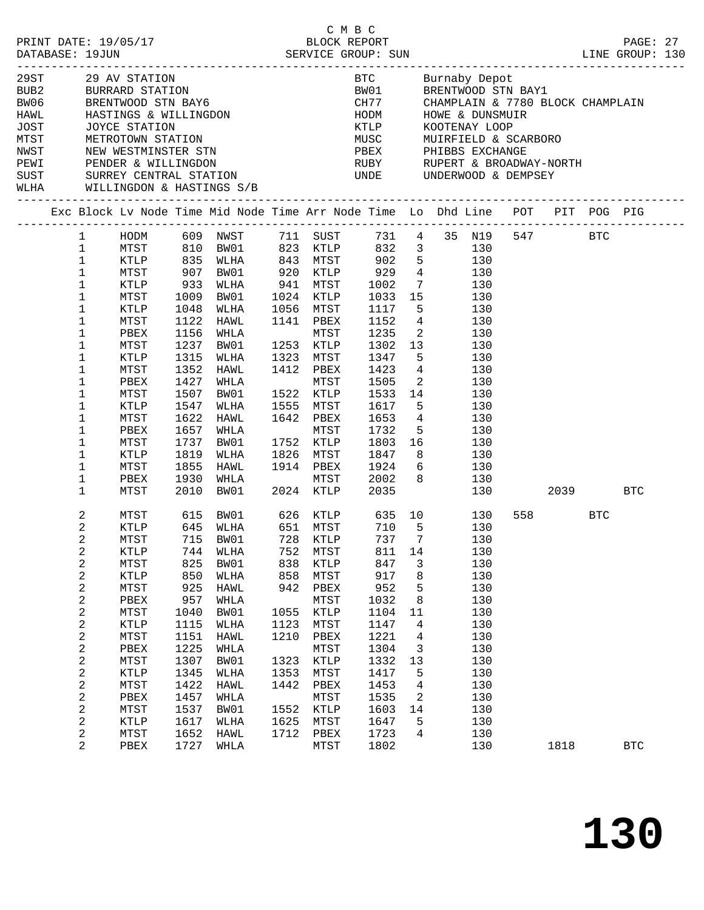C M B C
BLOCK REPORT
SERVICE GROUP: SUN

PRINT DATE: 19/05/17
DATABASE: 19JUN

LINE GROUP: 130

| Code | Name | Code | Name |
|---|---|---|---|
| 29ST | 29 AV STATION | BTC | Burnaby Depot |
| BUB2 | BURRARD STATION | BW01 | BRENTWOOD STN BAY1 |
| BW06 | BRENTWOOD STN BAY6 | CH77 | CHAMPLAIN & 7780 BLOCK CHAMPLAIN |
| HAWL | HASTINGS & WILLINGDON | HODM | HOWE & DUNSMUIR |
| JOST | JOYCE STATION | KTLP | KOOTENAY LOOP |
| MTST | METROTOWN STATION | MUSC | MUIRFIELD & SCARBORO |
| NWST | NEW WESTMINSTER STN | PBEX | PHIBBS EXCHANGE |
| PEWI | PENDER & WILLINGDON | RUBY | RUPERT & BROADWAY-NORTH |
| SUST | SURREY CENTRAL STATION | UNDE | UNDERWOOD & DEMPSEY |
| WLHA | WILLINGDON & HASTINGS S/B | | |

| Exc | Block | Lv Node | Time | Mid Node | Time | Arr Node | Time | Lo | Dhd | Line | POT | PIT | POG | PIG |
|---|---|---|---|---|---|---|---|---|---|---|---|---|---|---|
| | 1 | HODM | 609 | NWST | 711 | SUST | 731 | 4 | 35 | N19 | 547 | | BTC | |
| | 1 | MTST | 810 | BW01 | 823 | KTLP | 832 | 3 | | 130 | | | | |
| | 1 | KTLP | 835 | WLHA | 843 | MTST | 902 | 5 | | 130 | | | | |
| | 1 | MTST | 907 | BW01 | 920 | KTLP | 929 | 4 | | 130 | | | | |
| | 1 | KTLP | 933 | WLHA | 941 | MTST | 1002 | 7 | | 130 | | | | |
| | 1 | MTST | 1009 | BW01 | 1024 | KTLP | 1033 | 15 | | 130 | | | | |
| | 1 | KTLP | 1048 | WLHA | 1056 | MTST | 1117 | 5 | | 130 | | | | |
| | 1 | MTST | 1122 | HAWL | 1141 | PBEX | 1152 | 4 | | 130 | | | | |
| | 1 | PBEX | 1156 | WHLA | | MTST | 1235 | 2 | | 130 | | | | |
| | 1 | MTST | 1237 | BW01 | 1253 | KTLP | 1302 | 13 | | 130 | | | | |
| | 1 | KTLP | 1315 | WLHA | 1323 | MTST | 1347 | 5 | | 130 | | | | |
| | 1 | MTST | 1352 | HAWL | 1412 | PBEX | 1423 | 4 | | 130 | | | | |
| | 1 | PBEX | 1427 | WHLA | | MTST | 1505 | 2 | | 130 | | | | |
| | 1 | MTST | 1507 | BW01 | 1522 | KTLP | 1533 | 14 | | 130 | | | | |
| | 1 | KTLP | 1547 | WLHA | 1555 | MTST | 1617 | 5 | | 130 | | | | |
| | 1 | MTST | 1622 | HAWL | 1642 | PBEX | 1653 | 4 | | 130 | | | | |
| | 1 | PBEX | 1657 | WHLA | | MTST | 1732 | 5 | | 130 | | | | |
| | 1 | MTST | 1737 | BW01 | 1752 | KTLP | 1803 | 16 | | 130 | | | | |
| | 1 | KTLP | 1819 | WLHA | 1826 | MTST | 1847 | 8 | | 130 | | | | |
| | 1 | MTST | 1855 | HAWL | 1914 | PBEX | 1924 | 6 | | 130 | | | | |
| | 1 | PBEX | 1930 | WHLA | | MTST | 2002 | 8 | | 130 | | | | |
| | 1 | MTST | 2010 | BW01 | 2024 | KTLP | 2035 | | | 130 | | 2039 | | BTC |
| | 2 | MTST | 615 | BW01 | 626 | KTLP | 635 | 10 | | 130 | 558 | | BTC | |
| | 2 | KTLP | 645 | WLHA | 651 | MTST | 710 | 5 | | 130 | | | | |
| | 2 | MTST | 715 | BW01 | 728 | KTLP | 737 | 7 | | 130 | | | | |
| | 2 | KTLP | 744 | WLHA | 752 | MTST | 811 | 14 | | 130 | | | | |
| | 2 | MTST | 825 | BW01 | 838 | KTLP | 847 | 3 | | 130 | | | | |
| | 2 | KTLP | 850 | WLHA | 858 | MTST | 917 | 8 | | 130 | | | | |
| | 2 | MTST | 925 | HAWL | 942 | PBEX | 952 | 5 | | 130 | | | | |
| | 2 | PBEX | 957 | WHLA | | MTST | 1032 | 8 | | 130 | | | | |
| | 2 | MTST | 1040 | BW01 | 1055 | KTLP | 1104 | 11 | | 130 | | | | |
| | 2 | KTLP | 1115 | WLHA | 1123 | MTST | 1147 | 4 | | 130 | | | | |
| | 2 | MTST | 1151 | HAWL | 1210 | PBEX | 1221 | 4 | | 130 | | | | |
| | 2 | PBEX | 1225 | WHLA | | MTST | 1304 | 3 | | 130 | | | | |
| | 2 | MTST | 1307 | BW01 | 1323 | KTLP | 1332 | 13 | | 130 | | | | |
| | 2 | KTLP | 1345 | WLHA | 1353 | MTST | 1417 | 5 | | 130 | | | | |
| | 2 | MTST | 1422 | HAWL | 1442 | PBEX | 1453 | 4 | | 130 | | | | |
| | 2 | PBEX | 1457 | WHLA | | MTST | 1535 | 2 | | 130 | | | | |
| | 2 | MTST | 1537 | BW01 | 1552 | KTLP | 1603 | 14 | | 130 | | | | |
| | 2 | KTLP | 1617 | WLHA | 1625 | MTST | 1647 | 5 | | 130 | | | | |
| | 2 | MTST | 1652 | HAWL | 1712 | PBEX | 1723 | 4 | | 130 | | | | |
| | 2 | PBEX | 1727 | WHLA | | MTST | 1802 | | | 130 | | 1818 | | BTC |

# 130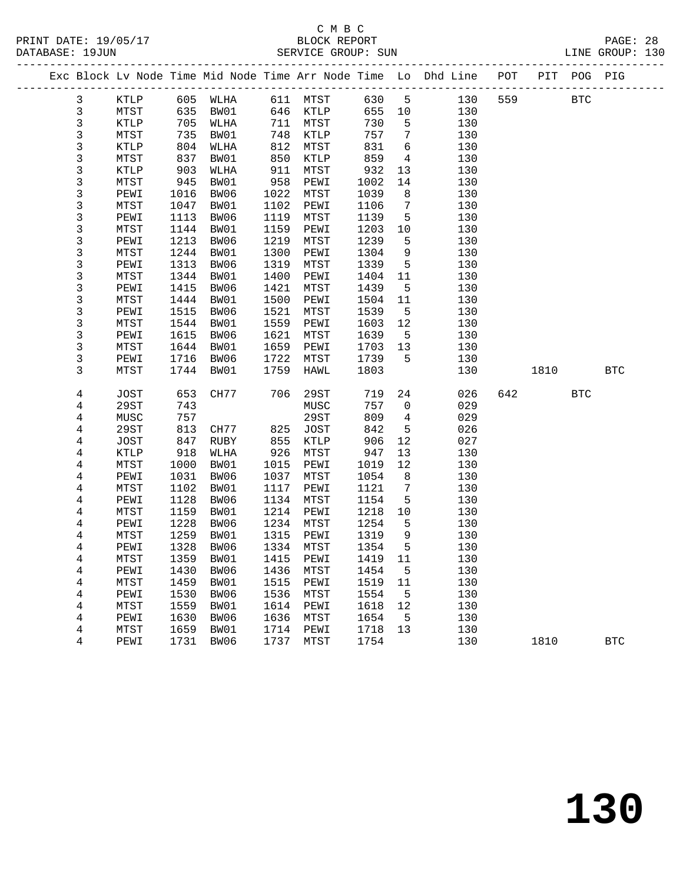C M B C
PRINT DATE: 19/05/17 BLOCK REPORT
DATABASE: 19JUN SERVICE GROUP: SUN LINE GROUP: 130

| Exc | Block | Lv | Node | Time | Mid Node | Time | Arr Node | Time | Lo | Dhd Line | POT | PIT | POG | PIG |
|---|---|---|---|---|---|---|---|---|---|---|---|---|---|---|
| | 3 | | KTLP | 605 | WLHA | 611 | MTST | 630 | 5 | 130 | 559 | | BTC | |
| | 3 | | MTST | 635 | BW01 | 646 | KTLP | 655 | 10 | 130 | | | | |
| | 3 | | KTLP | 705 | WLHA | 711 | MTST | 730 | 5 | 130 | | | | |
| | 3 | | MTST | 735 | BW01 | 748 | KTLP | 757 | 7 | 130 | | | | |
| | 3 | | KTLP | 804 | WLHA | 812 | MTST | 831 | 6 | 130 | | | | |
| | 3 | | MTST | 837 | BW01 | 850 | KTLP | 859 | 4 | 130 | | | | |
| | 3 | | KTLP | 903 | WLHA | 911 | MTST | 932 | 13 | 130 | | | | |
| | 3 | | MTST | 945 | BW01 | 958 | PEWI | 1002 | 14 | 130 | | | | |
| | 3 | | PEWI | 1016 | BW06 | 1022 | MTST | 1039 | 8 | 130 | | | | |
| | 3 | | MTST | 1047 | BW01 | 1102 | PEWI | 1106 | 7 | 130 | | | | |
| | 3 | | PEWI | 1113 | BW06 | 1119 | MTST | 1139 | 5 | 130 | | | | |
| | 3 | | MTST | 1144 | BW01 | 1159 | PEWI | 1203 | 10 | 130 | | | | |
| | 3 | | PEWI | 1213 | BW06 | 1219 | MTST | 1239 | 5 | 130 | | | | |
| | 3 | | MTST | 1244 | BW01 | 1300 | PEWI | 1304 | 9 | 130 | | | | |
| | 3 | | PEWI | 1313 | BW06 | 1319 | MTST | 1339 | 5 | 130 | | | | |
| | 3 | | MTST | 1344 | BW01 | 1400 | PEWI | 1404 | 11 | 130 | | | | |
| | 3 | | PEWI | 1415 | BW06 | 1421 | MTST | 1439 | 5 | 130 | | | | |
| | 3 | | MTST | 1444 | BW01 | 1500 | PEWI | 1504 | 11 | 130 | | | | |
| | 3 | | PEWI | 1515 | BW06 | 1521 | MTST | 1539 | 5 | 130 | | | | |
| | 3 | | MTST | 1544 | BW01 | 1559 | PEWI | 1603 | 12 | 130 | | | | |
| | 3 | | PEWI | 1615 | BW06 | 1621 | MTST | 1639 | 5 | 130 | | | | |
| | 3 | | MTST | 1644 | BW01 | 1659 | PEWI | 1703 | 13 | 130 | | | | |
| | 3 | | PEWI | 1716 | BW06 | 1722 | MTST | 1739 | 5 | 130 | | | | |
| | 3 | | MTST | 1744 | BW01 | 1759 | HAWL | 1803 | | 130 | | 1810 | | BTC |
| | 4 | | JOST | 653 | CH77 | 706 | 29ST | 719 | 24 | 026 | 642 | | BTC | |
| | 4 | | 29ST | 743 | | | MUSC | 757 | 0 | 029 | | | | |
| | 4 | | MUSC | 757 | | | 29ST | 809 | 4 | 029 | | | | |
| | 4 | | 29ST | 813 | CH77 | 825 | JOST | 842 | 5 | 026 | | | | |
| | 4 | | JOST | 847 | RUBY | 855 | KTLP | 906 | 12 | 027 | | | | |
| | 4 | | KTLP | 918 | WLHA | 926 | MTST | 947 | 13 | 130 | | | | |
| | 4 | | MTST | 1000 | BW01 | 1015 | PEWI | 1019 | 12 | 130 | | | | |
| | 4 | | PEWI | 1031 | BW06 | 1037 | MTST | 1054 | 8 | 130 | | | | |
| | 4 | | MTST | 1102 | BW01 | 1117 | PEWI | 1121 | 7 | 130 | | | | |
| | 4 | | PEWI | 1128 | BW06 | 1134 | MTST | 1154 | 5 | 130 | | | | |
| | 4 | | MTST | 1159 | BW01 | 1214 | PEWI | 1218 | 10 | 130 | | | | |
| | 4 | | PEWI | 1228 | BW06 | 1234 | MTST | 1254 | 5 | 130 | | | | |
| | 4 | | MTST | 1259 | BW01 | 1315 | PEWI | 1319 | 9 | 130 | | | | |
| | 4 | | PEWI | 1328 | BW06 | 1334 | MTST | 1354 | 5 | 130 | | | | |
| | 4 | | MTST | 1359 | BW01 | 1415 | PEWI | 1419 | 11 | 130 | | | | |
| | 4 | | PEWI | 1430 | BW06 | 1436 | MTST | 1454 | 5 | 130 | | | | |
| | 4 | | MTST | 1459 | BW01 | 1515 | PEWI | 1519 | 11 | 130 | | | | |
| | 4 | | PEWI | 1530 | BW06 | 1536 | MTST | 1554 | 5 | 130 | | | | |
| | 4 | | MTST | 1559 | BW01 | 1614 | PEWI | 1618 | 12 | 130 | | | | |
| | 4 | | PEWI | 1630 | BW06 | 1636 | MTST | 1654 | 5 | 130 | | | | |
| | 4 | | MTST | 1659 | BW01 | 1714 | PEWI | 1718 | 13 | 130 | | | | |
| | 4 | | PEWI | 1731 | BW06 | 1737 | MTST | 1754 | | 130 | | 1810 | | BTC |

# 130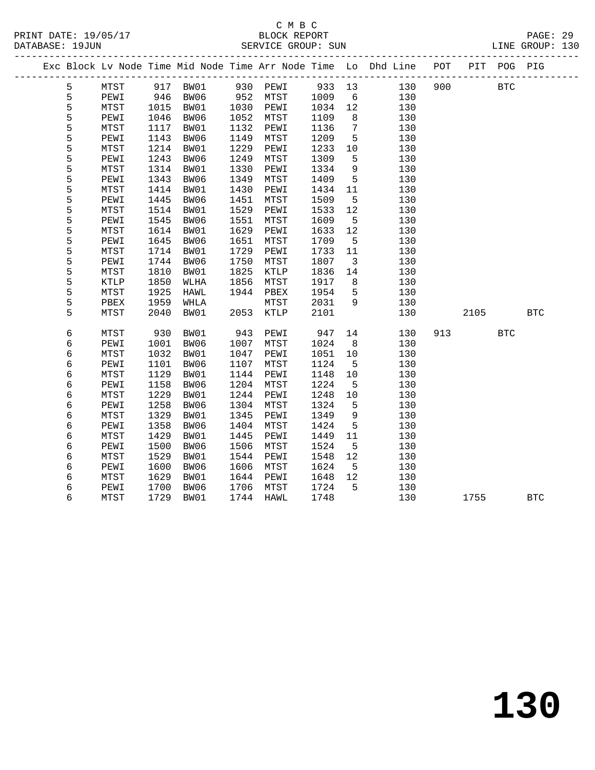C M B C
PRINT DATE: 19/05/17 BLOCK REPORT
DATABASE: 19JUN SERVICE GROUP: SUN LINE GROUP: 130

| Exc | Block | Lv | Node | Time | Mid Node | Time | Arr Node | Time | Lo | Dhd Line | POT | PIT | POG | PIG |
|---|---|---|---|---|---|---|---|---|---|---|---|---|---|---|
| | 5 | | MTST | 917 | BW01 | 930 | PEWI | 933 | 13 | 130 | 900 | | BTC | |
| | 5 | | PEWI | 946 | BW06 | 952 | MTST | 1009 | 6 | 130 | | | | |
| | 5 | | MTST | 1015 | BW01 | 1030 | PEWI | 1034 | 12 | 130 | | | | |
| | 5 | | PEWI | 1046 | BW06 | 1052 | MTST | 1109 | 8 | 130 | | | | |
| | 5 | | MTST | 1117 | BW01 | 1132 | PEWI | 1136 | 7 | 130 | | | | |
| | 5 | | PEWI | 1143 | BW06 | 1149 | MTST | 1209 | 5 | 130 | | | | |
| | 5 | | MTST | 1214 | BW01 | 1229 | PEWI | 1233 | 10 | 130 | | | | |
| | 5 | | PEWI | 1243 | BW06 | 1249 | MTST | 1309 | 5 | 130 | | | | |
| | 5 | | MTST | 1314 | BW01 | 1330 | PEWI | 1334 | 9 | 130 | | | | |
| | 5 | | PEWI | 1343 | BW06 | 1349 | MTST | 1409 | 5 | 130 | | | | |
| | 5 | | MTST | 1414 | BW01 | 1430 | PEWI | 1434 | 11 | 130 | | | | |
| | 5 | | PEWI | 1445 | BW06 | 1451 | MTST | 1509 | 5 | 130 | | | | |
| | 5 | | MTST | 1514 | BW01 | 1529 | PEWI | 1533 | 12 | 130 | | | | |
| | 5 | | PEWI | 1545 | BW06 | 1551 | MTST | 1609 | 5 | 130 | | | | |
| | 5 | | MTST | 1614 | BW01 | 1629 | PEWI | 1633 | 12 | 130 | | | | |
| | 5 | | PEWI | 1645 | BW06 | 1651 | MTST | 1709 | 5 | 130 | | | | |
| | 5 | | MTST | 1714 | BW01 | 1729 | PEWI | 1733 | 11 | 130 | | | | |
| | 5 | | PEWI | 1744 | BW06 | 1750 | MTST | 1807 | 3 | 130 | | | | |
| | 5 | | MTST | 1810 | BW01 | 1825 | KTLP | 1836 | 14 | 130 | | | | |
| | 5 | | KTLP | 1850 | WLHA | 1856 | MTST | 1917 | 8 | 130 | | | | |
| | 5 | | MTST | 1925 | HAWL | 1944 | PBEX | 1954 | 5 | 130 | | | | |
| | 5 | | PBEX | 1959 | WHLA | | MTST | 2031 | 9 | 130 | | | | |
| | 5 | | MTST | 2040 | BW01 | 2053 | KTLP | 2101 | | 130 | | 2105 | | BTC |
| | 6 | | MTST | 930 | BW01 | 943 | PEWI | 947 | 14 | 130 | 913 | | BTC | |
| | 6 | | PEWI | 1001 | BW06 | 1007 | MTST | 1024 | 8 | 130 | | | | |
| | 6 | | MTST | 1032 | BW01 | 1047 | PEWI | 1051 | 10 | 130 | | | | |
| | 6 | | PEWI | 1101 | BW06 | 1107 | MTST | 1124 | 5 | 130 | | | | |
| | 6 | | MTST | 1129 | BW01 | 1144 | PEWI | 1148 | 10 | 130 | | | | |
| | 6 | | PEWI | 1158 | BW06 | 1204 | MTST | 1224 | 5 | 130 | | | | |
| | 6 | | MTST | 1229 | BW01 | 1244 | PEWI | 1248 | 10 | 130 | | | | |
| | 6 | | PEWI | 1258 | BW06 | 1304 | MTST | 1324 | 5 | 130 | | | | |
| | 6 | | MTST | 1329 | BW01 | 1345 | PEWI | 1349 | 9 | 130 | | | | |
| | 6 | | PEWI | 1358 | BW06 | 1404 | MTST | 1424 | 5 | 130 | | | | |
| | 6 | | MTST | 1429 | BW01 | 1445 | PEWI | 1449 | 11 | 130 | | | | |
| | 6 | | PEWI | 1500 | BW06 | 1506 | MTST | 1524 | 5 | 130 | | | | |
| | 6 | | MTST | 1529 | BW01 | 1544 | PEWI | 1548 | 12 | 130 | | | | |
| | 6 | | PEWI | 1600 | BW06 | 1606 | MTST | 1624 | 5 | 130 | | | | |
| | 6 | | MTST | 1629 | BW01 | 1644 | PEWI | 1648 | 12 | 130 | | | | |
| | 6 | | PEWI | 1700 | BW06 | 1706 | MTST | 1724 | 5 | 130 | | | | |
| | 6 | | MTST | 1729 | BW01 | 1744 | HAWL | 1748 | | 130 | | 1755 | | BTC |

130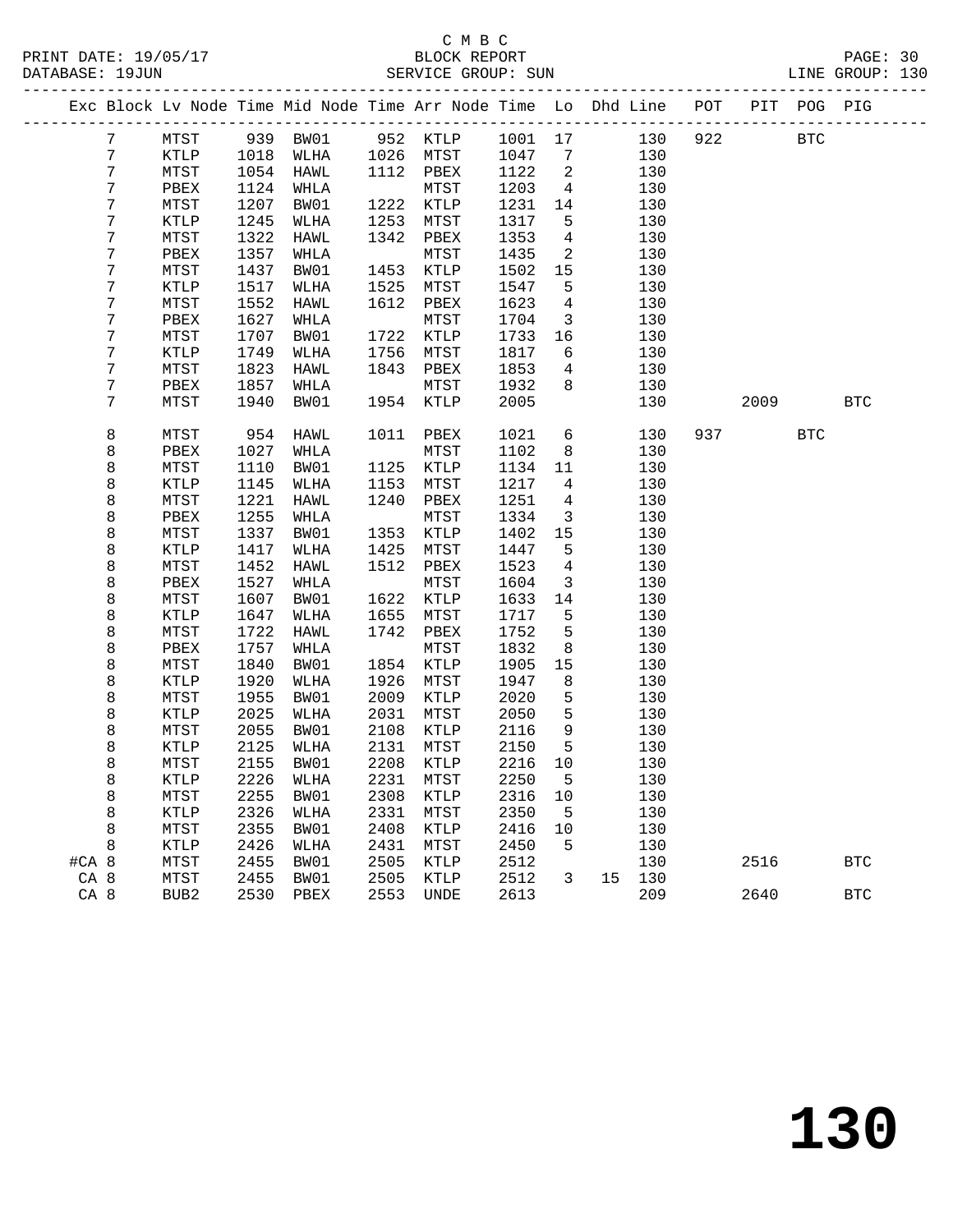C M B C

PRINT DATE: 19/05/17 BLOCK REPORT

DATABASE: 19JUN SERVICE GROUP: SUN LINE GROUP: 130

| Exc | Block | Lv | Node | Time | Mid Node | Time | Arr Node | Time | Lo | Dhd | Line | POT | PIT | POG | PIG |
|---|---|---|---|---|---|---|---|---|---|---|---|---|---|---|---|
| | 7 | | MTST | 939 | BW01 | 952 | KTLP | 1001 | 17 | | 130 | 922 | | BTC | |
| | 7 | | KTLP | 1018 | WLHA | 1026 | MTST | 1047 | 7 | | 130 | | | | |
| | 7 | | MTST | 1054 | HAWL | 1112 | PBEX | 1122 | 2 | | 130 | | | | |
| | 7 | | PBEX | 1124 | WHLA | | MTST | 1203 | 4 | | 130 | | | | |
| | 7 | | MTST | 1207 | BW01 | 1222 | KTLP | 1231 | 14 | | 130 | | | | |
| | 7 | | KTLP | 1245 | WLHA | 1253 | MTST | 1317 | 5 | | 130 | | | | |
| | 7 | | MTST | 1322 | HAWL | 1342 | PBEX | 1353 | 4 | | 130 | | | | |
| | 7 | | PBEX | 1357 | WHLA | | MTST | 1435 | 2 | | 130 | | | | |
| | 7 | | MTST | 1437 | BW01 | 1453 | KTLP | 1502 | 15 | | 130 | | | | |
| | 7 | | KTLP | 1517 | WLHA | 1525 | MTST | 1547 | 5 | | 130 | | | | |
| | 7 | | MTST | 1552 | HAWL | 1612 | PBEX | 1623 | 4 | | 130 | | | | |
| | 7 | | PBEX | 1627 | WHLA | | MTST | 1704 | 3 | | 130 | | | | |
| | 7 | | MTST | 1707 | BW01 | 1722 | KTLP | 1733 | 16 | | 130 | | | | |
| | 7 | | KTLP | 1749 | WLHA | 1756 | MTST | 1817 | 6 | | 130 | | | | |
| | 7 | | MTST | 1823 | HAWL | 1843 | PBEX | 1853 | 4 | | 130 | | | | |
| | 7 | | PBEX | 1857 | WHLA | | MTST | 1932 | 8 | | 130 | | | | |
| | 7 | | MTST | 1940 | BW01 | 1954 | KTLP | 2005 | | | 130 | | 2009 | | BTC |
| | 8 | | MTST | 954 | HAWL | 1011 | PBEX | 1021 | 6 | | 130 | 937 | | BTC | |
| | 8 | | PBEX | 1027 | WHLA | | MTST | 1102 | 8 | | 130 | | | | |
| | 8 | | MTST | 1110 | BW01 | 1125 | KTLP | 1134 | 11 | | 130 | | | | |
| | 8 | | KTLP | 1145 | WLHA | 1153 | MTST | 1217 | 4 | | 130 | | | | |
| | 8 | | MTST | 1221 | HAWL | 1240 | PBEX | 1251 | 4 | | 130 | | | | |
| | 8 | | PBEX | 1255 | WHLA | | MTST | 1334 | 3 | | 130 | | | | |
| | 8 | | MTST | 1337 | BW01 | 1353 | KTLP | 1402 | 15 | | 130 | | | | |
| | 8 | | KTLP | 1417 | WLHA | 1425 | MTST | 1447 | 5 | | 130 | | | | |
| | 8 | | MTST | 1452 | HAWL | 1512 | PBEX | 1523 | 4 | | 130 | | | | |
| | 8 | | PBEX | 1527 | WHLA | | MTST | 1604 | 3 | | 130 | | | | |
| | 8 | | MTST | 1607 | BW01 | 1622 | KTLP | 1633 | 14 | | 130 | | | | |
| | 8 | | KTLP | 1647 | WLHA | 1655 | MTST | 1717 | 5 | | 130 | | | | |
| | 8 | | MTST | 1722 | HAWL | 1742 | PBEX | 1752 | 5 | | 130 | | | | |
| | 8 | | PBEX | 1757 | WHLA | | MTST | 1832 | 8 | | 130 | | | | |
| | 8 | | MTST | 1840 | BW01 | 1854 | KTLP | 1905 | 15 | | 130 | | | | |
| | 8 | | KTLP | 1920 | WLHA | 1926 | MTST | 1947 | 8 | | 130 | | | | |
| | 8 | | MTST | 1955 | BW01 | 2009 | KTLP | 2020 | 5 | | 130 | | | | |
| | 8 | | KTLP | 2025 | WLHA | 2031 | MTST | 2050 | 5 | | 130 | | | | |
| | 8 | | MTST | 2055 | BW01 | 2108 | KTLP | 2116 | 9 | | 130 | | | | |
| | 8 | | KTLP | 2125 | WLHA | 2131 | MTST | 2150 | 5 | | 130 | | | | |
| | 8 | | MTST | 2155 | BW01 | 2208 | KTLP | 2216 | 10 | | 130 | | | | |
| | 8 | | KTLP | 2226 | WLHA | 2231 | MTST | 2250 | 5 | | 130 | | | | |
| | 8 | | MTST | 2255 | BW01 | 2308 | KTLP | 2316 | 10 | | 130 | | | | |
| | 8 | | KTLP | 2326 | WLHA | 2331 | MTST | 2350 | 5 | | 130 | | | | |
| | 8 | | MTST | 2355 | BW01 | 2408 | KTLP | 2416 | 10 | | 130 | | | | |
| | 8 | | KTLP | 2426 | WLHA | 2431 | MTST | 2450 | 5 | | 130 | | | | |
| #CA | 8 | | MTST | 2455 | BW01 | 2505 | KTLP | 2512 | | | 130 | | 2516 | | BTC |
| CA | 8 | | MTST | 2455 | BW01 | 2505 | KTLP | 2512 | 3 | 15 | 130 | | | | |
| CA | 8 | | BUB2 | 2530 | PBEX | 2553 | UNDE | 2613 | | | 209 | | 2640 | | BTC |

130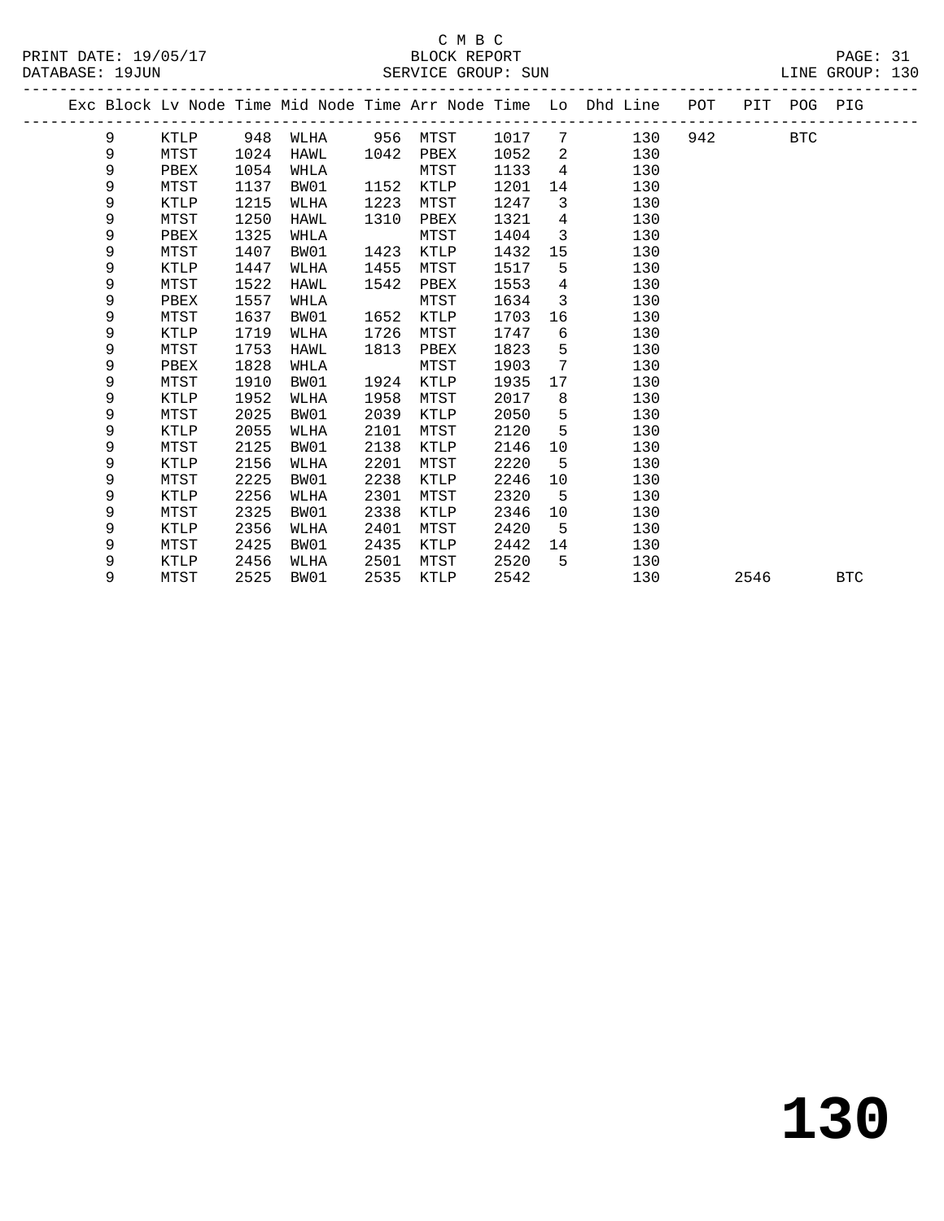C M B C

BLOCK REPORT

SERVICE GROUP: SUN

PRINT DATE: 19/05/17
DATABASE: 19JUN
LINE GROUP: 130

| Exc | Block | Lv | Node | Time | Mid Node | Time | Arr Node | Time | Lo | Dhd Line | POT | PIT | POG | PIG |
|---|---|---|---|---|---|---|---|---|---|---|---|---|---|---|
| | 9 | | KTLP | 948 | WLHA | 956 | MTST | 1017 | 7 | 130 | 942 | | BTC | |
| | 9 | | MTST | 1024 | HAWL | 1042 | PBEX | 1052 | 2 | 130 | | | | |
| | 9 | | PBEX | 1054 | WHLA | | MTST | 1133 | 4 | 130 | | | | |
| | 9 | | MTST | 1137 | BW01 | 1152 | KTLP | 1201 | 14 | 130 | | | | |
| | 9 | | KTLP | 1215 | WLHA | 1223 | MTST | 1247 | 3 | 130 | | | | |
| | 9 | | MTST | 1250 | HAWL | 1310 | PBEX | 1321 | 4 | 130 | | | | |
| | 9 | | PBEX | 1325 | WHLA | | MTST | 1404 | 3 | 130 | | | | |
| | 9 | | MTST | 1407 | BW01 | 1423 | KTLP | 1432 | 15 | 130 | | | | |
| | 9 | | KTLP | 1447 | WLHA | 1455 | MTST | 1517 | 5 | 130 | | | | |
| | 9 | | MTST | 1522 | HAWL | 1542 | PBEX | 1553 | 4 | 130 | | | | |
| | 9 | | PBEX | 1557 | WHLA | | MTST | 1634 | 3 | 130 | | | | |
| | 9 | | MTST | 1637 | BW01 | 1652 | KTLP | 1703 | 16 | 130 | | | | |
| | 9 | | KTLP | 1719 | WLHA | 1726 | MTST | 1747 | 6 | 130 | | | | |
| | 9 | | MTST | 1753 | HAWL | 1813 | PBEX | 1823 | 5 | 130 | | | | |
| | 9 | | PBEX | 1828 | WHLA | | MTST | 1903 | 7 | 130 | | | | |
| | 9 | | MTST | 1910 | BW01 | 1924 | KTLP | 1935 | 17 | 130 | | | | |
| | 9 | | KTLP | 1952 | WLHA | 1958 | MTST | 2017 | 8 | 130 | | | | |
| | 9 | | MTST | 2025 | BW01 | 2039 | KTLP | 2050 | 5 | 130 | | | | |
| | 9 | | KTLP | 2055 | WLHA | 2101 | MTST | 2120 | 5 | 130 | | | | |
| | 9 | | MTST | 2125 | BW01 | 2138 | KTLP | 2146 | 10 | 130 | | | | |
| | 9 | | KTLP | 2156 | WLHA | 2201 | MTST | 2220 | 5 | 130 | | | | |
| | 9 | | MTST | 2225 | BW01 | 2238 | KTLP | 2246 | 10 | 130 | | | | |
| | 9 | | KTLP | 2256 | WLHA | 2301 | MTST | 2320 | 5 | 130 | | | | |
| | 9 | | MTST | 2325 | BW01 | 2338 | KTLP | 2346 | 10 | 130 | | | | |
| | 9 | | KTLP | 2356 | WLHA | 2401 | MTST | 2420 | 5 | 130 | | | | |
| | 9 | | MTST | 2425 | BW01 | 2435 | KTLP | 2442 | 14 | 130 | | | | |
| | 9 | | KTLP | 2456 | WLHA | 2501 | MTST | 2520 | 5 | 130 | | | | |
| | 9 | | MTST | 2525 | BW01 | 2535 | KTLP | 2542 | | 130 | | 2546 | | BTC |

# 130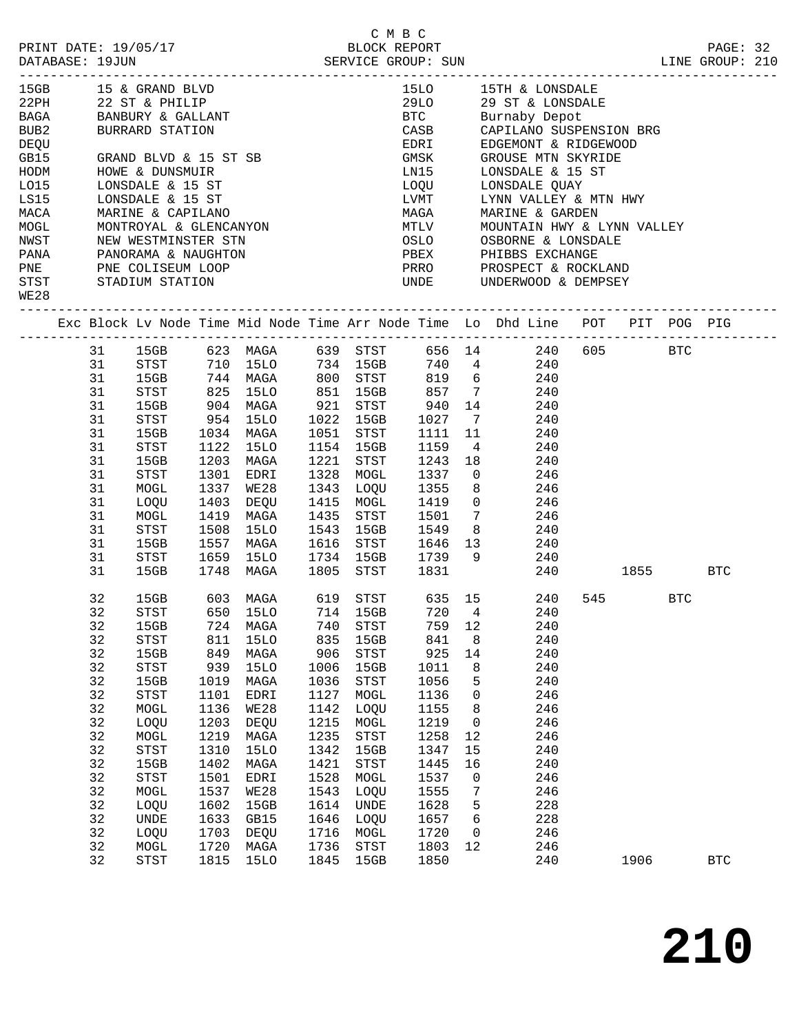C M B C
PRINT DATE: 19/05/17 BLOCK REPORT
DATABASE: 19JUN SERVICE GROUP: SUN LINE GROUP: 210

| Code | Name | Code | Name |
|---|---|---|---|
| 15GB | 15 & GRAND BLVD | 15LO | 15TH & LONSDALE |
| 22PH | 22 ST & PHILIP | 29LO | 29 ST & LONSDALE |
| BAGA | BANBURY & GALLANT | BTC | Burnaby Depot |
| BUB2 | BURRARD STATION | CASB | CAPILANO SUSPENSION BRG |
| DEQU | | EDRI | EDGEMONT & RIDGEWOOD |
| GB15 | GRAND BLVD & 15 ST SB | GMSK | GROUSE MTN SKYRIDE |
| HODM | HOWE & DUNSMUIR | LN15 | LONSDALE & 15 ST |
| LO15 | LONSDALE & 15 ST | LOQU | LONSDALE QUAY |
| LS15 | LONSDALE & 15 ST | LVMT | LYNN VALLEY & MTN HWY |
| MACA | MARINE & CAPILANO | MAGA | MARINE & GARDEN |
| MOGL | MONTROYAL & GLENCANYON | MTLV | MOUNTAIN HWY & LYNN VALLEY |
| NWST | NEW WESTMINSTER STN | OSLO | OSBORNE & LONSDALE |
| PANA | PANORAMA & NAUGHTON | PBEX | PHIBBS EXCHANGE |
| PNE | PNE COLISEUM LOOP | PRRO | PROSPECT & ROCKLAND |
| STST | STADIUM STATION | UNDE | UNDERWOOD & DEMPSEY |
| WE28 | | | |

| Exc | Block | Lv Node | Time | Mid Node | Time | Arr Node | Time | Lo | Dhd Line | POT | PIT | POG | PIG |
|---|---|---|---|---|---|---|---|---|---|---|---|---|---|
| | 31 | 15GB | 623 | MAGA | 639 | STST | 656 | 14 | 240 | 605 | | BTC | |
| | 31 | STST | 710 | 15LO | 734 | 15GB | 740 | 4 | 240 | | | | |
| | 31 | 15GB | 744 | MAGA | 800 | STST | 819 | 6 | 240 | | | | |
| | 31 | STST | 825 | 15LO | 851 | 15GB | 857 | 7 | 240 | | | | |
| | 31 | 15GB | 904 | MAGA | 921 | STST | 940 | 14 | 240 | | | | |
| | 31 | STST | 954 | 15LO | 1022 | 15GB | 1027 | 7 | 240 | | | | |
| | 31 | 15GB | 1034 | MAGA | 1051 | STST | 1111 | 11 | 240 | | | | |
| | 31 | STST | 1122 | 15LO | 1154 | 15GB | 1159 | 4 | 240 | | | | |
| | 31 | 15GB | 1203 | MAGA | 1221 | STST | 1243 | 18 | 240 | | | | |
| | 31 | STST | 1301 | EDRI | 1328 | MOGL | 1337 | 0 | 246 | | | | |
| | 31 | MOGL | 1337 | WE28 | 1343 | LOQU | 1355 | 8 | 246 | | | | |
| | 31 | LOQU | 1403 | DEQU | 1415 | MOGL | 1419 | 0 | 246 | | | | |
| | 31 | MOGL | 1419 | MAGA | 1435 | STST | 1501 | 7 | 246 | | | | |
| | 31 | STST | 1508 | 15LO | 1543 | 15GB | 1549 | 8 | 240 | | | | |
| | 31 | 15GB | 1557 | MAGA | 1616 | STST | 1646 | 13 | 240 | | | | |
| | 31 | STST | 1659 | 15LO | 1734 | 15GB | 1739 | 9 | 240 | | | | |
| | 31 | 15GB | 1748 | MAGA | 1805 | STST | 1831 | | 240 | | 1855 | | BTC |
| | 32 | 15GB | 603 | MAGA | 619 | STST | 635 | 15 | 240 | 545 | | BTC | |
| | 32 | STST | 650 | 15LO | 714 | 15GB | 720 | 4 | 240 | | | | |
| | 32 | 15GB | 724 | MAGA | 740 | STST | 759 | 12 | 240 | | | | |
| | 32 | STST | 811 | 15LO | 835 | 15GB | 841 | 8 | 240 | | | | |
| | 32 | 15GB | 849 | MAGA | 906 | STST | 925 | 14 | 240 | | | | |
| | 32 | STST | 939 | 15LO | 1006 | 15GB | 1011 | 8 | 240 | | | | |
| | 32 | 15GB | 1019 | MAGA | 1036 | STST | 1056 | 5 | 240 | | | | |
| | 32 | STST | 1101 | EDRI | 1127 | MOGL | 1136 | 0 | 246 | | | | |
| | 32 | MOGL | 1136 | WE28 | 1142 | LOQU | 1155 | 8 | 246 | | | | |
| | 32 | LOQU | 1203 | DEQU | 1215 | MOGL | 1219 | 0 | 246 | | | | |
| | 32 | MOGL | 1219 | MAGA | 1235 | STST | 1258 | 12 | 246 | | | | |
| | 32 | STST | 1310 | 15LO | 1342 | 15GB | 1347 | 15 | 240 | | | | |
| | 32 | 15GB | 1402 | MAGA | 1421 | STST | 1445 | 16 | 240 | | | | |
| | 32 | STST | 1501 | EDRI | 1528 | MOGL | 1537 | 0 | 246 | | | | |
| | 32 | MOGL | 1537 | WE28 | 1543 | LOQU | 1555 | 7 | 246 | | | | |
| | 32 | LOQU | 1602 | 15GB | 1614 | UNDE | 1628 | 5 | 228 | | | | |
| | 32 | UNDE | 1633 | GB15 | 1646 | LOQU | 1657 | 6 | 228 | | | | |
| | 32 | LOQU | 1703 | DEQU | 1716 | MOGL | 1720 | 0 | 246 | | | | |
| | 32 | MOGL | 1720 | MAGA | 1736 | STST | 1803 | 12 | 246 | | | | |
| | 32 | STST | 1815 | 15LO | 1845 | 15GB | 1850 | | 240 | | 1906 | | BTC |

210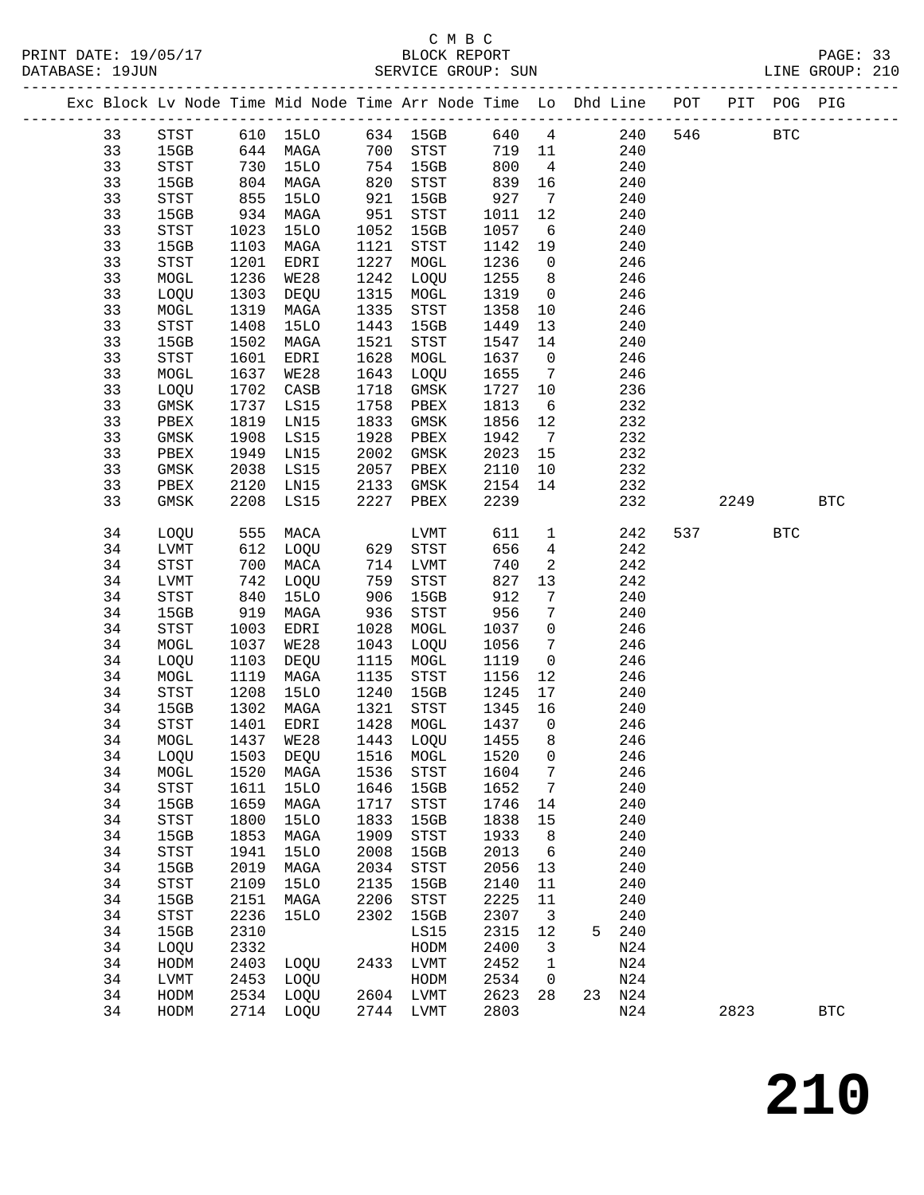C M B C
BLOCK REPORT
SERVICE GROUP: SUN

PRINT DATE: 19/05/17
DATABASE: 19JUN
LINE GROUP: 210

| Exc | Block | Lv | Node | Time | Mid Node | Time | Arr Node | Time | Lo | Dhd | Line | POT | PIT | POG | PIG |
|---|---|---|---|---|---|---|---|---|---|---|---|---|---|---|---|
| | 33 | | STST | 610 | 15LO | 634 | 15GB | 640 | 4 | | 240 | 546 | | BTC | |
| | 33 | | 15GB | 644 | MAGA | 700 | STST | 719 | 11 | | 240 | | | | |
| | 33 | | STST | 730 | 15LO | 754 | 15GB | 800 | 4 | | 240 | | | | |
| | 33 | | 15GB | 804 | MAGA | 820 | STST | 839 | 16 | | 240 | | | | |
| | 33 | | STST | 855 | 15LO | 921 | 15GB | 927 | 7 | | 240 | | | | |
| | 33 | | 15GB | 934 | MAGA | 951 | STST | 1011 | 12 | | 240 | | | | |
| | 33 | | STST | 1023 | 15LO | 1052 | 15GB | 1057 | 6 | | 240 | | | | |
| | 33 | | 15GB | 1103 | MAGA | 1121 | STST | 1142 | 19 | | 240 | | | | |
| | 33 | | STST | 1201 | EDRI | 1227 | MOGL | 1236 | 0 | | 246 | | | | |
| | 33 | | MOGL | 1236 | WE28 | 1242 | LOQU | 1255 | 8 | | 246 | | | | |
| | 33 | | LOQU | 1303 | DEQU | 1315 | MOGL | 1319 | 0 | | 246 | | | | |
| | 33 | | MOGL | 1319 | MAGA | 1335 | STST | 1358 | 10 | | 246 | | | | |
| | 33 | | STST | 1408 | 15LO | 1443 | 15GB | 1449 | 13 | | 240 | | | | |
| | 33 | | 15GB | 1502 | MAGA | 1521 | STST | 1547 | 14 | | 240 | | | | |
| | 33 | | STST | 1601 | EDRI | 1628 | MOGL | 1637 | 0 | | 246 | | | | |
| | 33 | | MOGL | 1637 | WE28 | 1643 | LOQU | 1655 | 7 | | 246 | | | | |
| | 33 | | LOQU | 1702 | CASB | 1718 | GMSK | 1727 | 10 | | 236 | | | | |
| | 33 | | GMSK | 1737 | LS15 | 1758 | PBEX | 1813 | 6 | | 232 | | | | |
| | 33 | | PBEX | 1819 | LN15 | 1833 | GMSK | 1856 | 12 | | 232 | | | | |
| | 33 | | GMSK | 1908 | LS15 | 1928 | PBEX | 1942 | 7 | | 232 | | | | |
| | 33 | | PBEX | 1949 | LN15 | 2002 | GMSK | 2023 | 15 | | 232 | | | | |
| | 33 | | GMSK | 2038 | LS15 | 2057 | PBEX | 2110 | 10 | | 232 | | | | |
| | 33 | | PBEX | 2120 | LN15 | 2133 | GMSK | 2154 | 14 | | 232 | | | | |
| | 33 | | GMSK | 2208 | LS15 | 2227 | PBEX | 2239 | | | 232 | | 2249 | | BTC |
| | 34 | | LOQU | 555 | MACA | | LVMT | 611 | 1 | | 242 | 537 | | BTC | |
| | 34 | | LVMT | 612 | LOQU | 629 | STST | 656 | 4 | | 242 | | | | |
| | 34 | | STST | 700 | MACA | 714 | LVMT | 740 | 2 | | 242 | | | | |
| | 34 | | LVMT | 742 | LOQU | 759 | STST | 827 | 13 | | 242 | | | | |
| | 34 | | STST | 840 | 15LO | 906 | 15GB | 912 | 7 | | 240 | | | | |
| | 34 | | 15GB | 919 | MAGA | 936 | STST | 956 | 7 | | 240 | | | | |
| | 34 | | STST | 1003 | EDRI | 1028 | MOGL | 1037 | 0 | | 246 | | | | |
| | 34 | | MOGL | 1037 | WE28 | 1043 | LOQU | 1056 | 7 | | 246 | | | | |
| | 34 | | LOQU | 1103 | DEQU | 1115 | MOGL | 1119 | 0 | | 246 | | | | |
| | 34 | | MOGL | 1119 | MAGA | 1135 | STST | 1156 | 12 | | 246 | | | | |
| | 34 | | STST | 1208 | 15LO | 1240 | 15GB | 1245 | 17 | | 240 | | | | |
| | 34 | | 15GB | 1302 | MAGA | 1321 | STST | 1345 | 16 | | 240 | | | | |
| | 34 | | STST | 1401 | EDRI | 1428 | MOGL | 1437 | 0 | | 246 | | | | |
| | 34 | | MOGL | 1437 | WE28 | 1443 | LOQU | 1455 | 8 | | 246 | | | | |
| | 34 | | LOQU | 1503 | DEQU | 1516 | MOGL | 1520 | 0 | | 246 | | | | |
| | 34 | | MOGL | 1520 | MAGA | 1536 | STST | 1604 | 7 | | 246 | | | | |
| | 34 | | STST | 1611 | 15LO | 1646 | 15GB | 1652 | 7 | | 240 | | | | |
| | 34 | | 15GB | 1659 | MAGA | 1717 | STST | 1746 | 14 | | 240 | | | | |
| | 34 | | STST | 1800 | 15LO | 1833 | 15GB | 1838 | 15 | | 240 | | | | |
| | 34 | | 15GB | 1853 | MAGA | 1909 | STST | 1933 | 8 | | 240 | | | | |
| | 34 | | STST | 1941 | 15LO | 2008 | 15GB | 2013 | 6 | | 240 | | | | |
| | 34 | | 15GB | 2019 | MAGA | 2034 | STST | 2056 | 13 | | 240 | | | | |
| | 34 | | STST | 2109 | 15LO | 2135 | 15GB | 2140 | 11 | | 240 | | | | |
| | 34 | | 15GB | 2151 | MAGA | 2206 | STST | 2225 | 11 | | 240 | | | | |
| | 34 | | STST | 2236 | 15LO | 2302 | 15GB | 2307 | 3 | | 240 | | | | |
| | 34 | | 15GB | 2310 | | | LS15 | 2315 | 12 | 5 | 240 | | | | |
| | 34 | | LOQU | 2332 | | | HODM | 2400 | 3 | | N24 | | | | |
| | 34 | | HODM | 2403 | LOQU | 2433 | LVMT | 2452 | 1 | | N24 | | | | |
| | 34 | | LVMT | 2453 | LOQU | | HODM | 2534 | 0 | | N24 | | | | |
| | 34 | | HODM | 2534 | LOQU | 2604 | LVMT | 2623 | 28 | 23 | N24 | | | | |
| | 34 | | HODM | 2714 | LOQU | 2744 | LVMT | 2803 | | | N24 | | 2823 | | BTC |

210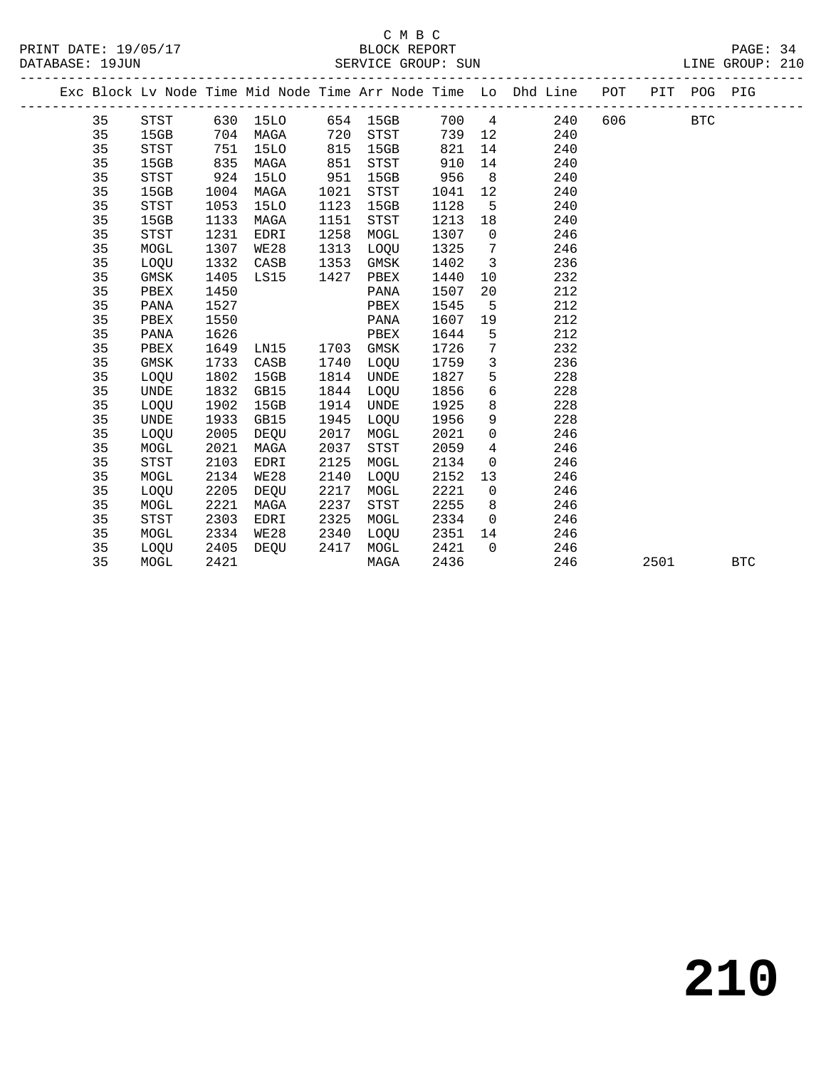C M B C
BLOCK REPORT
SERVICE GROUP: SUN

PRINT DATE: 19/05/17
DATABASE: 19JUN
LINE GROUP: 210

| Exc | Block | Lv | Node | Time | Mid Node | Time | Arr Node | Time | Lo | Dhd Line | POT | PIT | POG | PIG |
|---|---|---|---|---|---|---|---|---|---|---|---|---|---|---|
| | 35 | | STST | 630 | 15LO | 654 | 15GB | 700 | 4 | 240 | 606 | | BTC | |
| | 35 | | 15GB | 704 | MAGA | 720 | STST | 739 | 12 | 240 | | | | |
| | 35 | | STST | 751 | 15LO | 815 | 15GB | 821 | 14 | 240 | | | | |
| | 35 | | 15GB | 835 | MAGA | 851 | STST | 910 | 14 | 240 | | | | |
| | 35 | | STST | 924 | 15LO | 951 | 15GB | 956 | 8 | 240 | | | | |
| | 35 | | 15GB | 1004 | MAGA | 1021 | STST | 1041 | 12 | 240 | | | | |
| | 35 | | STST | 1053 | 15LO | 1123 | 15GB | 1128 | 5 | 240 | | | | |
| | 35 | | 15GB | 1133 | MAGA | 1151 | STST | 1213 | 18 | 240 | | | | |
| | 35 | | STST | 1231 | EDRI | 1258 | MOGL | 1307 | 0 | 246 | | | | |
| | 35 | | MOGL | 1307 | WE28 | 1313 | LOQU | 1325 | 7 | 246 | | | | |
| | 35 | | LOQU | 1332 | CASB | 1353 | GMSK | 1402 | 3 | 236 | | | | |
| | 35 | | GMSK | 1405 | LS15 | 1427 | PBEX | 1440 | 10 | 232 | | | | |
| | 35 | | PBEX | 1450 | | | PANA | 1507 | 20 | 212 | | | | |
| | 35 | | PANA | 1527 | | | PBEX | 1545 | 5 | 212 | | | | |
| | 35 | | PBEX | 1550 | | | PANA | 1607 | 19 | 212 | | | | |
| | 35 | | PANA | 1626 | | | PBEX | 1644 | 5 | 212 | | | | |
| | 35 | | PBEX | 1649 | LN15 | 1703 | GMSK | 1726 | 7 | 232 | | | | |
| | 35 | | GMSK | 1733 | CASB | 1740 | LOQU | 1759 | 3 | 236 | | | | |
| | 35 | | LOQU | 1802 | 15GB | 1814 | UNDE | 1827 | 5 | 228 | | | | |
| | 35 | | UNDE | 1832 | GB15 | 1844 | LOQU | 1856 | 6 | 228 | | | | |
| | 35 | | LOQU | 1902 | 15GB | 1914 | UNDE | 1925 | 8 | 228 | | | | |
| | 35 | | UNDE | 1933 | GB15 | 1945 | LOQU | 1956 | 9 | 228 | | | | |
| | 35 | | LOQU | 2005 | DEQU | 2017 | MOGL | 2021 | 0 | 246 | | | | |
| | 35 | | MOGL | 2021 | MAGA | 2037 | STST | 2059 | 4 | 246 | | | | |
| | 35 | | STST | 2103 | EDRI | 2125 | MOGL | 2134 | 0 | 246 | | | | |
| | 35 | | MOGL | 2134 | WE28 | 2140 | LOQU | 2152 | 13 | 246 | | | | |
| | 35 | | LOQU | 2205 | DEQU | 2217 | MOGL | 2221 | 0 | 246 | | | | |
| | 35 | | MOGL | 2221 | MAGA | 2237 | STST | 2255 | 8 | 246 | | | | |
| | 35 | | STST | 2303 | EDRI | 2325 | MOGL | 2334 | 0 | 246 | | | | |
| | 35 | | MOGL | 2334 | WE28 | 2340 | LOQU | 2351 | 14 | 246 | | | | |
| | 35 | | LOQU | 2405 | DEQU | 2417 | MOGL | 2421 | 0 | 246 | | | | |
| | 35 | | MOGL | 2421 | | | MAGA | 2436 | | 246 | | 2501 | | BTC |

# 210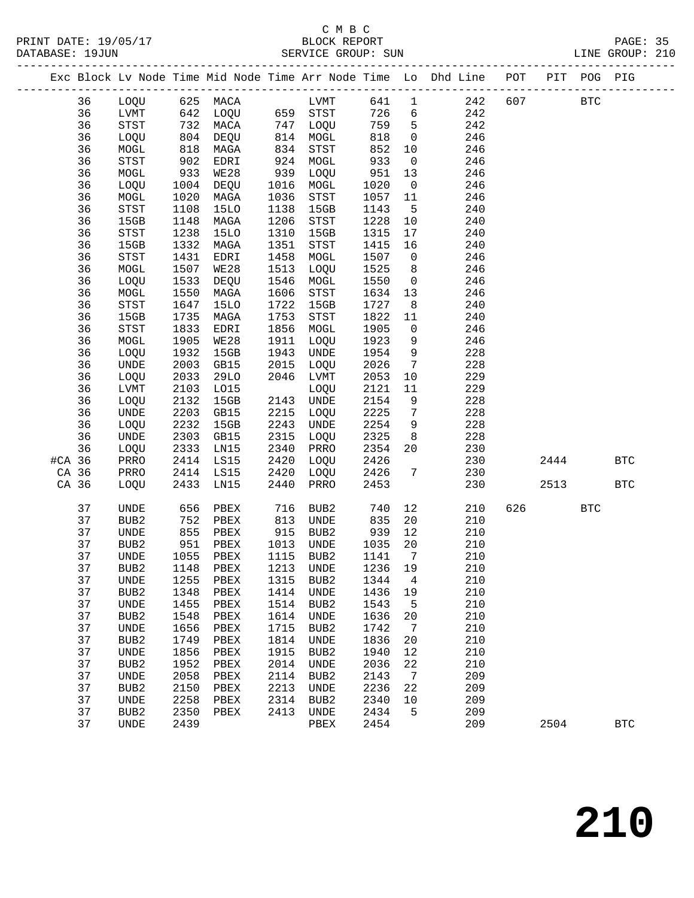C M B C
BLOCK REPORT
SERVICE GROUP: SUN

PRINT DATE: 19/05/17
DATABASE: 19JUN
LINE GROUP: 210

| Exc | Block | Lv Node | Time | Mid Node | Time | Arr Node | Time | Lo | Dhd Line | POT | PIT | POG | PIG |
|---|---|---|---|---|---|---|---|---|---|---|---|---|---|
| | 36 | LOQU | 625 | MACA | | LVMT | 641 | 1 | 242 | 607 | | BTC | |
| | 36 | LVMT | 642 | LOQU | 659 | STST | 726 | 6 | 242 | | | | |
| | 36 | STST | 732 | MACA | 747 | LOQU | 759 | 5 | 242 | | | | |
| | 36 | LOQU | 804 | DEQU | 814 | MOGL | 818 | 0 | 246 | | | | |
| | 36 | MOGL | 818 | MAGA | 834 | STST | 852 | 10 | 246 | | | | |
| | 36 | STST | 902 | EDRI | 924 | MOGL | 933 | 0 | 246 | | | | |
| | 36 | MOGL | 933 | WE28 | 939 | LOQU | 951 | 13 | 246 | | | | |
| | 36 | LOQU | 1004 | DEQU | 1016 | MOGL | 1020 | 0 | 246 | | | | |
| | 36 | MOGL | 1020 | MAGA | 1036 | STST | 1057 | 11 | 246 | | | | |
| | 36 | STST | 1108 | 15LO | 1138 | 15GB | 1143 | 5 | 240 | | | | |
| | 36 | 15GB | 1148 | MAGA | 1206 | STST | 1228 | 10 | 240 | | | | |
| | 36 | STST | 1238 | 15LO | 1310 | 15GB | 1315 | 17 | 240 | | | | |
| | 36 | 15GB | 1332 | MAGA | 1351 | STST | 1415 | 16 | 240 | | | | |
| | 36 | STST | 1431 | EDRI | 1458 | MOGL | 1507 | 0 | 246 | | | | |
| | 36 | MOGL | 1507 | WE28 | 1513 | LOQU | 1525 | 8 | 246 | | | | |
| | 36 | LOQU | 1533 | DEQU | 1546 | MOGL | 1550 | 0 | 246 | | | | |
| | 36 | MOGL | 1550 | MAGA | 1606 | STST | 1634 | 13 | 246 | | | | |
| | 36 | STST | 1647 | 15LO | 1722 | 15GB | 1727 | 8 | 240 | | | | |
| | 36 | 15GB | 1735 | MAGA | 1753 | STST | 1822 | 11 | 240 | | | | |
| | 36 | STST | 1833 | EDRI | 1856 | MOGL | 1905 | 0 | 246 | | | | |
| | 36 | MOGL | 1905 | WE28 | 1911 | LOQU | 1923 | 9 | 246 | | | | |
| | 36 | LOQU | 1932 | 15GB | 1943 | UNDE | 1954 | 9 | 228 | | | | |
| | 36 | UNDE | 2003 | GB15 | 2015 | LOQU | 2026 | 7 | 228 | | | | |
| | 36 | LOQU | 2033 | 29LO | 2046 | LVMT | 2053 | 10 | 229 | | | | |
| | 36 | LVMT | 2103 | LO15 | | LOQU | 2121 | 11 | 229 | | | | |
| | 36 | LOQU | 2132 | 15GB | 2143 | UNDE | 2154 | 9 | 228 | | | | |
| | 36 | UNDE | 2203 | GB15 | 2215 | LOQU | 2225 | 7 | 228 | | | | |
| | 36 | LOQU | 2232 | 15GB | 2243 | UNDE | 2254 | 9 | 228 | | | | |
| | 36 | UNDE | 2303 | GB15 | 2315 | LOQU | 2325 | 8 | 228 | | | | |
| | 36 | LOQU | 2333 | LN15 | 2340 | PRRO | 2354 | 20 | 230 | | | | |
| #CA | 36 | PRRO | 2414 | LS15 | 2420 | LOQU | 2426 | | 230 | | 2444 | | BTC |
| CA | 36 | PRRO | 2414 | LS15 | 2420 | LOQU | 2426 | 7 | 230 | | | | |
| CA | 36 | LOQU | 2433 | LN15 | 2440 | PRRO | 2453 | | 230 | | 2513 | | BTC |
| | 37 | UNDE | 656 | PBEX | 716 | BUB2 | 740 | 12 | 210 | 626 | | BTC | |
| | 37 | BUB2 | 752 | PBEX | 813 | UNDE | 835 | 20 | 210 | | | | |
| | 37 | UNDE | 855 | PBEX | 915 | BUB2 | 939 | 12 | 210 | | | | |
| | 37 | BUB2 | 951 | PBEX | 1013 | UNDE | 1035 | 20 | 210 | | | | |
| | 37 | UNDE | 1055 | PBEX | 1115 | BUB2 | 1141 | 7 | 210 | | | | |
| | 37 | BUB2 | 1148 | PBEX | 1213 | UNDE | 1236 | 19 | 210 | | | | |
| | 37 | UNDE | 1255 | PBEX | 1315 | BUB2 | 1344 | 4 | 210 | | | | |
| | 37 | BUB2 | 1348 | PBEX | 1414 | UNDE | 1436 | 19 | 210 | | | | |
| | 37 | UNDE | 1455 | PBEX | 1514 | BUB2 | 1543 | 5 | 210 | | | | |
| | 37 | BUB2 | 1548 | PBEX | 1614 | UNDE | 1636 | 20 | 210 | | | | |
| | 37 | UNDE | 1656 | PBEX | 1715 | BUB2 | 1742 | 7 | 210 | | | | |
| | 37 | BUB2 | 1749 | PBEX | 1814 | UNDE | 1836 | 20 | 210 | | | | |
| | 37 | UNDE | 1856 | PBEX | 1915 | BUB2 | 1940 | 12 | 210 | | | | |
| | 37 | BUB2 | 1952 | PBEX | 2014 | UNDE | 2036 | 22 | 210 | | | | |
| | 37 | UNDE | 2058 | PBEX | 2114 | BUB2 | 2143 | 7 | 209 | | | | |
| | 37 | BUB2 | 2150 | PBEX | 2213 | UNDE | 2236 | 22 | 209 | | | | |
| | 37 | UNDE | 2258 | PBEX | 2314 | BUB2 | 2340 | 10 | 209 | | | | |
| | 37 | BUB2 | 2350 | PBEX | 2413 | UNDE | 2434 | 5 | 209 | | | | |
| | 37 | UNDE | 2439 | | | PBEX | 2454 | | 209 | | 2504 | | BTC |

# 210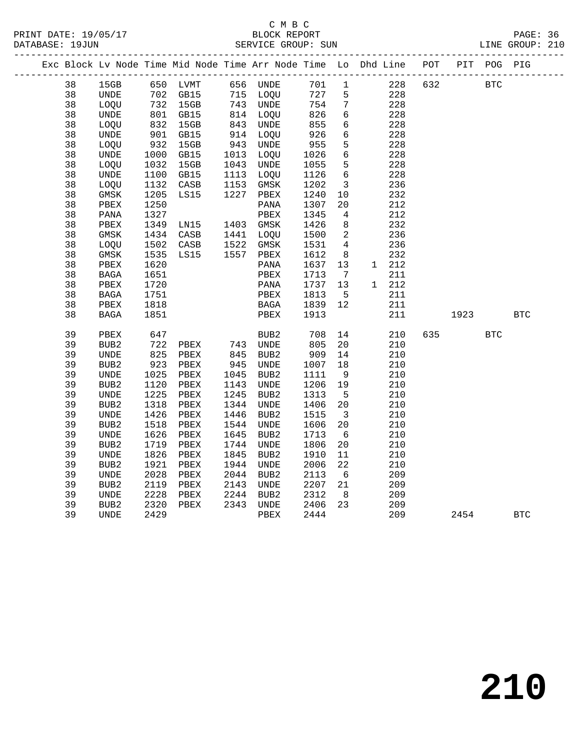C M B C
PRINT DATE: 19/05/17 BLOCK REPORT
DATABASE: 19JUN SERVICE GROUP: SUN LINE GROUP: 210

| Exc | Block | Lv | Node | Time | Mid Node | Time | Arr Node | Time | Lo | Dhd | Line | POT | PIT | POG | PIG |
|---|---|---|---|---|---|---|---|---|---|---|---|---|---|---|---|
| | 38 | | 15GB | 650 | LVMT | 656 | UNDE | 701 | 1 | | 228 | 632 | | BTC | |
| | 38 | | UNDE | 702 | GB15 | 715 | LOQU | 727 | 5 | | 228 | | | | |
| | 38 | | LOQU | 732 | 15GB | 743 | UNDE | 754 | 7 | | 228 | | | | |
| | 38 | | UNDE | 801 | GB15 | 814 | LOQU | 826 | 6 | | 228 | | | | |
| | 38 | | LOQU | 832 | 15GB | 843 | UNDE | 855 | 6 | | 228 | | | | |
| | 38 | | UNDE | 901 | GB15 | 914 | LOQU | 926 | 6 | | 228 | | | | |
| | 38 | | LOQU | 932 | 15GB | 943 | UNDE | 955 | 5 | | 228 | | | | |
| | 38 | | UNDE | 1000 | GB15 | 1013 | LOQU | 1026 | 6 | | 228 | | | | |
| | 38 | | LOQU | 1032 | 15GB | 1043 | UNDE | 1055 | 5 | | 228 | | | | |
| | 38 | | UNDE | 1100 | GB15 | 1113 | LOQU | 1126 | 6 | | 228 | | | | |
| | 38 | | LOQU | 1132 | CASB | 1153 | GMSK | 1202 | 3 | | 236 | | | | |
| | 38 | | GMSK | 1205 | LS15 | 1227 | PBEX | 1240 | 10 | | 232 | | | | |
| | 38 | | PBEX | 1250 | | | PANA | 1307 | 20 | | 212 | | | | |
| | 38 | | PANA | 1327 | | | PBEX | 1345 | 4 | | 212 | | | | |
| | 38 | | PBEX | 1349 | LN15 | 1403 | GMSK | 1426 | 8 | | 232 | | | | |
| | 38 | | GMSK | 1434 | CASB | 1441 | LOQU | 1500 | 2 | | 236 | | | | |
| | 38 | | LOQU | 1502 | CASB | 1522 | GMSK | 1531 | 4 | | 236 | | | | |
| | 38 | | GMSK | 1535 | LS15 | 1557 | PBEX | 1612 | 8 | | 232 | | | | |
| | 38 | | PBEX | 1620 | | | PANA | 1637 | 13 | 1 | 212 | | | | |
| | 38 | | BAGA | 1651 | | | PBEX | 1713 | 7 | | 211 | | | | |
| | 38 | | PBEX | 1720 | | | PANA | 1737 | 13 | 1 | 212 | | | | |
| | 38 | | BAGA | 1751 | | | PBEX | 1813 | 5 | | 211 | | | | |
| | 38 | | PBEX | 1818 | | | BAGA | 1839 | 12 | | 211 | | | | |
| | 38 | | BAGA | 1851 | | | PBEX | 1913 | | | 211 | | 1923 | | BTC |
| | 39 | | PBEX | 647 | | | BUB2 | 708 | 14 | | 210 | 635 | | BTC | |
| | 39 | | BUB2 | 722 | PBEX | 743 | UNDE | 805 | 20 | | 210 | | | | |
| | 39 | | UNDE | 825 | PBEX | 845 | BUB2 | 909 | 14 | | 210 | | | | |
| | 39 | | BUB2 | 923 | PBEX | 945 | UNDE | 1007 | 18 | | 210 | | | | |
| | 39 | | UNDE | 1025 | PBEX | 1045 | BUB2 | 1111 | 9 | | 210 | | | | |
| | 39 | | BUB2 | 1120 | PBEX | 1143 | UNDE | 1206 | 19 | | 210 | | | | |
| | 39 | | UNDE | 1225 | PBEX | 1245 | BUB2 | 1313 | 5 | | 210 | | | | |
| | 39 | | BUB2 | 1318 | PBEX | 1344 | UNDE | 1406 | 20 | | 210 | | | | |
| | 39 | | UNDE | 1426 | PBEX | 1446 | BUB2 | 1515 | 3 | | 210 | | | | |
| | 39 | | BUB2 | 1518 | PBEX | 1544 | UNDE | 1606 | 20 | | 210 | | | | |
| | 39 | | UNDE | 1626 | PBEX | 1645 | BUB2 | 1713 | 6 | | 210 | | | | |
| | 39 | | BUB2 | 1719 | PBEX | 1744 | UNDE | 1806 | 20 | | 210 | | | | |
| | 39 | | UNDE | 1826 | PBEX | 1845 | BUB2 | 1910 | 11 | | 210 | | | | |
| | 39 | | BUB2 | 1921 | PBEX | 1944 | UNDE | 2006 | 22 | | 210 | | | | |
| | 39 | | UNDE | 2028 | PBEX | 2044 | BUB2 | 2113 | 6 | | 209 | | | | |
| | 39 | | BUB2 | 2119 | PBEX | 2143 | UNDE | 2207 | 21 | | 209 | | | | |
| | 39 | | UNDE | 2228 | PBEX | 2244 | BUB2 | 2312 | 8 | | 209 | | | | |
| | 39 | | BUB2 | 2320 | PBEX | 2343 | UNDE | 2406 | 23 | | 209 | | | | |
| | 39 | | UNDE | 2429 | | | PBEX | 2444 | | | 209 | | 2454 | | BTC |

# 210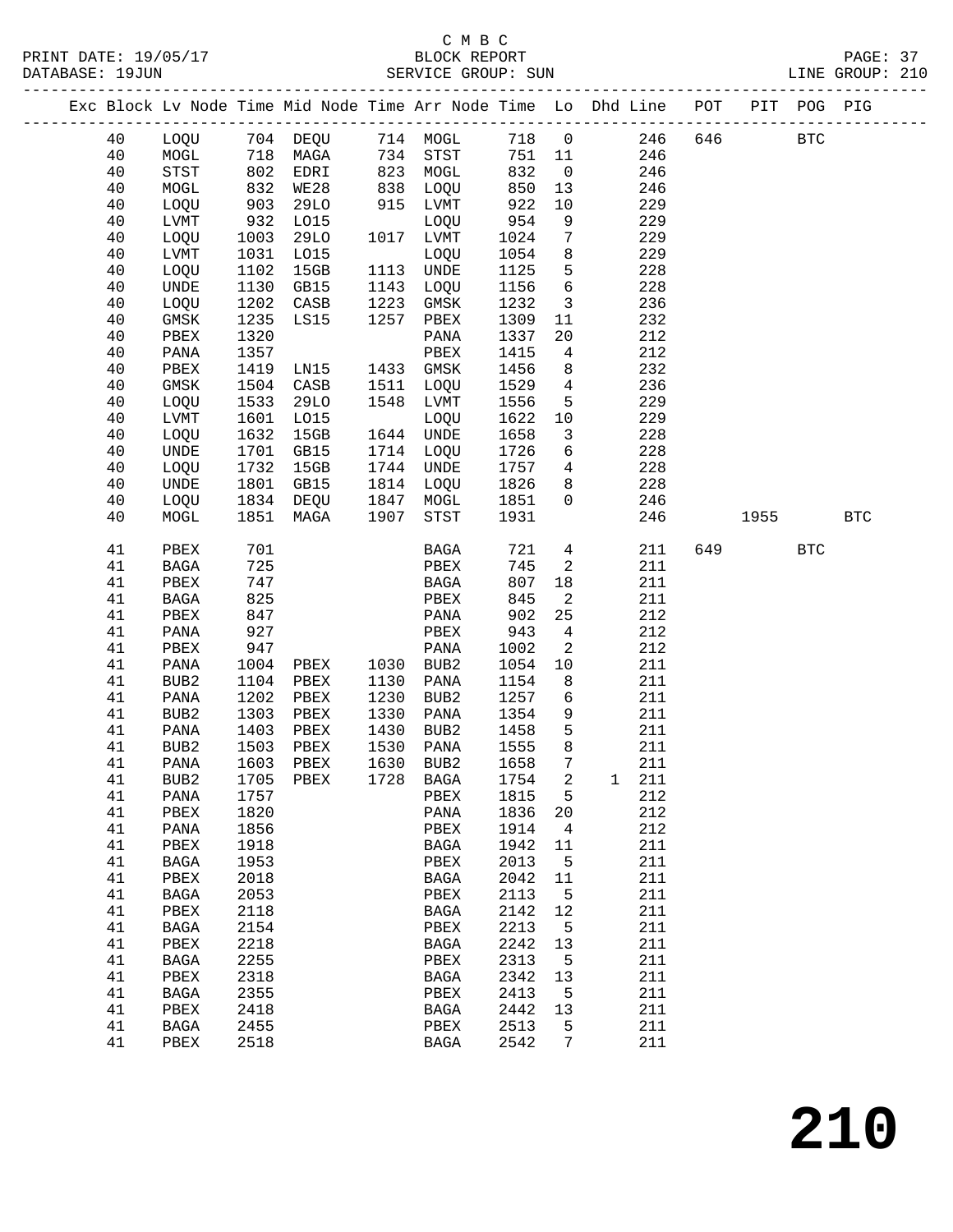C M B C
PRINT DATE: 19/05/17 BLOCK REPORT
DATABASE: 19JUN SERVICE GROUP: SUN LINE GROUP: 210

| Exc | Block | Lv | Node | Time | Mid Node | Time | Arr Node | Time | Lo | Dhd | Line | POT | PIT | POG | PIG |
|---|---|---|---|---|---|---|---|---|---|---|---|---|---|---|---|
| | 40 | | LOQU | 704 | DEQU | 714 | MOGL | 718 | 0 | | 246 | 646 | | BTC | |
| | 40 | | MOGL | 718 | MAGA | 734 | STST | 751 | 11 | | 246 | | | | |
| | 40 | | STST | 802 | EDRI | 823 | MOGL | 832 | 0 | | 246 | | | | |
| | 40 | | MOGL | 832 | WE28 | 838 | LOQU | 850 | 13 | | 246 | | | | |
| | 40 | | LOQU | 903 | 29LO | 915 | LVMT | 922 | 10 | | 229 | | | | |
| | 40 | | LVMT | 932 | LO15 | | LOQU | 954 | 9 | | 229 | | | | |
| | 40 | | LOQU | 1003 | 29LO | 1017 | LVMT | 1024 | 7 | | 229 | | | | |
| | 40 | | LVMT | 1031 | LO15 | | LOQU | 1054 | 8 | | 229 | | | | |
| | 40 | | LOQU | 1102 | 15GB | 1113 | UNDE | 1125 | 5 | | 228 | | | | |
| | 40 | | UNDE | 1130 | GB15 | 1143 | LOQU | 1156 | 6 | | 228 | | | | |
| | 40 | | LOQU | 1202 | CASB | 1223 | GMSK | 1232 | 3 | | 236 | | | | |
| | 40 | | GMSK | 1235 | LS15 | 1257 | PBEX | 1309 | 11 | | 232 | | | | |
| | 40 | | PBEX | 1320 | | | PANA | 1337 | 20 | | 212 | | | | |
| | 40 | | PANA | 1357 | | | PBEX | 1415 | 4 | | 212 | | | | |
| | 40 | | PBEX | 1419 | LN15 | 1433 | GMSK | 1456 | 8 | | 232 | | | | |
| | 40 | | GMSK | 1504 | CASB | 1511 | LOQU | 1529 | 4 | | 236 | | | | |
| | 40 | | LOQU | 1533 | 29LO | 1548 | LVMT | 1556 | 5 | | 229 | | | | |
| | 40 | | LVMT | 1601 | LO15 | | LOQU | 1622 | 10 | | 229 | | | | |
| | 40 | | LOQU | 1632 | 15GB | 1644 | UNDE | 1658 | 3 | | 228 | | | | |
| | 40 | | UNDE | 1701 | GB15 | 1714 | LOQU | 1726 | 6 | | 228 | | | | |
| | 40 | | LOQU | 1732 | 15GB | 1744 | UNDE | 1757 | 4 | | 228 | | | | |
| | 40 | | UNDE | 1801 | GB15 | 1814 | LOQU | 1826 | 8 | | 228 | | | | |
| | 40 | | LOQU | 1834 | DEQU | 1847 | MOGL | 1851 | 0 | | 246 | | | | |
| | 40 | | MOGL | 1851 | MAGA | 1907 | STST | 1931 | | | 246 | | 1955 | | BTC |
| | 41 | | PBEX | 701 | | | BAGA | 721 | 4 | | 211 | 649 | | BTC | |
| | 41 | | BAGA | 725 | | | PBEX | 745 | 2 | | 211 | | | | |
| | 41 | | PBEX | 747 | | | BAGA | 807 | 18 | | 211 | | | | |
| | 41 | | BAGA | 825 | | | PBEX | 845 | 2 | | 211 | | | | |
| | 41 | | PBEX | 847 | | | PANA | 902 | 25 | | 212 | | | | |
| | 41 | | PANA | 927 | | | PBEX | 943 | 4 | | 212 | | | | |
| | 41 | | PBEX | 947 | | | PANA | 1002 | 2 | | 212 | | | | |
| | 41 | | PANA | 1004 | PBEX | 1030 | BUB2 | 1054 | 10 | | 211 | | | | |
| | 41 | | BUB2 | 1104 | PBEX | 1130 | PANA | 1154 | 8 | | 211 | | | | |
| | 41 | | PANA | 1202 | PBEX | 1230 | BUB2 | 1257 | 6 | | 211 | | | | |
| | 41 | | BUB2 | 1303 | PBEX | 1330 | PANA | 1354 | 9 | | 211 | | | | |
| | 41 | | PANA | 1403 | PBEX | 1430 | BUB2 | 1458 | 5 | | 211 | | | | |
| | 41 | | BUB2 | 1503 | PBEX | 1530 | PANA | 1555 | 8 | | 211 | | | | |
| | 41 | | PANA | 1603 | PBEX | 1630 | BUB2 | 1658 | 7 | | 211 | | | | |
| | 41 | | BUB2 | 1705 | PBEX | 1728 | BAGA | 1754 | 2 | 1 | 211 | | | | |
| | 41 | | PANA | 1757 | | | PBEX | 1815 | 5 | | 212 | | | | |
| | 41 | | PBEX | 1820 | | | PANA | 1836 | 20 | | 212 | | | | |
| | 41 | | PANA | 1856 | | | PBEX | 1914 | 4 | | 212 | | | | |
| | 41 | | PBEX | 1918 | | | BAGA | 1942 | 11 | | 211 | | | | |
| | 41 | | BAGA | 1953 | | | PBEX | 2013 | 5 | | 211 | | | | |
| | 41 | | PBEX | 2018 | | | BAGA | 2042 | 11 | | 211 | | | | |
| | 41 | | BAGA | 2053 | | | PBEX | 2113 | 5 | | 211 | | | | |
| | 41 | | PBEX | 2118 | | | BAGA | 2142 | 12 | | 211 | | | | |
| | 41 | | BAGA | 2154 | | | PBEX | 2213 | 5 | | 211 | | | | |
| | 41 | | PBEX | 2218 | | | BAGA | 2242 | 13 | | 211 | | | | |
| | 41 | | BAGA | 2255 | | | PBEX | 2313 | 5 | | 211 | | | | |
| | 41 | | PBEX | 2318 | | | BAGA | 2342 | 13 | | 211 | | | | |
| | 41 | | BAGA | 2355 | | | PBEX | 2413 | 5 | | 211 | | | | |
| | 41 | | PBEX | 2418 | | | BAGA | 2442 | 13 | | 211 | | | | |
| | 41 | | BAGA | 2455 | | | PBEX | 2513 | 5 | | 211 | | | | |
| | 41 | | PBEX | 2518 | | | BAGA | 2542 | 7 | | 211 | | | | |

# 210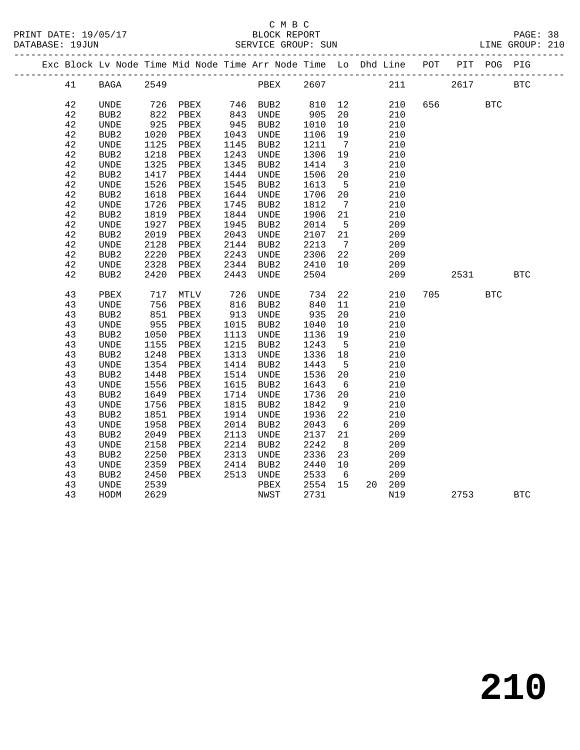C M B C

BLOCK REPORT

SERVICE GROUP: SUN

PRINT DATE: 19/05/17
DATABASE: 19JUN
LINE GROUP: 210

| Exc | Block | Lv | Node | Time | Mid Node | Time | Arr Node | Time | Lo | Dhd | Line | POT | PIT | POG | PIG |
|---|---|---|---|---|---|---|---|---|---|---|---|---|---|---|---|
| | 41 | | BAGA | 2549 | | | PBEX | 2607 | | | 211 | | 2617 | | BTC |
| | 42 | | UNDE | 726 | PBEX | 746 | BUB2 | 810 | 12 | | 210 | 656 | | BTC | |
| | 42 | | BUB2 | 822 | PBEX | 843 | UNDE | 905 | 20 | | 210 | | | | |
| | 42 | | UNDE | 925 | PBEX | 945 | BUB2 | 1010 | 10 | | 210 | | | | |
| | 42 | | BUB2 | 1020 | PBEX | 1043 | UNDE | 1106 | 19 | | 210 | | | | |
| | 42 | | UNDE | 1125 | PBEX | 1145 | BUB2 | 1211 | 7 | | 210 | | | | |
| | 42 | | BUB2 | 1218 | PBEX | 1243 | UNDE | 1306 | 19 | | 210 | | | | |
| | 42 | | UNDE | 1325 | PBEX | 1345 | BUB2 | 1414 | 3 | | 210 | | | | |
| | 42 | | BUB2 | 1417 | PBEX | 1444 | UNDE | 1506 | 20 | | 210 | | | | |
| | 42 | | UNDE | 1526 | PBEX | 1545 | BUB2 | 1613 | 5 | | 210 | | | | |
| | 42 | | BUB2 | 1618 | PBEX | 1644 | UNDE | 1706 | 20 | | 210 | | | | |
| | 42 | | UNDE | 1726 | PBEX | 1745 | BUB2 | 1812 | 7 | | 210 | | | | |
| | 42 | | BUB2 | 1819 | PBEX | 1844 | UNDE | 1906 | 21 | | 210 | | | | |
| | 42 | | UNDE | 1927 | PBEX | 1945 | BUB2 | 2014 | 5 | | 209 | | | | |
| | 42 | | BUB2 | 2019 | PBEX | 2043 | UNDE | 2107 | 21 | | 209 | | | | |
| | 42 | | UNDE | 2128 | PBEX | 2144 | BUB2 | 2213 | 7 | | 209 | | | | |
| | 42 | | BUB2 | 2220 | PBEX | 2243 | UNDE | 2306 | 22 | | 209 | | | | |
| | 42 | | UNDE | 2328 | PBEX | 2344 | BUB2 | 2410 | 10 | | 209 | | | | |
| | 42 | | BUB2 | 2420 | PBEX | 2443 | UNDE | 2504 | | | 209 | | 2531 | | BTC |
| | 43 | | PBEX | 717 | MTLV | 726 | UNDE | 734 | 22 | | 210 | 705 | | BTC | |
| | 43 | | UNDE | 756 | PBEX | 816 | BUB2 | 840 | 11 | | 210 | | | | |
| | 43 | | BUB2 | 851 | PBEX | 913 | UNDE | 935 | 20 | | 210 | | | | |
| | 43 | | UNDE | 955 | PBEX | 1015 | BUB2 | 1040 | 10 | | 210 | | | | |
| | 43 | | BUB2 | 1050 | PBEX | 1113 | UNDE | 1136 | 19 | | 210 | | | | |
| | 43 | | UNDE | 1155 | PBEX | 1215 | BUB2 | 1243 | 5 | | 210 | | | | |
| | 43 | | BUB2 | 1248 | PBEX | 1313 | UNDE | 1336 | 18 | | 210 | | | | |
| | 43 | | UNDE | 1354 | PBEX | 1414 | BUB2 | 1443 | 5 | | 210 | | | | |
| | 43 | | BUB2 | 1448 | PBEX | 1514 | UNDE | 1536 | 20 | | 210 | | | | |
| | 43 | | UNDE | 1556 | PBEX | 1615 | BUB2 | 1643 | 6 | | 210 | | | | |
| | 43 | | BUB2 | 1649 | PBEX | 1714 | UNDE | 1736 | 20 | | 210 | | | | |
| | 43 | | UNDE | 1756 | PBEX | 1815 | BUB2 | 1842 | 9 | | 210 | | | | |
| | 43 | | BUB2 | 1851 | PBEX | 1914 | UNDE | 1936 | 22 | | 210 | | | | |
| | 43 | | UNDE | 1958 | PBEX | 2014 | BUB2 | 2043 | 6 | | 209 | | | | |
| | 43 | | BUB2 | 2049 | PBEX | 2113 | UNDE | 2137 | 21 | | 209 | | | | |
| | 43 | | UNDE | 2158 | PBEX | 2214 | BUB2 | 2242 | 8 | | 209 | | | | |
| | 43 | | BUB2 | 2250 | PBEX | 2313 | UNDE | 2336 | 23 | | 209 | | | | |
| | 43 | | UNDE | 2359 | PBEX | 2414 | BUB2 | 2440 | 10 | | 209 | | | | |
| | 43 | | BUB2 | 2450 | PBEX | 2513 | UNDE | 2533 | 6 | | 209 | | | | |
| | 43 | | UNDE | 2539 | | | PBEX | 2554 | 15 | 20 | 209 | | | | |
| | 43 | | HODM | 2629 | | | NWST | 2731 | | | N19 | | 2753 | | BTC |

210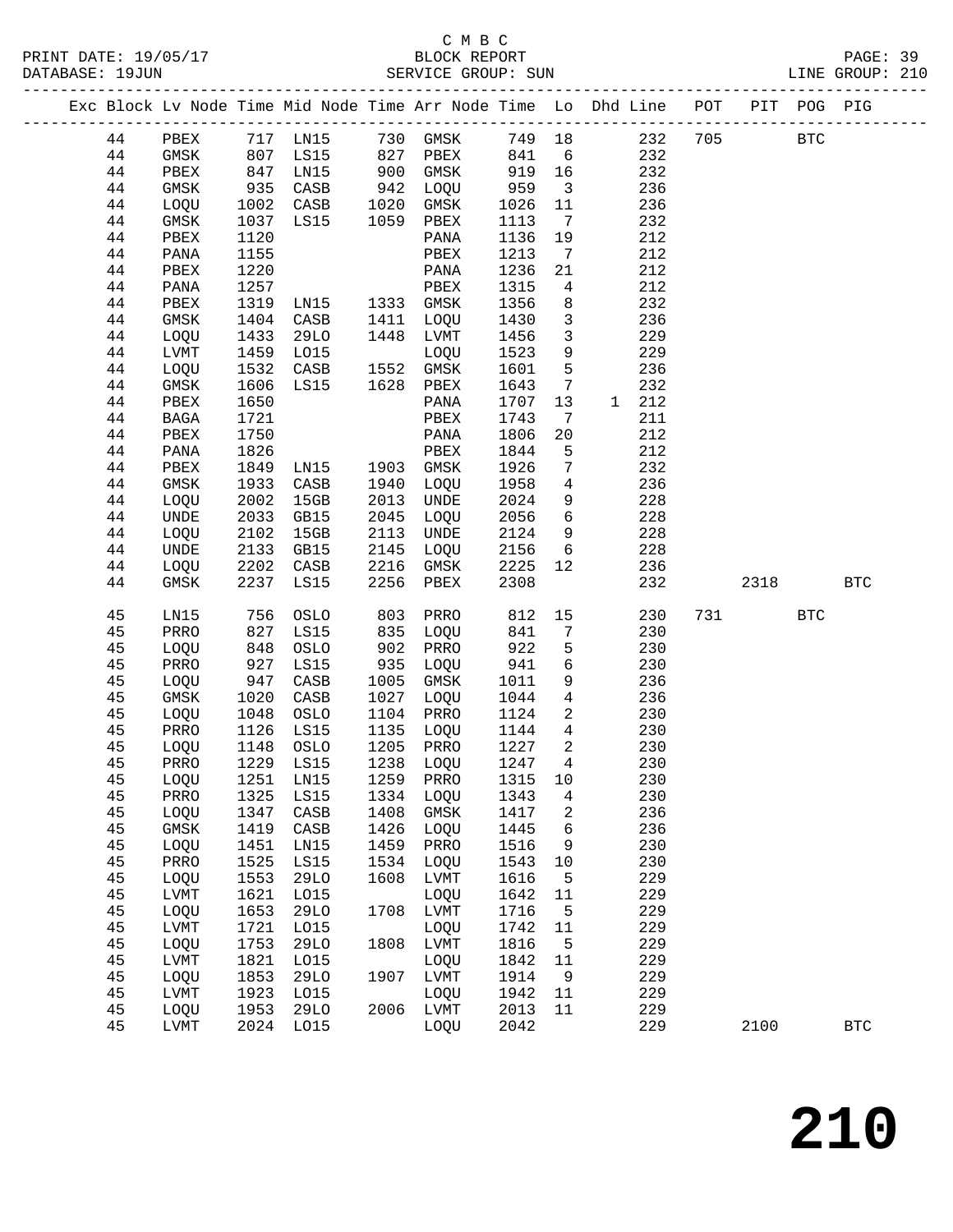C M B C
PRINT DATE: 19/05/17 BLOCK REPORT
DATABASE: 19JUN SERVICE GROUP: SUN LINE GROUP: 210

| Exc | Block | Lv | Node | Time | Mid Node | Time | Arr Node | Time | Lo | Dhd | Line | POT | PIT | POG | PIG |
|---|---|---|---|---|---|---|---|---|---|---|---|---|---|---|---|
| | 44 | | PBEX | 717 | LN15 | 730 | GMSK | 749 | 18 | | 232 | 705 | | BTC | |
| | 44 | | GMSK | 807 | LS15 | 827 | PBEX | 841 | 6 | | 232 | | | | |
| | 44 | | PBEX | 847 | LN15 | 900 | GMSK | 919 | 16 | | 232 | | | | |
| | 44 | | GMSK | 935 | CASB | 942 | LOQU | 959 | 3 | | 236 | | | | |
| | 44 | | LOQU | 1002 | CASB | 1020 | GMSK | 1026 | 11 | | 236 | | | | |
| | 44 | | GMSK | 1037 | LS15 | 1059 | PBEX | 1113 | 7 | | 232 | | | | |
| | 44 | | PBEX | 1120 | | | PANA | 1136 | 19 | | 212 | | | | |
| | 44 | | PANA | 1155 | | | PBEX | 1213 | 7 | | 212 | | | | |
| | 44 | | PBEX | 1220 | | | PANA | 1236 | 21 | | 212 | | | | |
| | 44 | | PANA | 1257 | | | PBEX | 1315 | 4 | | 212 | | | | |
| | 44 | | PBEX | 1319 | LN15 | 1333 | GMSK | 1356 | 8 | | 232 | | | | |
| | 44 | | GMSK | 1404 | CASB | 1411 | LOQU | 1430 | 3 | | 236 | | | | |
| | 44 | | LOQU | 1433 | 29LO | 1448 | LVMT | 1456 | 3 | | 229 | | | | |
| | 44 | | LVMT | 1459 | LO15 | | LOQU | 1523 | 9 | | 229 | | | | |
| | 44 | | LOQU | 1532 | CASB | 1552 | GMSK | 1601 | 5 | | 236 | | | | |
| | 44 | | GMSK | 1606 | LS15 | 1628 | PBEX | 1643 | 7 | | 232 | | | | |
| | 44 | | PBEX | 1650 | | | PANA | 1707 | 13 | 1 | 212 | | | | |
| | 44 | | BAGA | 1721 | | | PBEX | 1743 | 7 | | 211 | | | | |
| | 44 | | PBEX | 1750 | | | PANA | 1806 | 20 | | 212 | | | | |
| | 44 | | PANA | 1826 | | | PBEX | 1844 | 5 | | 212 | | | | |
| | 44 | | PBEX | 1849 | LN15 | 1903 | GMSK | 1926 | 7 | | 232 | | | | |
| | 44 | | GMSK | 1933 | CASB | 1940 | LOQU | 1958 | 4 | | 236 | | | | |
| | 44 | | LOQU | 2002 | 15GB | 2013 | UNDE | 2024 | 9 | | 228 | | | | |
| | 44 | | UNDE | 2033 | GB15 | 2045 | LOQU | 2056 | 6 | | 228 | | | | |
| | 44 | | LOQU | 2102 | 15GB | 2113 | UNDE | 2124 | 9 | | 228 | | | | |
| | 44 | | UNDE | 2133 | GB15 | 2145 | LOQU | 2156 | 6 | | 228 | | | | |
| | 44 | | LOQU | 2202 | CASB | 2216 | GMSK | 2225 | 12 | | 236 | | | | |
| | 44 | | GMSK | 2237 | LS15 | 2256 | PBEX | 2308 | | | 232 | | 2318 | | BTC |
| | 45 | | LN15 | 756 | OSLO | 803 | PRRO | 812 | 15 | | 230 | 731 | | BTC | |
| | 45 | | PRRO | 827 | LS15 | 835 | LOQU | 841 | 7 | | 230 | | | | |
| | 45 | | LOQU | 848 | OSLO | 902 | PRRO | 922 | 5 | | 230 | | | | |
| | 45 | | PRRO | 927 | LS15 | 935 | LOQU | 941 | 6 | | 230 | | | | |
| | 45 | | LOQU | 947 | CASB | 1005 | GMSK | 1011 | 9 | | 236 | | | | |
| | 45 | | GMSK | 1020 | CASB | 1027 | LOQU | 1044 | 4 | | 236 | | | | |
| | 45 | | LOQU | 1048 | OSLO | 1104 | PRRO | 1124 | 2 | | 230 | | | | |
| | 45 | | PRRO | 1126 | LS15 | 1135 | LOQU | 1144 | 4 | | 230 | | | | |
| | 45 | | LOQU | 1148 | OSLO | 1205 | PRRO | 1227 | 2 | | 230 | | | | |
| | 45 | | PRRO | 1229 | LS15 | 1238 | LOQU | 1247 | 4 | | 230 | | | | |
| | 45 | | LOQU | 1251 | LN15 | 1259 | PRRO | 1315 | 10 | | 230 | | | | |
| | 45 | | PRRO | 1325 | LS15 | 1334 | LOQU | 1343 | 4 | | 230 | | | | |
| | 45 | | LOQU | 1347 | CASB | 1408 | GMSK | 1417 | 2 | | 236 | | | | |
| | 45 | | GMSK | 1419 | CASB | 1426 | LOQU | 1445 | 6 | | 236 | | | | |
| | 45 | | LOQU | 1451 | LN15 | 1459 | PRRO | 1516 | 9 | | 230 | | | | |
| | 45 | | PRRO | 1525 | LS15 | 1534 | LOQU | 1543 | 10 | | 230 | | | | |
| | 45 | | LOQU | 1553 | 29LO | 1608 | LVMT | 1616 | 5 | | 229 | | | | |
| | 45 | | LVMT | 1621 | LO15 | | LOQU | 1642 | 11 | | 229 | | | | |
| | 45 | | LOQU | 1653 | 29LO | 1708 | LVMT | 1716 | 5 | | 229 | | | | |
| | 45 | | LVMT | 1721 | LO15 | | LOQU | 1742 | 11 | | 229 | | | | |
| | 45 | | LOQU | 1753 | 29LO | 1808 | LVMT | 1816 | 5 | | 229 | | | | |
| | 45 | | LVMT | 1821 | LO15 | | LOQU | 1842 | 11 | | 229 | | | | |
| | 45 | | LOQU | 1853 | 29LO | 1907 | LVMT | 1914 | 9 | | 229 | | | | |
| | 45 | | LVMT | 1923 | LO15 | | LOQU | 1942 | 11 | | 229 | | | | |
| | 45 | | LOQU | 1953 | 29LO | 2006 | LVMT | 2013 | 11 | | 229 | | | | |
| | 45 | | LVMT | 2024 | LO15 | | LOQU | 2042 | | | 229 | | 2100 | | BTC |

210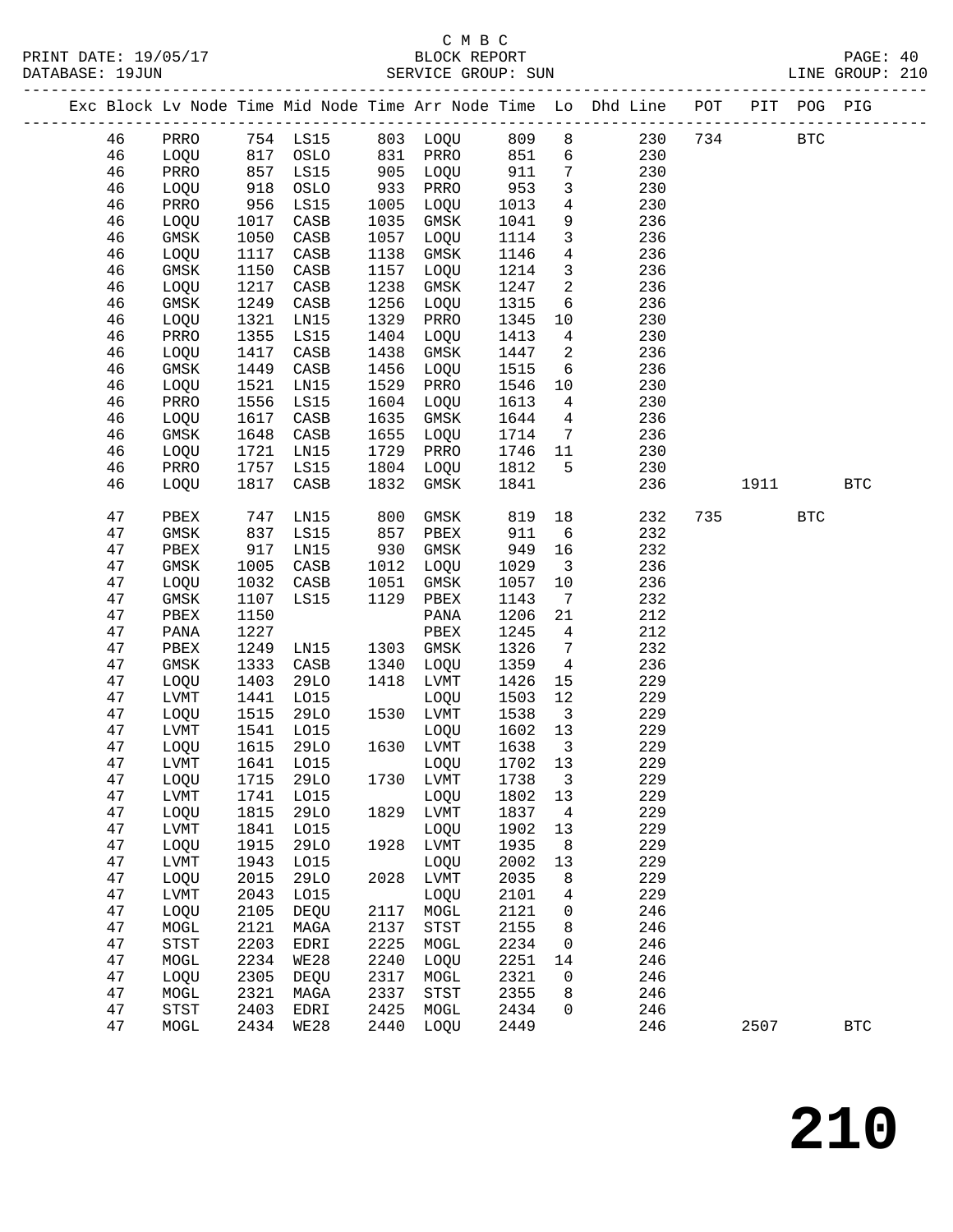C M B C
BLOCK REPORT
SERVICE GROUP: SUN

PRINT DATE: 19/05/17
DATABASE: 19JUN
LINE GROUP: 210

| Exc | Block | Lv | Node | Time | Mid Node | Time | Arr Node | Time | Lo | Dhd Line | POT | PIT | POG | PIG |
|---|---|---|---|---|---|---|---|---|---|---|---|---|---|---|
| | 46 | | PRRO | 754 | LS15 | 803 | LOQU | 809 | 8 | 230 | 734 | | BTC | |
| | 46 | | LOQU | 817 | OSLO | 831 | PRRO | 851 | 6 | 230 | | | | |
| | 46 | | PRRO | 857 | LS15 | 905 | LOQU | 911 | 7 | 230 | | | | |
| | 46 | | LOQU | 918 | OSLO | 933 | PRRO | 953 | 3 | 230 | | | | |
| | 46 | | PRRO | 956 | LS15 | 1005 | LOQU | 1013 | 4 | 230 | | | | |
| | 46 | | LOQU | 1017 | CASB | 1035 | GMSK | 1041 | 9 | 236 | | | | |
| | 46 | | GMSK | 1050 | CASB | 1057 | LOQU | 1114 | 3 | 236 | | | | |
| | 46 | | LOQU | 1117 | CASB | 1138 | GMSK | 1146 | 4 | 236 | | | | |
| | 46 | | GMSK | 1150 | CASB | 1157 | LOQU | 1214 | 3 | 236 | | | | |
| | 46 | | LOQU | 1217 | CASB | 1238 | GMSK | 1247 | 2 | 236 | | | | |
| | 46 | | GMSK | 1249 | CASB | 1256 | LOQU | 1315 | 6 | 236 | | | | |
| | 46 | | LOQU | 1321 | LN15 | 1329 | PRRO | 1345 | 10 | 230 | | | | |
| | 46 | | PRRO | 1355 | LS15 | 1404 | LOQU | 1413 | 4 | 230 | | | | |
| | 46 | | LOQU | 1417 | CASB | 1438 | GMSK | 1447 | 2 | 236 | | | | |
| | 46 | | GMSK | 1449 | CASB | 1456 | LOQU | 1515 | 6 | 236 | | | | |
| | 46 | | LOQU | 1521 | LN15 | 1529 | PRRO | 1546 | 10 | 230 | | | | |
| | 46 | | PRRO | 1556 | LS15 | 1604 | LOQU | 1613 | 4 | 230 | | | | |
| | 46 | | LOQU | 1617 | CASB | 1635 | GMSK | 1644 | 4 | 236 | | | | |
| | 46 | | GMSK | 1648 | CASB | 1655 | LOQU | 1714 | 7 | 236 | | | | |
| | 46 | | LOQU | 1721 | LN15 | 1729 | PRRO | 1746 | 11 | 230 | | | | |
| | 46 | | PRRO | 1757 | LS15 | 1804 | LOQU | 1812 | 5 | 230 | | | | |
| | 46 | | LOQU | 1817 | CASB | 1832 | GMSK | 1841 | | 236 | | 1911 | | BTC |
| | 47 | | PBEX | 747 | LN15 | 800 | GMSK | 819 | 18 | 232 | 735 | | BTC | |
| | 47 | | GMSK | 837 | LS15 | 857 | PBEX | 911 | 6 | 232 | | | | |
| | 47 | | PBEX | 917 | LN15 | 930 | GMSK | 949 | 16 | 232 | | | | |
| | 47 | | GMSK | 1005 | CASB | 1012 | LOQU | 1029 | 3 | 236 | | | | |
| | 47 | | LOQU | 1032 | CASB | 1051 | GMSK | 1057 | 10 | 236 | | | | |
| | 47 | | GMSK | 1107 | LS15 | 1129 | PBEX | 1143 | 7 | 232 | | | | |
| | 47 | | PBEX | 1150 | | | PANA | 1206 | 21 | 212 | | | | |
| | 47 | | PANA | 1227 | | | PBEX | 1245 | 4 | 212 | | | | |
| | 47 | | PBEX | 1249 | LN15 | 1303 | GMSK | 1326 | 7 | 232 | | | | |
| | 47 | | GMSK | 1333 | CASB | 1340 | LOQU | 1359 | 4 | 236 | | | | |
| | 47 | | LOQU | 1403 | 29LO | 1418 | LVMT | 1426 | 15 | 229 | | | | |
| | 47 | | LVMT | 1441 | LO15 | | LOQU | 1503 | 12 | 229 | | | | |
| | 47 | | LOQU | 1515 | 29LO | 1530 | LVMT | 1538 | 3 | 229 | | | | |
| | 47 | | LVMT | 1541 | LO15 | | LOQU | 1602 | 13 | 229 | | | | |
| | 47 | | LOQU | 1615 | 29LO | 1630 | LVMT | 1638 | 3 | 229 | | | | |
| | 47 | | LVMT | 1641 | LO15 | | LOQU | 1702 | 13 | 229 | | | | |
| | 47 | | LOQU | 1715 | 29LO | 1730 | LVMT | 1738 | 3 | 229 | | | | |
| | 47 | | LVMT | 1741 | LO15 | | LOQU | 1802 | 13 | 229 | | | | |
| | 47 | | LOQU | 1815 | 29LO | 1829 | LVMT | 1837 | 4 | 229 | | | | |
| | 47 | | LVMT | 1841 | LO15 | | LOQU | 1902 | 13 | 229 | | | | |
| | 47 | | LOQU | 1915 | 29LO | 1928 | LVMT | 1935 | 8 | 229 | | | | |
| | 47 | | LVMT | 1943 | LO15 | | LOQU | 2002 | 13 | 229 | | | | |
| | 47 | | LOQU | 2015 | 29LO | 2028 | LVMT | 2035 | 8 | 229 | | | | |
| | 47 | | LVMT | 2043 | LO15 | | LOQU | 2101 | 4 | 229 | | | | |
| | 47 | | LOQU | 2105 | DEQU | 2117 | MOGL | 2121 | 0 | 246 | | | | |
| | 47 | | MOGL | 2121 | MAGA | 2137 | STST | 2155 | 8 | 246 | | | | |
| | 47 | | STST | 2203 | EDRI | 2225 | MOGL | 2234 | 0 | 246 | | | | |
| | 47 | | MOGL | 2234 | WE28 | 2240 | LOQU | 2251 | 14 | 246 | | | | |
| | 47 | | LOQU | 2305 | DEQU | 2317 | MOGL | 2321 | 0 | 246 | | | | |
| | 47 | | MOGL | 2321 | MAGA | 2337 | STST | 2355 | 8 | 246 | | | | |
| | 47 | | STST | 2403 | EDRI | 2425 | MOGL | 2434 | 0 | 246 | | | | |
| | 47 | | MOGL | 2434 | WE28 | 2440 | LOQU | 2449 | | 246 | | 2507 | | BTC |

210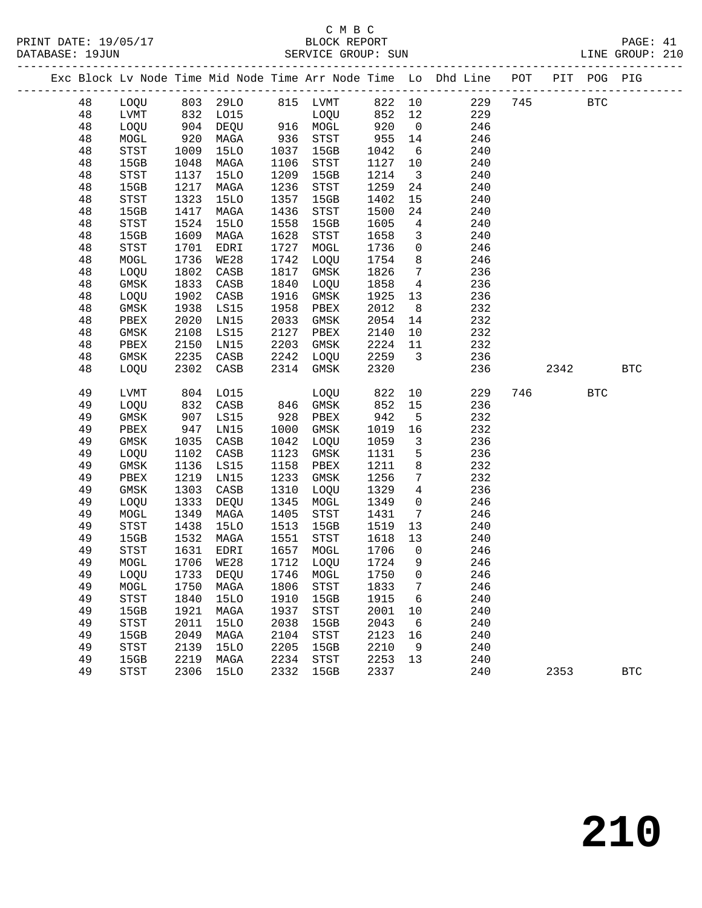C M B C

BLOCK REPORT

SERVICE GROUP: SUN

PRINT DATE: 19/05/17
DATABASE: 19JUN
LINE GROUP: 210

| Exc | Block | Lv Node | Time | Mid Node | Time | Arr Node | Time | Lo | Dhd Line | POT | PIT | POG | PIG |
|---|---|---|---|---|---|---|---|---|---|---|---|---|---|
| | 48 | LOQU | 803 | 29LO | 815 | LVMT | 822 | 10 | 229 | 745 | | BTC | |
| | 48 | LVMT | 832 | LO15 | | LOQU | 852 | 12 | 229 | | | | |
| | 48 | LOQU | 904 | DEQU | 916 | MOGL | 920 | 0 | 246 | | | | |
| | 48 | MOGL | 920 | MAGA | 936 | STST | 955 | 14 | 246 | | | | |
| | 48 | STST | 1009 | 15LO | 1037 | 15GB | 1042 | 6 | 240 | | | | |
| | 48 | 15GB | 1048 | MAGA | 1106 | STST | 1127 | 10 | 240 | | | | |
| | 48 | STST | 1137 | 15LO | 1209 | 15GB | 1214 | 3 | 240 | | | | |
| | 48 | 15GB | 1217 | MAGA | 1236 | STST | 1259 | 24 | 240 | | | | |
| | 48 | STST | 1323 | 15LO | 1357 | 15GB | 1402 | 15 | 240 | | | | |
| | 48 | 15GB | 1417 | MAGA | 1436 | STST | 1500 | 24 | 240 | | | | |
| | 48 | STST | 1524 | 15LO | 1558 | 15GB | 1605 | 4 | 240 | | | | |
| | 48 | 15GB | 1609 | MAGA | 1628 | STST | 1658 | 3 | 240 | | | | |
| | 48 | STST | 1701 | EDRI | 1727 | MOGL | 1736 | 0 | 246 | | | | |
| | 48 | MOGL | 1736 | WE28 | 1742 | LOQU | 1754 | 8 | 246 | | | | |
| | 48 | LOQU | 1802 | CASB | 1817 | GMSK | 1826 | 7 | 236 | | | | |
| | 48 | GMSK | 1833 | CASB | 1840 | LOQU | 1858 | 4 | 236 | | | | |
| | 48 | LOQU | 1902 | CASB | 1916 | GMSK | 1925 | 13 | 236 | | | | |
| | 48 | GMSK | 1938 | LS15 | 1958 | PBEX | 2012 | 8 | 232 | | | | |
| | 48 | PBEX | 2020 | LN15 | 2033 | GMSK | 2054 | 14 | 232 | | | | |
| | 48 | GMSK | 2108 | LS15 | 2127 | PBEX | 2140 | 10 | 232 | | | | |
| | 48 | PBEX | 2150 | LN15 | 2203 | GMSK | 2224 | 11 | 232 | | | | |
| | 48 | GMSK | 2235 | CASB | 2242 | LOQU | 2259 | 3 | 236 | | | | |
| | 48 | LOQU | 2302 | CASB | 2314 | GMSK | 2320 | | 236 | | 2342 | | BTC |
| | 49 | LVMT | 804 | LO15 | | LOQU | 822 | 10 | 229 | 746 | | BTC | |
| | 49 | LOQU | 832 | CASB | 846 | GMSK | 852 | 15 | 236 | | | | |
| | 49 | GMSK | 907 | LS15 | 928 | PBEX | 942 | 5 | 232 | | | | |
| | 49 | PBEX | 947 | LN15 | 1000 | GMSK | 1019 | 16 | 232 | | | | |
| | 49 | GMSK | 1035 | CASB | 1042 | LOQU | 1059 | 3 | 236 | | | | |
| | 49 | LOQU | 1102 | CASB | 1123 | GMSK | 1131 | 5 | 236 | | | | |
| | 49 | GMSK | 1136 | LS15 | 1158 | PBEX | 1211 | 8 | 232 | | | | |
| | 49 | PBEX | 1219 | LN15 | 1233 | GMSK | 1256 | 7 | 232 | | | | |
| | 49 | GMSK | 1303 | CASB | 1310 | LOQU | 1329 | 4 | 236 | | | | |
| | 49 | LOQU | 1333 | DEQU | 1345 | MOGL | 1349 | 0 | 246 | | | | |
| | 49 | MOGL | 1349 | MAGA | 1405 | STST | 1431 | 7 | 246 | | | | |
| | 49 | STST | 1438 | 15LO | 1513 | 15GB | 1519 | 13 | 240 | | | | |
| | 49 | 15GB | 1532 | MAGA | 1551 | STST | 1618 | 13 | 240 | | | | |
| | 49 | STST | 1631 | EDRI | 1657 | MOGL | 1706 | 0 | 246 | | | | |
| | 49 | MOGL | 1706 | WE28 | 1712 | LOQU | 1724 | 9 | 246 | | | | |
| | 49 | LOQU | 1733 | DEQU | 1746 | MOGL | 1750 | 0 | 246 | | | | |
| | 49 | MOGL | 1750 | MAGA | 1806 | STST | 1833 | 7 | 246 | | | | |
| | 49 | STST | 1840 | 15LO | 1910 | 15GB | 1915 | 6 | 240 | | | | |
| | 49 | 15GB | 1921 | MAGA | 1937 | STST | 2001 | 10 | 240 | | | | |
| | 49 | STST | 2011 | 15LO | 2038 | 15GB | 2043 | 6 | 240 | | | | |
| | 49 | 15GB | 2049 | MAGA | 2104 | STST | 2123 | 16 | 240 | | | | |
| | 49 | STST | 2139 | 15LO | 2205 | 15GB | 2210 | 9 | 240 | | | | |
| | 49 | 15GB | 2219 | MAGA | 2234 | STST | 2253 | 13 | 240 | | | | |
| | 49 | STST | 2306 | 15LO | 2332 | 15GB | 2337 | | 240 | | 2353 | | BTC |

# 210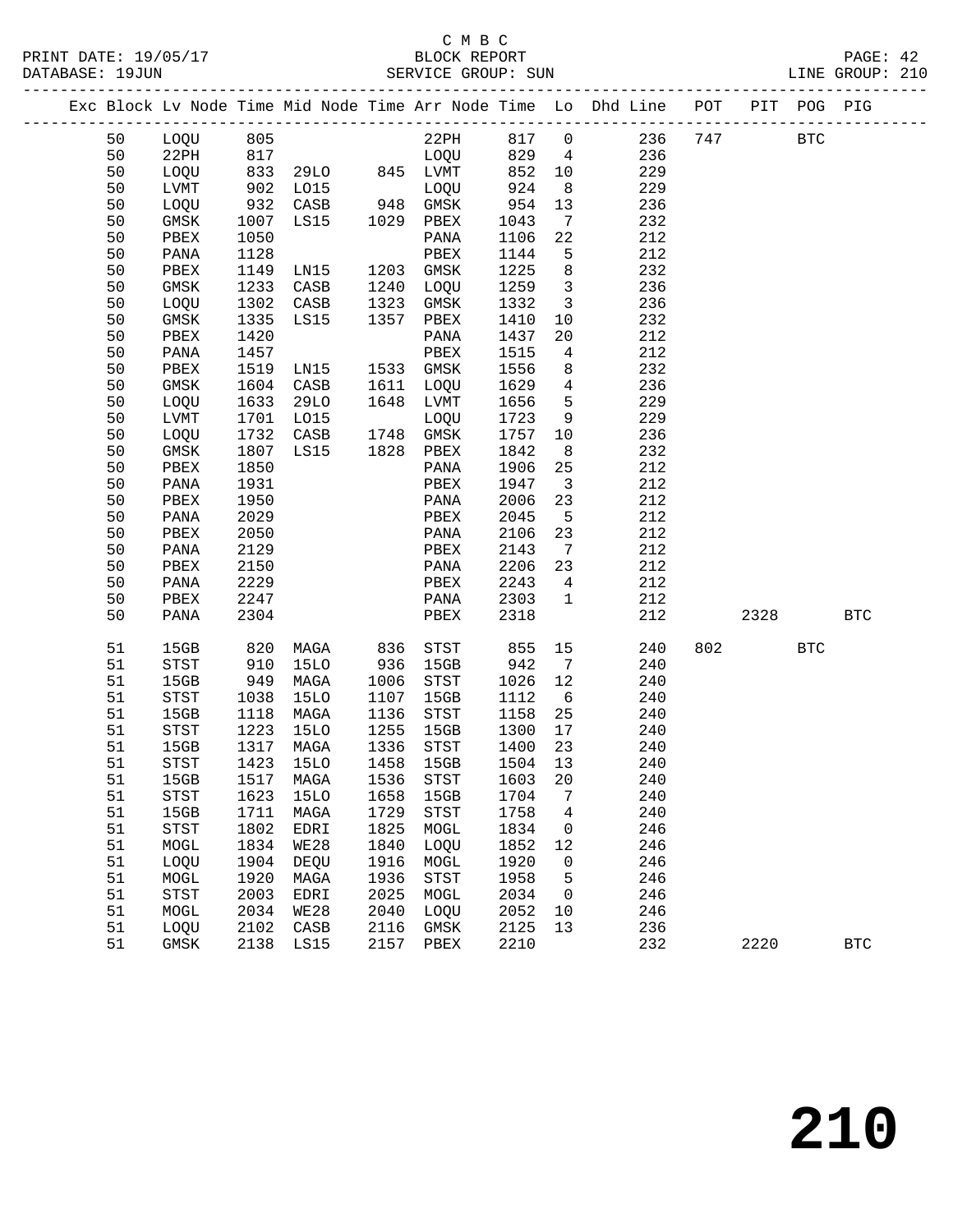C M B C

PRINT DATE: 19/05/17 BLOCK REPORT PAGE: 42
DATABASE: 19JUN SERVICE GROUP: SUN LINE GROUP: 210

| Exc | Block | Lv | Node | Time | Mid Node | Time | Arr Node | Time | Lo | Dhd Line | POT | PIT | POG | PIG |
|---|---|---|---|---|---|---|---|---|---|---|---|---|---|---|
| | 50 | | LOQU | 805 | | | 22PH | 817 | 0 | 236 | 747 | | BTC | |
| | 50 | | 22PH | 817 | | | LOQU | 829 | 4 | 236 | | | | |
| | 50 | | LOQU | 833 | 29LO | 845 | LVMT | 852 | 10 | 229 | | | | |
| | 50 | | LVMT | 902 | LO15 | | LOQU | 924 | 8 | 229 | | | | |
| | 50 | | LOQU | 932 | CASB | 948 | GMSK | 954 | 13 | 236 | | | | |
| | 50 | | GMSK | 1007 | LS15 | 1029 | PBEX | 1043 | 7 | 232 | | | | |
| | 50 | | PBEX | 1050 | | | PANA | 1106 | 22 | 212 | | | | |
| | 50 | | PANA | 1128 | | | PBEX | 1144 | 5 | 212 | | | | |
| | 50 | | PBEX | 1149 | LN15 | 1203 | GMSK | 1225 | 8 | 232 | | | | |
| | 50 | | GMSK | 1233 | CASB | 1240 | LOQU | 1259 | 3 | 236 | | | | |
| | 50 | | LOQU | 1302 | CASB | 1323 | GMSK | 1332 | 3 | 236 | | | | |
| | 50 | | GMSK | 1335 | LS15 | 1357 | PBEX | 1410 | 10 | 232 | | | | |
| | 50 | | PBEX | 1420 | | | PANA | 1437 | 20 | 212 | | | | |
| | 50 | | PANA | 1457 | | | PBEX | 1515 | 4 | 212 | | | | |
| | 50 | | PBEX | 1519 | LN15 | 1533 | GMSK | 1556 | 8 | 232 | | | | |
| | 50 | | GMSK | 1604 | CASB | 1611 | LOQU | 1629 | 4 | 236 | | | | |
| | 50 | | LOQU | 1633 | 29LO | 1648 | LVMT | 1656 | 5 | 229 | | | | |
| | 50 | | LVMT | 1701 | LO15 | | LOQU | 1723 | 9 | 229 | | | | |
| | 50 | | LOQU | 1732 | CASB | 1748 | GMSK | 1757 | 10 | 236 | | | | |
| | 50 | | GMSK | 1807 | LS15 | 1828 | PBEX | 1842 | 8 | 232 | | | | |
| | 50 | | PBEX | 1850 | | | PANA | 1906 | 25 | 212 | | | | |
| | 50 | | PANA | 1931 | | | PBEX | 1947 | 3 | 212 | | | | |
| | 50 | | PBEX | 1950 | | | PANA | 2006 | 23 | 212 | | | | |
| | 50 | | PANA | 2029 | | | PBEX | 2045 | 5 | 212 | | | | |
| | 50 | | PBEX | 2050 | | | PANA | 2106 | 23 | 212 | | | | |
| | 50 | | PANA | 2129 | | | PBEX | 2143 | 7 | 212 | | | | |
| | 50 | | PBEX | 2150 | | | PANA | 2206 | 23 | 212 | | | | |
| | 50 | | PANA | 2229 | | | PBEX | 2243 | 4 | 212 | | | | |
| | 50 | | PBEX | 2247 | | | PANA | 2303 | 1 | 212 | | | | |
| | 50 | | PANA | 2304 | | | PBEX | 2318 | | 212 | | 2328 | | BTC |
| | 51 | | 15GB | 820 | MAGA | 836 | STST | 855 | 15 | 240 | 802 | | BTC | |
| | 51 | | STST | 910 | 15LO | 936 | 15GB | 942 | 7 | 240 | | | | |
| | 51 | | 15GB | 949 | MAGA | 1006 | STST | 1026 | 12 | 240 | | | | |
| | 51 | | STST | 1038 | 15LO | 1107 | 15GB | 1112 | 6 | 240 | | | | |
| | 51 | | 15GB | 1118 | MAGA | 1136 | STST | 1158 | 25 | 240 | | | | |
| | 51 | | STST | 1223 | 15LO | 1255 | 15GB | 1300 | 17 | 240 | | | | |
| | 51 | | 15GB | 1317 | MAGA | 1336 | STST | 1400 | 23 | 240 | | | | |
| | 51 | | STST | 1423 | 15LO | 1458 | 15GB | 1504 | 13 | 240 | | | | |
| | 51 | | 15GB | 1517 | MAGA | 1536 | STST | 1603 | 20 | 240 | | | | |
| | 51 | | STST | 1623 | 15LO | 1658 | 15GB | 1704 | 7 | 240 | | | | |
| | 51 | | 15GB | 1711 | MAGA | 1729 | STST | 1758 | 4 | 240 | | | | |
| | 51 | | STST | 1802 | EDRI | 1825 | MOGL | 1834 | 0 | 246 | | | | |
| | 51 | | MOGL | 1834 | WE28 | 1840 | LOQU | 1852 | 12 | 246 | | | | |
| | 51 | | LOQU | 1904 | DEQU | 1916 | MOGL | 1920 | 0 | 246 | | | | |
| | 51 | | MOGL | 1920 | MAGA | 1936 | STST | 1958 | 5 | 246 | | | | |
| | 51 | | STST | 2003 | EDRI | 2025 | MOGL | 2034 | 0 | 246 | | | | |
| | 51 | | MOGL | 2034 | WE28 | 2040 | LOQU | 2052 | 10 | 246 | | | | |
| | 51 | | LOQU | 2102 | CASB | 2116 | GMSK | 2125 | 13 | 236 | | | | |
| | 51 | | GMSK | 2138 | LS15 | 2157 | PBEX | 2210 | | 232 | | 2220 | | BTC |

210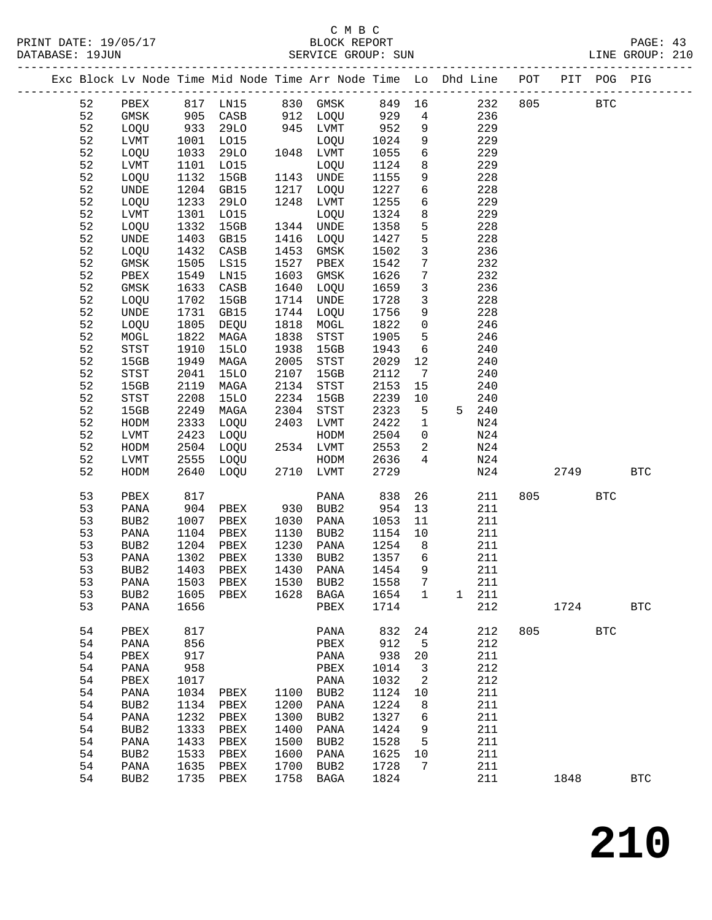C M B C

BLOCK REPORT

PRINT DATE: 19/05/17 DATABASE: 19JUN SERVICE GROUP: SUN LINE GROUP: 210

| Exc | Block | Lv | Node | Time | Mid Node | Time | Arr Node | Time | Lo | Dhd Line | POT | PIT | POG | PIG |
|---|---|---|---|---|---|---|---|---|---|---|---|---|---|---|
| | 52 | PBEX | 817 | LN15 | 830 | GMSK | 849 | 16 | | 232 | 805 | | BTC | |
| | 52 | GMSK | 905 | CASB | 912 | LOQU | 929 | 4 | | 236 | | | | |
| | 52 | LOQU | 933 | 29LO | 945 | LVMT | 952 | 9 | | 229 | | | | |
| | 52 | LVMT | 1001 | LO15 | | LOQU | 1024 | 9 | | 229 | | | | |
| | 52 | LOQU | 1033 | 29LO | 1048 | LVMT | 1055 | 6 | | 229 | | | | |
| | 52 | LVMT | 1101 | LO15 | | LOQU | 1124 | 8 | | 229 | | | | |
| | 52 | LOQU | 1132 | 15GB | 1143 | UNDE | 1155 | 9 | | 228 | | | | |
| | 52 | UNDE | 1204 | GB15 | 1217 | LOQU | 1227 | 6 | | 228 | | | | |
| | 52 | LOQU | 1233 | 29LO | 1248 | LVMT | 1255 | 6 | | 229 | | | | |
| | 52 | LVMT | 1301 | LO15 | | LOQU | 1324 | 8 | | 229 | | | | |
| | 52 | LOQU | 1332 | 15GB | 1344 | UNDE | 1358 | 5 | | 228 | | | | |
| | 52 | UNDE | 1403 | GB15 | 1416 | LOQU | 1427 | 5 | | 228 | | | | |
| | 52 | LOQU | 1432 | CASB | 1453 | GMSK | 1502 | 3 | | 236 | | | | |
| | 52 | GMSK | 1505 | LS15 | 1527 | PBEX | 1542 | 7 | | 232 | | | | |
| | 52 | PBEX | 1549 | LN15 | 1603 | GMSK | 1626 | 7 | | 232 | | | | |
| | 52 | GMSK | 1633 | CASB | 1640 | LOQU | 1659 | 3 | | 236 | | | | |
| | 52 | LOQU | 1702 | 15GB | 1714 | UNDE | 1728 | 3 | | 228 | | | | |
| | 52 | UNDE | 1731 | GB15 | 1744 | LOQU | 1756 | 9 | | 228 | | | | |
| | 52 | LOQU | 1805 | DEQU | 1818 | MOGL | 1822 | 0 | | 246 | | | | |
| | 52 | MOGL | 1822 | MAGA | 1838 | STST | 1905 | 5 | | 246 | | | | |
| | 52 | STST | 1910 | 15LO | 1938 | 15GB | 1943 | 6 | | 240 | | | | |
| | 52 | 15GB | 1949 | MAGA | 2005 | STST | 2029 | 12 | | 240 | | | | |
| | 52 | STST | 2041 | 15LO | 2107 | 15GB | 2112 | 7 | | 240 | | | | |
| | 52 | 15GB | 2119 | MAGA | 2134 | STST | 2153 | 15 | | 240 | | | | |
| | 52 | STST | 2208 | 15LO | 2234 | 15GB | 2239 | 10 | | 240 | | | | |
| | 52 | 15GB | 2249 | MAGA | 2304 | STST | 2323 | 5 | 5 | 240 | | | | |
| | 52 | HODM | 2333 | LOQU | 2403 | LVMT | 2422 | 1 | | N24 | | | | |
| | 52 | LVMT | 2423 | LOQU | | HODM | 2504 | 0 | | N24 | | | | |
| | 52 | HODM | 2504 | LOQU | 2534 | LVMT | 2553 | 2 | | N24 | | | | |
| | 52 | LVMT | 2555 | LOQU | | HODM | 2636 | 4 | | N24 | | | | |
| | 52 | HODM | 2640 | LOQU | 2710 | LVMT | 2729 | | | N24 | | 2749 | | BTC |
| | 53 | PBEX | 817 | | | PANA | 838 | 26 | | 211 | 805 | | BTC | |
| | 53 | PANA | 904 | PBEX | 930 | BUB2 | 954 | 13 | | 211 | | | | |
| | 53 | BUB2 | 1007 | PBEX | 1030 | PANA | 1053 | 11 | | 211 | | | | |
| | 53 | PANA | 1104 | PBEX | 1130 | BUB2 | 1154 | 10 | | 211 | | | | |
| | 53 | BUB2 | 1204 | PBEX | 1230 | PANA | 1254 | 8 | | 211 | | | | |
| | 53 | PANA | 1302 | PBEX | 1330 | BUB2 | 1357 | 6 | | 211 | | | | |
| | 53 | BUB2 | 1403 | PBEX | 1430 | PANA | 1454 | 9 | | 211 | | | | |
| | 53 | PANA | 1503 | PBEX | 1530 | BUB2 | 1558 | 7 | | 211 | | | | |
| | 53 | BUB2 | 1605 | PBEX | 1628 | BAGA | 1654 | 1 | 1 | 211 | | | | |
| | 53 | PANA | 1656 | | | PBEX | 1714 | | | 212 | | 1724 | | BTC |
| | 54 | PBEX | 817 | | | PANA | 832 | 24 | | 212 | 805 | | BTC | |
| | 54 | PANA | 856 | | | PBEX | 912 | 5 | | 212 | | | | |
| | 54 | PBEX | 917 | | | PANA | 938 | 20 | | 211 | | | | |
| | 54 | PANA | 958 | | | PBEX | 1014 | 3 | | 212 | | | | |
| | 54 | PBEX | 1017 | | | PANA | 1032 | 2 | | 212 | | | | |
| | 54 | PANA | 1034 | PBEX | 1100 | BUB2 | 1124 | 10 | | 211 | | | | |
| | 54 | BUB2 | 1134 | PBEX | 1200 | PANA | 1224 | 8 | | 211 | | | | |
| | 54 | PANA | 1232 | PBEX | 1300 | BUB2 | 1327 | 6 | | 211 | | | | |
| | 54 | BUB2 | 1333 | PBEX | 1400 | PANA | 1424 | 9 | | 211 | | | | |
| | 54 | PANA | 1433 | PBEX | 1500 | BUB2 | 1528 | 5 | | 211 | | | | |
| | 54 | BUB2 | 1533 | PBEX | 1600 | PANA | 1625 | 10 | | 211 | | | | |
| | 54 | PANA | 1635 | PBEX | 1700 | BUB2 | 1728 | 7 | | 211 | | | | |
| | 54 | BUB2 | 1735 | PBEX | 1758 | BAGA | 1824 | | | 211 | | 1848 | | BTC |

210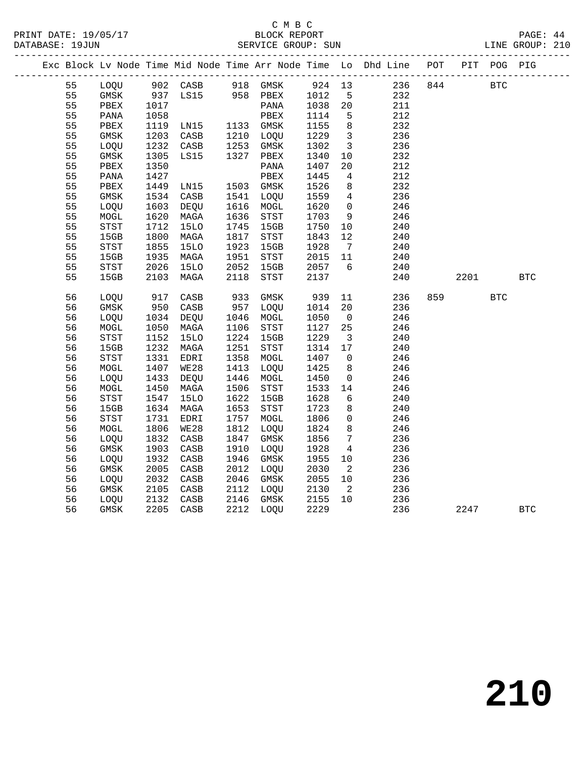C M B C
BLOCK REPORT
SERVICE GROUP: SUN

PRINT DATE: 19/05/17
DATABASE: 19JUN
LINE GROUP: 210

| Exc | Block | Lv | Node | Time | Mid Node | Time | Arr Node | Time | Lo | Dhd Line | POT | PIT | POG | PIG |
|---|---|---|---|---|---|---|---|---|---|---|---|---|---|---|
| | 55 | | LOQU | 902 | CASB | 918 | GMSK | 924 | 13 | 236 | 844 | | BTC | |
| | 55 | | GMSK | 937 | LS15 | 958 | PBEX | 1012 | 5 | 232 | | | | |
| | 55 | | PBEX | 1017 | | | PANA | 1038 | 20 | 211 | | | | |
| | 55 | | PANA | 1058 | | | PBEX | 1114 | 5 | 212 | | | | |
| | 55 | | PBEX | 1119 | LN15 | 1133 | GMSK | 1155 | 8 | 232 | | | | |
| | 55 | | GMSK | 1203 | CASB | 1210 | LOQU | 1229 | 3 | 236 | | | | |
| | 55 | | LOQU | 1232 | CASB | 1253 | GMSK | 1302 | 3 | 236 | | | | |
| | 55 | | GMSK | 1305 | LS15 | 1327 | PBEX | 1340 | 10 | 232 | | | | |
| | 55 | | PBEX | 1350 | | | PANA | 1407 | 20 | 212 | | | | |
| | 55 | | PANA | 1427 | | | PBEX | 1445 | 4 | 212 | | | | |
| | 55 | | PBEX | 1449 | LN15 | 1503 | GMSK | 1526 | 8 | 232 | | | | |
| | 55 | | GMSK | 1534 | CASB | 1541 | LOQU | 1559 | 4 | 236 | | | | |
| | 55 | | LOQU | 1603 | DEQU | 1616 | MOGL | 1620 | 0 | 246 | | | | |
| | 55 | | MOGL | 1620 | MAGA | 1636 | STST | 1703 | 9 | 246 | | | | |
| | 55 | | STST | 1712 | 15LO | 1745 | 15GB | 1750 | 10 | 240 | | | | |
| | 55 | | 15GB | 1800 | MAGA | 1817 | STST | 1843 | 12 | 240 | | | | |
| | 55 | | STST | 1855 | 15LO | 1923 | 15GB | 1928 | 7 | 240 | | | | |
| | 55 | | 15GB | 1935 | MAGA | 1951 | STST | 2015 | 11 | 240 | | | | |
| | 55 | | STST | 2026 | 15LO | 2052 | 15GB | 2057 | 6 | 240 | | | | |
| | 55 | | 15GB | 2103 | MAGA | 2118 | STST | 2137 | | 240 | | 2201 | | BTC |
| | 56 | | LOQU | 917 | CASB | 933 | GMSK | 939 | 11 | 236 | 859 | | BTC | |
| | 56 | | GMSK | 950 | CASB | 957 | LOQU | 1014 | 20 | 236 | | | | |
| | 56 | | LOQU | 1034 | DEQU | 1046 | MOGL | 1050 | 0 | 246 | | | | |
| | 56 | | MOGL | 1050 | MAGA | 1106 | STST | 1127 | 25 | 246 | | | | |
| | 56 | | STST | 1152 | 15LO | 1224 | 15GB | 1229 | 3 | 240 | | | | |
| | 56 | | 15GB | 1232 | MAGA | 1251 | STST | 1314 | 17 | 240 | | | | |
| | 56 | | STST | 1331 | EDRI | 1358 | MOGL | 1407 | 0 | 246 | | | | |
| | 56 | | MOGL | 1407 | WE28 | 1413 | LOQU | 1425 | 8 | 246 | | | | |
| | 56 | | LOQU | 1433 | DEQU | 1446 | MOGL | 1450 | 0 | 246 | | | | |
| | 56 | | MOGL | 1450 | MAGA | 1506 | STST | 1533 | 14 | 246 | | | | |
| | 56 | | STST | 1547 | 15LO | 1622 | 15GB | 1628 | 6 | 240 | | | | |
| | 56 | | 15GB | 1634 | MAGA | 1653 | STST | 1723 | 8 | 240 | | | | |
| | 56 | | STST | 1731 | EDRI | 1757 | MOGL | 1806 | 0 | 246 | | | | |
| | 56 | | MOGL | 1806 | WE28 | 1812 | LOQU | 1824 | 8 | 246 | | | | |
| | 56 | | LOQU | 1832 | CASB | 1847 | GMSK | 1856 | 7 | 236 | | | | |
| | 56 | | GMSK | 1903 | CASB | 1910 | LOQU | 1928 | 4 | 236 | | | | |
| | 56 | | LOQU | 1932 | CASB | 1946 | GMSK | 1955 | 10 | 236 | | | | |
| | 56 | | GMSK | 2005 | CASB | 2012 | LOQU | 2030 | 2 | 236 | | | | |
| | 56 | | LOQU | 2032 | CASB | 2046 | GMSK | 2055 | 10 | 236 | | | | |
| | 56 | | GMSK | 2105 | CASB | 2112 | LOQU | 2130 | 2 | 236 | | | | |
| | 56 | | LOQU | 2132 | CASB | 2146 | GMSK | 2155 | 10 | 236 | | | | |
| | 56 | | GMSK | 2205 | CASB | 2212 | LOQU | 2229 | | 236 | | 2247 | | BTC |

210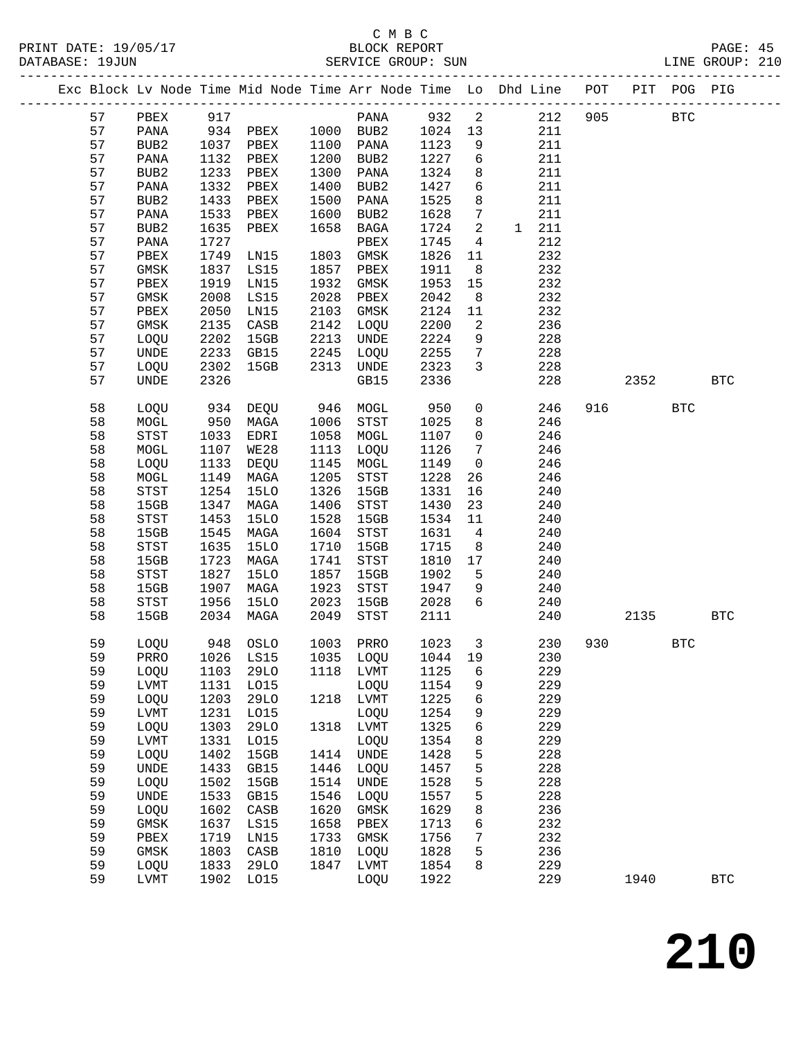C M B C

PRINT DATE: 19/05/17 BLOCK REPORT PAGE: 45
DATABASE: 19JUN SERVICE GROUP: SUN LINE GROUP: 210

| Exc | Block | Lv Node | Time | Mid Node | Time | Arr Node | Time | Lo | Dhd | Line | POT | PIT | POG | PIG |
|---|---|---|---|---|---|---|---|---|---|---|---|---|---|---|
| | 57 | PBEX | 917 | | | PANA | 932 | 2 | | 212 | 905 | | BTC | |
| | 57 | PANA | 934 | PBEX | 1000 | BUB2 | 1024 | 13 | | 211 | | | | |
| | 57 | BUB2 | 1037 | PBEX | 1100 | PANA | 1123 | 9 | | 211 | | | | |
| | 57 | PANA | 1132 | PBEX | 1200 | BUB2 | 1227 | 6 | | 211 | | | | |
| | 57 | BUB2 | 1233 | PBEX | 1300 | PANA | 1324 | 8 | | 211 | | | | |
| | 57 | PANA | 1332 | PBEX | 1400 | BUB2 | 1427 | 6 | | 211 | | | | |
| | 57 | BUB2 | 1433 | PBEX | 1500 | PANA | 1525 | 8 | | 211 | | | | |
| | 57 | PANA | 1533 | PBEX | 1600 | BUB2 | 1628 | 7 | | 211 | | | | |
| | 57 | BUB2 | 1635 | PBEX | 1658 | BAGA | 1724 | 2 | 1 | 211 | | | | |
| | 57 | PANA | 1727 | | | PBEX | 1745 | 4 | | 212 | | | | |
| | 57 | PBEX | 1749 | LN15 | 1803 | GMSK | 1826 | 11 | | 232 | | | | |
| | 57 | GMSK | 1837 | LS15 | 1857 | PBEX | 1911 | 8 | | 232 | | | | |
| | 57 | PBEX | 1919 | LN15 | 1932 | GMSK | 1953 | 15 | | 232 | | | | |
| | 57 | GMSK | 2008 | LS15 | 2028 | PBEX | 2042 | 8 | | 232 | | | | |
| | 57 | PBEX | 2050 | LN15 | 2103 | GMSK | 2124 | 11 | | 232 | | | | |
| | 57 | GMSK | 2135 | CASB | 2142 | LOQU | 2200 | 2 | | 236 | | | | |
| | 57 | LOQU | 2202 | 15GB | 2213 | UNDE | 2224 | 9 | | 228 | | | | |
| | 57 | UNDE | 2233 | GB15 | 2245 | LOQU | 2255 | 7 | | 228 | | | | |
| | 57 | LOQU | 2302 | 15GB | 2313 | UNDE | 2323 | 3 | | 228 | | | | |
| | 57 | UNDE | 2326 | | | GB15 | 2336 | | | 228 | | 2352 | | BTC |
| | 58 | LOQU | 934 | DEQU | 946 | MOGL | 950 | 0 | | 246 | 916 | | BTC | |
| | 58 | MOGL | 950 | MAGA | 1006 | STST | 1025 | 8 | | 246 | | | | |
| | 58 | STST | 1033 | EDRI | 1058 | MOGL | 1107 | 0 | | 246 | | | | |
| | 58 | MOGL | 1107 | WE28 | 1113 | LOQU | 1126 | 7 | | 246 | | | | |
| | 58 | LOQU | 1133 | DEQU | 1145 | MOGL | 1149 | 0 | | 246 | | | | |
| | 58 | MOGL | 1149 | MAGA | 1205 | STST | 1228 | 26 | | 246 | | | | |
| | 58 | STST | 1254 | 15LO | 1326 | 15GB | 1331 | 16 | | 240 | | | | |
| | 58 | 15GB | 1347 | MAGA | 1406 | STST | 1430 | 23 | | 240 | | | | |
| | 58 | STST | 1453 | 15LO | 1528 | 15GB | 1534 | 11 | | 240 | | | | |
| | 58 | 15GB | 1545 | MAGA | 1604 | STST | 1631 | 4 | | 240 | | | | |
| | 58 | STST | 1635 | 15LO | 1710 | 15GB | 1715 | 8 | | 240 | | | | |
| | 58 | 15GB | 1723 | MAGA | 1741 | STST | 1810 | 17 | | 240 | | | | |
| | 58 | STST | 1827 | 15LO | 1857 | 15GB | 1902 | 5 | | 240 | | | | |
| | 58 | 15GB | 1907 | MAGA | 1923 | STST | 1947 | 9 | | 240 | | | | |
| | 58 | STST | 1956 | 15LO | 2023 | 15GB | 2028 | 6 | | 240 | | | | |
| | 58 | 15GB | 2034 | MAGA | 2049 | STST | 2111 | | | 240 | | 2135 | | BTC |
| | 59 | LOQU | 948 | OSLO | 1003 | PRRO | 1023 | 3 | | 230 | 930 | | BTC | |
| | 59 | PRRO | 1026 | LS15 | 1035 | LOQU | 1044 | 19 | | 230 | | | | |
| | 59 | LOQU | 1103 | 29LO | 1118 | LVMT | 1125 | 6 | | 229 | | | | |
| | 59 | LVMT | 1131 | LO15 | | LOQU | 1154 | 9 | | 229 | | | | |
| | 59 | LOQU | 1203 | 29LO | 1218 | LVMT | 1225 | 6 | | 229 | | | | |
| | 59 | LVMT | 1231 | LO15 | | LOQU | 1254 | 9 | | 229 | | | | |
| | 59 | LOQU | 1303 | 29LO | 1318 | LVMT | 1325 | 6 | | 229 | | | | |
| | 59 | LVMT | 1331 | LO15 | | LOQU | 1354 | 8 | | 229 | | | | |
| | 59 | LOQU | 1402 | 15GB | 1414 | UNDE | 1428 | 5 | | 228 | | | | |
| | 59 | UNDE | 1433 | GB15 | 1446 | LOQU | 1457 | 5 | | 228 | | | | |
| | 59 | LOQU | 1502 | 15GB | 1514 | UNDE | 1528 | 5 | | 228 | | | | |
| | 59 | UNDE | 1533 | GB15 | 1546 | LOQU | 1557 | 5 | | 228 | | | | |
| | 59 | LOQU | 1602 | CASB | 1620 | GMSK | 1629 | 8 | | 236 | | | | |
| | 59 | GMSK | 1637 | LS15 | 1658 | PBEX | 1713 | 6 | | 232 | | | | |
| | 59 | PBEX | 1719 | LN15 | 1733 | GMSK | 1756 | 7 | | 232 | | | | |
| | 59 | GMSK | 1803 | CASB | 1810 | LOQU | 1828 | 5 | | 236 | | | | |
| | 59 | LOQU | 1833 | 29LO | 1847 | LVMT | 1854 | 8 | | 229 | | | | |
| | 59 | LVMT | 1902 | LO15 | | LOQU | 1922 | | | 229 | | 1940 | | BTC |

210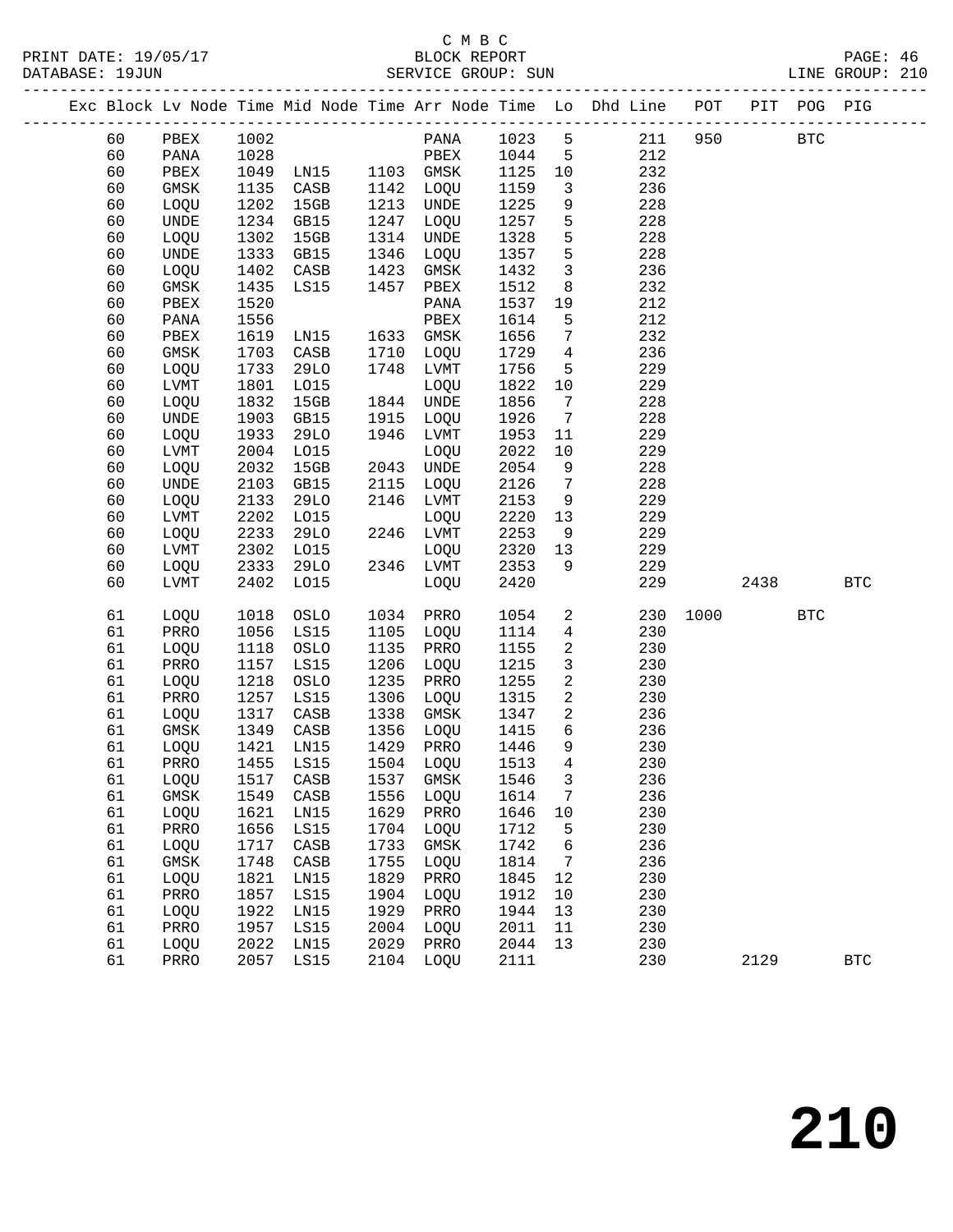C M B C
BLOCK REPORT
SERVICE GROUP: SUN

PRINT DATE: 19/05/17
DATABASE: 19JUN
LINE GROUP: 210

| Exc | Block | Lv | Node | Time | Mid Node | Time | Arr Node | Time | Lo | Dhd Line | POT | PIT | POG | PIG |
|---|---|---|---|---|---|---|---|---|---|---|---|---|---|---|
| | 60 | | PBEX | 1002 | | | PANA | 1023 | 5 | 211 | 950 | | BTC | |
| | 60 | | PANA | 1028 | | | PBEX | 1044 | 5 | 212 | | | | |
| | 60 | | PBEX | 1049 | LN15 | 1103 | GMSK | 1125 | 10 | 232 | | | | |
| | 60 | | GMSK | 1135 | CASB | 1142 | LOQU | 1159 | 3 | 236 | | | | |
| | 60 | | LOQU | 1202 | 15GB | 1213 | UNDE | 1225 | 9 | 228 | | | | |
| | 60 | | UNDE | 1234 | GB15 | 1247 | LOQU | 1257 | 5 | 228 | | | | |
| | 60 | | LOQU | 1302 | 15GB | 1314 | UNDE | 1328 | 5 | 228 | | | | |
| | 60 | | UNDE | 1333 | GB15 | 1346 | LOQU | 1357 | 5 | 228 | | | | |
| | 60 | | LOQU | 1402 | CASB | 1423 | GMSK | 1432 | 3 | 236 | | | | |
| | 60 | | GMSK | 1435 | LS15 | 1457 | PBEX | 1512 | 8 | 232 | | | | |
| | 60 | | PBEX | 1520 | | | PANA | 1537 | 19 | 212 | | | | |
| | 60 | | PANA | 1556 | | | PBEX | 1614 | 5 | 212 | | | | |
| | 60 | | PBEX | 1619 | LN15 | 1633 | GMSK | 1656 | 7 | 232 | | | | |
| | 60 | | GMSK | 1703 | CASB | 1710 | LOQU | 1729 | 4 | 236 | | | | |
| | 60 | | LOQU | 1733 | 29LO | 1748 | LVMT | 1756 | 5 | 229 | | | | |
| | 60 | | LVMT | 1801 | LO15 | | LOQU | 1822 | 10 | 229 | | | | |
| | 60 | | LOQU | 1832 | 15GB | 1844 | UNDE | 1856 | 7 | 228 | | | | |
| | 60 | | UNDE | 1903 | GB15 | 1915 | LOQU | 1926 | 7 | 228 | | | | |
| | 60 | | LOQU | 1933 | 29LO | 1946 | LVMT | 1953 | 11 | 229 | | | | |
| | 60 | | LVMT | 2004 | LO15 | | LOQU | 2022 | 10 | 229 | | | | |
| | 60 | | LOQU | 2032 | 15GB | 2043 | UNDE | 2054 | 9 | 228 | | | | |
| | 60 | | UNDE | 2103 | GB15 | 2115 | LOQU | 2126 | 7 | 228 | | | | |
| | 60 | | LOQU | 2133 | 29LO | 2146 | LVMT | 2153 | 9 | 229 | | | | |
| | 60 | | LVMT | 2202 | LO15 | | LOQU | 2220 | 13 | 229 | | | | |
| | 60 | | LOQU | 2233 | 29LO | 2246 | LVMT | 2253 | 9 | 229 | | | | |
| | 60 | | LVMT | 2302 | LO15 | | LOQU | 2320 | 13 | 229 | | | | |
| | 60 | | LOQU | 2333 | 29LO | 2346 | LVMT | 2353 | 9 | 229 | | | | |
| | 60 | | LVMT | 2402 | LO15 | | LOQU | 2420 | | 229 | | 2438 | | BTC |
| | 61 | | LOQU | 1018 | OSLO | 1034 | PRRO | 1054 | 2 | 230 | 1000 | | BTC | |
| | 61 | | PRRO | 1056 | LS15 | 1105 | LOQU | 1114 | 4 | 230 | | | | |
| | 61 | | LOQU | 1118 | OSLO | 1135 | PRRO | 1155 | 2 | 230 | | | | |
| | 61 | | PRRO | 1157 | LS15 | 1206 | LOQU | 1215 | 3 | 230 | | | | |
| | 61 | | LOQU | 1218 | OSLO | 1235 | PRRO | 1255 | 2 | 230 | | | | |
| | 61 | | PRRO | 1257 | LS15 | 1306 | LOQU | 1315 | 2 | 230 | | | | |
| | 61 | | LOQU | 1317 | CASB | 1338 | GMSK | 1347 | 2 | 236 | | | | |
| | 61 | | GMSK | 1349 | CASB | 1356 | LOQU | 1415 | 6 | 236 | | | | |
| | 61 | | LOQU | 1421 | LN15 | 1429 | PRRO | 1446 | 9 | 230 | | | | |
| | 61 | | PRRO | 1455 | LS15 | 1504 | LOQU | 1513 | 4 | 230 | | | | |
| | 61 | | LOQU | 1517 | CASB | 1537 | GMSK | 1546 | 3 | 236 | | | | |
| | 61 | | GMSK | 1549 | CASB | 1556 | LOQU | 1614 | 7 | 236 | | | | |
| | 61 | | LOQU | 1621 | LN15 | 1629 | PRRO | 1646 | 10 | 230 | | | | |
| | 61 | | PRRO | 1656 | LS15 | 1704 | LOQU | 1712 | 5 | 230 | | | | |
| | 61 | | LOQU | 1717 | CASB | 1733 | GMSK | 1742 | 6 | 236 | | | | |
| | 61 | | GMSK | 1748 | CASB | 1755 | LOQU | 1814 | 7 | 236 | | | | |
| | 61 | | LOQU | 1821 | LN15 | 1829 | PRRO | 1845 | 12 | 230 | | | | |
| | 61 | | PRRO | 1857 | LS15 | 1904 | LOQU | 1912 | 10 | 230 | | | | |
| | 61 | | LOQU | 1922 | LN15 | 1929 | PRRO | 1944 | 13 | 230 | | | | |
| | 61 | | PRRO | 1957 | LS15 | 2004 | LOQU | 2011 | 11 | 230 | | | | |
| | 61 | | LOQU | 2022 | LN15 | 2029 | PRRO | 2044 | 13 | 230 | | | | |
| | 61 | | PRRO | 2057 | LS15 | 2104 | LOQU | 2111 | | 230 | | 2129 | | BTC |

210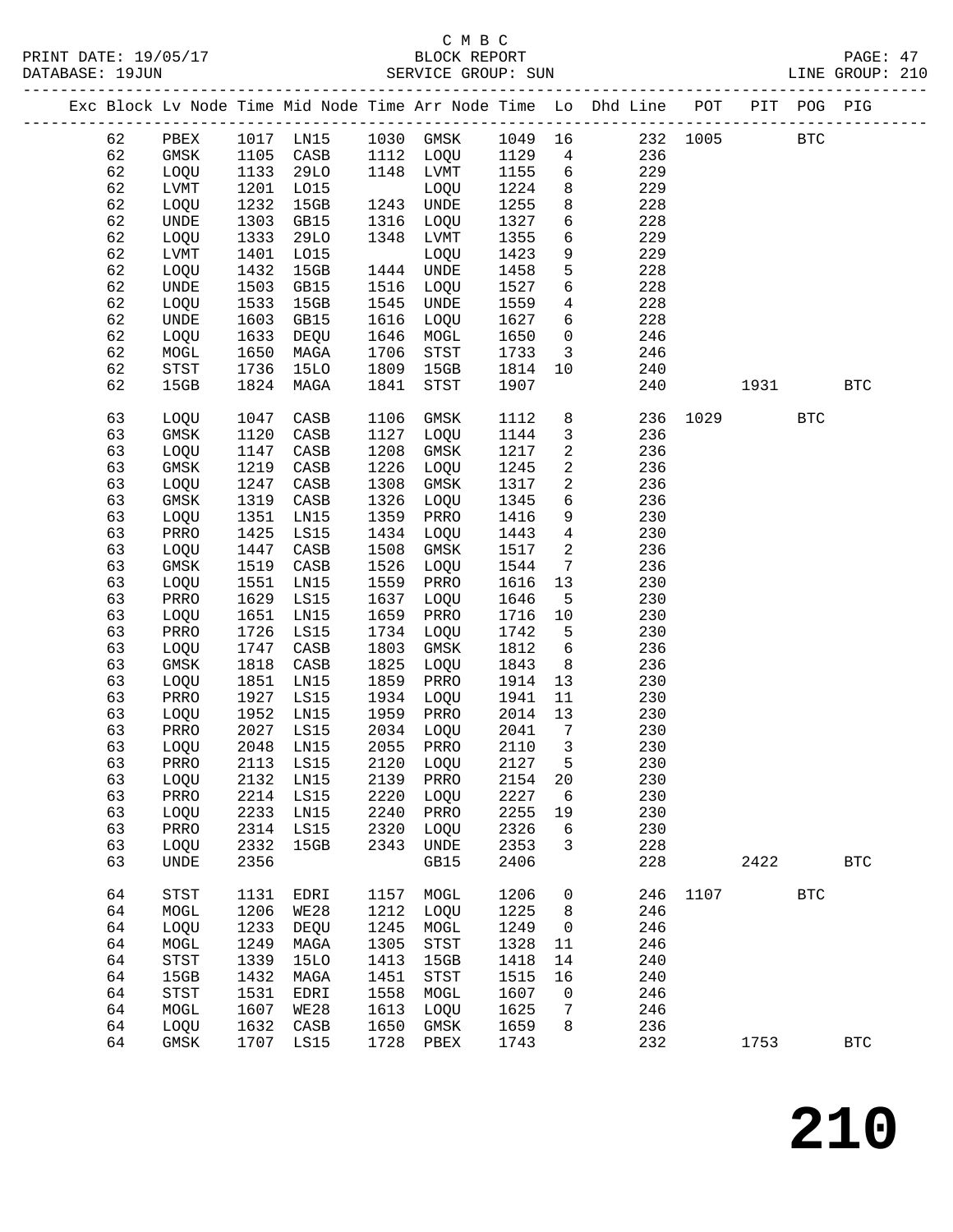C M B C
PRINT DATE: 19/05/17 BLOCK REPORT
DATABASE: 19JUN SERVICE GROUP: SUN LINE GROUP: 210

| Exc | Block | Lv | Node | Time | Mid Node | Time | Arr Node | Time | Lo | Dhd Line | POT | PIT | POG | PIG |
|---|---|---|---|---|---|---|---|---|---|---|---|---|---|---|
| | 62 | | PBEX | 1017 | LN15 | 1030 | GMSK | 1049 | 16 | 232 | 1005 | | BTC | |
| | 62 | | GMSK | 1105 | CASB | 1112 | LOQU | 1129 | 4 | 236 | | | | |
| | 62 | | LOQU | 1133 | 29LO | 1148 | LVMT | 1155 | 6 | 229 | | | | |
| | 62 | | LVMT | 1201 | LO15 | | LOQU | 1224 | 8 | 229 | | | | |
| | 62 | | LOQU | 1232 | 15GB | 1243 | UNDE | 1255 | 8 | 228 | | | | |
| | 62 | | UNDE | 1303 | GB15 | 1316 | LOQU | 1327 | 6 | 228 | | | | |
| | 62 | | LOQU | 1333 | 29LO | 1348 | LVMT | 1355 | 6 | 229 | | | | |
| | 62 | | LVMT | 1401 | LO15 | | LOQU | 1423 | 9 | 229 | | | | |
| | 62 | | LOQU | 1432 | 15GB | 1444 | UNDE | 1458 | 5 | 228 | | | | |
| | 62 | | UNDE | 1503 | GB15 | 1516 | LOQU | 1527 | 6 | 228 | | | | |
| | 62 | | LOQU | 1533 | 15GB | 1545 | UNDE | 1559 | 4 | 228 | | | | |
| | 62 | | UNDE | 1603 | GB15 | 1616 | LOQU | 1627 | 6 | 228 | | | | |
| | 62 | | LOQU | 1633 | DEQU | 1646 | MOGL | 1650 | 0 | 246 | | | | |
| | 62 | | MOGL | 1650 | MAGA | 1706 | STST | 1733 | 3 | 246 | | | | |
| | 62 | | STST | 1736 | 15LO | 1809 | 15GB | 1814 | 10 | 240 | | | | |
| | 62 | | 15GB | 1824 | MAGA | 1841 | STST | 1907 | | 240 | | 1931 | | BTC |
| | 63 | | LOQU | 1047 | CASB | 1106 | GMSK | 1112 | 8 | 236 | 1029 | | BTC | |
| | 63 | | GMSK | 1120 | CASB | 1127 | LOQU | 1144 | 3 | 236 | | | | |
| | 63 | | LOQU | 1147 | CASB | 1208 | GMSK | 1217 | 2 | 236 | | | | |
| | 63 | | GMSK | 1219 | CASB | 1226 | LOQU | 1245 | 2 | 236 | | | | |
| | 63 | | LOQU | 1247 | CASB | 1308 | GMSK | 1317 | 2 | 236 | | | | |
| | 63 | | GMSK | 1319 | CASB | 1326 | LOQU | 1345 | 6 | 236 | | | | |
| | 63 | | LOQU | 1351 | LN15 | 1359 | PRRO | 1416 | 9 | 230 | | | | |
| | 63 | | PRRO | 1425 | LS15 | 1434 | LOQU | 1443 | 4 | 230 | | | | |
| | 63 | | LOQU | 1447 | CASB | 1508 | GMSK | 1517 | 2 | 236 | | | | |
| | 63 | | GMSK | 1519 | CASB | 1526 | LOQU | 1544 | 7 | 236 | | | | |
| | 63 | | LOQU | 1551 | LN15 | 1559 | PRRO | 1616 | 13 | 230 | | | | |
| | 63 | | PRRO | 1629 | LS15 | 1637 | LOQU | 1646 | 5 | 230 | | | | |
| | 63 | | LOQU | 1651 | LN15 | 1659 | PRRO | 1716 | 10 | 230 | | | | |
| | 63 | | PRRO | 1726 | LS15 | 1734 | LOQU | 1742 | 5 | 230 | | | | |
| | 63 | | LOQU | 1747 | CASB | 1803 | GMSK | 1812 | 6 | 236 | | | | |
| | 63 | | GMSK | 1818 | CASB | 1825 | LOQU | 1843 | 8 | 236 | | | | |
| | 63 | | LOQU | 1851 | LN15 | 1859 | PRRO | 1914 | 13 | 230 | | | | |
| | 63 | | PRRO | 1927 | LS15 | 1934 | LOQU | 1941 | 11 | 230 | | | | |
| | 63 | | LOQU | 1952 | LN15 | 1959 | PRRO | 2014 | 13 | 230 | | | | |
| | 63 | | PRRO | 2027 | LS15 | 2034 | LOQU | 2041 | 7 | 230 | | | | |
| | 63 | | LOQU | 2048 | LN15 | 2055 | PRRO | 2110 | 3 | 230 | | | | |
| | 63 | | PRRO | 2113 | LS15 | 2120 | LOQU | 2127 | 5 | 230 | | | | |
| | 63 | | LOQU | 2132 | LN15 | 2139 | PRRO | 2154 | 20 | 230 | | | | |
| | 63 | | PRRO | 2214 | LS15 | 2220 | LOQU | 2227 | 6 | 230 | | | | |
| | 63 | | LOQU | 2233 | LN15 | 2240 | PRRO | 2255 | 19 | 230 | | | | |
| | 63 | | PRRO | 2314 | LS15 | 2320 | LOQU | 2326 | 6 | 230 | | | | |
| | 63 | | LOQU | 2332 | 15GB | 2343 | UNDE | 2353 | 3 | 228 | | | | |
| | 63 | | UNDE | 2356 | | | GB15 | 2406 | | 228 | | 2422 | | BTC |
| | 64 | | STST | 1131 | EDRI | 1157 | MOGL | 1206 | 0 | 246 | 1107 | | BTC | |
| | 64 | | MOGL | 1206 | WE28 | 1212 | LOQU | 1225 | 8 | 246 | | | | |
| | 64 | | LOQU | 1233 | DEQU | 1245 | MOGL | 1249 | 0 | 246 | | | | |
| | 64 | | MOGL | 1249 | MAGA | 1305 | STST | 1328 | 11 | 246 | | | | |
| | 64 | | STST | 1339 | 15LO | 1413 | 15GB | 1418 | 14 | 240 | | | | |
| | 64 | | 15GB | 1432 | MAGA | 1451 | STST | 1515 | 16 | 240 | | | | |
| | 64 | | STST | 1531 | EDRI | 1558 | MOGL | 1607 | 0 | 246 | | | | |
| | 64 | | MOGL | 1607 | WE28 | 1613 | LOQU | 1625 | 7 | 246 | | | | |
| | 64 | | LOQU | 1632 | CASB | 1650 | GMSK | 1659 | 8 | 236 | | | | |
| | 64 | | GMSK | 1707 | LS15 | 1728 | PBEX | 1743 | | 232 | | 1753 | | BTC |

210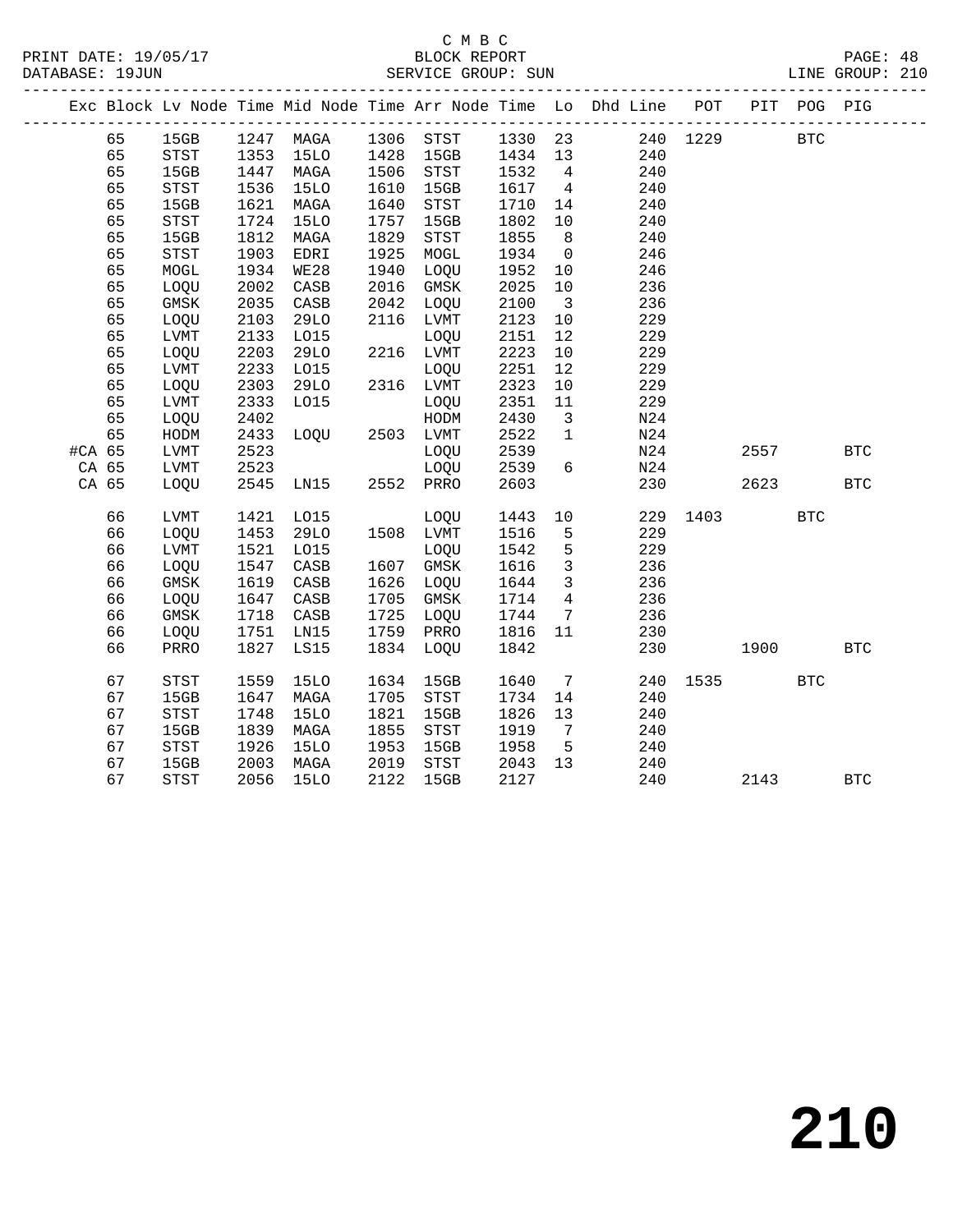C M B C

BLOCK REPORT

SERVICE GROUP: SUN

| Exc | Block | Lv Node | Time | Mid Node | Time | Arr Node | Time | Lo | Dhd Line | POT | PIT | POG | PIG |
|---|---|---|---|---|---|---|---|---|---|---|---|---|---|
| | 65 | 15GB | 1247 | MAGA | 1306 | STST | 1330 | 23 | 240 | 1229 | | BTC | |
| | 65 | STST | 1353 | 15LO | 1428 | 15GB | 1434 | 13 | 240 | | | | |
| | 65 | 15GB | 1447 | MAGA | 1506 | STST | 1532 | 4 | 240 | | | | |
| | 65 | STST | 1536 | 15LO | 1610 | 15GB | 1617 | 4 | 240 | | | | |
| | 65 | 15GB | 1621 | MAGA | 1640 | STST | 1710 | 14 | 240 | | | | |
| | 65 | STST | 1724 | 15LO | 1757 | 15GB | 1802 | 10 | 240 | | | | |
| | 65 | 15GB | 1812 | MAGA | 1829 | STST | 1855 | 8 | 240 | | | | |
| | 65 | STST | 1903 | EDRI | 1925 | MOGL | 1934 | 0 | 246 | | | | |
| | 65 | MOGL | 1934 | WE28 | 1940 | LOQU | 1952 | 10 | 246 | | | | |
| | 65 | LOQU | 2002 | CASB | 2016 | GMSK | 2025 | 10 | 236 | | | | |
| | 65 | GMSK | 2035 | CASB | 2042 | LOQU | 2100 | 3 | 236 | | | | |
| | 65 | LOQU | 2103 | 29LO | 2116 | LVMT | 2123 | 10 | 229 | | | | |
| | 65 | LVMT | 2133 | LO15 | | LOQU | 2151 | 12 | 229 | | | | |
| | 65 | LOQU | 2203 | 29LO | 2216 | LVMT | 2223 | 10 | 229 | | | | |
| | 65 | LVMT | 2233 | LO15 | | LOQU | 2251 | 12 | 229 | | | | |
| | 65 | LOQU | 2303 | 29LO | 2316 | LVMT | 2323 | 10 | 229 | | | | |
| | 65 | LVMT | 2333 | LO15 | | LOQU | 2351 | 11 | 229 | | | | |
| | 65 | LOQU | 2402 | | | HODM | 2430 | 3 | N24 | | | | |
| | 65 | HODM | 2433 | LOQU | 2503 | LVMT | 2522 | 1 | N24 | | | | |
| #CA | 65 | LVMT | 2523 | | | LOQU | 2539 | | N24 | | 2557 | | BTC |
| CA | 65 | LVMT | 2523 | | | LOQU | 2539 | 6 | N24 | | | | |
| CA | 65 | LOQU | 2545 | LN15 | 2552 | PRRO | 2603 | | 230 | | 2623 | | BTC |
| | 66 | LVMT | 1421 | LO15 | | LOQU | 1443 | 10 | 229 | 1403 | | BTC | |
| | 66 | LOQU | 1453 | 29LO | 1508 | LVMT | 1516 | 5 | 229 | | | | |
| | 66 | LVMT | 1521 | LO15 | | LOQU | 1542 | 5 | 229 | | | | |
| | 66 | LOQU | 1547 | CASB | 1607 | GMSK | 1616 | 3 | 236 | | | | |
| | 66 | GMSK | 1619 | CASB | 1626 | LOQU | 1644 | 3 | 236 | | | | |
| | 66 | LOQU | 1647 | CASB | 1705 | GMSK | 1714 | 4 | 236 | | | | |
| | 66 | GMSK | 1718 | CASB | 1725 | LOQU | 1744 | 7 | 236 | | | | |
| | 66 | LOQU | 1751 | LN15 | 1759 | PRRO | 1816 | 11 | 230 | | | | |
| | 66 | PRRO | 1827 | LS15 | 1834 | LOQU | 1842 | | 230 | | 1900 | | BTC |
| | 67 | STST | 1559 | 15LO | 1634 | 15GB | 1640 | 7 | 240 | 1535 | | BTC | |
| | 67 | 15GB | 1647 | MAGA | 1705 | STST | 1734 | 14 | 240 | | | | |
| | 67 | STST | 1748 | 15LO | 1821 | 15GB | 1826 | 13 | 240 | | | | |
| | 67 | 15GB | 1839 | MAGA | 1855 | STST | 1919 | 7 | 240 | | | | |
| | 67 | STST | 1926 | 15LO | 1953 | 15GB | 1958 | 5 | 240 | | | | |
| | 67 | 15GB | 2003 | MAGA | 2019 | STST | 2043 | 13 | 240 | | | | |
| | 67 | STST | 2056 | 15LO | 2122 | 15GB | 2127 | | 240 | | 2143 | | BTC |

210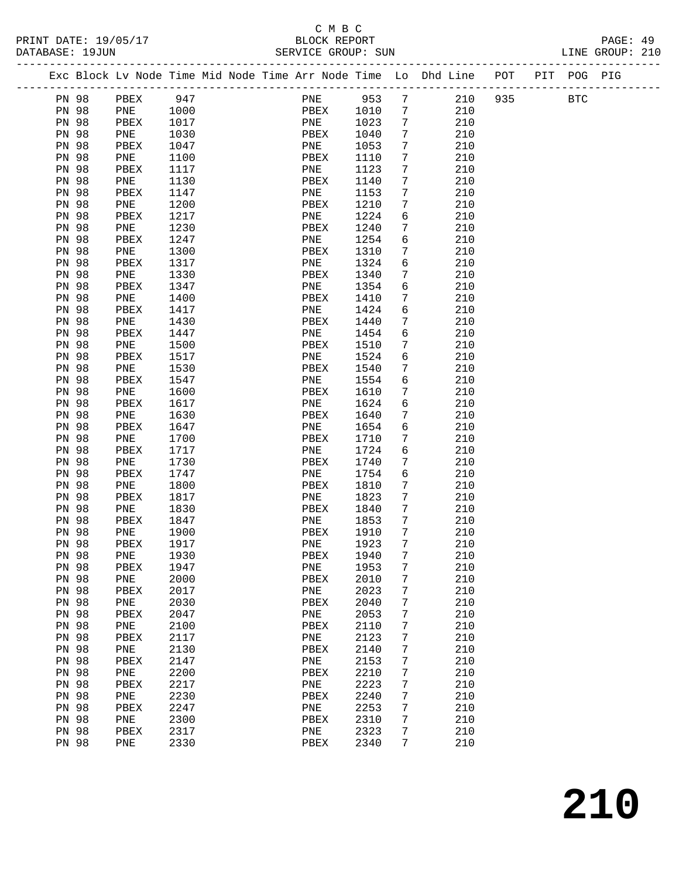C M B C

PRINT DATE: 19/05/17 BLOCK REPORT
DATABASE: 19JUN SERVICE GROUP: SUN LINE GROUP: 210

| Exc | Block | Lv | Node | Time | Mid Node | Time | Arr Node | Time | Lo | Dhd Line | POT | PIT | POG | PIG |
|---|---|---|---|---|---|---|---|---|---|---|---|---|---|---|
| | PN 98 | | PBEX | 947 | | | PNE | 953 | 7 | 210 | 935 | | BTC | |
| | PN 98 | | PNE | 1000 | | | PBEX | 1010 | 7 | 210 | | | | |
| | PN 98 | | PBEX | 1017 | | | PNE | 1023 | 7 | 210 | | | | |
| | PN 98 | | PNE | 1030 | | | PBEX | 1040 | 7 | 210 | | | | |
| | PN 98 | | PBEX | 1047 | | | PNE | 1053 | 7 | 210 | | | | |
| | PN 98 | | PNE | 1100 | | | PBEX | 1110 | 7 | 210 | | | | |
| | PN 98 | | PBEX | 1117 | | | PNE | 1123 | 7 | 210 | | | | |
| | PN 98 | | PNE | 1130 | | | PBEX | 1140 | 7 | 210 | | | | |
| | PN 98 | | PBEX | 1147 | | | PNE | 1153 | 7 | 210 | | | | |
| | PN 98 | | PNE | 1200 | | | PBEX | 1210 | 7 | 210 | | | | |
| | PN 98 | | PBEX | 1217 | | | PNE | 1224 | 6 | 210 | | | | |
| | PN 98 | | PNE | 1230 | | | PBEX | 1240 | 7 | 210 | | | | |
| | PN 98 | | PBEX | 1247 | | | PNE | 1254 | 6 | 210 | | | | |
| | PN 98 | | PNE | 1300 | | | PBEX | 1310 | 7 | 210 | | | | |
| | PN 98 | | PBEX | 1317 | | | PNE | 1324 | 6 | 210 | | | | |
| | PN 98 | | PNE | 1330 | | | PBEX | 1340 | 7 | 210 | | | | |
| | PN 98 | | PBEX | 1347 | | | PNE | 1354 | 6 | 210 | | | | |
| | PN 98 | | PNE | 1400 | | | PBEX | 1410 | 7 | 210 | | | | |
| | PN 98 | | PBEX | 1417 | | | PNE | 1424 | 6 | 210 | | | | |
| | PN 98 | | PNE | 1430 | | | PBEX | 1440 | 7 | 210 | | | | |
| | PN 98 | | PBEX | 1447 | | | PNE | 1454 | 6 | 210 | | | | |
| | PN 98 | | PNE | 1500 | | | PBEX | 1510 | 7 | 210 | | | | |
| | PN 98 | | PBEX | 1517 | | | PNE | 1524 | 6 | 210 | | | | |
| | PN 98 | | PNE | 1530 | | | PBEX | 1540 | 7 | 210 | | | | |
| | PN 98 | | PBEX | 1547 | | | PNE | 1554 | 6 | 210 | | | | |
| | PN 98 | | PNE | 1600 | | | PBEX | 1610 | 7 | 210 | | | | |
| | PN 98 | | PBEX | 1617 | | | PNE | 1624 | 6 | 210 | | | | |
| | PN 98 | | PNE | 1630 | | | PBEX | 1640 | 7 | 210 | | | | |
| | PN 98 | | PBEX | 1647 | | | PNE | 1654 | 6 | 210 | | | | |
| | PN 98 | | PNE | 1700 | | | PBEX | 1710 | 7 | 210 | | | | |
| | PN 98 | | PBEX | 1717 | | | PNE | 1724 | 6 | 210 | | | | |
| | PN 98 | | PNE | 1730 | | | PBEX | 1740 | 7 | 210 | | | | |
| | PN 98 | | PBEX | 1747 | | | PNE | 1754 | 6 | 210 | | | | |
| | PN 98 | | PNE | 1800 | | | PBEX | 1810 | 7 | 210 | | | | |
| | PN 98 | | PBEX | 1817 | | | PNE | 1823 | 7 | 210 | | | | |
| | PN 98 | | PNE | 1830 | | | PBEX | 1840 | 7 | 210 | | | | |
| | PN 98 | | PBEX | 1847 | | | PNE | 1853 | 7 | 210 | | | | |
| | PN 98 | | PNE | 1900 | | | PBEX | 1910 | 7 | 210 | | | | |
| | PN 98 | | PBEX | 1917 | | | PNE | 1923 | 7 | 210 | | | | |
| | PN 98 | | PNE | 1930 | | | PBEX | 1940 | 7 | 210 | | | | |
| | PN 98 | | PBEX | 1947 | | | PNE | 1953 | 7 | 210 | | | | |
| | PN 98 | | PNE | 2000 | | | PBEX | 2010 | 7 | 210 | | | | |
| | PN 98 | | PBEX | 2017 | | | PNE | 2023 | 7 | 210 | | | | |
| | PN 98 | | PNE | 2030 | | | PBEX | 2040 | 7 | 210 | | | | |
| | PN 98 | | PBEX | 2047 | | | PNE | 2053 | 7 | 210 | | | | |
| | PN 98 | | PNE | 2100 | | | PBEX | 2110 | 7 | 210 | | | | |
| | PN 98 | | PBEX | 2117 | | | PNE | 2123 | 7 | 210 | | | | |
| | PN 98 | | PNE | 2130 | | | PBEX | 2140 | 7 | 210 | | | | |
| | PN 98 | | PBEX | 2147 | | | PNE | 2153 | 7 | 210 | | | | |
| | PN 98 | | PNE | 2200 | | | PBEX | 2210 | 7 | 210 | | | | |
| | PN 98 | | PBEX | 2217 | | | PNE | 2223 | 7 | 210 | | | | |
| | PN 98 | | PNE | 2230 | | | PBEX | 2240 | 7 | 210 | | | | |
| | PN 98 | | PBEX | 2247 | | | PNE | 2253 | 7 | 210 | | | | |
| | PN 98 | | PNE | 2300 | | | PBEX | 2310 | 7 | 210 | | | | |
| | PN 98 | | PBEX | 2317 | | | PNE | 2323 | 7 | 210 | | | | |
| | PN 98 | | PNE | 2330 | | | PBEX | 2340 | 7 | 210 | | | | |

# 210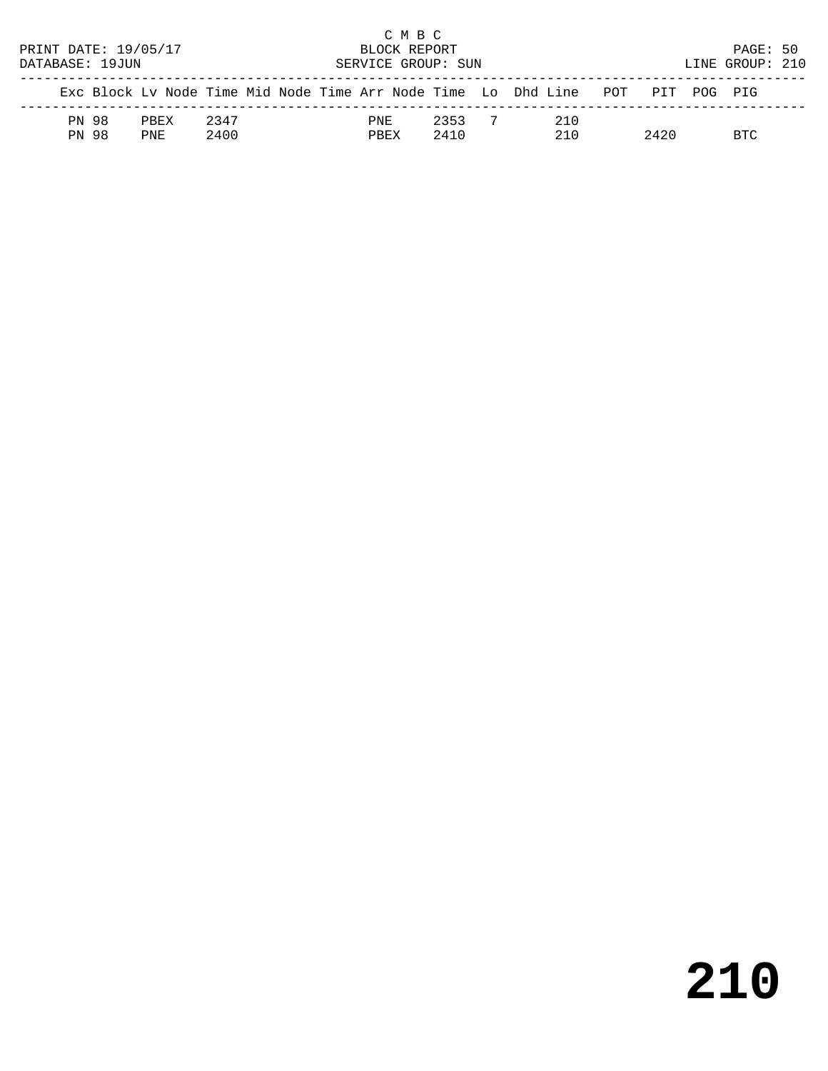C M B C
PRINT DATE: 19/05/17 BLOCK REPORT
DATABASE: 19JUN SERVICE GROUP: SUN LINE GROUP: 210

| Exc | Block | Lv | Node | Time | Mid Node | Time | Arr Node | Time | Lo | Dhd | Line | POT | PIT | POG | PIG |
|---|---|---|---|---|---|---|---|---|---|---|---|---|---|---|---|
| PN | 98 | | PBEX | 2347 | | | PNE | 2353 | 7 | | 210 | | | | |
| PN | 98 | | PNE | 2400 | | | PBEX | 2410 | | | 210 | | 2420 | | BTC |

# 210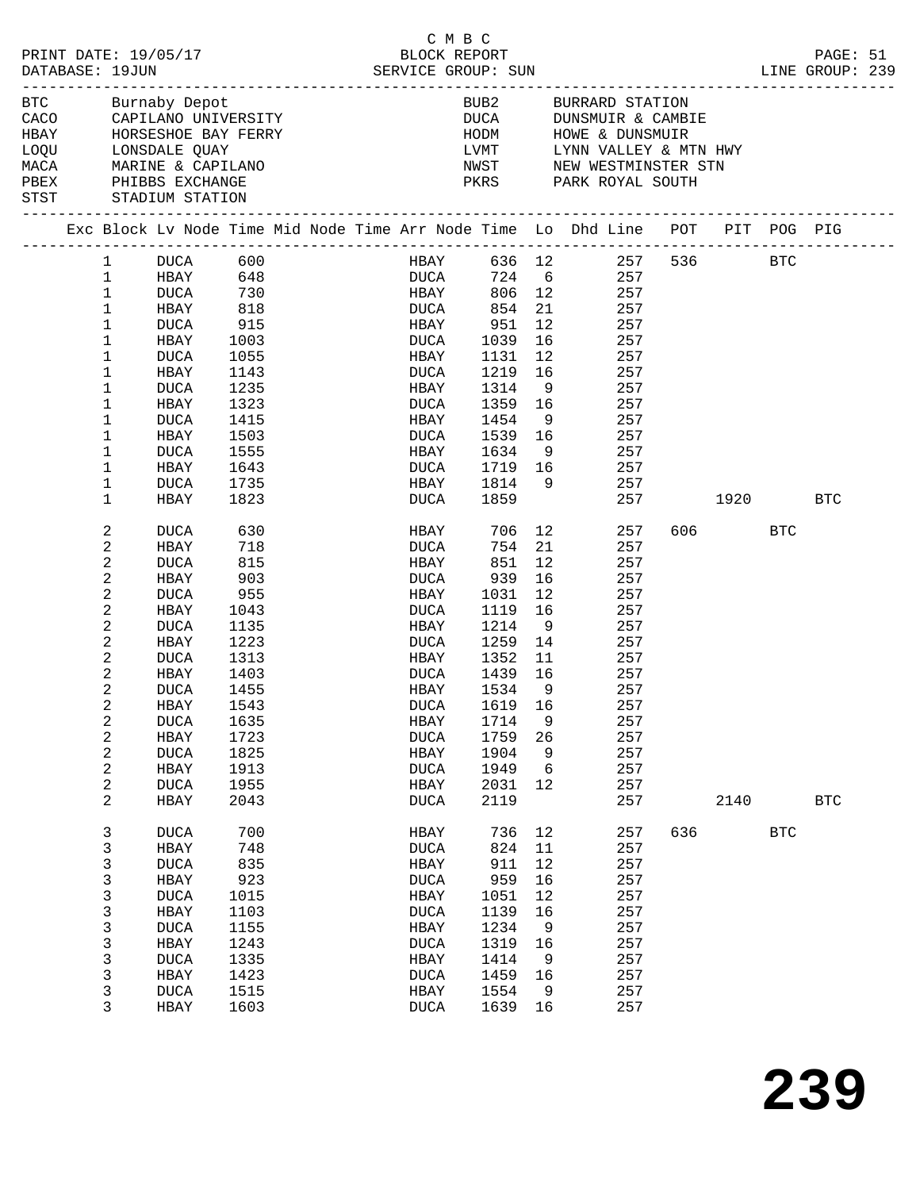C M B C

PRINT DATE: 19/05/17 BLOCK REPORT
DATABASE: 19JUN SERVICE GROUP: SUN LINE GROUP: 239

| Code | Location | Code | Location |
|---|---|---|---|
| BTC | Burnaby Depot | BUB2 | BURRARD STATION |
| CACO | CAPILANO UNIVERSITY | DUCA | DUNSMUIR & CAMBIE |
| HBAY | HORSESHOE BAY FERRY | HODM | HOWE & DUNSMUIR |
| LOQU | LONSDALE QUAY | LVMT | LYNN VALLEY & MTN HWY |
| MACA | MARINE & CAPILANO | NWST | NEW WESTMINSTER STN |
| PBEX | PHIBBS EXCHANGE | PKRS | PARK ROYAL SOUTH |
| STST | STADIUM STATION | | |

| Exc | Block | Lv Node | Time | Mid Node | Time | Arr Node | Time | Lo | Dhd Line | POT | PIT | POG | PIG |
|---|---|---|---|---|---|---|---|---|---|---|---|---|---|
| | 1 | DUCA | 600 | | | HBAY | 636 | 12 | 257 | 536 | | BTC | |
| | 1 | HBAY | 648 | | | DUCA | 724 | 6 | 257 | | | | |
| | 1 | DUCA | 730 | | | HBAY | 806 | 12 | 257 | | | | |
| | 1 | HBAY | 818 | | | DUCA | 854 | 21 | 257 | | | | |
| | 1 | DUCA | 915 | | | HBAY | 951 | 12 | 257 | | | | |
| | 1 | HBAY | 1003 | | | DUCA | 1039 | 16 | 257 | | | | |
| | 1 | DUCA | 1055 | | | HBAY | 1131 | 12 | 257 | | | | |
| | 1 | HBAY | 1143 | | | DUCA | 1219 | 16 | 257 | | | | |
| | 1 | DUCA | 1235 | | | HBAY | 1314 | 9 | 257 | | | | |
| | 1 | HBAY | 1323 | | | DUCA | 1359 | 16 | 257 | | | | |
| | 1 | DUCA | 1415 | | | HBAY | 1454 | 9 | 257 | | | | |
| | 1 | HBAY | 1503 | | | DUCA | 1539 | 16 | 257 | | | | |
| | 1 | DUCA | 1555 | | | HBAY | 1634 | 9 | 257 | | | | |
| | 1 | HBAY | 1643 | | | DUCA | 1719 | 16 | 257 | | | | |
| | 1 | DUCA | 1735 | | | HBAY | 1814 | 9 | 257 | | | | |
| | 1 | HBAY | 1823 | | | DUCA | 1859 | | 257 | | 1920 | | BTC |
| | 2 | DUCA | 630 | | | HBAY | 706 | 12 | 257 | 606 | | BTC | |
| | 2 | HBAY | 718 | | | DUCA | 754 | 21 | 257 | | | | |
| | 2 | DUCA | 815 | | | HBAY | 851 | 12 | 257 | | | | |
| | 2 | HBAY | 903 | | | DUCA | 939 | 16 | 257 | | | | |
| | 2 | DUCA | 955 | | | HBAY | 1031 | 12 | 257 | | | | |
| | 2 | HBAY | 1043 | | | DUCA | 1119 | 16 | 257 | | | | |
| | 2 | DUCA | 1135 | | | HBAY | 1214 | 9 | 257 | | | | |
| | 2 | HBAY | 1223 | | | DUCA | 1259 | 14 | 257 | | | | |
| | 2 | DUCA | 1313 | | | HBAY | 1352 | 11 | 257 | | | | |
| | 2 | HBAY | 1403 | | | DUCA | 1439 | 16 | 257 | | | | |
| | 2 | DUCA | 1455 | | | HBAY | 1534 | 9 | 257 | | | | |
| | 2 | HBAY | 1543 | | | DUCA | 1619 | 16 | 257 | | | | |
| | 2 | DUCA | 1635 | | | HBAY | 1714 | 9 | 257 | | | | |
| | 2 | HBAY | 1723 | | | DUCA | 1759 | 26 | 257 | | | | |
| | 2 | DUCA | 1825 | | | HBAY | 1904 | 9 | 257 | | | | |
| | 2 | HBAY | 1913 | | | DUCA | 1949 | 6 | 257 | | | | |
| | 2 | DUCA | 1955 | | | HBAY | 2031 | 12 | 257 | | | | |
| | 2 | HBAY | 2043 | | | DUCA | 2119 | | 257 | | 2140 | | BTC |
| | 3 | DUCA | 700 | | | HBAY | 736 | 12 | 257 | 636 | | BTC | |
| | 3 | HBAY | 748 | | | DUCA | 824 | 11 | 257 | | | | |
| | 3 | DUCA | 835 | | | HBAY | 911 | 12 | 257 | | | | |
| | 3 | HBAY | 923 | | | DUCA | 959 | 16 | 257 | | | | |
| | 3 | DUCA | 1015 | | | HBAY | 1051 | 12 | 257 | | | | |
| | 3 | HBAY | 1103 | | | DUCA | 1139 | 16 | 257 | | | | |
| | 3 | DUCA | 1155 | | | HBAY | 1234 | 9 | 257 | | | | |
| | 3 | HBAY | 1243 | | | DUCA | 1319 | 16 | 257 | | | | |
| | 3 | DUCA | 1335 | | | HBAY | 1414 | 9 | 257 | | | | |
| | 3 | HBAY | 1423 | | | DUCA | 1459 | 16 | 257 | | | | |
| | 3 | DUCA | 1515 | | | HBAY | 1554 | 9 | 257 | | | | |
| | 3 | HBAY | 1603 | | | DUCA | 1639 | 16 | 257 | | | | |

**239**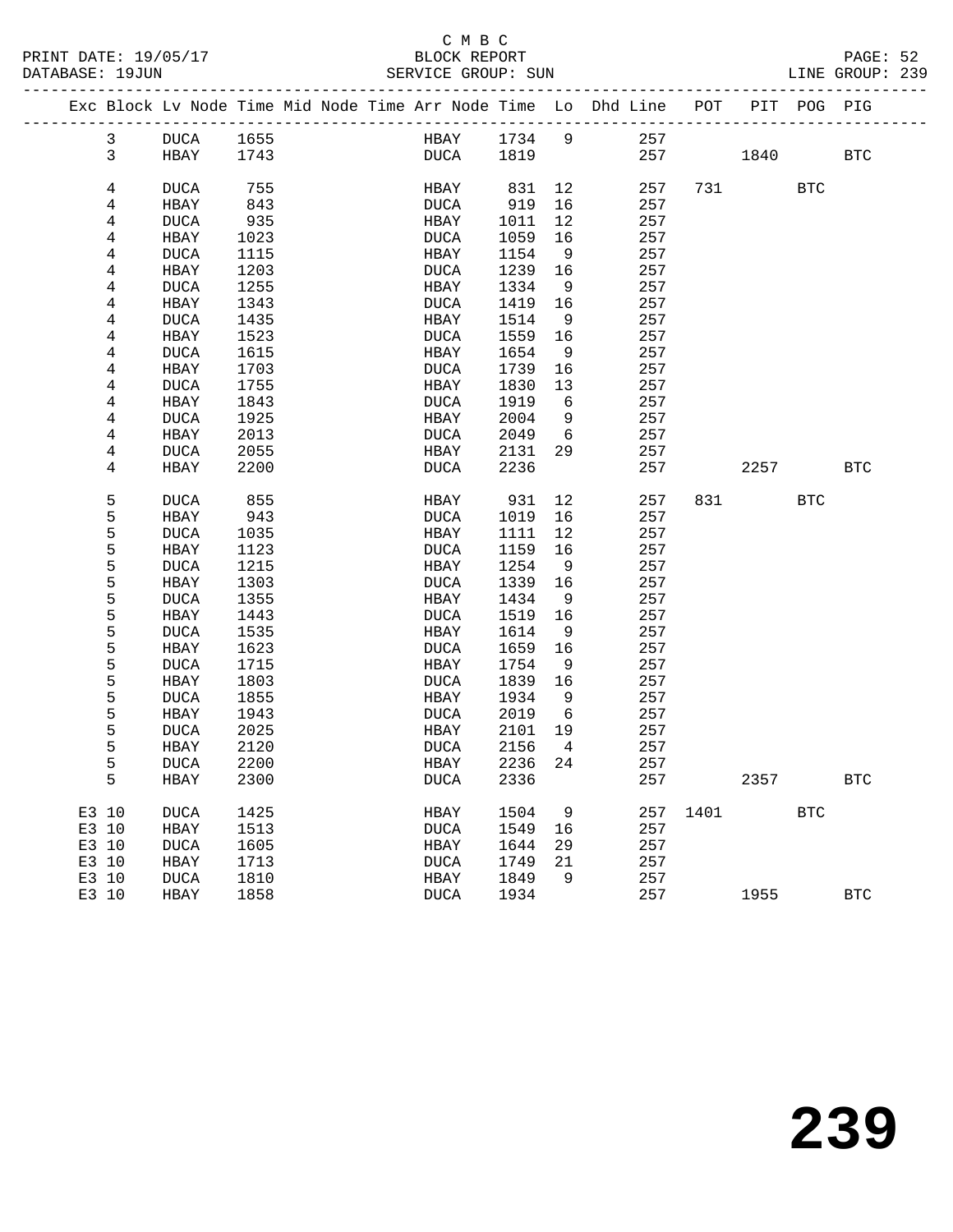C M B C
BLOCK REPORT
SERVICE GROUP: SUN

PRINT DATE: 19/05/17
DATABASE: 19JUN
LINE GROUP: 239

| Exc | Block | Lv | Node | Time | Mid Node | Time | Arr Node | Time | Lo | Dhd Line | POT | PIT | POG | PIG |
|---|---|---|---|---|---|---|---|---|---|---|---|---|---|---|
| | 3 | | DUCA | 1655 | | | HBAY | 1734 | 9 | 257 | | | | |
| | 3 | | HBAY | 1743 | | | DUCA | 1819 | | 257 | | 1840 | | BTC |
| | 4 | | DUCA | 755 | | | HBAY | 831 | 12 | 257 | 731 | | BTC | |
| | 4 | | HBAY | 843 | | | DUCA | 919 | 16 | 257 | | | | |
| | 4 | | DUCA | 935 | | | HBAY | 1011 | 12 | 257 | | | | |
| | 4 | | HBAY | 1023 | | | DUCA | 1059 | 16 | 257 | | | | |
| | 4 | | DUCA | 1115 | | | HBAY | 1154 | 9 | 257 | | | | |
| | 4 | | HBAY | 1203 | | | DUCA | 1239 | 16 | 257 | | | | |
| | 4 | | DUCA | 1255 | | | HBAY | 1334 | 9 | 257 | | | | |
| | 4 | | HBAY | 1343 | | | DUCA | 1419 | 16 | 257 | | | | |
| | 4 | | DUCA | 1435 | | | HBAY | 1514 | 9 | 257 | | | | |
| | 4 | | HBAY | 1523 | | | DUCA | 1559 | 16 | 257 | | | | |
| | 4 | | DUCA | 1615 | | | HBAY | 1654 | 9 | 257 | | | | |
| | 4 | | HBAY | 1703 | | | DUCA | 1739 | 16 | 257 | | | | |
| | 4 | | DUCA | 1755 | | | HBAY | 1830 | 13 | 257 | | | | |
| | 4 | | HBAY | 1843 | | | DUCA | 1919 | 6 | 257 | | | | |
| | 4 | | DUCA | 1925 | | | HBAY | 2004 | 9 | 257 | | | | |
| | 4 | | HBAY | 2013 | | | DUCA | 2049 | 6 | 257 | | | | |
| | 4 | | DUCA | 2055 | | | HBAY | 2131 | 29 | 257 | | | | |
| | 4 | | HBAY | 2200 | | | DUCA | 2236 | | 257 | | 2257 | | BTC |
| | 5 | | DUCA | 855 | | | HBAY | 931 | 12 | 257 | 831 | | BTC | |
| | 5 | | HBAY | 943 | | | DUCA | 1019 | 16 | 257 | | | | |
| | 5 | | DUCA | 1035 | | | HBAY | 1111 | 12 | 257 | | | | |
| | 5 | | HBAY | 1123 | | | DUCA | 1159 | 16 | 257 | | | | |
| | 5 | | DUCA | 1215 | | | HBAY | 1254 | 9 | 257 | | | | |
| | 5 | | HBAY | 1303 | | | DUCA | 1339 | 16 | 257 | | | | |
| | 5 | | DUCA | 1355 | | | HBAY | 1434 | 9 | 257 | | | | |
| | 5 | | HBAY | 1443 | | | DUCA | 1519 | 16 | 257 | | | | |
| | 5 | | DUCA | 1535 | | | HBAY | 1614 | 9 | 257 | | | | |
| | 5 | | HBAY | 1623 | | | DUCA | 1659 | 16 | 257 | | | | |
| | 5 | | DUCA | 1715 | | | HBAY | 1754 | 9 | 257 | | | | |
| | 5 | | HBAY | 1803 | | | DUCA | 1839 | 16 | 257 | | | | |
| | 5 | | DUCA | 1855 | | | HBAY | 1934 | 9 | 257 | | | | |
| | 5 | | HBAY | 1943 | | | DUCA | 2019 | 6 | 257 | | | | |
| | 5 | | DUCA | 2025 | | | HBAY | 2101 | 19 | 257 | | | | |
| | 5 | | HBAY | 2120 | | | DUCA | 2156 | 4 | 257 | | | | |
| | 5 | | DUCA | 2200 | | | HBAY | 2236 | 24 | 257 | | | | |
| | 5 | | HBAY | 2300 | | | DUCA | 2336 | | 257 | | 2357 | | BTC |
| E3 | 10 | | DUCA | 1425 | | | HBAY | 1504 | 9 | 257 | 1401 | | BTC | |
| E3 | 10 | | HBAY | 1513 | | | DUCA | 1549 | 16 | 257 | | | | |
| E3 | 10 | | DUCA | 1605 | | | HBAY | 1644 | 29 | 257 | | | | |
| E3 | 10 | | HBAY | 1713 | | | DUCA | 1749 | 21 | 257 | | | | |
| E3 | 10 | | DUCA | 1810 | | | HBAY | 1849 | 9 | 257 | | | | |
| E3 | 10 | | HBAY | 1858 | | | DUCA | 1934 | | 257 | | 1955 | | BTC |

239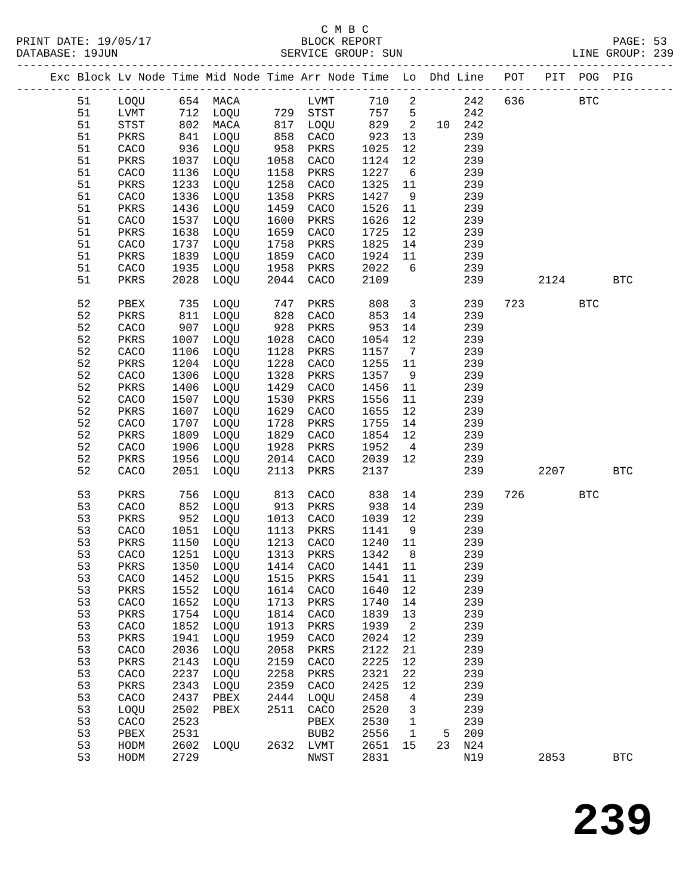C M B C
BLOCK REPORT
SERVICE GROUP: SUN

PRINT DATE: 19/05/17
DATABASE: 19JUN
LINE GROUP: 239

| Exc | Block | Lv | Node | Time | Mid Node | Time | Arr Node | Time | Lo | Dhd | Line | POT | PIT | POG | PIG |
|---|---|---|---|---|---|---|---|---|---|---|---|---|---|---|---|
| | 51 | | LOQU | 654 | MACA | | LVMT | 710 | 2 | | 242 | 636 | | BTC | |
| | 51 | | LVMT | 712 | LOQU | 729 | STST | 757 | 5 | | 242 | | | | |
| | 51 | | STST | 802 | MACA | 817 | LOQU | 829 | 2 | 10 | 242 | | | | |
| | 51 | | PKRS | 841 | LOQU | 858 | CACO | 923 | 13 | | 239 | | | | |
| | 51 | | CACO | 936 | LOQU | 958 | PKRS | 1025 | 12 | | 239 | | | | |
| | 51 | | PKRS | 1037 | LOQU | 1058 | CACO | 1124 | 12 | | 239 | | | | |
| | 51 | | CACO | 1136 | LOQU | 1158 | PKRS | 1227 | 6 | | 239 | | | | |
| | 51 | | PKRS | 1233 | LOQU | 1258 | CACO | 1325 | 11 | | 239 | | | | |
| | 51 | | CACO | 1336 | LOQU | 1358 | PKRS | 1427 | 9 | | 239 | | | | |
| | 51 | | PKRS | 1436 | LOQU | 1459 | CACO | 1526 | 11 | | 239 | | | | |
| | 51 | | CACO | 1537 | LOQU | 1600 | PKRS | 1626 | 12 | | 239 | | | | |
| | 51 | | PKRS | 1638 | LOQU | 1659 | CACO | 1725 | 12 | | 239 | | | | |
| | 51 | | CACO | 1737 | LOQU | 1758 | PKRS | 1825 | 14 | | 239 | | | | |
| | 51 | | PKRS | 1839 | LOQU | 1859 | CACO | 1924 | 11 | | 239 | | | | |
| | 51 | | CACO | 1935 | LOQU | 1958 | PKRS | 2022 | 6 | | 239 | | | | |
| | 51 | | PKRS | 2028 | LOQU | 2044 | CACO | 2109 | | | 239 | | 2124 | | BTC |
| | 52 | | PBEX | 735 | LOQU | 747 | PKRS | 808 | 3 | | 239 | 723 | | BTC | |
| | 52 | | PKRS | 811 | LOQU | 828 | CACO | 853 | 14 | | 239 | | | | |
| | 52 | | CACO | 907 | LOQU | 928 | PKRS | 953 | 14 | | 239 | | | | |
| | 52 | | PKRS | 1007 | LOQU | 1028 | CACO | 1054 | 12 | | 239 | | | | |
| | 52 | | CACO | 1106 | LOQU | 1128 | PKRS | 1157 | 7 | | 239 | | | | |
| | 52 | | PKRS | 1204 | LOQU | 1228 | CACO | 1255 | 11 | | 239 | | | | |
| | 52 | | CACO | 1306 | LOQU | 1328 | PKRS | 1357 | 9 | | 239 | | | | |
| | 52 | | PKRS | 1406 | LOQU | 1429 | CACO | 1456 | 11 | | 239 | | | | |
| | 52 | | CACO | 1507 | LOQU | 1530 | PKRS | 1556 | 11 | | 239 | | | | |
| | 52 | | PKRS | 1607 | LOQU | 1629 | CACO | 1655 | 12 | | 239 | | | | |
| | 52 | | CACO | 1707 | LOQU | 1728 | PKRS | 1755 | 14 | | 239 | | | | |
| | 52 | | PKRS | 1809 | LOQU | 1829 | CACO | 1854 | 12 | | 239 | | | | |
| | 52 | | CACO | 1906 | LOQU | 1928 | PKRS | 1952 | 4 | | 239 | | | | |
| | 52 | | PKRS | 1956 | LOQU | 2014 | CACO | 2039 | 12 | | 239 | | | | |
| | 52 | | CACO | 2051 | LOQU | 2113 | PKRS | 2137 | | | 239 | | 2207 | | BTC |
| | 53 | | PKRS | 756 | LOQU | 813 | CACO | 838 | 14 | | 239 | 726 | | BTC | |
| | 53 | | CACO | 852 | LOQU | 913 | PKRS | 938 | 14 | | 239 | | | | |
| | 53 | | PKRS | 952 | LOQU | 1013 | CACO | 1039 | 12 | | 239 | | | | |
| | 53 | | CACO | 1051 | LOQU | 1113 | PKRS | 1141 | 9 | | 239 | | | | |
| | 53 | | PKRS | 1150 | LOQU | 1213 | CACO | 1240 | 11 | | 239 | | | | |
| | 53 | | CACO | 1251 | LOQU | 1313 | PKRS | 1342 | 8 | | 239 | | | | |
| | 53 | | PKRS | 1350 | LOQU | 1414 | CACO | 1441 | 11 | | 239 | | | | |
| | 53 | | CACO | 1452 | LOQU | 1515 | PKRS | 1541 | 11 | | 239 | | | | |
| | 53 | | PKRS | 1552 | LOQU | 1614 | CACO | 1640 | 12 | | 239 | | | | |
| | 53 | | CACO | 1652 | LOQU | 1713 | PKRS | 1740 | 14 | | 239 | | | | |
| | 53 | | PKRS | 1754 | LOQU | 1814 | CACO | 1839 | 13 | | 239 | | | | |
| | 53 | | CACO | 1852 | LOQU | 1913 | PKRS | 1939 | 2 | | 239 | | | | |
| | 53 | | PKRS | 1941 | LOQU | 1959 | CACO | 2024 | 12 | | 239 | | | | |
| | 53 | | CACO | 2036 | LOQU | 2058 | PKRS | 2122 | 21 | | 239 | | | | |
| | 53 | | PKRS | 2143 | LOQU | 2159 | CACO | 2225 | 12 | | 239 | | | | |
| | 53 | | CACO | 2237 | LOQU | 2258 | PKRS | 2321 | 22 | | 239 | | | | |
| | 53 | | PKRS | 2343 | LOQU | 2359 | CACO | 2425 | 12 | | 239 | | | | |
| | 53 | | CACO | 2437 | PBEX | 2444 | LOQU | 2458 | 4 | | 239 | | | | |
| | 53 | | LOQU | 2502 | PBEX | 2511 | CACO | 2520 | 3 | | 239 | | | | |
| | 53 | | CACO | 2523 | | | PBEX | 2530 | 1 | | 239 | | | | |
| | 53 | | PBEX | 2531 | | | BUB2 | 2556 | 1 | 5 | 209 | | | | |
| | 53 | | HODM | 2602 | LOQU | 2632 | LVMT | 2651 | 15 | 23 | N24 | | | | |
| | 53 | | HODM | 2729 | | | NWST | 2831 | | | N19 | | 2853 | | BTC |

**239**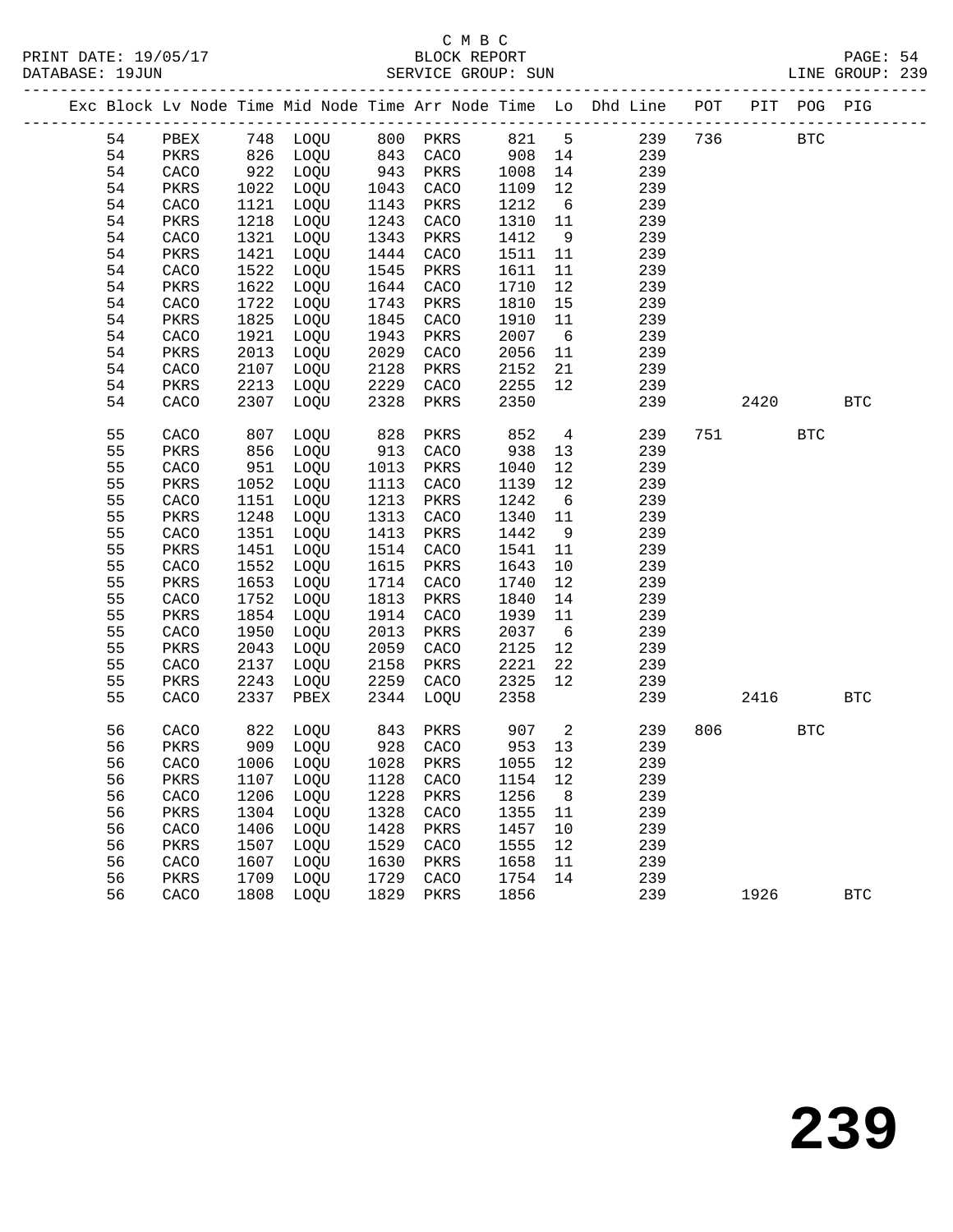C M B C
PRINT DATE: 19/05/17 BLOCK REPORT
DATABASE: 19JUN SERVICE GROUP: SUN LINE GROUP: 239

| Exc | Block | Lv | Node | Time | Mid Node | Time | Arr Node | Time | Lo | Dhd Line | POT | PIT | POG | PIG |
|---|---|---|---|---|---|---|---|---|---|---|---|---|---|---|
| | 54 | | PBEX | 748 | LOQU | 800 | PKRS | 821 | 5 | 239 | 736 | | BTC | |
| | 54 | | PKRS | 826 | LOQU | 843 | CACO | 908 | 14 | 239 | | | | |
| | 54 | | CACO | 922 | LOQU | 943 | PKRS | 1008 | 14 | 239 | | | | |
| | 54 | | PKRS | 1022 | LOQU | 1043 | CACO | 1109 | 12 | 239 | | | | |
| | 54 | | CACO | 1121 | LOQU | 1143 | PKRS | 1212 | 6 | 239 | | | | |
| | 54 | | PKRS | 1218 | LOQU | 1243 | CACO | 1310 | 11 | 239 | | | | |
| | 54 | | CACO | 1321 | LOQU | 1343 | PKRS | 1412 | 9 | 239 | | | | |
| | 54 | | PKRS | 1421 | LOQU | 1444 | CACO | 1511 | 11 | 239 | | | | |
| | 54 | | CACO | 1522 | LOQU | 1545 | PKRS | 1611 | 11 | 239 | | | | |
| | 54 | | PKRS | 1622 | LOQU | 1644 | CACO | 1710 | 12 | 239 | | | | |
| | 54 | | CACO | 1722 | LOQU | 1743 | PKRS | 1810 | 15 | 239 | | | | |
| | 54 | | PKRS | 1825 | LOQU | 1845 | CACO | 1910 | 11 | 239 | | | | |
| | 54 | | CACO | 1921 | LOQU | 1943 | PKRS | 2007 | 6 | 239 | | | | |
| | 54 | | PKRS | 2013 | LOQU | 2029 | CACO | 2056 | 11 | 239 | | | | |
| | 54 | | CACO | 2107 | LOQU | 2128 | PKRS | 2152 | 21 | 239 | | | | |
| | 54 | | PKRS | 2213 | LOQU | 2229 | CACO | 2255 | 12 | 239 | | | | |
| | 54 | | CACO | 2307 | LOQU | 2328 | PKRS | 2350 | | 239 | | 2420 | | BTC |
| | 55 | | CACO | 807 | LOQU | 828 | PKRS | 852 | 4 | 239 | 751 | | BTC | |
| | 55 | | PKRS | 856 | LOQU | 913 | CACO | 938 | 13 | 239 | | | | |
| | 55 | | CACO | 951 | LOQU | 1013 | PKRS | 1040 | 12 | 239 | | | | |
| | 55 | | PKRS | 1052 | LOQU | 1113 | CACO | 1139 | 12 | 239 | | | | |
| | 55 | | CACO | 1151 | LOQU | 1213 | PKRS | 1242 | 6 | 239 | | | | |
| | 55 | | PKRS | 1248 | LOQU | 1313 | CACO | 1340 | 11 | 239 | | | | |
| | 55 | | CACO | 1351 | LOQU | 1413 | PKRS | 1442 | 9 | 239 | | | | |
| | 55 | | PKRS | 1451 | LOQU | 1514 | CACO | 1541 | 11 | 239 | | | | |
| | 55 | | CACO | 1552 | LOQU | 1615 | PKRS | 1643 | 10 | 239 | | | | |
| | 55 | | PKRS | 1653 | LOQU | 1714 | CACO | 1740 | 12 | 239 | | | | |
| | 55 | | CACO | 1752 | LOQU | 1813 | PKRS | 1840 | 14 | 239 | | | | |
| | 55 | | PKRS | 1854 | LOQU | 1914 | CACO | 1939 | 11 | 239 | | | | |
| | 55 | | CACO | 1950 | LOQU | 2013 | PKRS | 2037 | 6 | 239 | | | | |
| | 55 | | PKRS | 2043 | LOQU | 2059 | CACO | 2125 | 12 | 239 | | | | |
| | 55 | | CACO | 2137 | LOQU | 2158 | PKRS | 2221 | 22 | 239 | | | | |
| | 55 | | PKRS | 2243 | LOQU | 2259 | CACO | 2325 | 12 | 239 | | | | |
| | 55 | | CACO | 2337 | PBEX | 2344 | LOQU | 2358 | | 239 | | 2416 | | BTC |
| | 56 | | CACO | 822 | LOQU | 843 | PKRS | 907 | 2 | 239 | 806 | | BTC | |
| | 56 | | PKRS | 909 | LOQU | 928 | CACO | 953 | 13 | 239 | | | | |
| | 56 | | CACO | 1006 | LOQU | 1028 | PKRS | 1055 | 12 | 239 | | | | |
| | 56 | | PKRS | 1107 | LOQU | 1128 | CACO | 1154 | 12 | 239 | | | | |
| | 56 | | CACO | 1206 | LOQU | 1228 | PKRS | 1256 | 8 | 239 | | | | |
| | 56 | | PKRS | 1304 | LOQU | 1328 | CACO | 1355 | 11 | 239 | | | | |
| | 56 | | CACO | 1406 | LOQU | 1428 | PKRS | 1457 | 10 | 239 | | | | |
| | 56 | | PKRS | 1507 | LOQU | 1529 | CACO | 1555 | 12 | 239 | | | | |
| | 56 | | CACO | 1607 | LOQU | 1630 | PKRS | 1658 | 11 | 239 | | | | |
| | 56 | | PKRS | 1709 | LOQU | 1729 | CACO | 1754 | 14 | 239 | | | | |
| | 56 | | CACO | 1808 | LOQU | 1829 | PKRS | 1856 | | 239 | | 1926 | | BTC |

239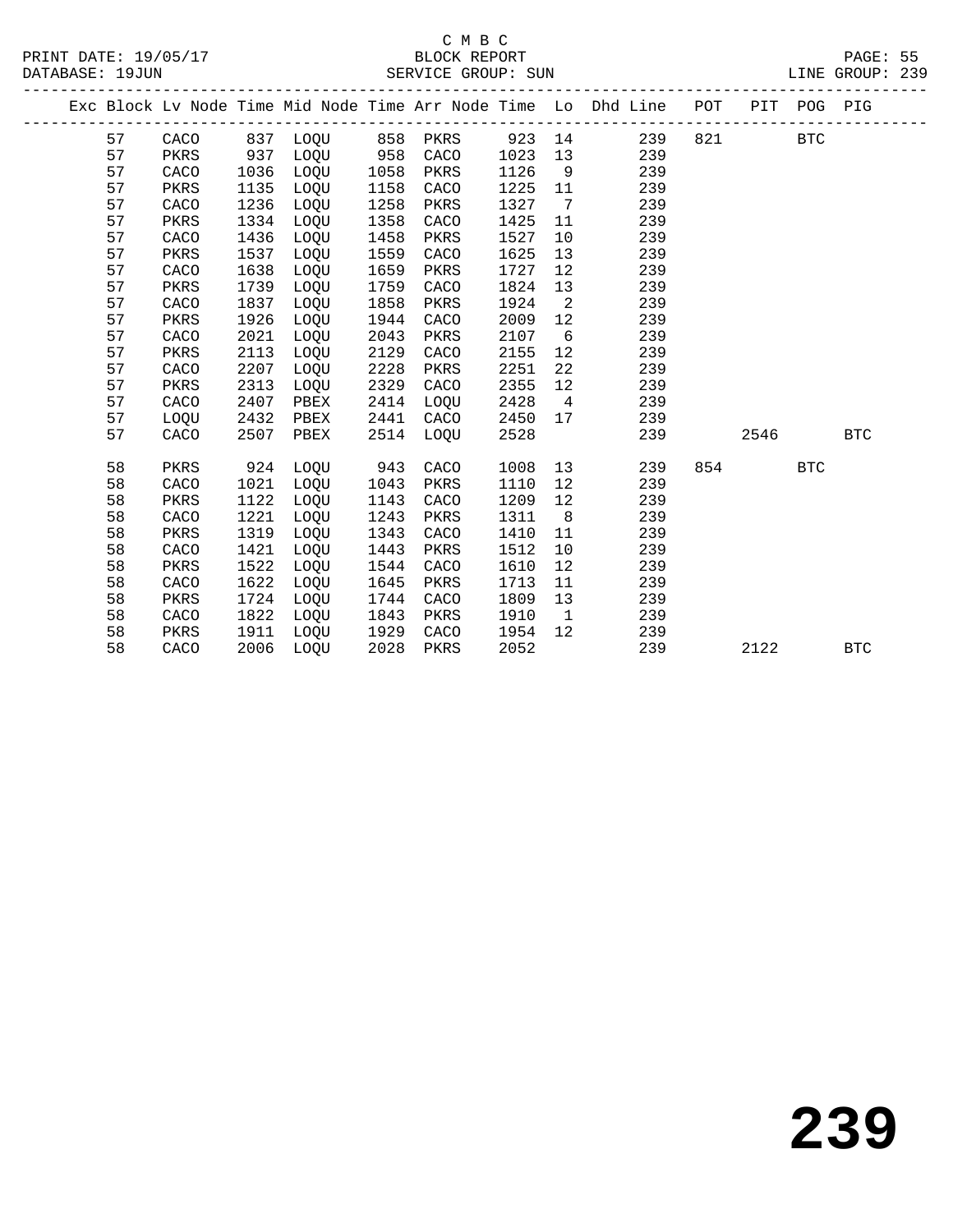| Exc | Block | Lv Node | Time | Mid Node | Time | Arr Node | Time | Lo | Dhd Line | POT | PIT | POG | PIG |
|---|---|---|---|---|---|---|---|---|---|---|---|---|---|
| | 57 | CACO | 837 | LOQU | 858 | PKRS | 923 | 14 | 239 | 821 | | BTC | |
| | 57 | PKRS | 937 | LOQU | 958 | CACO | 1023 | 13 | 239 | | | | |
| | 57 | CACO | 1036 | LOQU | 1058 | PKRS | 1126 | 9 | 239 | | | | |
| | 57 | PKRS | 1135 | LOQU | 1158 | CACO | 1225 | 11 | 239 | | | | |
| | 57 | CACO | 1236 | LOQU | 1258 | PKRS | 1327 | 7 | 239 | | | | |
| | 57 | PKRS | 1334 | LOQU | 1358 | CACO | 1425 | 11 | 239 | | | | |
| | 57 | CACO | 1436 | LOQU | 1458 | PKRS | 1527 | 10 | 239 | | | | |
| | 57 | PKRS | 1537 | LOQU | 1559 | CACO | 1625 | 13 | 239 | | | | |
| | 57 | CACO | 1638 | LOQU | 1659 | PKRS | 1727 | 12 | 239 | | | | |
| | 57 | PKRS | 1739 | LOQU | 1759 | CACO | 1824 | 13 | 239 | | | | |
| | 57 | CACO | 1837 | LOQU | 1858 | PKRS | 1924 | 2 | 239 | | | | |
| | 57 | PKRS | 1926 | LOQU | 1944 | CACO | 2009 | 12 | 239 | | | | |
| | 57 | CACO | 2021 | LOQU | 2043 | PKRS | 2107 | 6 | 239 | | | | |
| | 57 | PKRS | 2113 | LOQU | 2129 | CACO | 2155 | 12 | 239 | | | | |
| | 57 | CACO | 2207 | LOQU | 2228 | PKRS | 2251 | 22 | 239 | | | | |
| | 57 | PKRS | 2313 | LOQU | 2329 | CACO | 2355 | 12 | 239 | | | | |
| | 57 | CACO | 2407 | PBEX | 2414 | LOQU | 2428 | 4 | 239 | | | | |
| | 57 | LOQU | 2432 | PBEX | 2441 | CACO | 2450 | 17 | 239 | | | | |
| | 57 | CACO | 2507 | PBEX | 2514 | LOQU | 2528 | | 239 | | 2546 | | BTC |
| | 58 | PKRS | 924 | LOQU | 943 | CACO | 1008 | 13 | 239 | 854 | | BTC | |
| | 58 | CACO | 1021 | LOQU | 1043 | PKRS | 1110 | 12 | 239 | | | | |
| | 58 | PKRS | 1122 | LOQU | 1143 | CACO | 1209 | 12 | 239 | | | | |
| | 58 | CACO | 1221 | LOQU | 1243 | PKRS | 1311 | 8 | 239 | | | | |
| | 58 | PKRS | 1319 | LOQU | 1343 | CACO | 1410 | 11 | 239 | | | | |
| | 58 | CACO | 1421 | LOQU | 1443 | PKRS | 1512 | 10 | 239 | | | | |
| | 58 | PKRS | 1522 | LOQU | 1544 | CACO | 1610 | 12 | 239 | | | | |
| | 58 | CACO | 1622 | LOQU | 1645 | PKRS | 1713 | 11 | 239 | | | | |
| | 58 | PKRS | 1724 | LOQU | 1744 | CACO | 1809 | 13 | 239 | | | | |
| | 58 | CACO | 1822 | LOQU | 1843 | PKRS | 1910 | 1 | 239 | | | | |
| | 58 | PKRS | 1911 | LOQU | 1929 | CACO | 1954 | 12 | 239 | | | | |
| | 58 | CACO | 2006 | LOQU | 2028 | PKRS | 2052 | | 239 | | 2122 | | BTC |

**239**